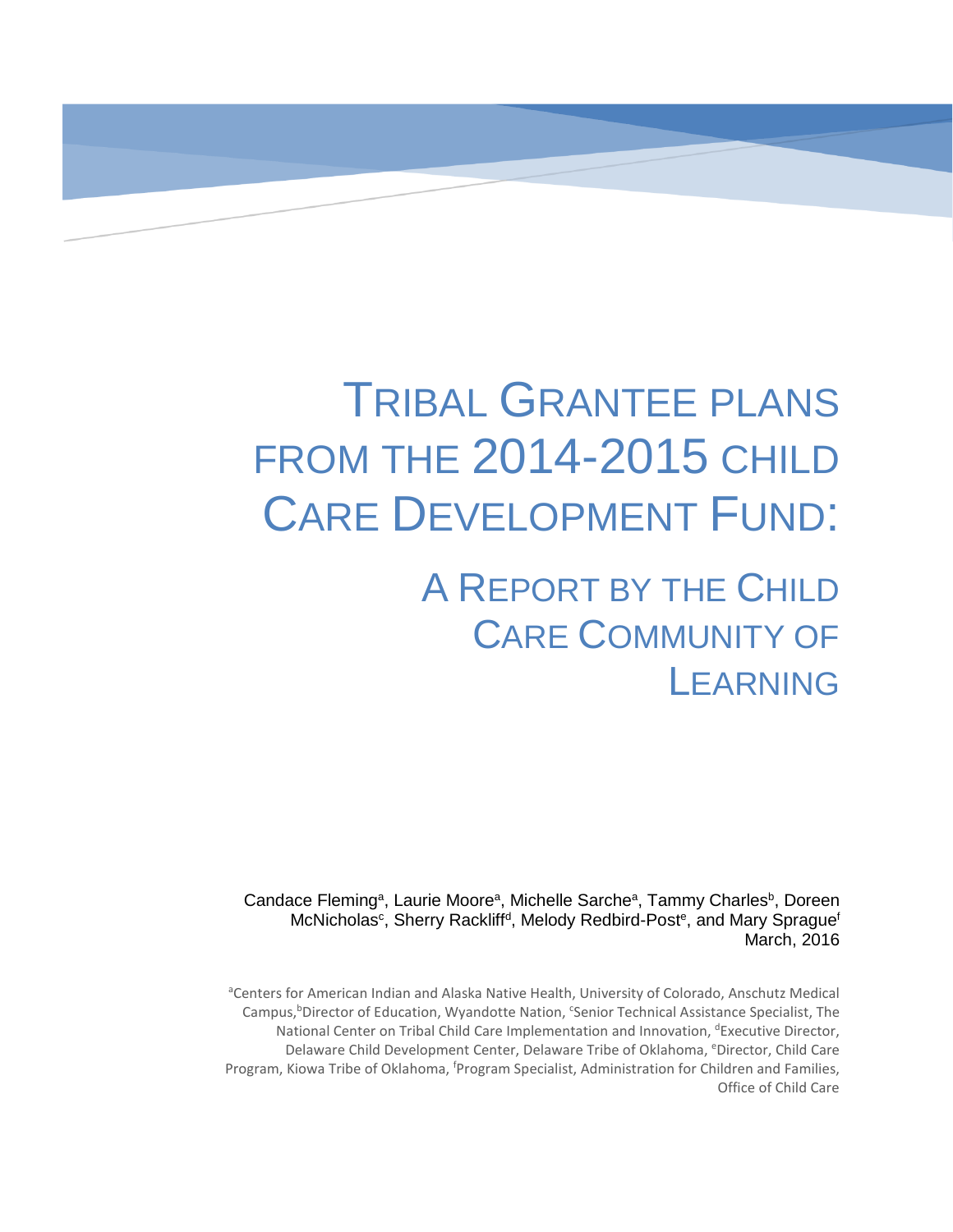# Tribal Grantee plans from the 2014-2015 Child Care Development Fund:

## A Report by the Child Care Community of Learning

Candace Fleming[a], Laurie Moore[a], Michelle Sarche[a], Tammy Charles[b], Doreen McNicholas[c], Sherry Rackliff[d], Melody Redbird-Post[e], and Mary Sprague[f]

March, 2016

[a]Centers for American Indian and Alaska Native Health, University of Colorado, Anschutz Medical Campus,[b]Director of Education, Wyandotte Nation, [c]Senior Technical Assistance Specialist, The National Center on Tribal Child Care Implementation and Innovation, [d]Executive Director, Delaware Child Development Center, Delaware Tribe of Oklahoma, [e]Director, Child Care Program, Kiowa Tribe of Oklahoma, [f]Program Specialist, Administration for Children and Families, Office of Child Care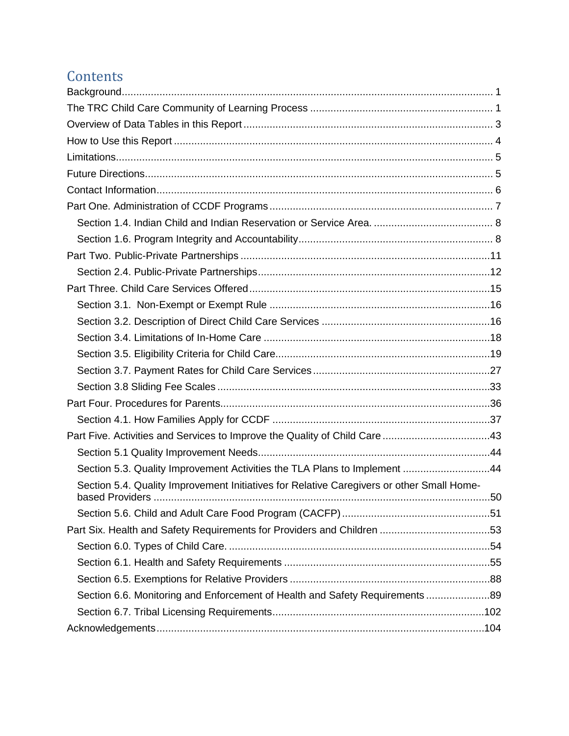# Contents

Background ..... 1
The TRC Child Care Community of Learning Process ..... 1
Overview of Data Tables in this Report ..... 3
How to Use this Report ..... 4
Limitations ..... 5
Future Directions ..... 5
Contact Information ..... 6
Part One. Administration of CCDF Programs ..... 7
- Section 1.4. Indian Child and Indian Reservation or Service Area. ..... 8
- Section 1.6. Program Integrity and Accountability ..... 8

Part Two. Public-Private Partnerships ..... 11
- Section 2.4. Public-Private Partnerships ..... 12

Part Three. Child Care Services Offered ..... 15
- Section 3.1. Non-Exempt or Exempt Rule ..... 16
- Section 3.2. Description of Direct Child Care Services ..... 16
- Section 3.4. Limitations of In-Home Care ..... 18
- Section 3.5. Eligibility Criteria for Child Care ..... 19
- Section 3.7. Payment Rates for Child Care Services ..... 27
- Section 3.8 Sliding Fee Scales ..... 33

Part Four. Procedures for Parents ..... 36
- Section 4.1. How Families Apply for CCDF ..... 37

Part Five. Activities and Services to Improve the Quality of Child Care ..... 43
- Section 5.1 Quality Improvement Needs ..... 44
- Section 5.3. Quality Improvement Activities the TLA Plans to Implement ..... 44
- Section 5.4. Quality Improvement Initiatives for Relative Caregivers or other Small Home-based Providers ..... 50
- Section 5.6. Child and Adult Care Food Program (CACFP) ..... 51

Part Six. Health and Safety Requirements for Providers and Children ..... 53
- Section 6.0. Types of Child Care. ..... 54
- Section 6.1. Health and Safety Requirements ..... 55
- Section 6.5. Exemptions for Relative Providers ..... 88
- Section 6.6. Monitoring and Enforcement of Health and Safety Requirements ..... 89
- Section 6.7. Tribal Licensing Requirements ..... 102

Acknowledgements ..... 104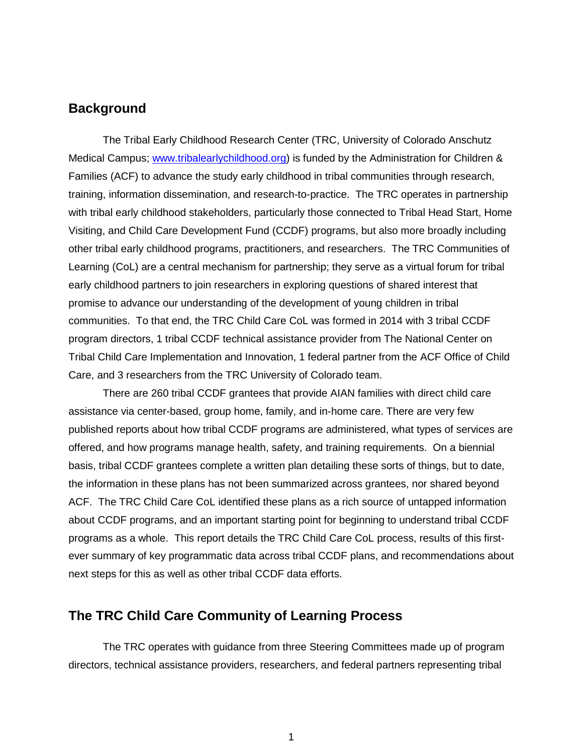## Background

The Tribal Early Childhood Research Center (TRC, University of Colorado Anschutz Medical Campus; [www.tribalearlychildhood.org](www.tribalearlychildhood.org)) is funded by the Administration for Children & Families (ACF) to advance the study early childhood in tribal communities through research, training, information dissemination, and research-to-practice. The TRC operates in partnership with tribal early childhood stakeholders, particularly those connected to Tribal Head Start, Home Visiting, and Child Care Development Fund (CCDF) programs, but also more broadly including other tribal early childhood programs, practitioners, and researchers. The TRC Communities of Learning (CoL) are a central mechanism for partnership; they serve as a virtual forum for tribal early childhood partners to join researchers in exploring questions of shared interest that promise to advance our understanding of the development of young children in tribal communities. To that end, the TRC Child Care CoL was formed in 2014 with 3 tribal CCDF program directors, 1 tribal CCDF technical assistance provider from The National Center on Tribal Child Care Implementation and Innovation, 1 federal partner from the ACF Office of Child Care, and 3 researchers from the TRC University of Colorado team.

There are 260 tribal CCDF grantees that provide AIAN families with direct child care assistance via center-based, group home, family, and in-home care. There are very few published reports about how tribal CCDF programs are administered, what types of services are offered, and how programs manage health, safety, and training requirements. On a biennial basis, tribal CCDF grantees complete a written plan detailing these sorts of things, but to date, the information in these plans has not been summarized across grantees, nor shared beyond ACF. The TRC Child Care CoL identified these plans as a rich source of untapped information about CCDF programs, and an important starting point for beginning to understand tribal CCDF programs as a whole. This report details the TRC Child Care CoL process, results of this first-ever summary of key programmatic data across tribal CCDF plans, and recommendations about next steps for this as well as other tribal CCDF data efforts.

## The TRC Child Care Community of Learning Process

The TRC operates with guidance from three Steering Committees made up of program directors, technical assistance providers, researchers, and federal partners representing tribal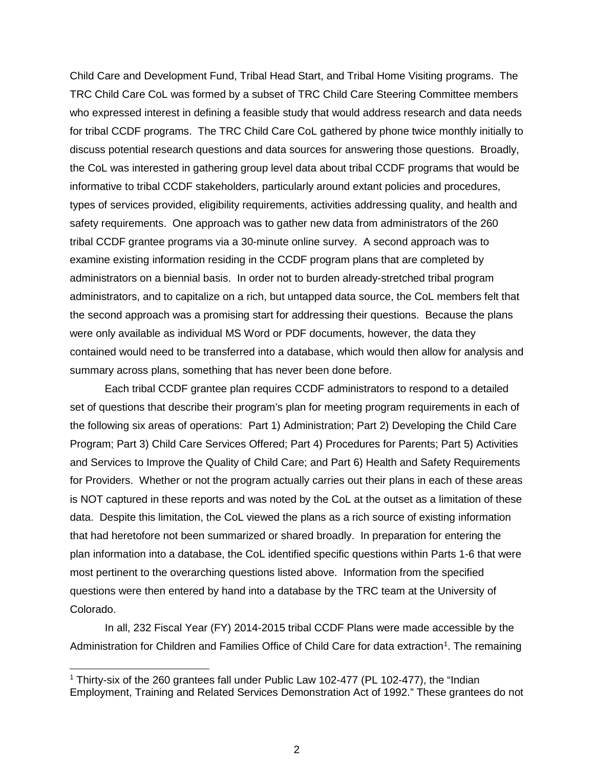Child Care and Development Fund, Tribal Head Start, and Tribal Home Visiting programs. The TRC Child Care CoL was formed by a subset of TRC Child Care Steering Committee members who expressed interest in defining a feasible study that would address research and data needs for tribal CCDF programs. The TRC Child Care CoL gathered by phone twice monthly initially to discuss potential research questions and data sources for answering those questions. Broadly, the CoL was interested in gathering group level data about tribal CCDF programs that would be informative to tribal CCDF stakeholders, particularly around extant policies and procedures, types of services provided, eligibility requirements, activities addressing quality, and health and safety requirements. One approach was to gather new data from administrators of the 260 tribal CCDF grantee programs via a 30-minute online survey. A second approach was to examine existing information residing in the CCDF program plans that are completed by administrators on a biennial basis. In order not to burden already-stretched tribal program administrators, and to capitalize on a rich, but untapped data source, the CoL members felt that the second approach was a promising start for addressing their questions. Because the plans were only available as individual MS Word or PDF documents, however, the data they contained would need to be transferred into a database, which would then allow for analysis and summary across plans, something that has never been done before.

Each tribal CCDF grantee plan requires CCDF administrators to respond to a detailed set of questions that describe their program's plan for meeting program requirements in each of the following six areas of operations: Part 1) Administration; Part 2) Developing the Child Care Program; Part 3) Child Care Services Offered; Part 4) Procedures for Parents; Part 5) Activities and Services to Improve the Quality of Child Care; and Part 6) Health and Safety Requirements for Providers. Whether or not the program actually carries out their plans in each of these areas is NOT captured in these reports and was noted by the CoL at the outset as a limitation of these data. Despite this limitation, the CoL viewed the plans as a rich source of existing information that had heretofore not been summarized or shared broadly. In preparation for entering the plan information into a database, the CoL identified specific questions within Parts 1-6 that were most pertinent to the overarching questions listed above. Information from the specified questions were then entered by hand into a database by the TRC team at the University of Colorado.

In all, 232 Fiscal Year (FY) 2014-2015 tribal CCDF Plans were made accessible by the Administration for Children and Families Office of Child Care for data extraction[1]. The remaining

[1] Thirty-six of the 260 grantees fall under Public Law 102-477 (PL 102-477), the "Indian Employment, Training and Related Services Demonstration Act of 1992." These grantees do not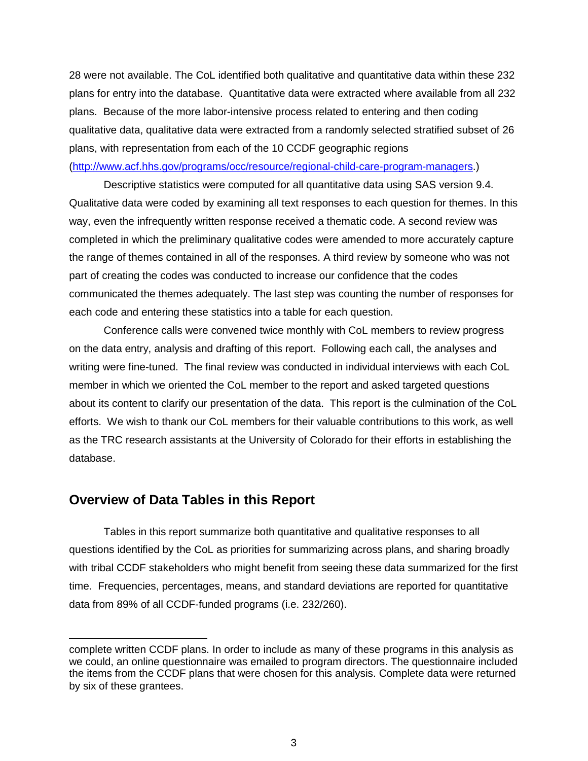28 were not available. The CoL identified both qualitative and quantitative data within these 232 plans for entry into the database. Quantitative data were extracted where available from all 232 plans. Because of the more labor-intensive process related to entering and then coding qualitative data, qualitative data were extracted from a randomly selected stratified subset of 26 plans, with representation from each of the 10 CCDF geographic regions (http://www.acf.hhs.gov/programs/occ/resource/regional-child-care-program-managers.)

Descriptive statistics were computed for all quantitative data using SAS version 9.4. Qualitative data were coded by examining all text responses to each question for themes. In this way, even the infrequently written response received a thematic code. A second review was completed in which the preliminary qualitative codes were amended to more accurately capture the range of themes contained in all of the responses. A third review by someone who was not part of creating the codes was conducted to increase our confidence that the codes communicated the themes adequately. The last step was counting the number of responses for each code and entering these statistics into a table for each question.

Conference calls were convened twice monthly with CoL members to review progress on the data entry, analysis and drafting of this report. Following each call, the analyses and writing were fine-tuned. The final review was conducted in individual interviews with each CoL member in which we oriented the CoL member to the report and asked targeted questions about its content to clarify our presentation of the data. This report is the culmination of the CoL efforts. We wish to thank our CoL members for their valuable contributions to this work, as well as the TRC research assistants at the University of Colorado for their efforts in establishing the database.

## Overview of Data Tables in this Report

Tables in this report summarize both quantitative and qualitative responses to all questions identified by the CoL as priorities for summarizing across plans, and sharing broadly with tribal CCDF stakeholders who might benefit from seeing these data summarized for the first time. Frequencies, percentages, means, and standard deviations are reported for quantitative data from 89% of all CCDF-funded programs (i.e. 232/260).

---

complete written CCDF plans. In order to include as many of these programs in this analysis as we could, an online questionnaire was emailed to program directors. The questionnaire included the items from the CCDF plans that were chosen for this analysis. Complete data were returned by six of these grantees.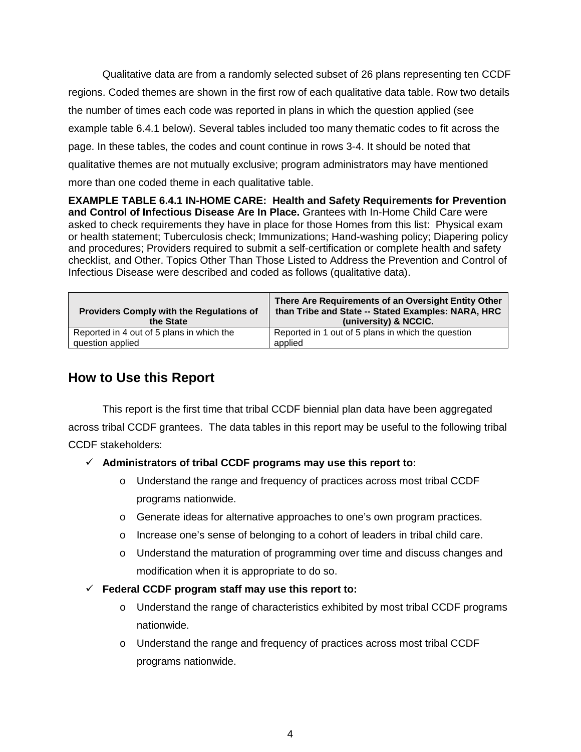Qualitative data are from a randomly selected subset of 26 plans representing ten CCDF regions. Coded themes are shown in the first row of each qualitative data table. Row two details the number of times each code was reported in plans in which the question applied (see example table 6.4.1 below). Several tables included too many thematic codes to fit across the page. In these tables, the codes and count continue in rows 3-4. It should be noted that qualitative themes are not mutually exclusive; program administrators may have mentioned more than one coded theme in each qualitative table.

**EXAMPLE TABLE 6.4.1 IN-HOME CARE: Health and Safety Requirements for Prevention and Control of Infectious Disease Are In Place.** Grantees with In-Home Child Care were asked to check requirements they have in place for those Homes from this list: Physical exam or health statement; Tuberculosis check; Immunizations; Hand-washing policy; Diapering policy and procedures; Providers required to submit a self-certification or complete health and safety checklist, and Other. Topics Other Than Those Listed to Address the Prevention and Control of Infectious Disease were described and coded as follows (qualitative data).

| Providers Comply with the Regulations of the State | There Are Requirements of an Oversight Entity Other than Tribe and State -- Stated Examples: NARA, HRC (university) & NCCIC. |
|---|---|
| Reported in 4 out of 5 plans in which the question applied | Reported in 1 out of 5 plans in which the question applied |

## How to Use this Report

This report is the first time that tribal CCDF biennial plan data have been aggregated across tribal CCDF grantees. The data tables in this report may be useful to the following tribal CCDF stakeholders:

- ✓ **Administrators of tribal CCDF programs may use this report to:**
  - Understand the range and frequency of practices across most tribal CCDF programs nationwide.
  - Generate ideas for alternative approaches to one's own program practices.
  - Increase one's sense of belonging to a cohort of leaders in tribal child care.
  - Understand the maturation of programming over time and discuss changes and modification when it is appropriate to do so.
- ✓ **Federal CCDF program staff may use this report to:**
  - Understand the range of characteristics exhibited by most tribal CCDF programs nationwide.
  - Understand the range and frequency of practices across most tribal CCDF programs nationwide.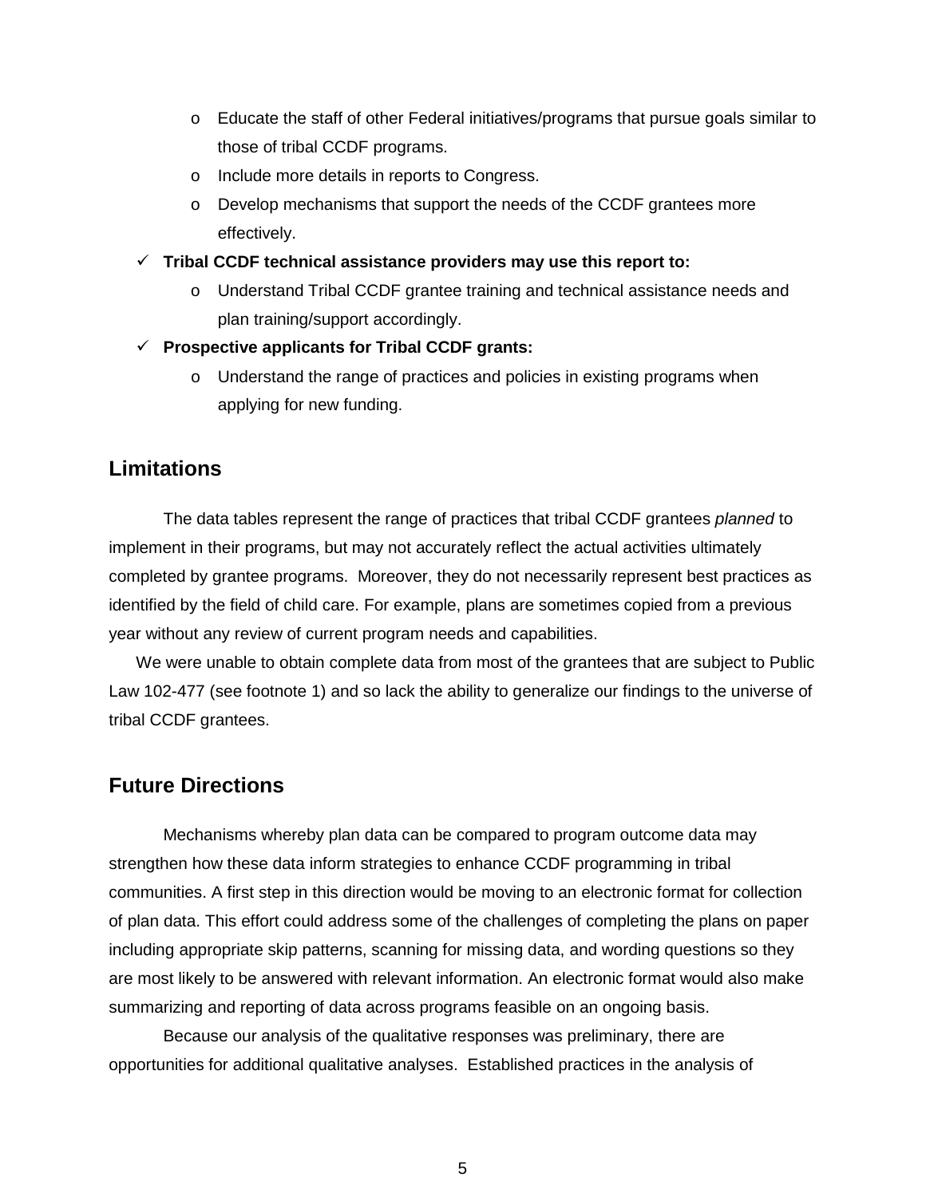- Educate the staff of other Federal initiatives/programs that pursue goals similar to those of tribal CCDF programs.
    - Include more details in reports to Congress.
    - Develop mechanisms that support the needs of the CCDF grantees more effectively.
- ✓ **Tribal CCDF technical assistance providers may use this report to:**
    - Understand Tribal CCDF grantee training and technical assistance needs and plan training/support accordingly.
- ✓ **Prospective applicants for Tribal CCDF grants:**
    - Understand the range of practices and policies in existing programs when applying for new funding.

## Limitations

The data tables represent the range of practices that tribal CCDF grantees *planned* to implement in their programs, but may not accurately reflect the actual activities ultimately completed by grantee programs. Moreover, they do not necessarily represent best practices as identified by the field of child care. For example, plans are sometimes copied from a previous year without any review of current program needs and capabilities.

We were unable to obtain complete data from most of the grantees that are subject to Public Law 102-477 (see footnote 1) and so lack the ability to generalize our findings to the universe of tribal CCDF grantees.

## Future Directions

Mechanisms whereby plan data can be compared to program outcome data may strengthen how these data inform strategies to enhance CCDF programming in tribal communities. A first step in this direction would be moving to an electronic format for collection of plan data. This effort could address some of the challenges of completing the plans on paper including appropriate skip patterns, scanning for missing data, and wording questions so they are most likely to be answered with relevant information. An electronic format would also make summarizing and reporting of data across programs feasible on an ongoing basis.

Because our analysis of the qualitative responses was preliminary, there are opportunities for additional qualitative analyses. Established practices in the analysis of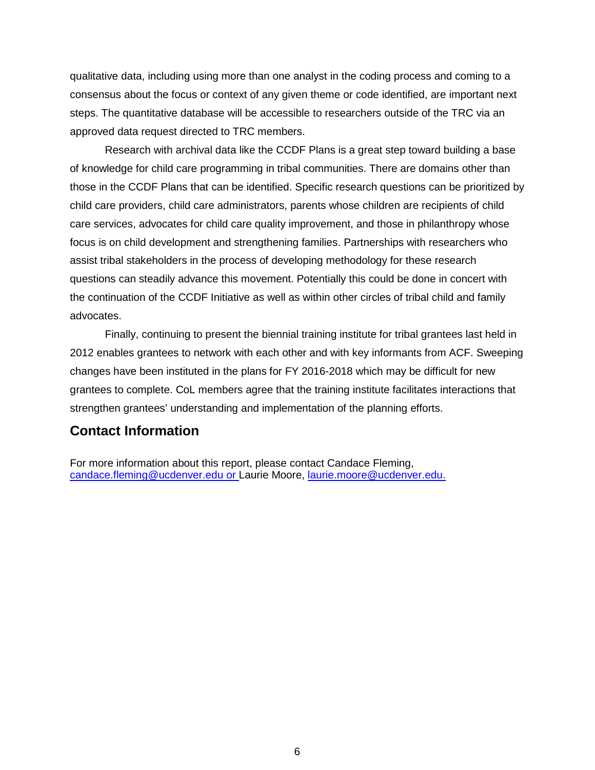qualitative data, including using more than one analyst in the coding process and coming to a consensus about the focus or context of any given theme or code identified, are important next steps. The quantitative database will be accessible to researchers outside of the TRC via an approved data request directed to TRC members.

Research with archival data like the CCDF Plans is a great step toward building a base of knowledge for child care programming in tribal communities. There are domains other than those in the CCDF Plans that can be identified. Specific research questions can be prioritized by child care providers, child care administrators, parents whose children are recipients of child care services, advocates for child care quality improvement, and those in philanthropy whose focus is on child development and strengthening families. Partnerships with researchers who assist tribal stakeholders in the process of developing methodology for these research questions can steadily advance this movement. Potentially this could be done in concert with the continuation of the CCDF Initiative as well as within other circles of tribal child and family advocates.

Finally, continuing to present the biennial training institute for tribal grantees last held in 2012 enables grantees to network with each other and with key informants from ACF. Sweeping changes have been instituted in the plans for FY 2016-2018 which may be difficult for new grantees to complete. CoL members agree that the training institute facilitates interactions that strengthen grantees' understanding and implementation of the planning efforts.

## Contact Information

For more information about this report, please contact Candace Fleming, candace.fleming@ucdenver.edu or Laurie Moore, laurie.moore@ucdenver.edu.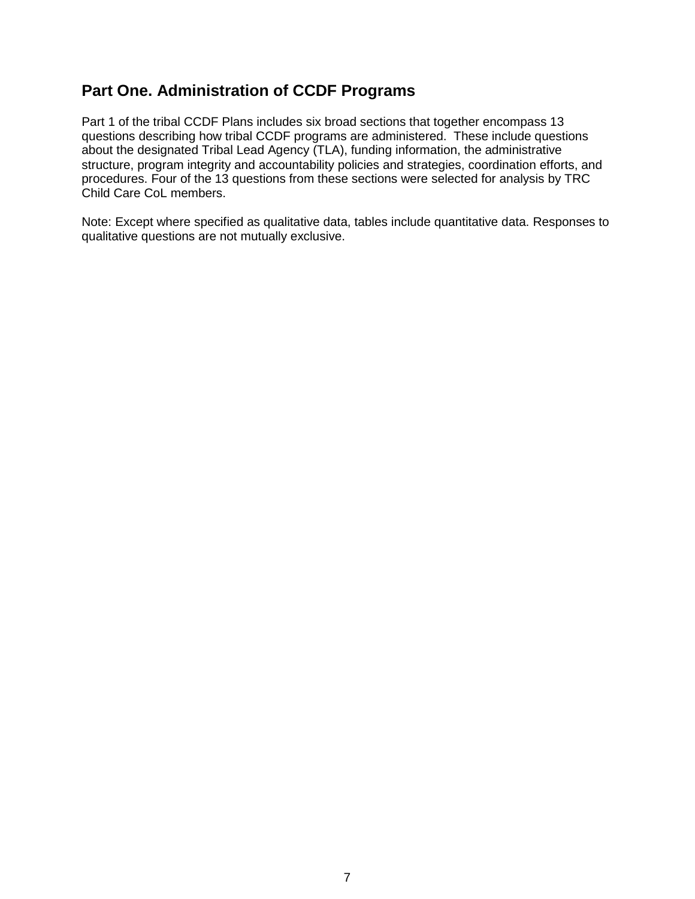## Part One. Administration of CCDF Programs

Part 1 of the tribal CCDF Plans includes six broad sections that together encompass 13 questions describing how tribal CCDF programs are administered. These include questions about the designated Tribal Lead Agency (TLA), funding information, the administrative structure, program integrity and accountability policies and strategies, coordination efforts, and procedures. Four of the 13 questions from these sections were selected for analysis by TRC Child Care CoL members.

Note: Except where specified as qualitative data, tables include quantitative data. Responses to qualitative questions are not mutually exclusive.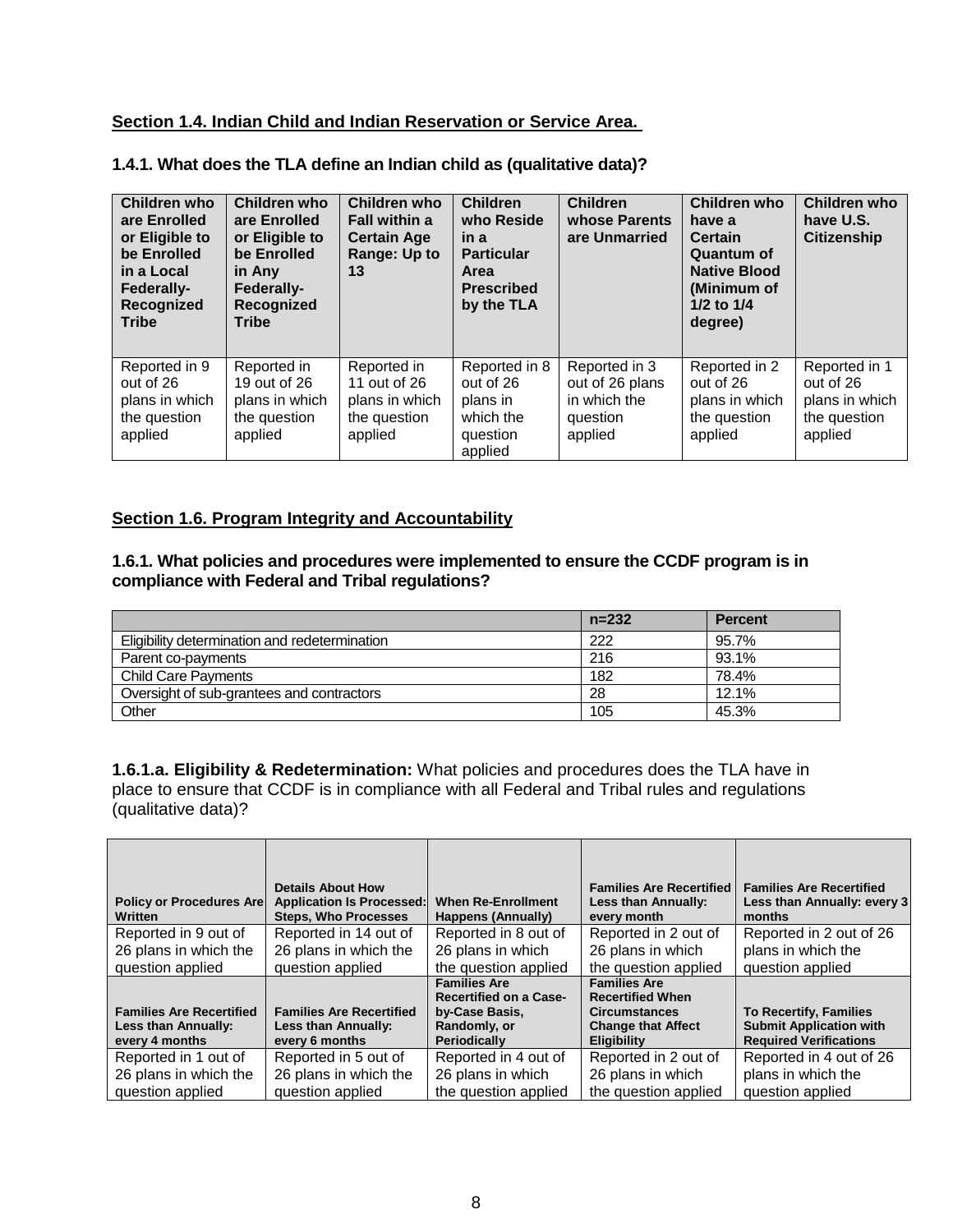**Section 1.4. Indian Child and Indian Reservation or Service Area.**

**1.4.1. What does the TLA define an Indian child as (qualitative data)?**

| Children who are Enrolled or Eligible to be Enrolled in a Local Federally-Recognized Tribe | Children who are Enrolled or Eligible to be Enrolled in Any Federally-Recognized Tribe | Children who Fall within a Certain Age Range: Up to 13 | Children who Reside in a Particular Area Prescribed by the TLA | Children whose Parents are Unmarried | Children who have a Certain Quantum of Native Blood (Minimum of 1/2 to 1/4 degree) | Children who have U.S. Citizenship |
|---|---|---|---|---|---|---|
| Reported in 9 out of 26 plans in which the question applied | Reported in 19 out of 26 plans in which the question applied | Reported in 11 out of 26 plans in which the question applied | Reported in 8 out of 26 plans in which the question applied | Reported in 3 out of 26 plans in which the question applied | Reported in 2 out of 26 plans in which the question applied | Reported in 1 out of 26 plans in which the question applied |

**Section 1.6. Program Integrity and Accountability**

**1.6.1. What policies and procedures were implemented to ensure the CCDF program is in compliance with Federal and Tribal regulations?**

| | n=232 | Percent |
|---|---|---|
| Eligibility determination and redetermination | 222 | 95.7% |
| Parent co-payments | 216 | 93.1% |
| Child Care Payments | 182 | 78.4% |
| Oversight of sub-grantees and contractors | 28 | 12.1% |
| Other | 105 | 45.3% |

**1.6.1.a. Eligibility & Redetermination:** What policies and procedures does the TLA have in place to ensure that CCDF is in compliance with all Federal and Tribal rules and regulations (qualitative data)?

| Policy or Procedures Are Written | Details About How Application Is Processed: Steps, Who Processes | When Re-Enrollment Happens (Annually) | Families Are Recertified Less than Annually: every month | Families Are Recertified Less than Annually: every 3 months |
|---|---|---|---|---|
| Reported in 9 out of 26 plans in which the question applied | Reported in 14 out of 26 plans in which the question applied | Reported in 8 out of 26 plans in which the question applied | Reported in 2 out of 26 plans in which the question applied | Reported in 2 out of 26 plans in which the question applied |
| **Families Are Recertified Less than Annually: every 4 months** | **Families Are Recertified Less than Annually: every 6 months** | **Families Are Recertified on a Case-by-Case Basis, Randomly, or Periodically** | **Families Are Recertified When Circumstances Change that Affect Eligibility** | **To Recertify, Families Submit Application with Required Verifications** |
| Reported in 1 out of 26 plans in which the question applied | Reported in 5 out of 26 plans in which the question applied | Reported in 4 out of 26 plans in which the question applied | Reported in 2 out of 26 plans in which the question applied | Reported in 4 out of 26 plans in which the question applied |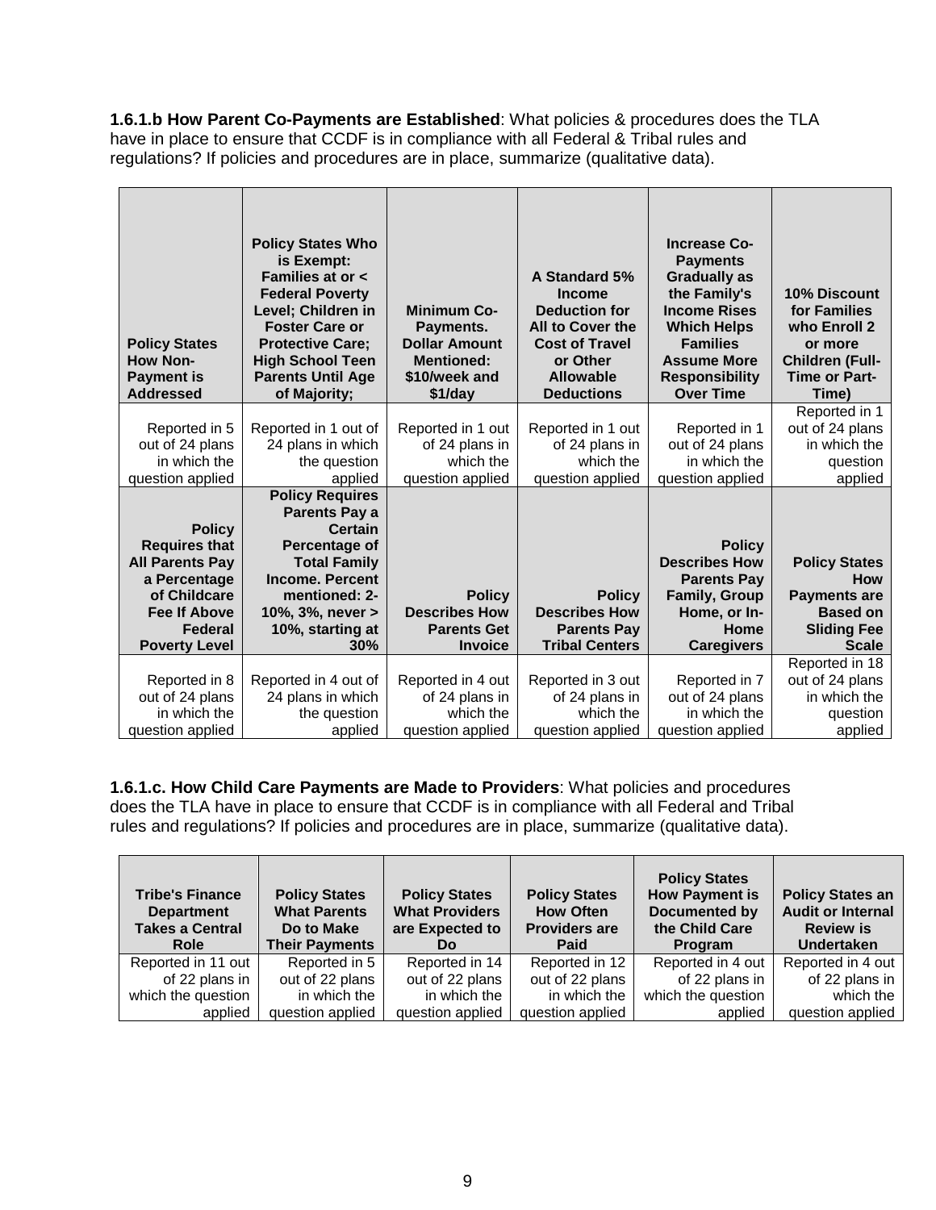**1.6.1.b How Parent Co-Payments are Established**: What policies & procedures does the TLA have in place to ensure that CCDF is in compliance with all Federal & Tribal rules and regulations? If policies and procedures are in place, summarize (qualitative data).

| Policy States How Non-Payment is Addressed | Policy States Who is Exempt: Families at or < Federal Poverty Level; Children in Foster Care or Protective Care; High School Teen Parents Until Age of Majority; | Minimum Co-Payments. Dollar Amount Mentioned: $10/week and $1/day | A Standard 5% Income Deduction for All to Cover the Cost of Travel or Other Allowable Deductions | Increase Co-Payments Gradually as the Family's Income Rises Which Helps Families Assume More Responsibility Over Time | 10% Discount for Families who Enroll 2 or more Children (Full-Time or Part-Time) |
|---|---|---|---|---|---|
| Reported in 5 out of 24 plans in which the question applied | Reported in 1 out of 24 plans in which the question applied | Reported in 1 out of 24 plans in which the question applied | Reported in 1 out of 24 plans in which the question applied | Reported in 1 out of 24 plans in which the question applied | Reported in 1 out of 24 plans in which the question applied |
| **Policy Requires that All Parents Pay a Percentage of Childcare Fee If Above Federal Poverty Level** | **Policy Requires Parents Pay a Certain Percentage of Total Family Income. Percent mentioned: 2-10%, 3%, never > 10%, starting at 30%** | **Policy Describes How Parents Get Invoice** | **Policy Describes How Parents Pay Tribal Centers** | **Policy Describes How Parents Pay Family, Group Home, or In-Home Caregivers** | **Policy States How Payments are Based on Sliding Fee Scale** |
| Reported in 8 out of 24 plans in which the question applied | Reported in 4 out of 24 plans in which the question applied | Reported in 4 out of 24 plans in which the question applied | Reported in 3 out of 24 plans in which the question applied | Reported in 7 out of 24 plans in which the question applied | Reported in 18 out of 24 plans in which the question applied |

**1.6.1.c. How Child Care Payments are Made to Providers**: What policies and procedures does the TLA have in place to ensure that CCDF is in compliance with all Federal and Tribal rules and regulations? If policies and procedures are in place, summarize (qualitative data).

| Tribe's Finance Department Takes a Central Role | Policy States What Parents Do to Make Their Payments | Policy States What Providers are Expected to Do | Policy States How Often Providers are Paid | Policy States How Payment is Documented by the Child Care Program | Policy States an Audit or Internal Review is Undertaken |
|---|---|---|---|---|---|
| Reported in 11 out of 22 plans in which the question applied | Reported in 5 out of 22 plans in which the question applied | Reported in 14 out of 22 plans in which the question applied | Reported in 12 out of 22 plans in which the question applied | Reported in 4 out of 22 plans in which the question applied | Reported in 4 out of 22 plans in which the question applied |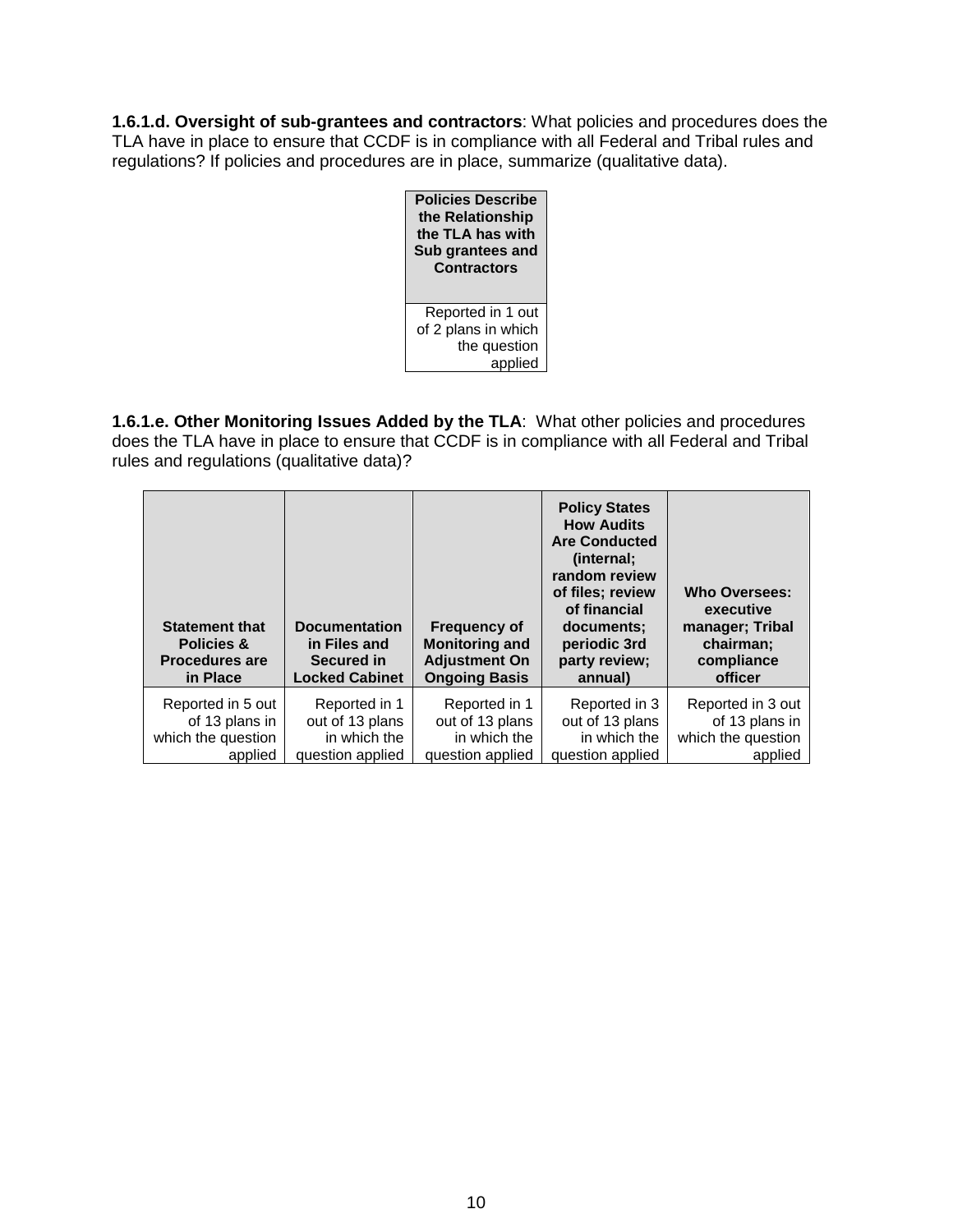**1.6.1.d. Oversight of sub-grantees and contractors**: What policies and procedures does the TLA have in place to ensure that CCDF is in compliance with all Federal and Tribal rules and regulations? If policies and procedures are in place, summarize (qualitative data).

| Policies Describe the Relationship the TLA has with Sub grantees and Contractors |
|---|
| Reported in 1 out of 2 plans in which the question applied |

**1.6.1.e. Other Monitoring Issues Added by the TLA**: What other policies and procedures does the TLA have in place to ensure that CCDF is in compliance with all Federal and Tribal rules and regulations (qualitative data)?

| Statement that Policies & Procedures are in Place | Documentation in Files and Secured in Locked Cabinet | Frequency of Monitoring and Adjustment On Ongoing Basis | Policy States How Audits Are Conducted (internal; random review of files; review of financial documents; periodic 3rd party review; annual) | Who Oversees: executive manager; Tribal chairman; compliance officer |
|---|---|---|---|---|
| Reported in 5 out of 13 plans in which the question applied | Reported in 1 out of 13 plans in which the question applied | Reported in 1 out of 13 plans in which the question applied | Reported in 3 out of 13 plans in which the question applied | Reported in 3 out of 13 plans in which the question applied |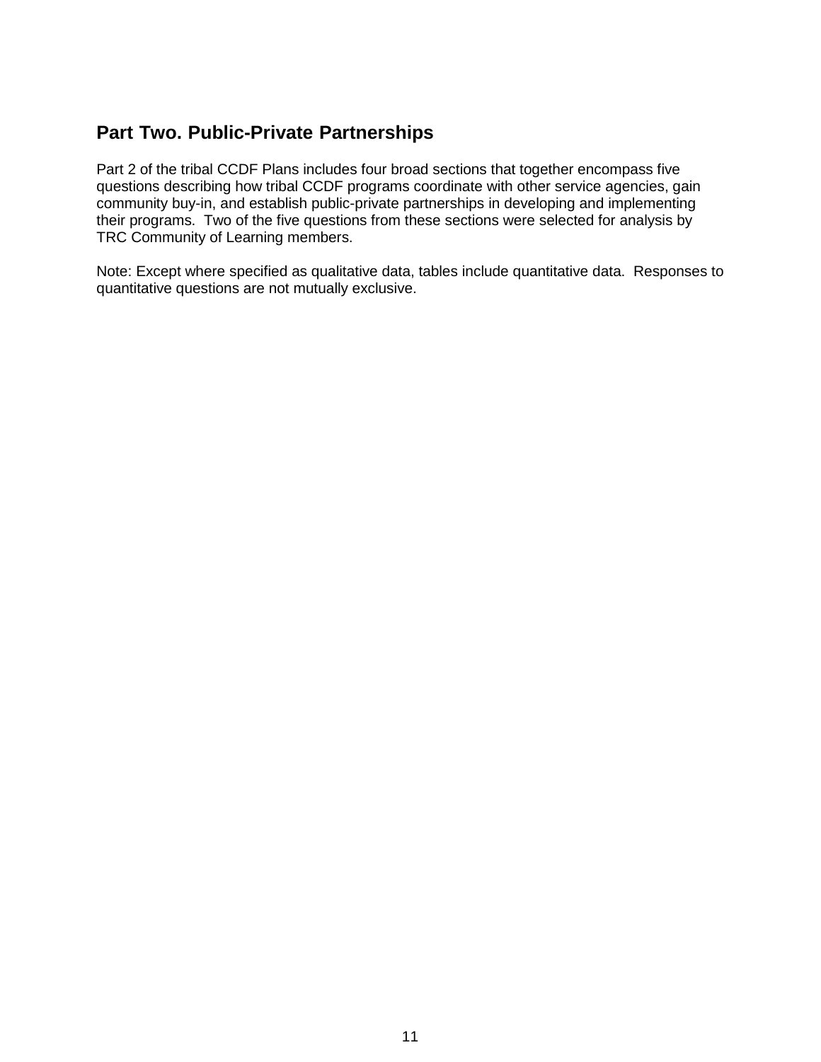## Part Two. Public-Private Partnerships

Part 2 of the tribal CCDF Plans includes four broad sections that together encompass five questions describing how tribal CCDF programs coordinate with other service agencies, gain community buy-in, and establish public-private partnerships in developing and implementing their programs. Two of the five questions from these sections were selected for analysis by TRC Community of Learning members.

Note: Except where specified as qualitative data, tables include quantitative data. Responses to quantitative questions are not mutually exclusive.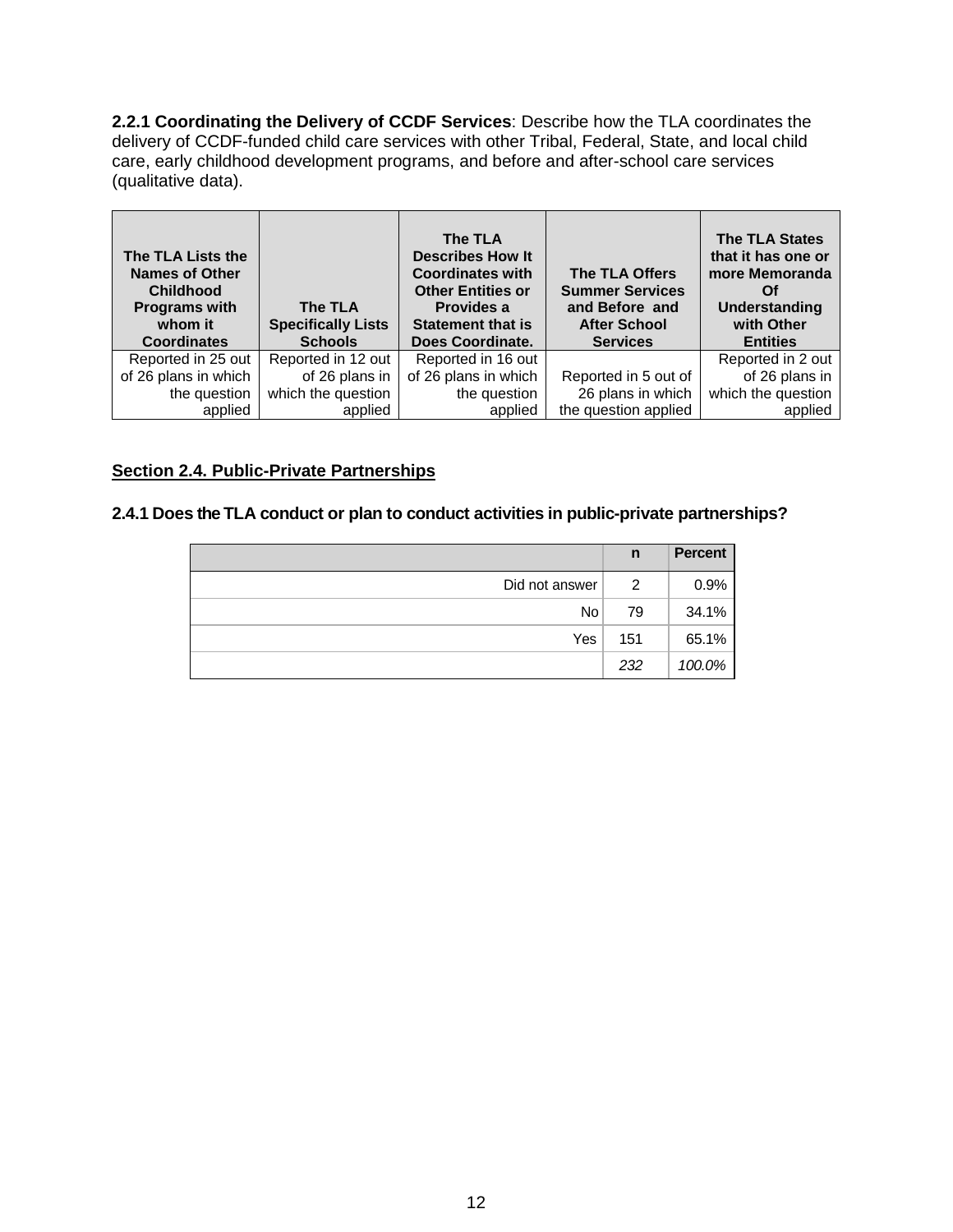**2.2.1 Coordinating the Delivery of CCDF Services**: Describe how the TLA coordinates the delivery of CCDF-funded child care services with other Tribal, Federal, State, and local child care, early childhood development programs, and before and after-school care services (qualitative data).

| The TLA Lists the Names of Other Childhood Programs with whom it Coordinates | The TLA Specifically Lists Schools | The TLA Describes How It Coordinates with Other Entities or Provides a Statement that is Does Coordinate. | The TLA Offers Summer Services and Before and After School Services | The TLA States that it has one or more Memoranda Of Understanding with Other Entities |
|---|---|---|---|---|
| Reported in 25 out of 26 plans in which the question applied | Reported in 12 out of 26 plans in which the question applied | Reported in 16 out of 26 plans in which the question applied | Reported in 5 out of 26 plans in which the question applied | Reported in 2 out of 26 plans in which the question applied |

## Section 2.4. Public-Private Partnerships

### 2.4.1 Does the TLA conduct or plan to conduct activities in public-private partnerships?

| | n | Percent |
|---|---|---|
| Did not answer | 2 | 0.9% |
| No | 79 | 34.1% |
| Yes | 151 | 65.1% |
| | *232* | *100.0%* |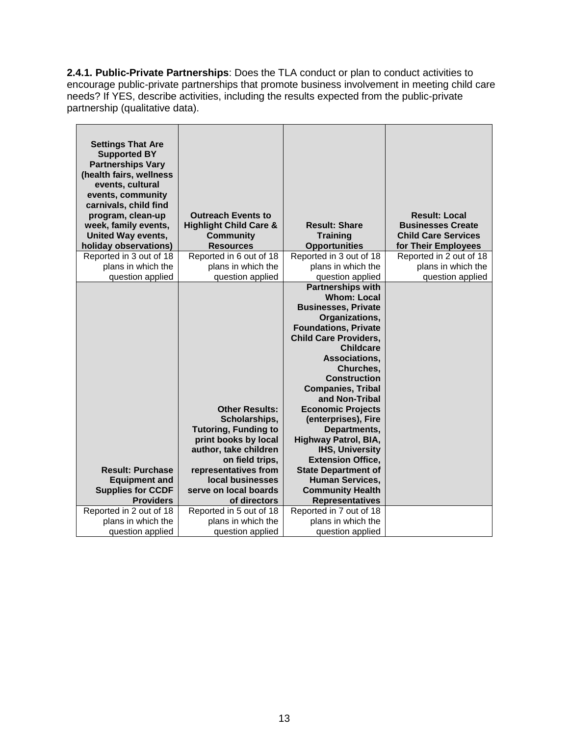**2.4.1. Public-Private Partnerships**: Does the TLA conduct or plan to conduct activities to encourage public-private partnerships that promote business involvement in meeting child care needs? If YES, describe activities, including the results expected from the public-private partnership (qualitative data).

| **Settings That Are Supported BY Partnerships Vary (health fairs, wellness events, cultural events, community carnivals, child find program, clean-up week, family events, United Way events, holiday observations)** | **Outreach Events to Highlight Child Care & Community Resources** | **Result: Share Training Opportunities** | **Result: Local Businesses Create Child Care Services for Their Employees** |
|---|---|---|---|
| Reported in 3 out of 18 plans in which the question applied | Reported in 6 out of 18 plans in which the question applied | Reported in 3 out of 18 plans in which the question applied | Reported in 2 out of 18 plans in which the question applied |
| **Result: Purchase Equipment and Supplies for CCDF Providers** | **Other Results: Scholarships, Tutoring, Funding to print books by local author, take children on field trips, representatives from local businesses serve on local boards of directors** | **Partnerships with Whom: Local Businesses, Private Organizations, Foundations, Private Child Care Providers, Childcare Associations, Churches, Construction Companies, Tribal and Non-Tribal Economic Projects (enterprises), Fire Departments, Highway Patrol, BIA, IHS, University Extension Office, State Department of Human Services, Community Health Representatives** | |
| Reported in 2 out of 18 plans in which the question applied | Reported in 5 out of 18 plans in which the question applied | Reported in 7 out of 18 plans in which the question applied | |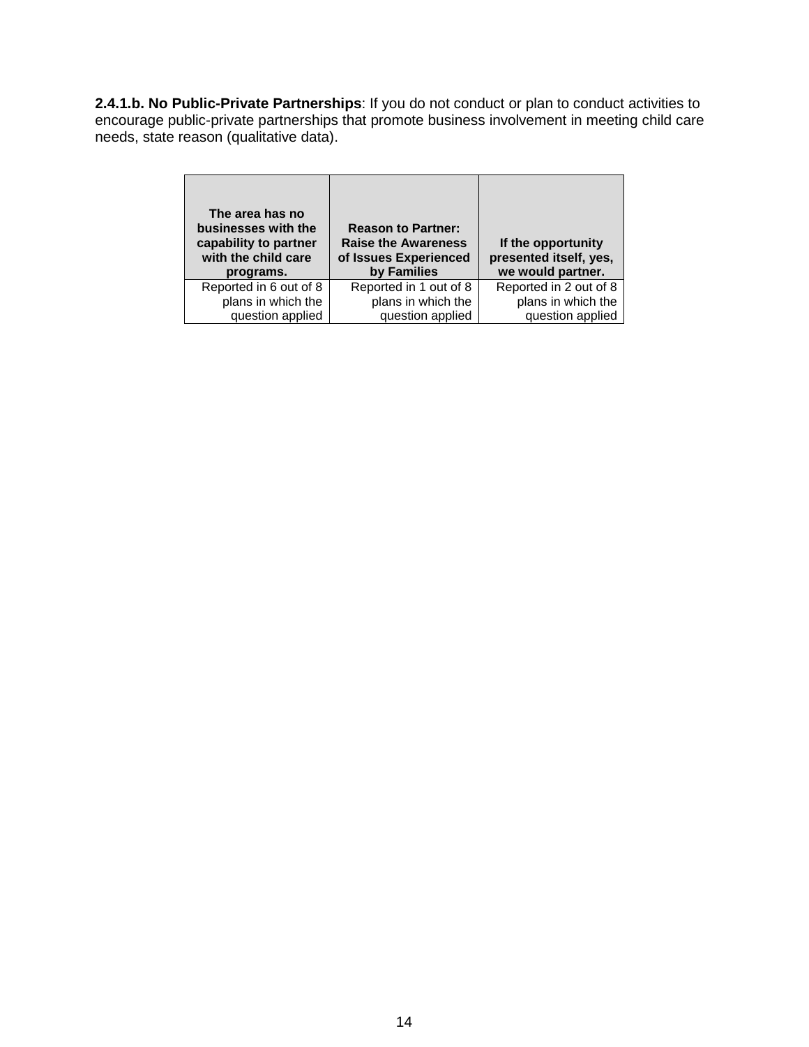**2.4.1.b. No Public-Private Partnerships**: If you do not conduct or plan to conduct activities to encourage public-private partnerships that promote business involvement in meeting child care needs, state reason (qualitative data).

| The area has no businesses with the capability to partner with the child care programs. | Reason to Partner: Raise the Awareness of Issues Experienced by Families | If the opportunity presented itself, yes, we would partner. |
|---|---|---|
| Reported in 6 out of 8 plans in which the question applied | Reported in 1 out of 8 plans in which the question applied | Reported in 2 out of 8 plans in which the question applied |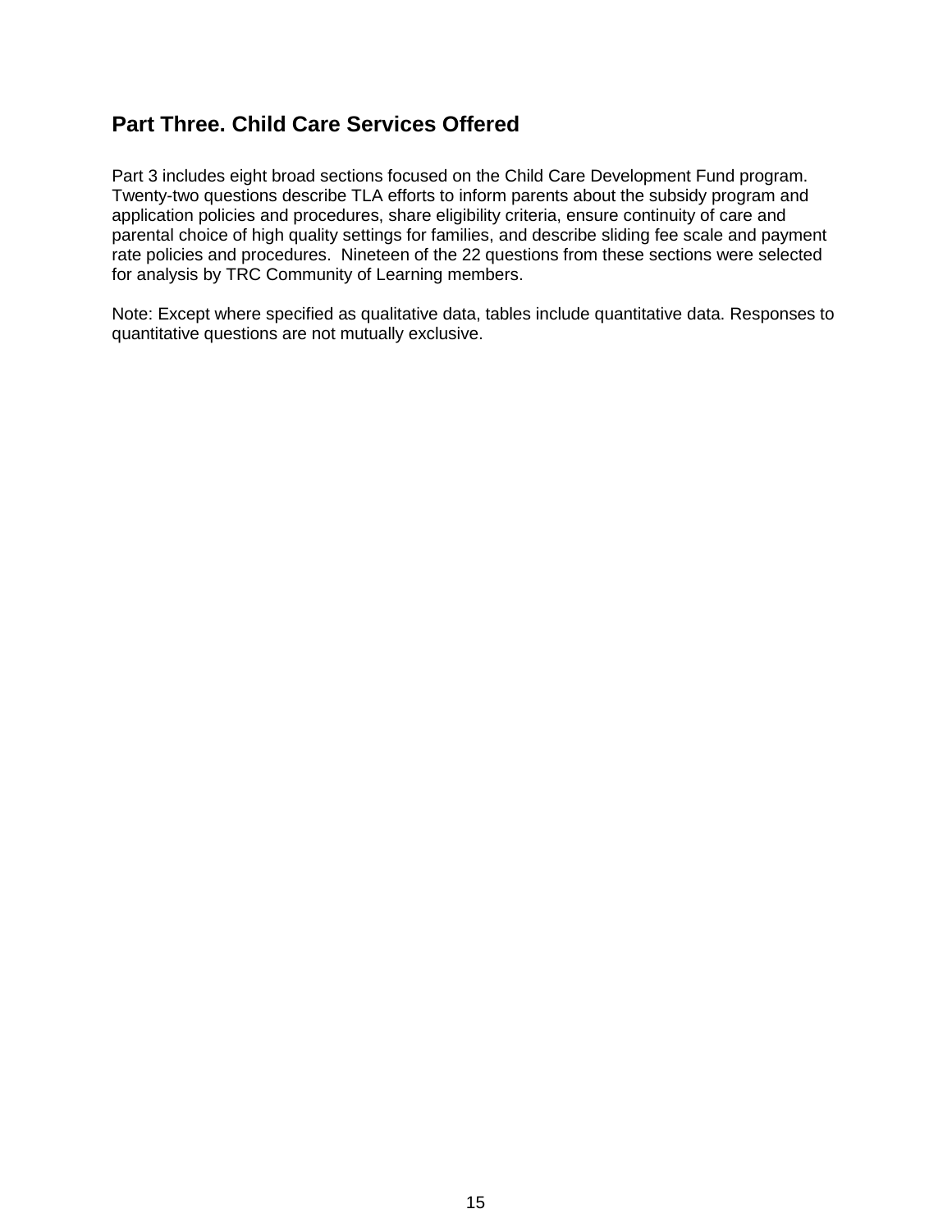## Part Three. Child Care Services Offered

Part 3 includes eight broad sections focused on the Child Care Development Fund program. Twenty-two questions describe TLA efforts to inform parents about the subsidy program and application policies and procedures, share eligibility criteria, ensure continuity of care and parental choice of high quality settings for families, and describe sliding fee scale and payment rate policies and procedures. Nineteen of the 22 questions from these sections were selected for analysis by TRC Community of Learning members.

Note: Except where specified as qualitative data, tables include quantitative data. Responses to quantitative questions are not mutually exclusive.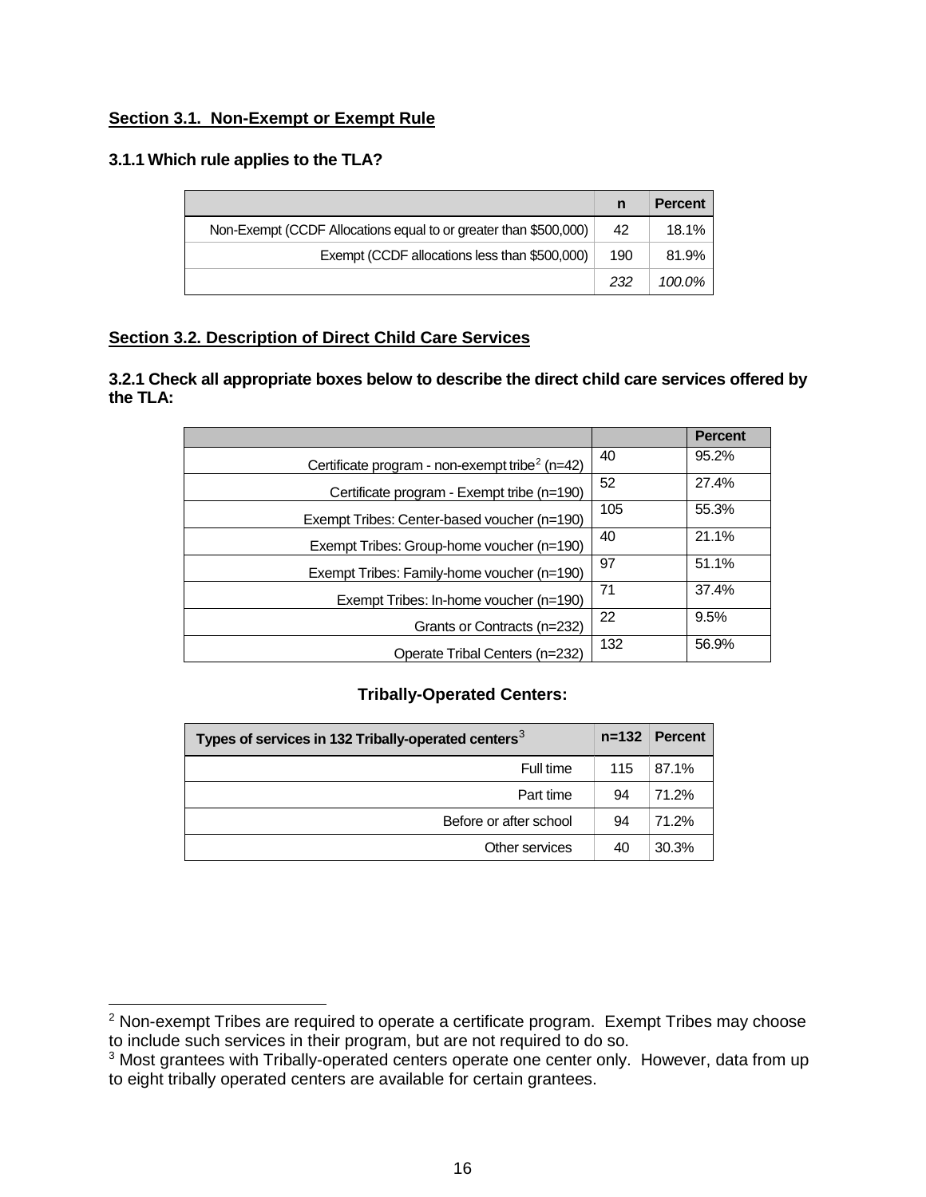**Section 3.1. Non-Exempt or Exempt Rule**

**3.1.1 Which rule applies to the TLA?**

| | n | Percent |
|---|---|---|
| Non-Exempt (CCDF Allocations equal to or greater than $500,000) | 42 | 18.1% |
| Exempt (CCDF allocations less than $500,000) | 190 | 81.9% |
| | *232* | *100.0%* |

**Section 3.2. Description of Direct Child Care Services**

**3.2.1 Check all appropriate boxes below to describe the direct child care services offered by the TLA:**

| | | Percent |
|---|---|---|
| Certificate program - non-exempt tribe[2] (n=42) | 40 | 95.2% |
| Certificate program - Exempt tribe (n=190) | 52 | 27.4% |
| Exempt Tribes: Center-based voucher (n=190) | 105 | 55.3% |
| Exempt Tribes: Group-home voucher (n=190) | 40 | 21.1% |
| Exempt Tribes: Family-home voucher (n=190) | 97 | 51.1% |
| Exempt Tribes: In-home voucher (n=190) | 71 | 37.4% |
| Grants or Contracts (n=232) | 22 | 9.5% |
| Operate Tribal Centers (n=232) | 132 | 56.9% |

**Tribally-Operated Centers:**

| Types of services in 132 Tribally-operated centers[3] | n=132 | Percent |
|---|---|---|
| Full time | 115 | 87.1% |
| Part time | 94 | 71.2% |
| Before or after school | 94 | 71.2% |
| Other services | 40 | 30.3% |

[2] Non-exempt Tribes are required to operate a certificate program. Exempt Tribes may choose to include such services in their program, but are not required to do so.

[3] Most grantees with Tribally-operated centers operate one center only. However, data from up to eight tribally operated centers are available for certain grantees.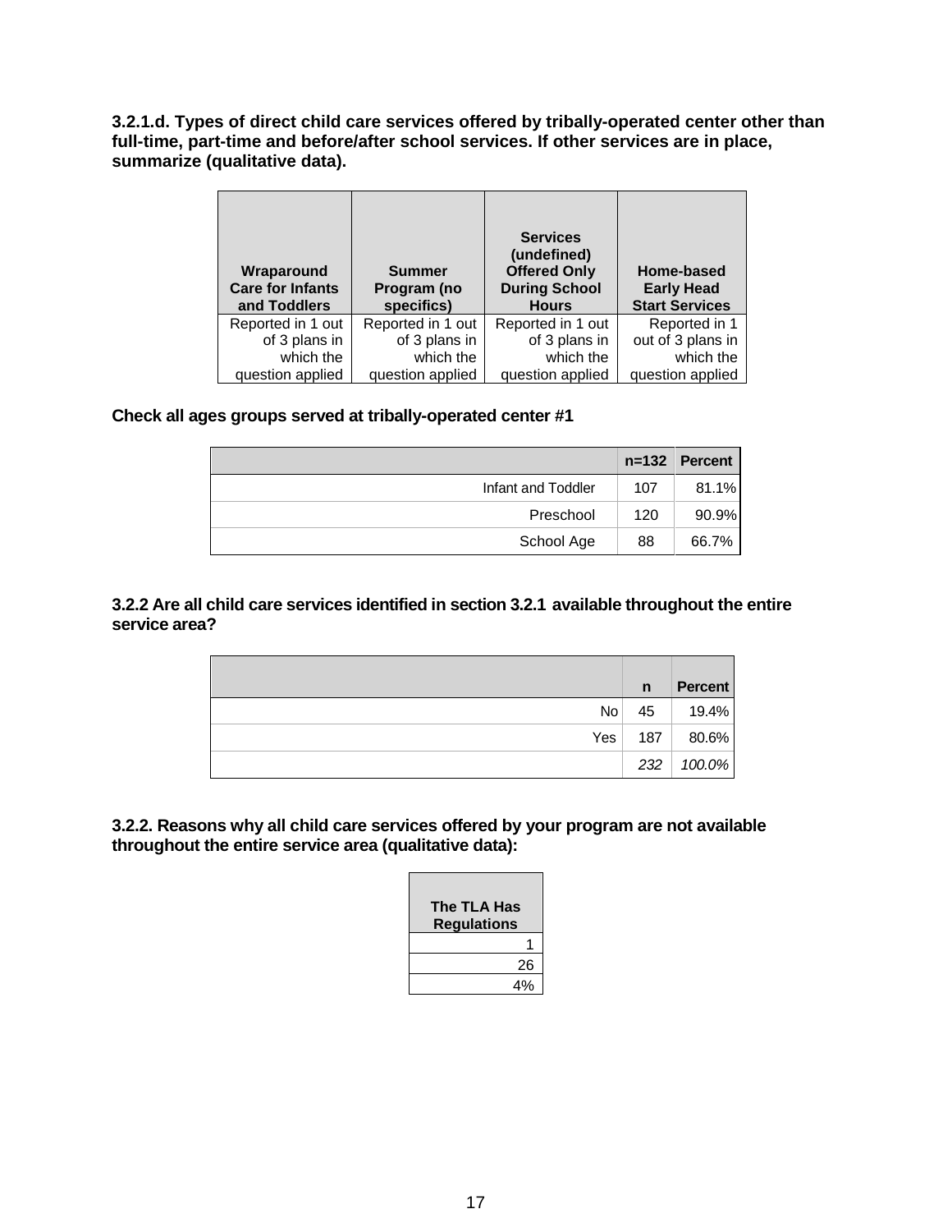**3.2.1.d. Types of direct child care services offered by tribally-operated center other than full-time, part-time and before/after school services. If other services are in place, summarize (qualitative data).**

| Wraparound Care for Infants and Toddlers | Summer Program (no specifics) | Services (undefined) Offered Only During School Hours | Home-based Early Head Start Services |
|---|---|---|---|
| Reported in 1 out of 3 plans in which the question applied | Reported in 1 out of 3 plans in which the question applied | Reported in 1 out of 3 plans in which the question applied | Reported in 1 out of 3 plans in which the question applied |

**Check all ages groups served at tribally-operated center #1**

| | n=132 | Percent |
|---|---|---|
| Infant and Toddler | 107 | 81.1% |
| Preschool | 120 | 90.9% |
| School Age | 88 | 66.7% |

**3.2.2 Are all child care services identified in section 3.2.1 available throughout the entire service area?**

| | n | Percent |
|---|---|---|
| No | 45 | 19.4% |
| Yes | 187 | 80.6% |
| | *232* | *100.0%* |

**3.2.2. Reasons why all child care services offered by your program are not available throughout the entire service area (qualitative data):**

| The TLA Has Regulations |
|---|
| 1 |
| 26 |
| 4% |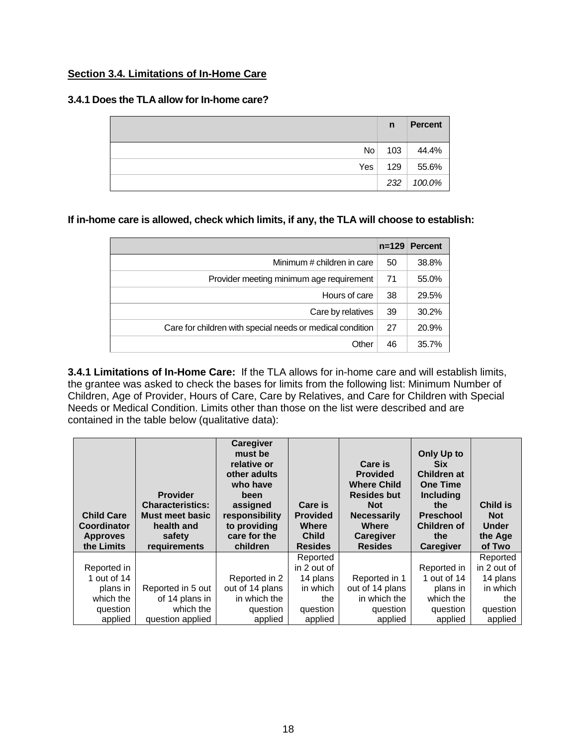## Section 3.4. Limitations of In-Home Care

### 3.4.1 Does the TLA allow for In-home care?

| | n | Percent |
|---|---|---|
| No | 103 | 44.4% |
| Yes | 129 | 55.6% |
| | *232* | *100.0%* |

**If in-home care is allowed, check which limits, if any, the TLA will choose to establish:**

| | n=129 | Percent |
|---|---|---|
| Minimum # children in care | 50 | 38.8% |
| Provider meeting minimum age requirement | 71 | 55.0% |
| Hours of care | 38 | 29.5% |
| Care by relatives | 39 | 30.2% |
| Care for children with special needs or medical condition | 27 | 20.9% |
| Other | 46 | 35.7% |

**3.4.1 Limitations of In-Home Care:** If the TLA allows for in-home care and will establish limits, the grantee was asked to check the bases for limits from the following list: Minimum Number of Children, Age of Provider, Hours of Care, Care by Relatives, and Care for Children with Special Needs or Medical Condition. Limits other than those on the list were described and are contained in the table below (qualitative data):

| Child Care Coordinator Approves the Limits | Provider Characteristics: Must meet basic health and safety requirements | Caregiver must be relative or other adults who have been assigned responsibility to providing care for the children | Care is Provided Where Child Resides | Care is Provided Where Child Resides but Not Necessarily Where Caregiver Resides | Only Up to Six Children at One Time Including the Preschool Children of the Caregiver | Child is Not Under the Age of Two |
|---|---|---|---|---|---|---|
| Reported in 1 out of 14 plans in which the question applied | Reported in 5 out of 14 plans in which the question applied | Reported in 2 out of 14 plans in which the question applied | Reported in 2 out of 14 plans in which the question applied | Reported in 1 out of 14 plans in which the question applied | Reported in 1 out of 14 plans in which the question applied | Reported in 2 out of 14 plans in which the question applied |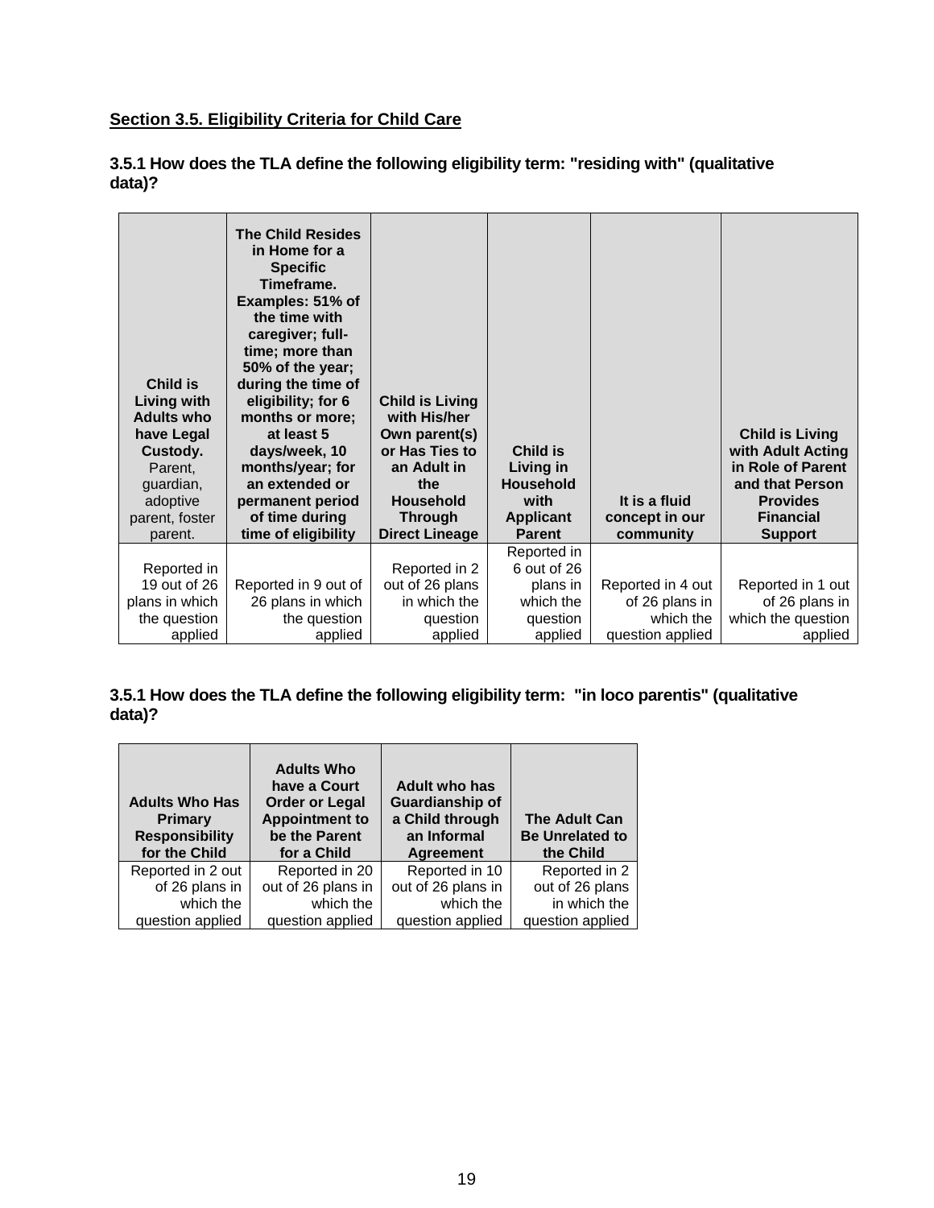## Section 3.5. Eligibility Criteria for Child Care

### 3.5.1 How does the TLA define the following eligibility term: "residing with" (qualitative data)?

| **Child is Living with Adults who have Legal Custody.** Parent, guardian, adoptive parent, foster parent. | **The Child Resides in Home for a Specific Timeframe. Examples: 51% of the time with caregiver; full-time; more than 50% of the year; during the time of eligibility; for 6 months or more; at least 5 days/week, 10 months/year; for an extended or permanent period of time during time of eligibility** | **Child is Living with His/her Own parent(s) or Has Ties to an Adult in the Household Through Direct Lineage** | **Child is Living in Household with Applicant Parent** | **It is a fluid concept in our community** | **Child is Living with Adult Acting in Role of Parent and that Person Provides Financial Support** |
|---|---|---|---|---|---|
| Reported in 19 out of 26 plans in which the question applied | Reported in 9 out of 26 plans in which the question applied | Reported in 2 out of 26 plans in which the question applied | Reported in 6 out of 26 plans in which the question applied | Reported in 4 out of 26 plans in which the question applied | Reported in 1 out of 26 plans in which the question applied |

### 3.5.1 How does the TLA define the following eligibility term: "in loco parentis" (qualitative data)?

| **Adults Who Has Primary Responsibility for the Child** | **Adults Who have a Court Order or Legal Appointment to be the Parent for a Child** | **Adult who has Guardianship of a Child through an Informal Agreement** | **The Adult Can Be Unrelated to the Child** |
|---|---|---|---|
| Reported in 2 out of 26 plans in which the question applied | Reported in 20 out of 26 plans in which the question applied | Reported in 10 out of 26 plans in which the question applied | Reported in 2 out of 26 plans in which the question applied |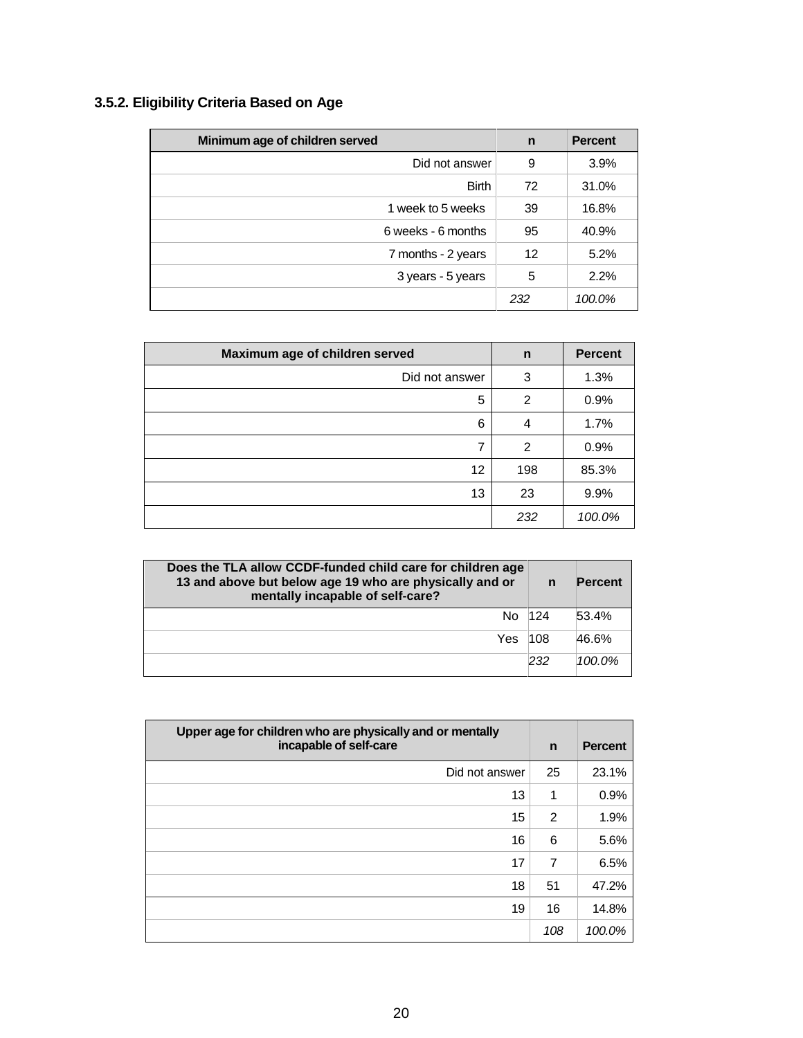### 3.5.2. Eligibility Criteria Based on Age

| Minimum age of children served | n | Percent |
|---|---|---|
| Did not answer | 9 | 3.9% |
| Birth | 72 | 31.0% |
| 1 week to 5 weeks | 39 | 16.8% |
| 6 weeks - 6 months | 95 | 40.9% |
| 7 months - 2 years | 12 | 5.2% |
| 3 years - 5 years | 5 | 2.2% |
| | *232* | *100.0%* |

| Maximum age of children served | n | Percent |
|---|---|---|
| Did not answer | 3 | 1.3% |
| 5 | 2 | 0.9% |
| 6 | 4 | 1.7% |
| 7 | 2 | 0.9% |
| 12 | 198 | 85.3% |
| 13 | 23 | 9.9% |
| | *232* | *100.0%* |

| Does the TLA allow CCDF-funded child care for children age 13 and above but below age 19 who are physically and or mentally incapable of self-care? | n | Percent |
|---|---|---|
| No | 124 | 53.4% |
| Yes | 108 | 46.6% |
| | *232* | *100.0%* |

| Upper age for children who are physically and or mentally incapable of self-care | n | Percent |
|---|---|---|
| Did not answer | 25 | 23.1% |
| 13 | 1 | 0.9% |
| 15 | 2 | 1.9% |
| 16 | 6 | 5.6% |
| 17 | 7 | 6.5% |
| 18 | 51 | 47.2% |
| 19 | 16 | 14.8% |
| | *108* | *100.0%* |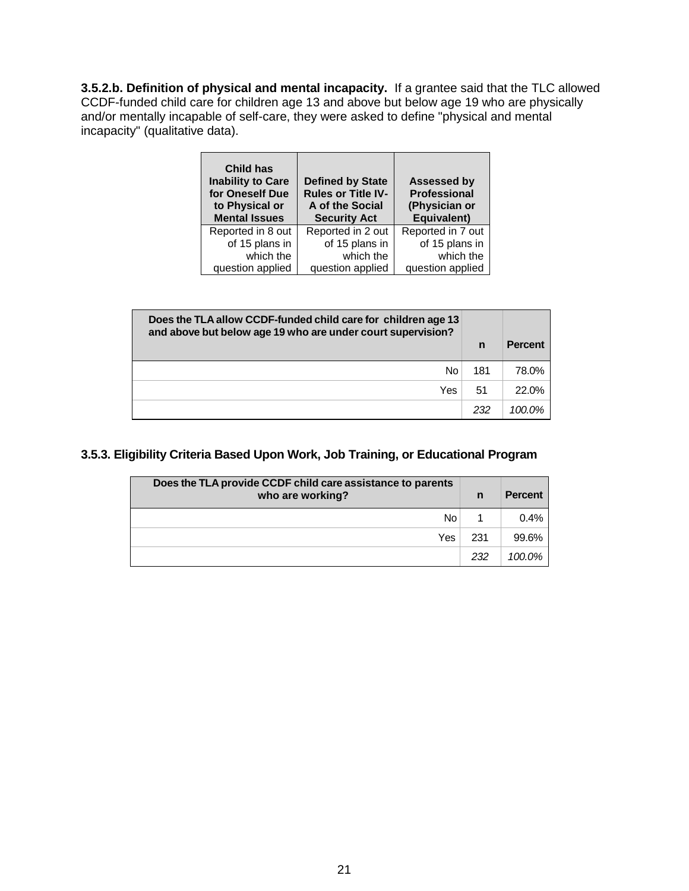**3.5.2.b. Definition of physical and mental incapacity.** If a grantee said that the TLC allowed CCDF-funded child care for children age 13 and above but below age 19 who are physically and/or mentally incapable of self-care, they were asked to define "physical and mental incapacity" (qualitative data).

| Child has Inability to Care for Oneself Due to Physical or Mental Issues | Defined by State Rules or Title IV-A of the Social Security Act | Assessed by Professional (Physician or Equivalent) |
|---|---|---|
| Reported in 8 out of 15 plans in which the question applied | Reported in 2 out of 15 plans in which the question applied | Reported in 7 out of 15 plans in which the question applied |

| Does the TLA allow CCDF-funded child care for children age 13 and above but below age 19 who are under court supervision? | n | Percent |
|---|---|---|
| No | 181 | 78.0% |
| Yes | 51 | 22.0% |
| | *232* | *100.0%* |

### 3.5.3. Eligibility Criteria Based Upon Work, Job Training, or Educational Program

| Does the TLA provide CCDF child care assistance to parents who are working? | n | Percent |
|---|---|---|
| No | 1 | 0.4% |
| Yes | 231 | 99.6% |
| | *232* | *100.0%* |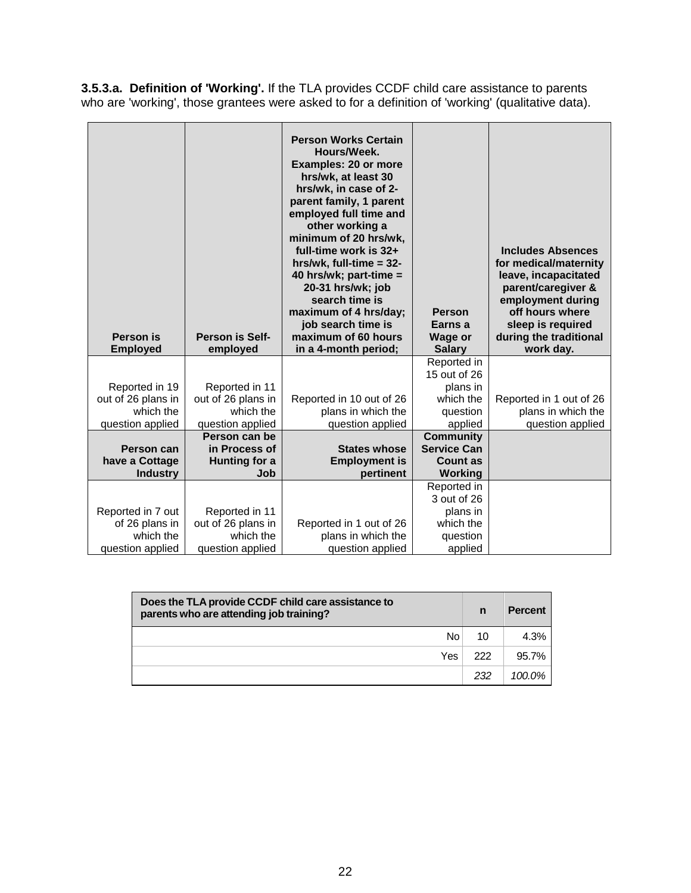**3.5.3.a. Definition of 'Working'.** If the TLA provides CCDF child care assistance to parents who are 'working', those grantees were asked to for a definition of 'working' (qualitative data).

| Person is Employed | Person is Self-employed | Person Works Certain Hours/Week. Examples: 20 or more hrs/wk, at least 30 hrs/wk, in case of 2-parent family, 1 parent employed full time and other working a minimum of 20 hrs/wk, full-time work is 32+ hrs/wk, full-time = 32-40 hrs/wk; part-time = 20-31 hrs/wk; job search time is maximum of 4 hrs/day; job search time is maximum of 60 hours in a 4-month period; | Person Earns a Wage or Salary | Includes Absences for medical/maternity leave, incapacitated parent/caregiver & employment during off hours where sleep is required during the traditional work day. |
|---|---|---|---|---|
| Reported in 19 out of 26 plans in which the question applied | Reported in 11 out of 26 plans in which the question applied | Reported in 10 out of 26 plans in which the question applied | Reported in 15 out of 26 plans in which the question applied | Reported in 1 out of 26 plans in which the question applied |
| **Person can have a Cottage Industry** | **Person can be in Process of Hunting for a Job** | **States whose Employment is pertinent** | **Community Service Can Count as Working** | |
| Reported in 7 out of 26 plans in which the question applied | Reported in 11 out of 26 plans in which the question applied | Reported in 1 out of 26 plans in which the question applied | Reported in 3 out of 26 plans in which the question applied | |

| Does the TLA provide CCDF child care assistance to parents who are attending job training? | n | Percent |
|---|---|---|
| No | 10 | 4.3% |
| Yes | 222 | 95.7% |
| | *232* | *100.0%* |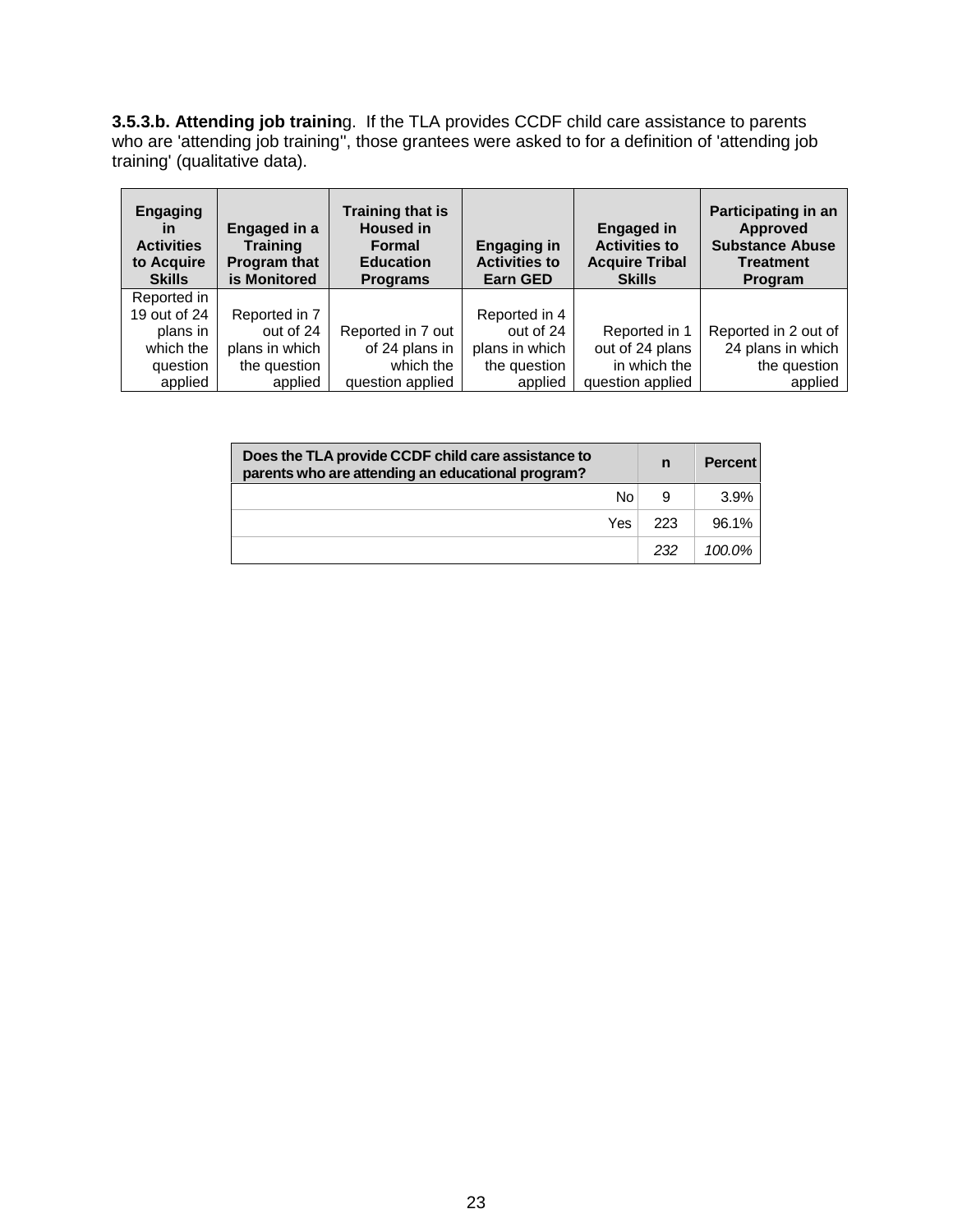**3.5.3.b. Attending job training**. If the TLA provides CCDF child care assistance to parents who are 'attending job training'', those grantees were asked to for a definition of 'attending job training' (qualitative data).

| Engaging in Activities to Acquire Skills | Engaged in a Training Program that is Monitored | Training that is Housed in Formal Education Programs | Engaging in Activities to Earn GED | Engaged in Activities to Acquire Tribal Skills | Participating in an Approved Substance Abuse Treatment Program |
|---|---|---|---|---|---|
| Reported in 19 out of 24 plans in which the question applied | Reported in 7 out of 24 plans in which the question applied | Reported in 7 out of 24 plans in which the question applied | Reported in 4 out of 24 plans in which the question applied | Reported in 1 out of 24 plans in which the question applied | Reported in 2 out of 24 plans in which the question applied |

| Does the TLA provide CCDF child care assistance to parents who are attending an educational program? | n | Percent |
|---|---|---|
| No | 9 | 3.9% |
| Yes | 223 | 96.1% |
| | *232* | *100.0%* |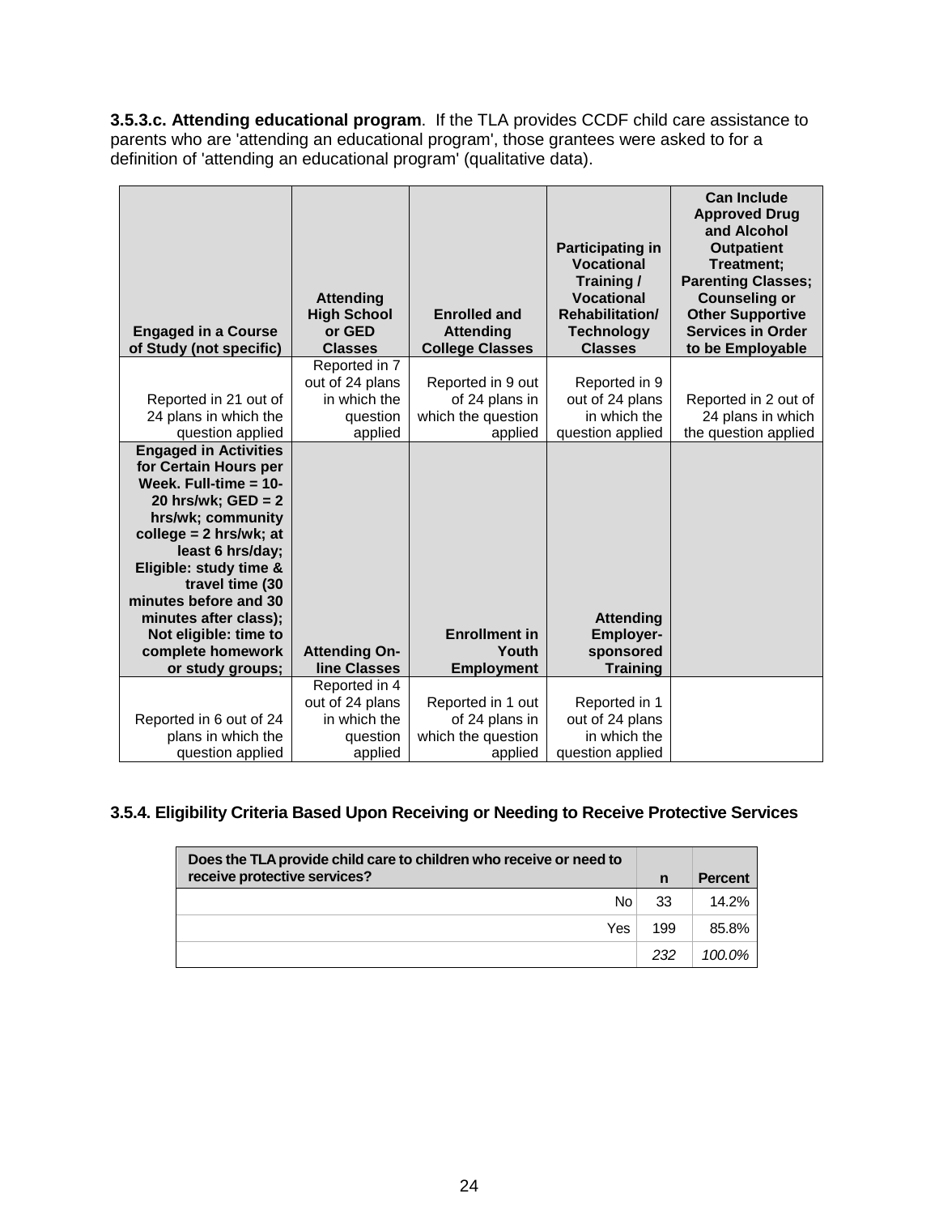**3.5.3.c. Attending educational program**. If the TLA provides CCDF child care assistance to parents who are 'attending an educational program', those grantees were asked to for a definition of 'attending an educational program' (qualitative data).

| Engaged in a Course of Study (not specific) | Attending High School or GED Classes | Enrolled and Attending College Classes | Participating in Vocational Training / Vocational Rehabilitation/ Technology Classes | Can Include Approved Drug and Alcohol Outpatient Treatment; Parenting Classes; Counseling or Other Supportive Services in Order to be Employable |
|---|---|---|---|---|
| Reported in 21 out of 24 plans in which the question applied | Reported in 7 out of 24 plans in which the question applied | Reported in 9 out of 24 plans in which the question applied | Reported in 9 out of 24 plans in which the question applied | Reported in 2 out of 24 plans in which the question applied |
| **Engaged in Activities for Certain Hours per Week. Full-time = 10-20 hrs/wk; GED = 2 hrs/wk; community college = 2 hrs/wk; at least 6 hrs/day; Eligible: study time & travel time (30 minutes before and 30 minutes after class); Not eligible: time to complete homework or study groups;** | **Attending On-line Classes** | **Enrollment in Youth Employment** | **Attending Employer-sponsored Training** | |
| Reported in 6 out of 24 plans in which the question applied | Reported in 4 out of 24 plans in which the question applied | Reported in 1 out of 24 plans in which the question applied | Reported in 1 out of 24 plans in which the question applied | |

### 3.5.4. Eligibility Criteria Based Upon Receiving or Needing to Receive Protective Services

| Does the TLA provide child care to children who receive or need to receive protective services? | n | Percent |
|---|---|---|
| No | 33 | 14.2% |
| Yes | 199 | 85.8% |
| | *232* | *100.0%* |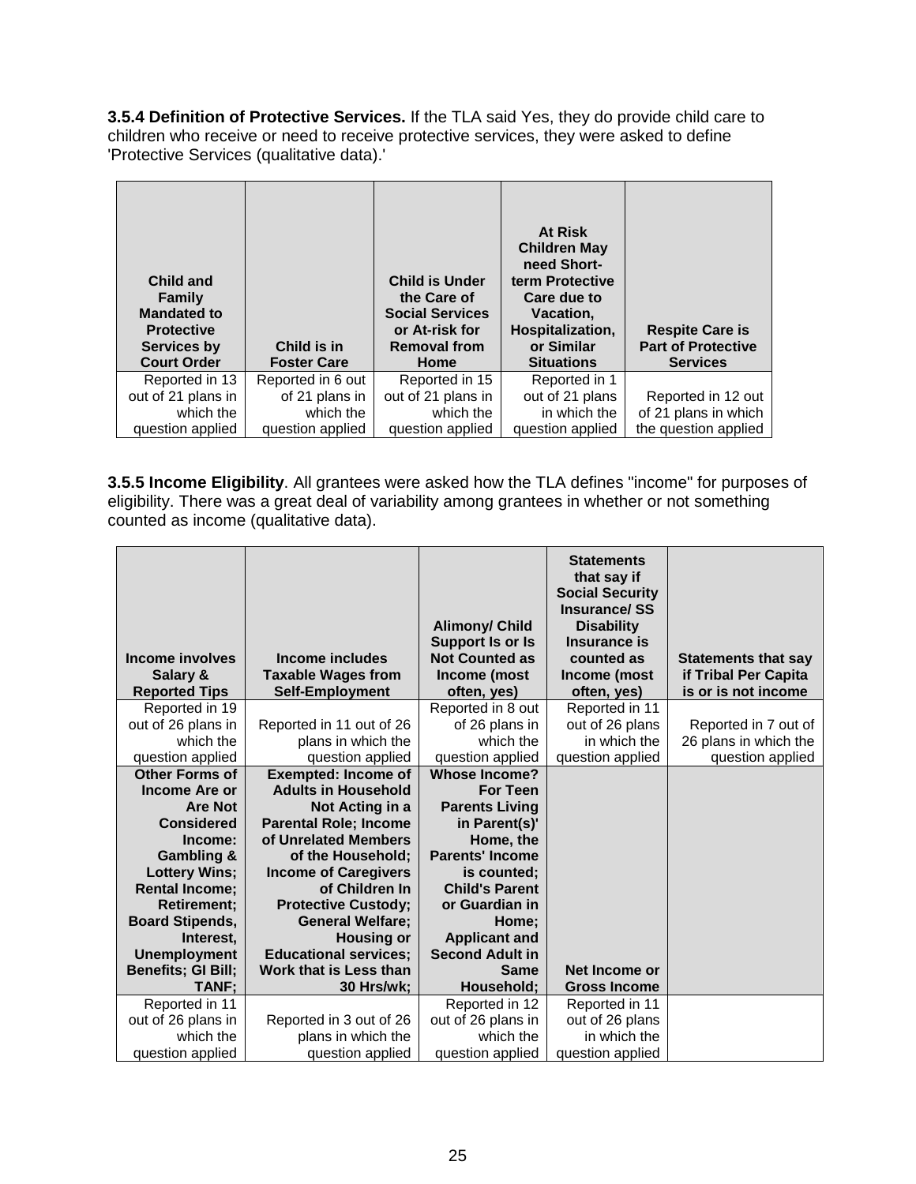**3.5.4 Definition of Protective Services.** If the TLA said Yes, they do provide child care to children who receive or need to receive protective services, they were asked to define 'Protective Services (qualitative data).'

| Child and Family Mandated to Protective Services by Court Order | Child is in Foster Care | Child is Under the Care of Social Services or At-risk for Removal from Home | At Risk Children May need Short-term Protective Care due to Vacation, Hospitalization, or Similar Situations | Respite Care is Part of Protective Services |
|---|---|---|---|---|
| Reported in 13 out of 21 plans in which the question applied | Reported in 6 out of 21 plans in which the question applied | Reported in 15 out of 21 plans in which the question applied | Reported in 1 out of 21 plans in which the question applied | Reported in 12 out of 21 plans in which the question applied |

**3.5.5 Income Eligibility**. All grantees were asked how the TLA defines "income" for purposes of eligibility. There was a great deal of variability among grantees in whether or not something counted as income (qualitative data).

| Income involves Salary & Reported Tips | Income includes Taxable Wages from Self-Employment | Alimony/ Child Support Is or Is Not Counted as Income (most often, yes) | Statements that say if Social Security Insurance/ SS Disability Insurance is counted as Income (most often, yes) | Statements that say if Tribal Per Capita is or is not income |
|---|---|---|---|---|
| Reported in 19 out of 26 plans in which the question applied | Reported in 11 out of 26 plans in which the question applied | Reported in 8 out of 26 plans in which the question applied | Reported in 11 out of 26 plans in which the question applied | Reported in 7 out of 26 plans in which the question applied |
| **Other Forms of Income Are or Are Not Considered Income: Gambling & Lottery Wins; Rental Income; Retirement; Board Stipends, Interest, Unemployment Benefits; GI Bill; TANF;** | **Exempted: Income of Adults in Household Not Acting in a Parental Role; Income of Unrelated Members of the Household; Income of Caregivers of Children In Protective Custody; General Welfare; Housing or Educational services; Work that is Less than 30 Hrs/wk;** | **Whose Income? For Teen Parents Living in Parent(s)' Home, the Parents' Income is counted; Child's Parent or Guardian in Home; Applicant and Second Adult in Same Household;** | **Net Income or Gross Income** | |
| Reported in 11 out of 26 plans in which the question applied | Reported in 3 out of 26 plans in which the question applied | Reported in 12 out of 26 plans in which the question applied | Reported in 11 out of 26 plans in which the question applied | |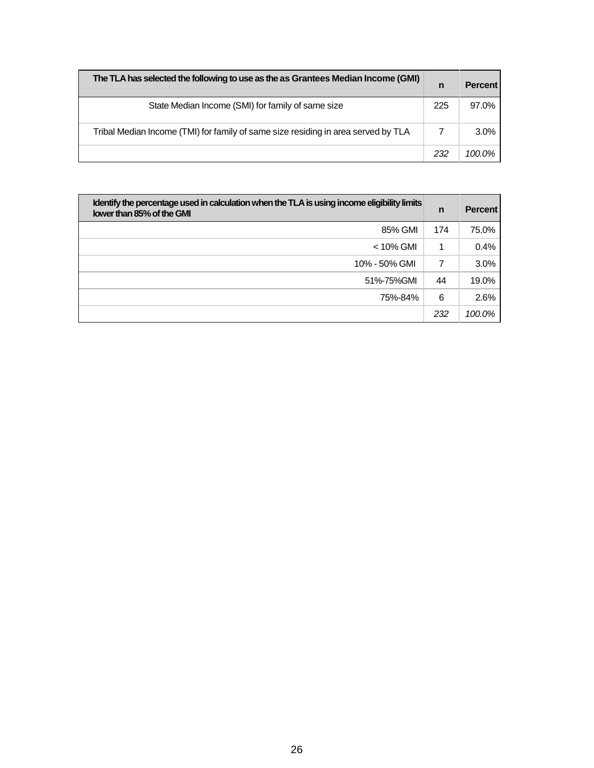| The TLA has selected the following to use as the as Grantees Median Income (GMI) | n | Percent |
|---|---|---|
| State Median Income (SMI) for family of same size | 225 | 97.0% |
| Tribal Median Income (TMI) for family of same size residing in area served by TLA | 7 | 3.0% |
| | *232* | *100.0%* |

| Identify the percentage used in calculation when the TLA is using income eligibility limits lower than 85% of the GMI | n | Percent |
|---|---|---|
| 85% GMI | 174 | 75.0% |
| < 10% GMI | 1 | 0.4% |
| 10% - 50% GMI | 7 | 3.0% |
| 51%-75%GMI | 44 | 19.0% |
| 75%-84% | 6 | 2.6% |
| | *232* | *100.0%* |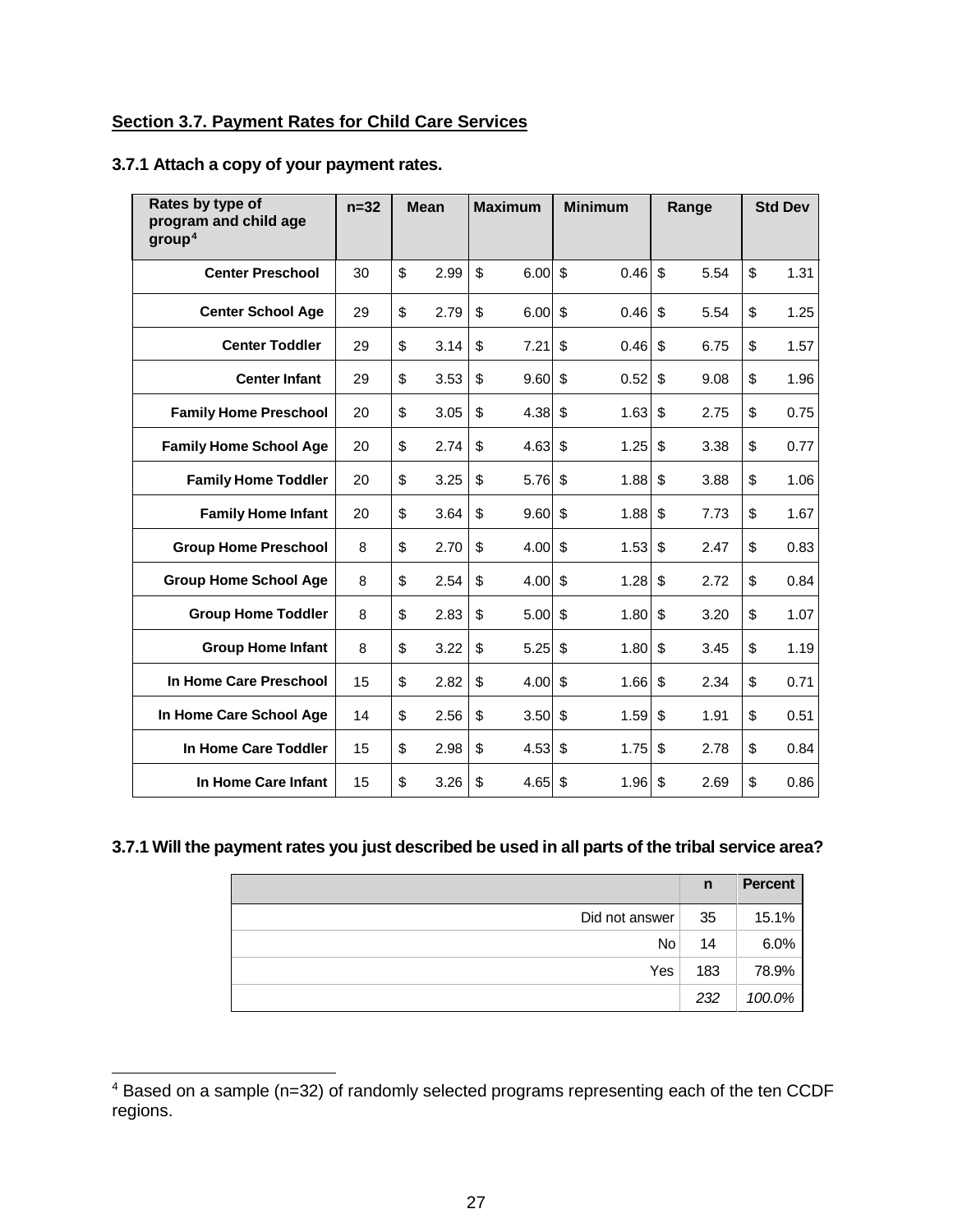## Section 3.7. Payment Rates for Child Care Services

### 3.7.1 Attach a copy of your payment rates.

| Rates by type of program and child age group[4] | n=32 | Mean | Maximum | Minimum | Range | Std Dev |
|---|---|---|---|---|---|---|
| Center Preschool | 30 | $ 2.99 | $ 6.00 | $ 0.46 | $ 5.54 | $ 1.31 |
| Center School Age | 29 | $ 2.79 | $ 6.00 | $ 0.46 | $ 5.54 | $ 1.25 |
| Center Toddler | 29 | $ 3.14 | $ 7.21 | $ 0.46 | $ 6.75 | $ 1.57 |
| Center Infant | 29 | $ 3.53 | $ 9.60 | $ 0.52 | $ 9.08 | $ 1.96 |
| Family Home Preschool | 20 | $ 3.05 | $ 4.38 | $ 1.63 | $ 2.75 | $ 0.75 |
| Family Home School Age | 20 | $ 2.74 | $ 4.63 | $ 1.25 | $ 3.38 | $ 0.77 |
| Family Home Toddler | 20 | $ 3.25 | $ 5.76 | $ 1.88 | $ 3.88 | $ 1.06 |
| Family Home Infant | 20 | $ 3.64 | $ 9.60 | $ 1.88 | $ 7.73 | $ 1.67 |
| Group Home Preschool | 8 | $ 2.70 | $ 4.00 | $ 1.53 | $ 2.47 | $ 0.83 |
| Group Home School Age | 8 | $ 2.54 | $ 4.00 | $ 1.28 | $ 2.72 | $ 0.84 |
| Group Home Toddler | 8 | $ 2.83 | $ 5.00 | $ 1.80 | $ 3.20 | $ 1.07 |
| Group Home Infant | 8 | $ 3.22 | $ 5.25 | $ 1.80 | $ 3.45 | $ 1.19 |
| In Home Care Preschool | 15 | $ 2.82 | $ 4.00 | $ 1.66 | $ 2.34 | $ 0.71 |
| In Home Care School Age | 14 | $ 2.56 | $ 3.50 | $ 1.59 | $ 1.91 | $ 0.51 |
| In Home Care Toddler | 15 | $ 2.98 | $ 4.53 | $ 1.75 | $ 2.78 | $ 0.84 |
| In Home Care Infant | 15 | $ 3.26 | $ 4.65 | $ 1.96 | $ 2.69 | $ 0.86 |

### 3.7.1 Will the payment rates you just described be used in all parts of the tribal service area?

| | n | Percent |
|---|---|---|
| Did not answer | 35 | 15.1% |
| No | 14 | 6.0% |
| Yes | 183 | 78.9% |
| | *232* | *100.0%* |

[4] Based on a sample (n=32) of randomly selected programs representing each of the ten CCDF regions.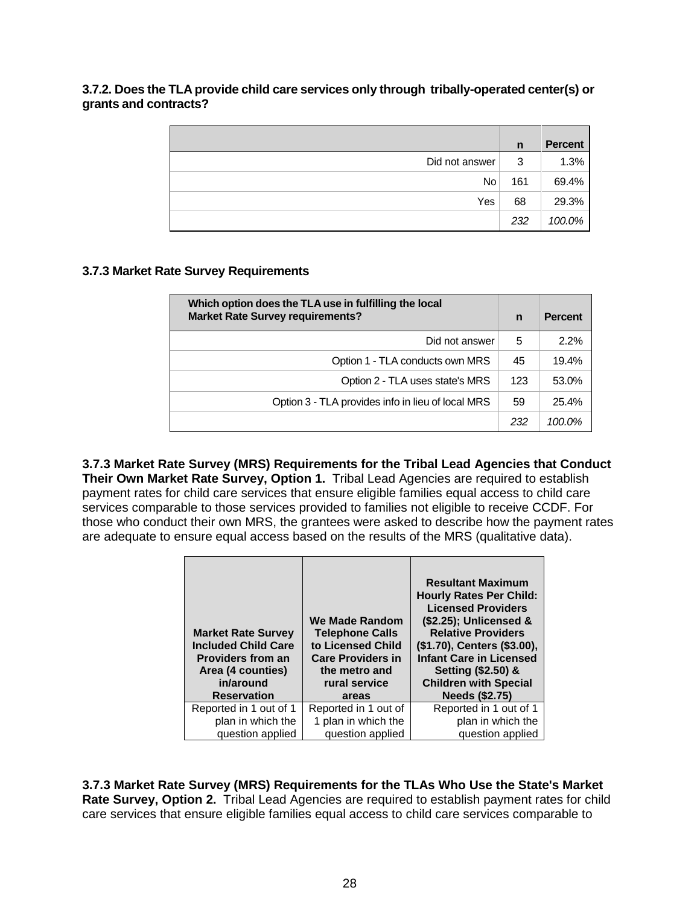### 3.7.2. Does the TLA provide child care services only through tribally-operated center(s) or grants and contracts?

| | n | Percent |
|---|---|---|
| Did not answer | 3 | 1.3% |
| No | 161 | 69.4% |
| Yes | 68 | 29.3% |
| | *232* | *100.0%* |

### 3.7.3 Market Rate Survey Requirements

| Which option does the TLA use in fulfilling the local Market Rate Survey requirements? | n | Percent |
|---|---|---|
| Did not answer | 5 | 2.2% |
| Option 1 - TLA conducts own MRS | 45 | 19.4% |
| Option 2 - TLA uses state's MRS | 123 | 53.0% |
| Option 3 - TLA provides info in lieu of local MRS | 59 | 25.4% |
| | *232* | *100.0%* |

**3.7.3 Market Rate Survey (MRS) Requirements for the Tribal Lead Agencies that Conduct Their Own Market Rate Survey, Option 1.** Tribal Lead Agencies are required to establish payment rates for child care services that ensure eligible families equal access to child care services comparable to those services provided to families not eligible to receive CCDF. For those who conduct their own MRS, the grantees were asked to describe how the payment rates are adequate to ensure equal access based on the results of the MRS (qualitative data).

| Market Rate Survey Included Child Care Providers from an Area (4 counties) in/around Reservation | We Made Random Telephone Calls to Licensed Child Care Providers in the metro and rural service areas | Resultant Maximum Hourly Rates Per Child: Licensed Providers ($2.25); Unlicensed & Relative Providers ($1.70), Centers ($3.00), Infant Care in Licensed Setting ($2.50) & Children with Special Needs ($2.75) |
|---|---|---|
| Reported in 1 out of 1 plan in which the question applied | Reported in 1 out of 1 plan in which the question applied | Reported in 1 out of 1 plan in which the question applied |

**3.7.3 Market Rate Survey (MRS) Requirements for the TLAs Who Use the State's Market Rate Survey, Option 2.** Tribal Lead Agencies are required to establish payment rates for child care services that ensure eligible families equal access to child care services comparable to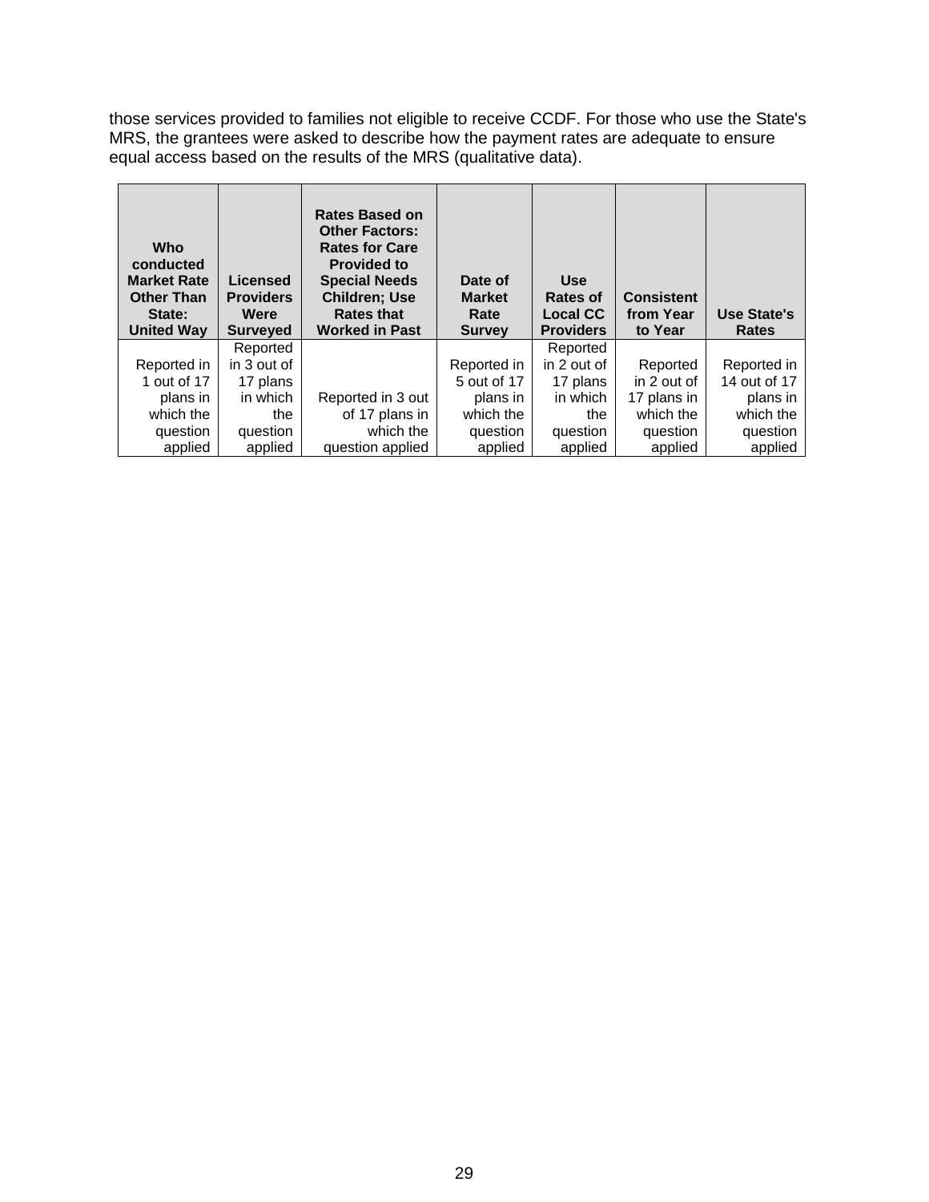those services provided to families not eligible to receive CCDF. For those who use the State's MRS, the grantees were asked to describe how the payment rates are adequate to ensure equal access based on the results of the MRS (qualitative data).

| Who conducted Market Rate Other Than State: United Way | Licensed Providers Were Surveyed | Rates Based on Other Factors: Rates for Care Provided to Special Needs Children; Use Rates that Worked in Past | Date of Market Rate Survey | Use Rates of Local CC Providers | Consistent from Year to Year | Use State's Rates |
|---|---|---|---|---|---|---|
| Reported in 1 out of 17 plans in which the question applied | Reported in 3 out of 17 plans in which the question applied | Reported in 3 out of 17 plans in which the question applied | Reported in 5 out of 17 plans in which the question applied | Reported in 2 out of 17 plans in which the question applied | Reported in 2 out of 17 plans in which the question applied | Reported in 14 out of 17 plans in which the question applied |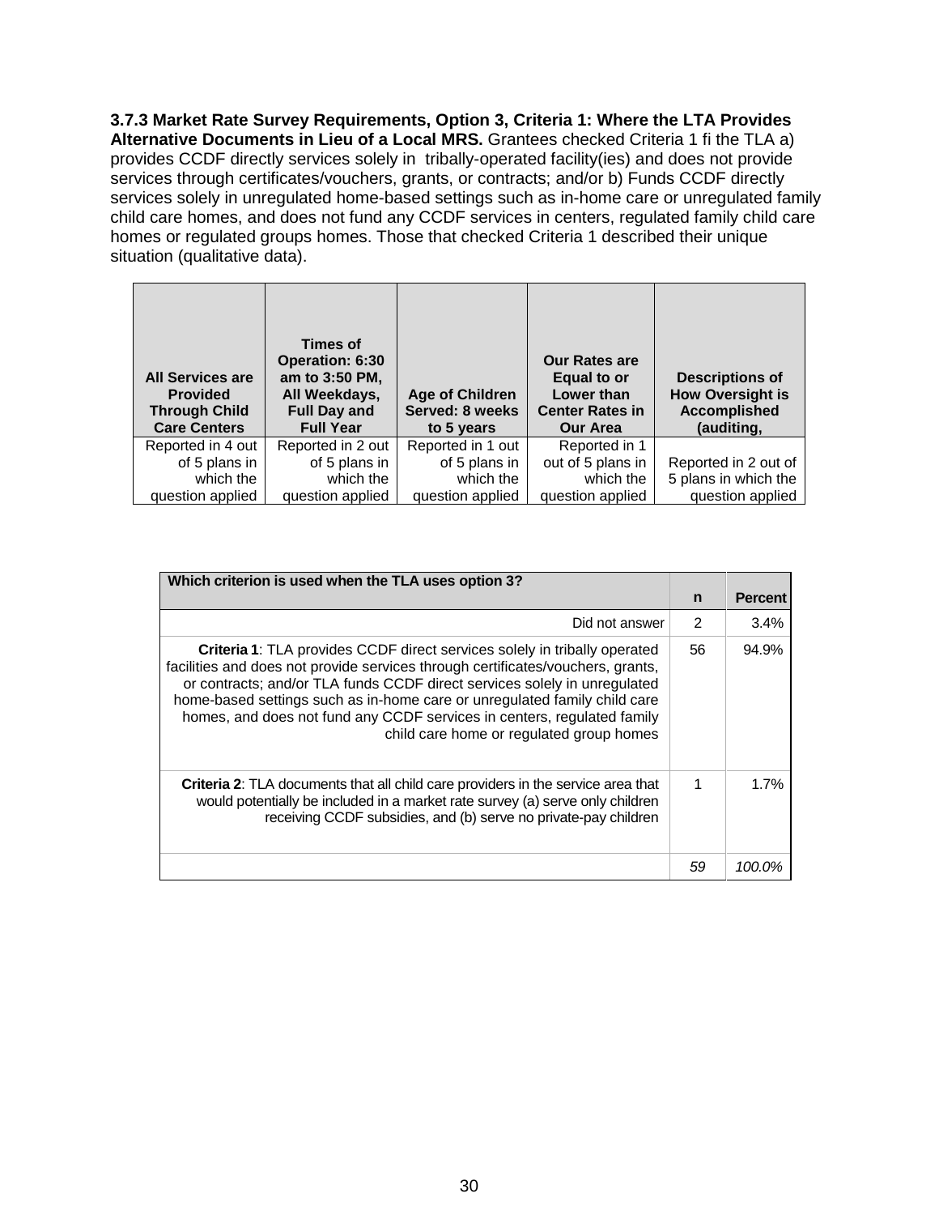**3.7.3 Market Rate Survey Requirements, Option 3, Criteria 1: Where the LTA Provides Alternative Documents in Lieu of a Local MRS.** Grantees checked Criteria 1 fi the TLA a) provides CCDF directly services solely in tribally-operated facility(ies) and does not provide services through certificates/vouchers, grants, or contracts; and/or b) Funds CCDF directly services solely in unregulated home-based settings such as in-home care or unregulated family child care homes, and does not fund any CCDF services in centers, regulated family child care homes or regulated groups homes. Those that checked Criteria 1 described their unique situation (qualitative data).

| All Services are Provided Through Child Care Centers | Times of Operation: 6:30 am to 3:50 PM, All Weekdays, Full Day and Full Year | Age of Children Served: 8 weeks to 5 years | Our Rates are Equal to or Lower than Center Rates in Our Area | Descriptions of How Oversight is Accomplished (auditing, |
|---|---|---|---|---|
| Reported in 4 out of 5 plans in which the question applied | Reported in 2 out of 5 plans in which the question applied | Reported in 1 out of 5 plans in which the question applied | Reported in 1 out of 5 plans in which the question applied | Reported in 2 out of 5 plans in which the question applied |

| Which criterion is used when the TLA uses option 3? | n | Percent |
|---|---|---|
| Did not answer | 2 | 3.4% |
| **Criteria 1**: TLA provides CCDF direct services solely in tribally operated facilities and does not provide services through certificates/vouchers, grants, or contracts; and/or TLA funds CCDF direct services solely in unregulated home-based settings such as in-home care or unregulated family child care homes, and does not fund any CCDF services in centers, regulated family child care home or regulated group homes | 56 | 94.9% |
| **Criteria 2**: TLA documents that all child care providers in the service area that would potentially be included in a market rate survey (a) serve only children receiving CCDF subsidies, and (b) serve no private-pay children | 1 | 1.7% |
| | *59* | *100.0%* |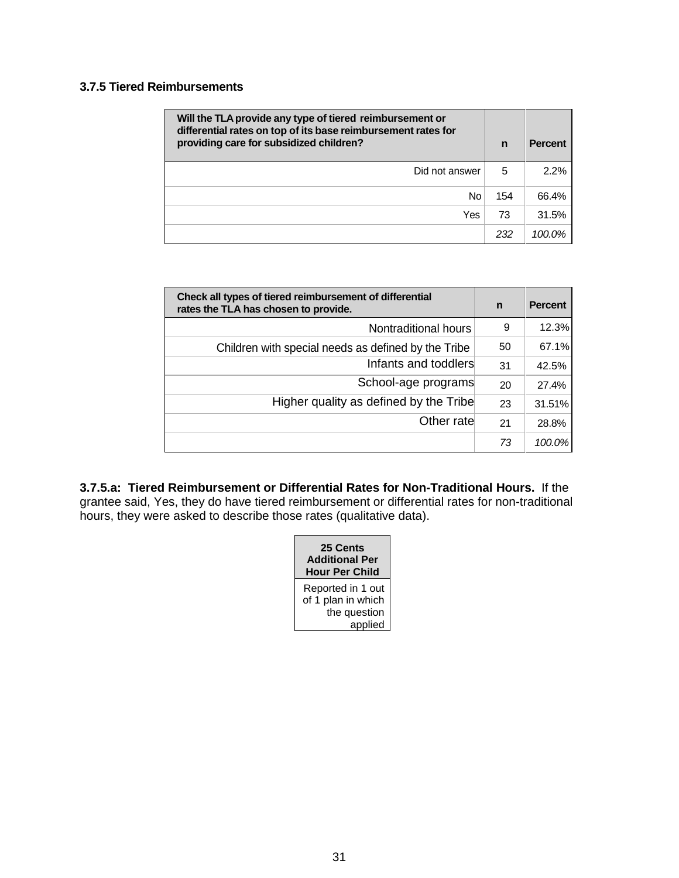### 3.7.5 Tiered Reimbursements

| Will the TLA provide any type of tiered reimbursement or differential rates on top of its base reimbursement rates for providing care for subsidized children? | n | Percent |
|---|---|---|
| Did not answer | 5 | 2.2% |
| No | 154 | 66.4% |
| Yes | 73 | 31.5% |
| | *232* | *100.0%* |

| Check all types of tiered reimbursement of differential rates the TLA has chosen to provide. | n | Percent |
|---|---|---|
| Nontraditional hours | 9 | 12.3% |
| Children with special needs as defined by the Tribe | 50 | 67.1% |
| Infants and toddlers | 31 | 42.5% |
| School-age programs | 20 | 27.4% |
| Higher quality as defined by the Tribe | 23 | 31.51% |
| Other rate | 21 | 28.8% |
| | *73* | *100.0%* |

**3.7.5.a: Tiered Reimbursement or Differential Rates for Non-Traditional Hours.** If the grantee said, Yes, they do have tiered reimbursement or differential rates for non-traditional hours, they were asked to describe those rates (qualitative data).

| 25 Cents Additional Per Hour Per Child |
|---|
| Reported in 1 out of 1 plan in which the question applied |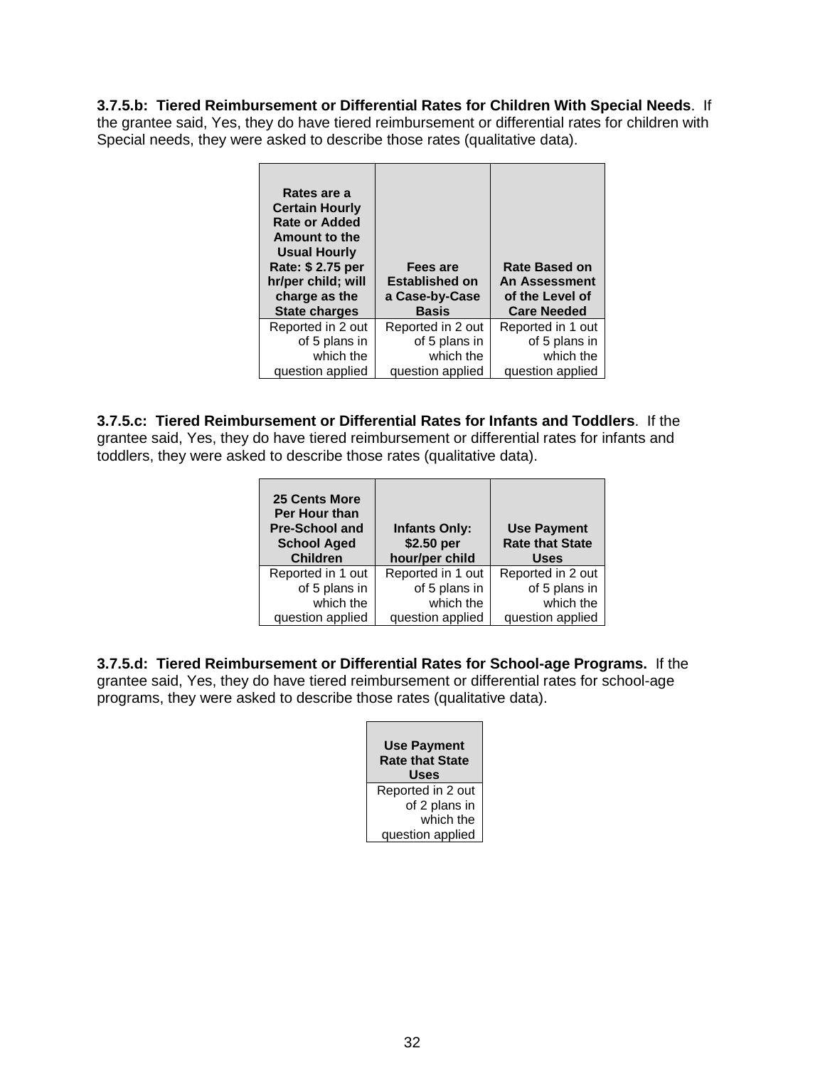**3.7.5.b: Tiered Reimbursement or Differential Rates for Children With Special Needs**. If the grantee said, Yes, they do have tiered reimbursement or differential rates for children with Special needs, they were asked to describe those rates (qualitative data).

| Rates are a Certain Hourly Rate or Added Amount to the Usual Hourly Rate: $ 2.75 per hr/per child; will charge as the State charges | Fees are Established on a Case-by-Case Basis | Rate Based on An Assessment of the Level of Care Needed |
|---|---|---|
| Reported in 2 out of 5 plans in which the question applied | Reported in 2 out of 5 plans in which the question applied | Reported in 1 out of 5 plans in which the question applied |

**3.7.5.c: Tiered Reimbursement or Differential Rates for Infants and Toddlers**. If the grantee said, Yes, they do have tiered reimbursement or differential rates for infants and toddlers, they were asked to describe those rates (qualitative data).

| 25 Cents More Per Hour than Pre-School and School Aged Children | Infants Only: $2.50 per hour/per child | Use Payment Rate that State Uses |
|---|---|---|
| Reported in 1 out of 5 plans in which the question applied | Reported in 1 out of 5 plans in which the question applied | Reported in 2 out of 5 plans in which the question applied |

**3.7.5.d: Tiered Reimbursement or Differential Rates for School-age Programs.** If the grantee said, Yes, they do have tiered reimbursement or differential rates for school-age programs, they were asked to describe those rates (qualitative data).

| Use Payment Rate that State Uses |
|---|
| Reported in 2 out of 2 plans in which the question applied |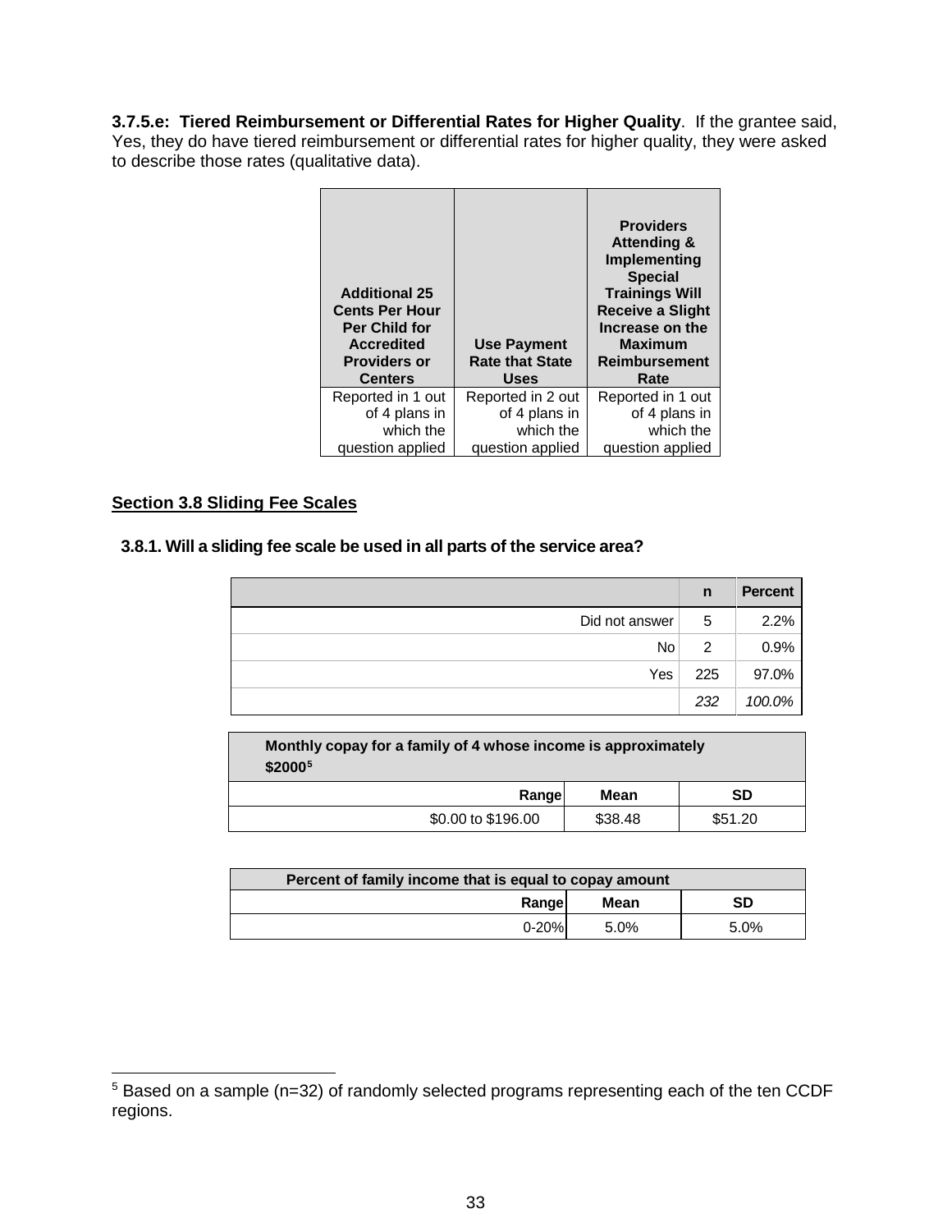**3.7.5.e: Tiered Reimbursement or Differential Rates for Higher Quality**. If the grantee said, Yes, they do have tiered reimbursement or differential rates for higher quality, they were asked to describe those rates (qualitative data).

| Additional 25 Cents Per Hour Per Child for Accredited Providers or Centers | Use Payment Rate that State Uses | Providers Attending & Implementing Special Trainings Will Receive a Slight Increase on the Maximum Reimbursement Rate |
|---|---|---|
| Reported in 1 out of 4 plans in which the question applied | Reported in 2 out of 4 plans in which the question applied | Reported in 1 out of 4 plans in which the question applied |

## Section 3.8 Sliding Fee Scales

### 3.8.1. Will a sliding fee scale be used in all parts of the service area?

| | n | Percent |
|---|---|---|
| Did not answer | 5 | 2.2% |
| No | 2 | 0.9% |
| Yes | 225 | 97.0% |
| | *232* | *100.0%* |

| Monthly copay for a family of 4 whose income is approximately $2000[5] | | |
|---|---|---|
| Range | Mean | SD |
| $0.00 to $196.00 | $38.48 | $51.20 |

| Percent of family income that is equal to copay amount | | |
|---|---|---|
| Range | Mean | SD |
| 0-20% | 5.0% | 5.0% |

[5] Based on a sample (n=32) of randomly selected programs representing each of the ten CCDF regions.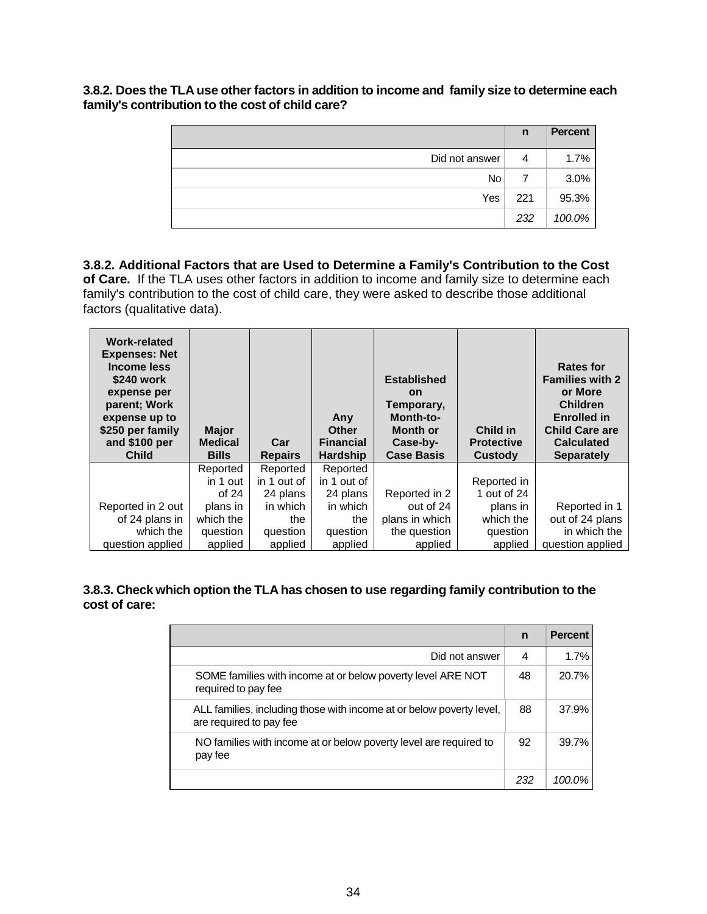**3.8.2. Does the TLA use other factors in addition to income and family size to determine each family's contribution to the cost of child care?**

| | n | Percent |
|---|---|---|
| Did not answer | 4 | 1.7% |
| No | 7 | 3.0% |
| Yes | 221 | 95.3% |
| | *232* | *100.0%* |

**3.8.2. Additional Factors that are Used to Determine a Family's Contribution to the Cost of Care.** If the TLA uses other factors in addition to income and family size to determine each family's contribution to the cost of child care, they were asked to describe those additional factors (qualitative data).

| Work-related Expenses: Net Income less $240 work expense per parent; Work expense up to $250 per family and $100 per Child | Major Medical Bills | Car Repairs | Any Other Financial Hardship | Established on Temporary, Month-to-Month or Case-by-Case Basis | Child in Protective Custody | Rates for Families with 2 or More Children Enrolled in Child Care are Calculated Separately |
|---|---|---|---|---|---|---|
| Reported in 2 out of 24 plans in which the question applied | Reported in 1 out of 24 plans in which the question applied | Reported in 1 out of 24 plans in which the question applied | Reported in 1 out of 24 plans in which the question applied | Reported in 2 out of 24 plans in which the question applied | Reported in 1 out of 24 plans in which the question applied | Reported in 1 out of 24 plans in which the question applied |

**3.8.3. Check which option the TLA has chosen to use regarding family contribution to the cost of care:**

| | n | Percent |
|---|---|---|
| Did not answer | 4 | 1.7% |
| SOME families with income at or below poverty level ARE NOT required to pay fee | 48 | 20.7% |
| ALL families, including those with income at or below poverty level, are required to pay fee | 88 | 37.9% |
| NO families with income at or below poverty level are required to pay fee | 92 | 39.7% |
| | *232* | *100.0%* |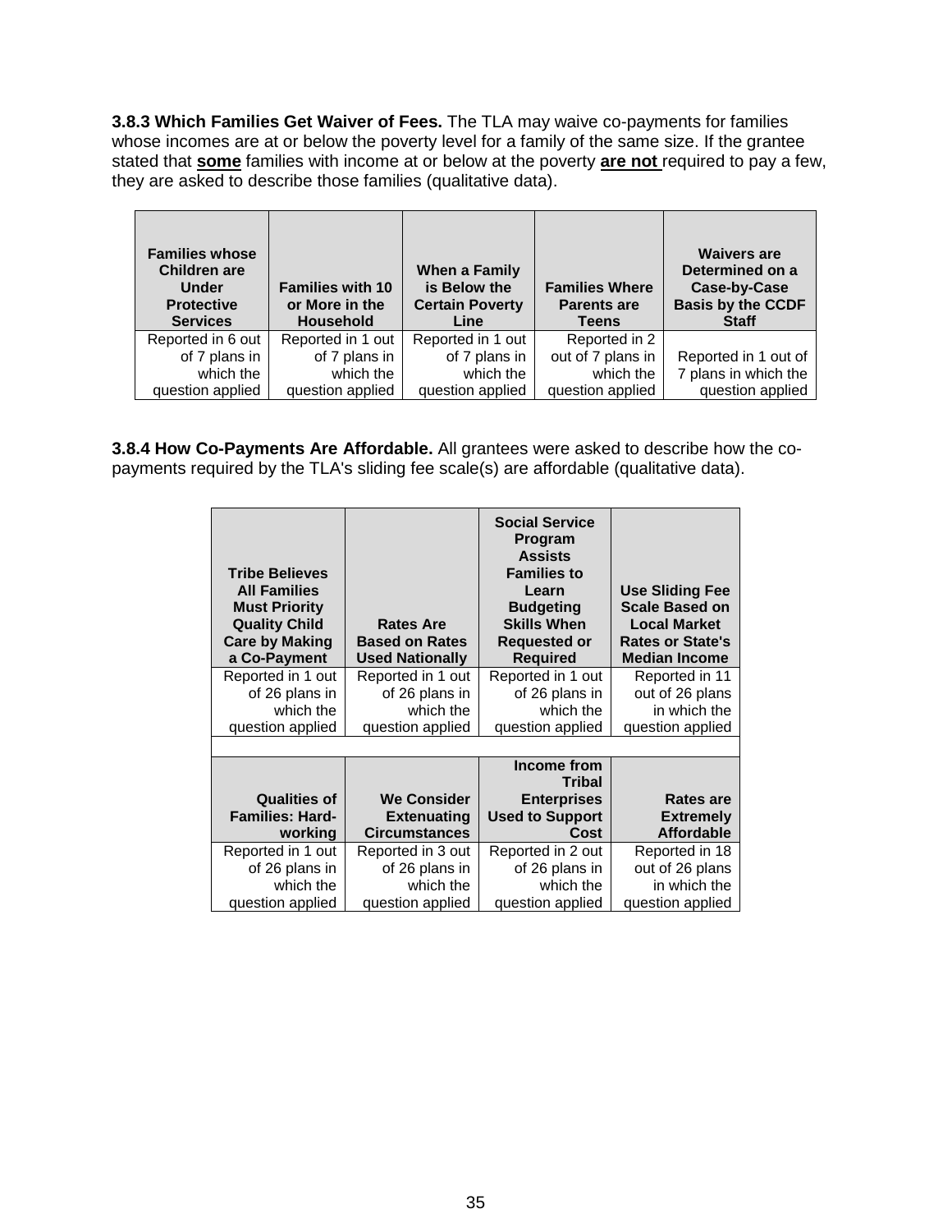**3.8.3 Which Families Get Waiver of Fees.** The TLA may waive co-payments for families whose incomes are at or below the poverty level for a family of the same size. If the grantee stated that **some** families with income at or below at the poverty **are not** required to pay a few, they are asked to describe those families (qualitative data).

| Families whose Children are Under Protective Services | Families with 10 or More in the Household | When a Family is Below the Certain Poverty Line | Families Where Parents are Teens | Waivers are Determined on a Case-by-Case Basis by the CCDF Staff |
|---|---|---|---|---|
| Reported in 6 out of 7 plans in which the question applied | Reported in 1 out of 7 plans in which the question applied | Reported in 1 out of 7 plans in which the question applied | Reported in 2 out of 7 plans in which the question applied | Reported in 1 out of 7 plans in which the question applied |

**3.8.4 How Co-Payments Are Affordable.** All grantees were asked to describe how the co-payments required by the TLA's sliding fee scale(s) are affordable (qualitative data).

| Tribe Believes All Families Must Priority Quality Child Care by Making a Co-Payment | Rates Are Based on Rates Used Nationally | Social Service Program Assists Families to Learn Budgeting Skills When Requested or Required | Use Sliding Fee Scale Based on Local Market Rates or State's Median Income |
|---|---|---|---|
| Reported in 1 out of 26 plans in which the question applied | Reported in 1 out of 26 plans in which the question applied | Reported in 1 out of 26 plans in which the question applied | Reported in 11 out of 26 plans in which the question applied |
| | | | |
| **Qualities of Families: Hard-working** | **We Consider Extenuating Circumstances** | **Income from Tribal Enterprises Used to Support Cost** | **Rates are Extremely Affordable** |
| Reported in 1 out of 26 plans in which the question applied | Reported in 3 out of 26 plans in which the question applied | Reported in 2 out of 26 plans in which the question applied | Reported in 18 out of 26 plans in which the question applied |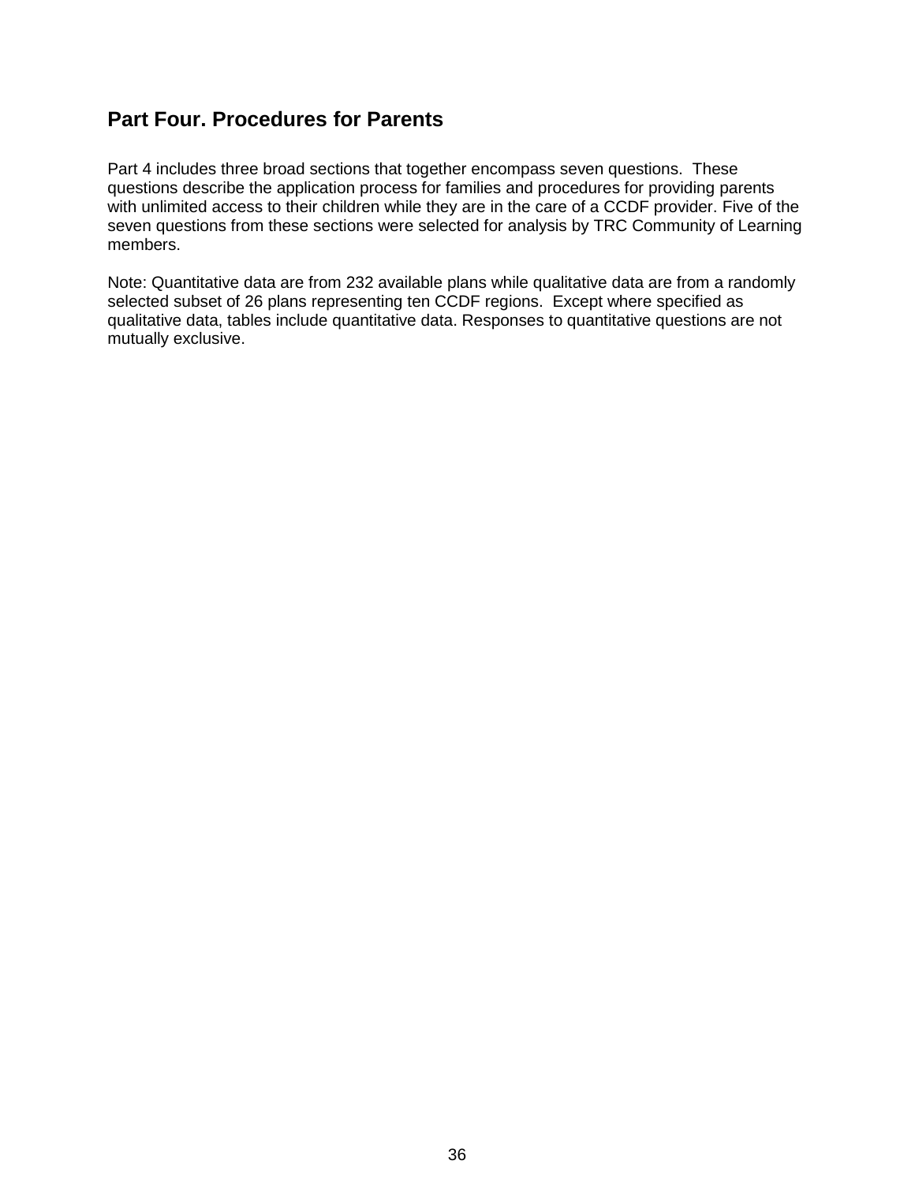## Part Four. Procedures for Parents

Part 4 includes three broad sections that together encompass seven questions. These questions describe the application process for families and procedures for providing parents with unlimited access to their children while they are in the care of a CCDF provider. Five of the seven questions from these sections were selected for analysis by TRC Community of Learning members.

Note: Quantitative data are from 232 available plans while qualitative data are from a randomly selected subset of 26 plans representing ten CCDF regions. Except where specified as qualitative data, tables include quantitative data. Responses to quantitative questions are not mutually exclusive.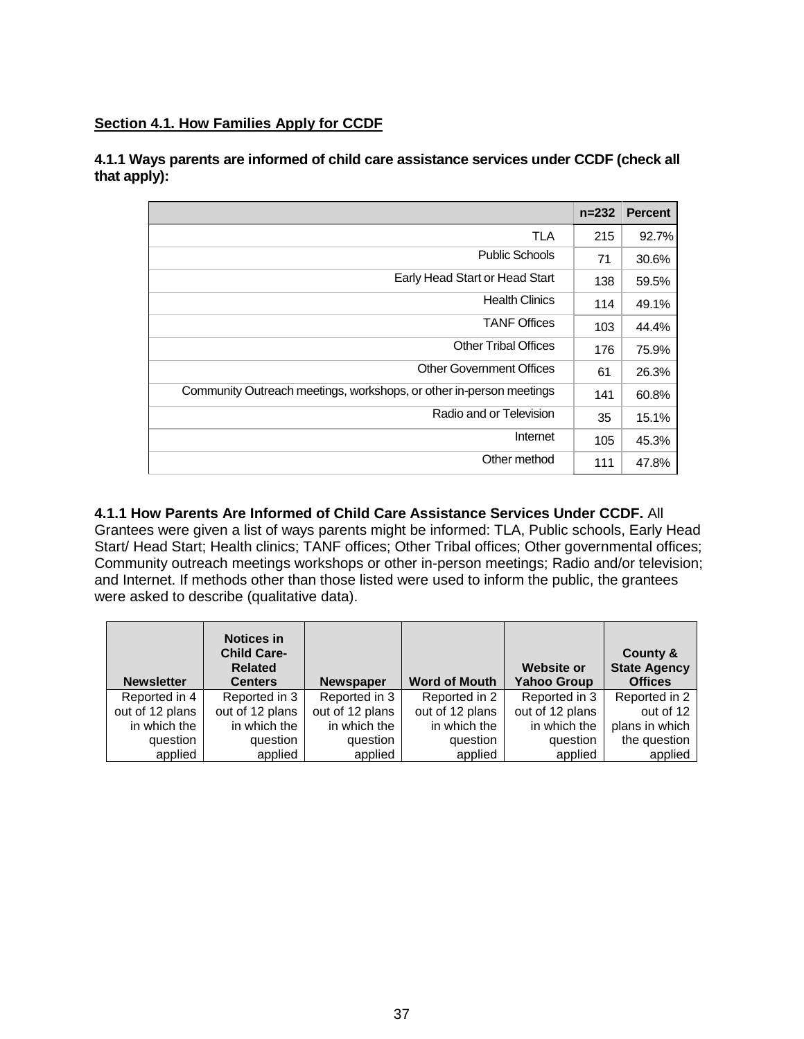## Section 4.1. How Families Apply for CCDF

**4.1.1 Ways parents are informed of child care assistance services under CCDF (check all that apply):**

| | n=232 | Percent |
|---|---|---|
| TLA | 215 | 92.7% |
| Public Schools | 71 | 30.6% |
| Early Head Start or Head Start | 138 | 59.5% |
| Health Clinics | 114 | 49.1% |
| TANF Offices | 103 | 44.4% |
| Other Tribal Offices | 176 | 75.9% |
| Other Government Offices | 61 | 26.3% |
| Community Outreach meetings, workshops, or other in-person meetings | 141 | 60.8% |
| Radio and or Television | 35 | 15.1% |
| Internet | 105 | 45.3% |
| Other method | 111 | 47.8% |

**4.1.1 How Parents Are Informed of Child Care Assistance Services Under CCDF.** All Grantees were given a list of ways parents might be informed: TLA, Public schools, Early Head Start/ Head Start; Health clinics; TANF offices; Other Tribal offices; Other governmental offices; Community outreach meetings workshops or other in-person meetings; Radio and/or television; and Internet. If methods other than those listed were used to inform the public, the grantees were asked to describe (qualitative data).

| Newsletter | Notices in Child Care-Related Centers | Newspaper | Word of Mouth | Website or Yahoo Group | County & State Agency Offices |
|---|---|---|---|---|---|
| Reported in 4 out of 12 plans in which the question applied | Reported in 3 out of 12 plans in which the question applied | Reported in 3 out of 12 plans in which the question applied | Reported in 2 out of 12 plans in which the question applied | Reported in 3 out of 12 plans in which the question applied | Reported in 2 out of 12 plans in which the question applied |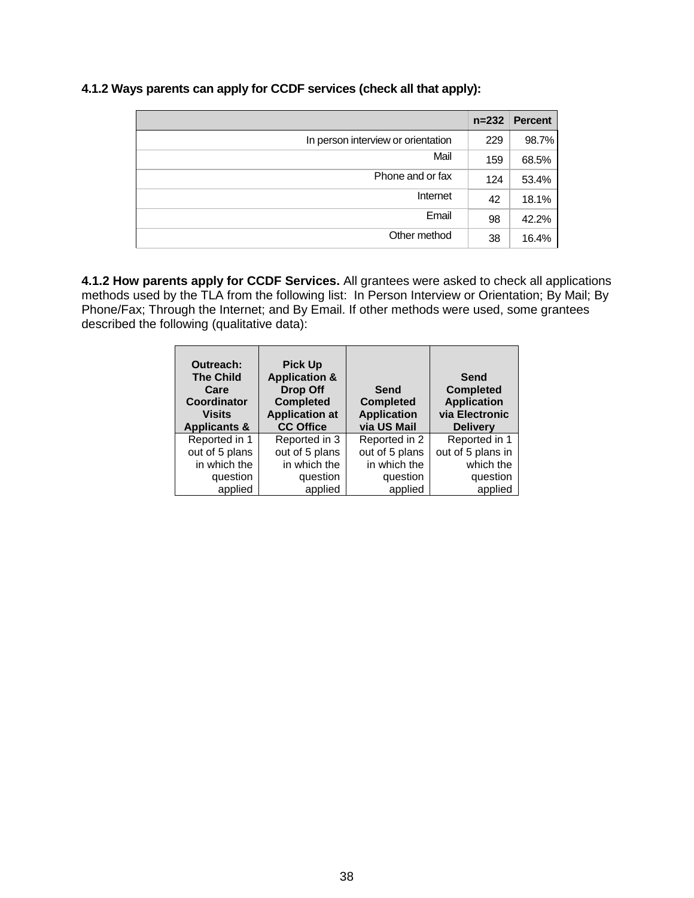### 4.1.2 Ways parents can apply for CCDF services (check all that apply):

| | n=232 | Percent |
|---|---|---|
| In person interview or orientation | 229 | 98.7% |
| Mail | 159 | 68.5% |
| Phone and or fax | 124 | 53.4% |
| Internet | 42 | 18.1% |
| Email | 98 | 42.2% |
| Other method | 38 | 16.4% |

**4.1.2 How parents apply for CCDF Services.** All grantees were asked to check all applications methods used by the TLA from the following list: In Person Interview or Orientation; By Mail; By Phone/Fax; Through the Internet; and By Email. If other methods were used, some grantees described the following (qualitative data):

| Outreach: The Child Care Coordinator Visits Applicants & | Pick Up Application & Drop Off Completed Application at CC Office | Send Completed Application via US Mail | Send Completed Application via Electronic Delivery |
|---|---|---|---|
| Reported in 1 out of 5 plans in which the question applied | Reported in 3 out of 5 plans in which the question applied | Reported in 2 out of 5 plans in which the question applied | Reported in 1 out of 5 plans in which the question applied |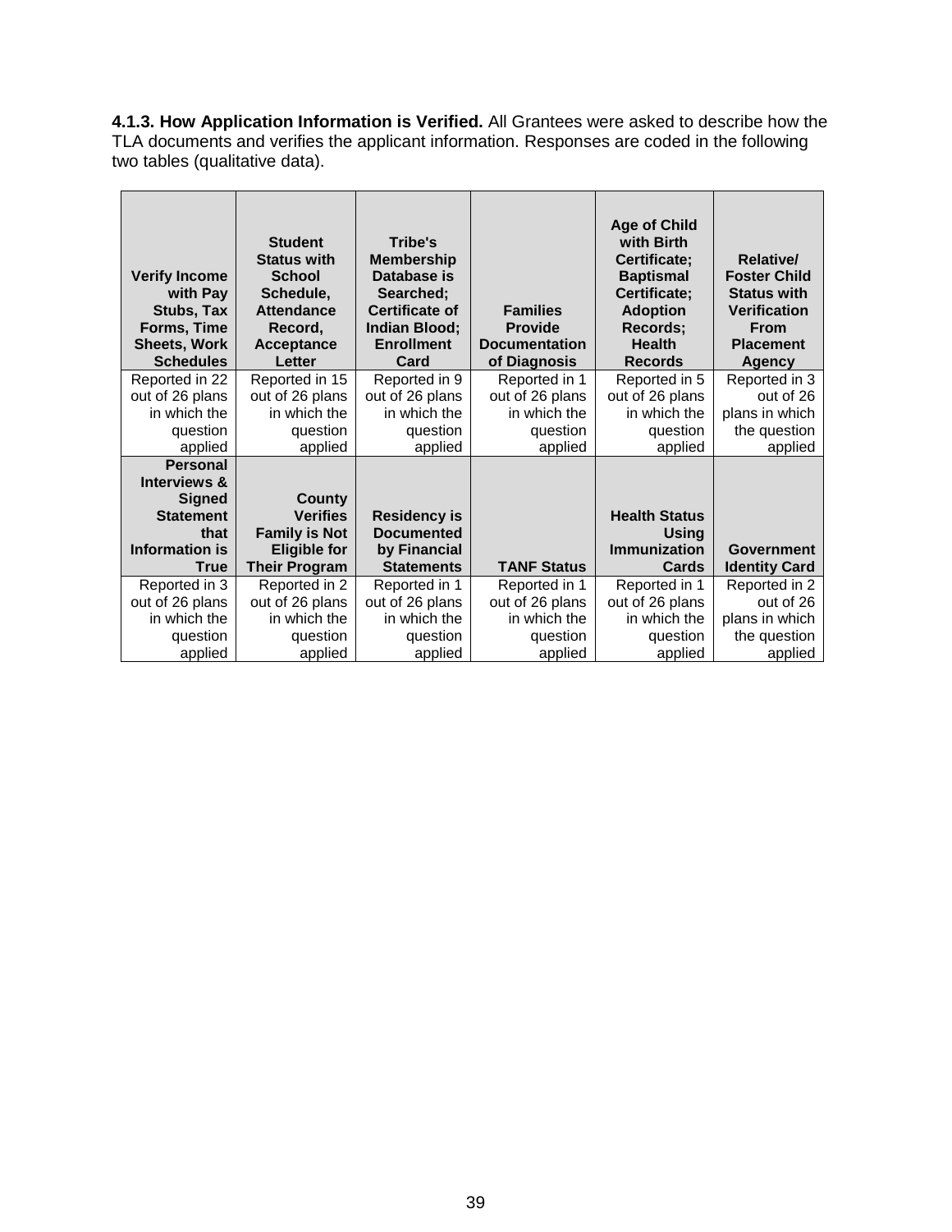**4.1.3. How Application Information is Verified.** All Grantees were asked to describe how the TLA documents and verifies the applicant information. Responses are coded in the following two tables (qualitative data).

| Verify Income with Pay Stubs, Tax Forms, Time Sheets, Work Schedules | Student Status with School Schedule, Attendance Record, Acceptance Letter | Tribe's Membership Database is Searched; Certificate of Indian Blood; Enrollment Card | Families Provide Documentation of Diagnosis | Age of Child with Birth Certificate; Baptismal Certificate; Adoption Records; Health Records | Relative/ Foster Child Status with Verification From Placement Agency |
|---|---|---|---|---|---|
| Reported in 22 out of 26 plans in which the question applied | Reported in 15 out of 26 plans in which the question applied | Reported in 9 out of 26 plans in which the question applied | Reported in 1 out of 26 plans in which the question applied | Reported in 5 out of 26 plans in which the question applied | Reported in 3 out of 26 plans in which the question applied |

| Personal Interviews & Signed Statement that Information is True | County Verifies Family is Not Eligible for Their Program | Residency is Documented by Financial Statements | TANF Status | Health Status Using Immunization Cards | Government Identity Card |
|---|---|---|---|---|---|
| Reported in 3 out of 26 plans in which the question applied | Reported in 2 out of 26 plans in which the question applied | Reported in 1 out of 26 plans in which the question applied | Reported in 1 out of 26 plans in which the question applied | Reported in 1 out of 26 plans in which the question applied | Reported in 2 out of 26 plans in which the question applied |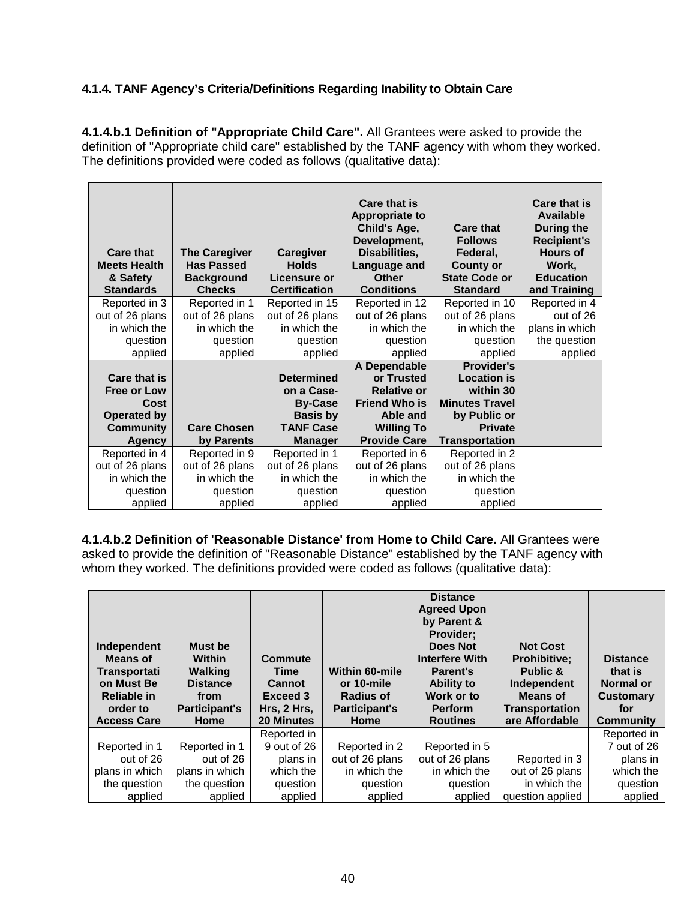### 4.1.4. TANF Agency's Criteria/Definitions Regarding Inability to Obtain Care

**4.1.4.b.1 Definition of "Appropriate Child Care".** All Grantees were asked to provide the definition of "Appropriate child care" established by the TANF agency with whom they worked. The definitions provided were coded as follows (qualitative data):

| Care that Meets Health & Safety Standards | The Caregiver Has Passed Background Checks | Caregiver Holds Licensure or Certification | Care that is Appropriate to Child's Age, Development, Disabilities, Language and Other Conditions | Care that Follows Federal, County or State Code or Standard | Care that is Available During the Recipient's Hours of Work, Education and Training |
|---|---|---|---|---|---|
| Reported in 3 out of 26 plans in which the question applied | Reported in 1 out of 26 plans in which the question applied | Reported in 15 out of 26 plans in which the question applied | Reported in 12 out of 26 plans in which the question applied | Reported in 10 out of 26 plans in which the question applied | Reported in 4 out of 26 plans in which the question applied |
| **Care that is Free or Low Cost Operated by Community Agency** | **Care Chosen by Parents** | **Determined on a Case-By-Case Basis by TANF Case Manager** | **A Dependable or Trusted Relative or Friend Who is Able and Willing To Provide Care** | **Provider's Location is within 30 Minutes Travel by Public or Private Transportation** | |
| Reported in 4 out of 26 plans in which the question applied | Reported in 9 out of 26 plans in which the question applied | Reported in 1 out of 26 plans in which the question applied | Reported in 6 out of 26 plans in which the question applied | Reported in 2 out of 26 plans in which the question applied | |

**4.1.4.b.2 Definition of 'Reasonable Distance' from Home to Child Care.** All Grantees were asked to provide the definition of "Reasonable Distance" established by the TANF agency with whom they worked. The definitions provided were coded as follows (qualitative data):

| Independent Means of Transportation Must Be Reliable in order to Access Care | Must be Within Walking Distance from Participant's Home | Commute Time Cannot Exceed 3 Hrs, 2 Hrs, 20 Minutes | Within 60-mile or 10-mile Radius of Participant's Home | Distance Agreed Upon by Parent & Provider; Does Not Interfere With Parent's Ability to Work or to Perform Routines | Not Cost Prohibitive; Public & Independent Means of Transportation are Affordable | Distance that is Normal or Customary for Community |
|---|---|---|---|---|---|---|
| Reported in 1 out of 26 plans in which the question applied | Reported in 1 out of 26 plans in which the question applied | Reported in 9 out of 26 plans in which the question applied | Reported in 2 out of 26 plans in which the question applied | Reported in 5 out of 26 plans in which the question applied | Reported in 3 out of 26 plans in which the question applied | Reported in 7 out of 26 plans in which the question applied |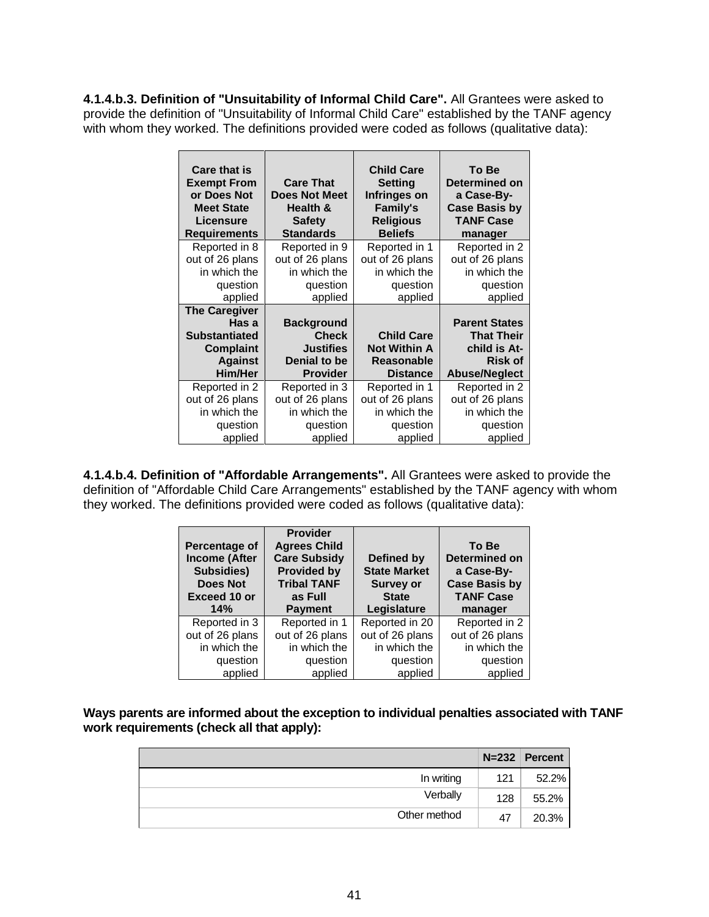**4.1.4.b.3. Definition of "Unsuitability of Informal Child Care".** All Grantees were asked to provide the definition of "Unsuitability of Informal Child Care" established by the TANF agency with whom they worked. The definitions provided were coded as follows (qualitative data):

| Care that is Exempt From or Does Not Meet State Licensure Requirements | Care That Does Not Meet Health & Safety Standards | Child Care Setting Infringes on Family's Religious Beliefs | To Be Determined on a Case-By-Case Basis by TANF Case manager |
|---|---|---|---|
| Reported in 8 out of 26 plans in which the question applied | Reported in 9 out of 26 plans in which the question applied | Reported in 1 out of 26 plans in which the question applied | Reported in 2 out of 26 plans in which the question applied |
| **The Caregiver Has a Substantiated Complaint Against Him/Her** | **Background Check Justifies Denial to be Provider** | **Child Care Not Within A Reasonable Distance** | **Parent States That Their child is At-Risk of Abuse/Neglect** |
| Reported in 2 out of 26 plans in which the question applied | Reported in 3 out of 26 plans in which the question applied | Reported in 1 out of 26 plans in which the question applied | Reported in 2 out of 26 plans in which the question applied |

**4.1.4.b.4. Definition of "Affordable Arrangements".** All Grantees were asked to provide the definition of "Affordable Child Care Arrangements" established by the TANF agency with whom they worked. The definitions provided were coded as follows (qualitative data):

| Percentage of Income (After Subsidies) Does Not Exceed 10 or 14% | Provider Agrees Child Care Subsidy Provided by Tribal TANF as Full Payment | Defined by State Market Survey or State Legislature | To Be Determined on a Case-By-Case Basis by TANF Case manager |
|---|---|---|---|
| Reported in 3 out of 26 plans in which the question applied | Reported in 1 out of 26 plans in which the question applied | Reported in 20 out of 26 plans in which the question applied | Reported in 2 out of 26 plans in which the question applied |

**Ways parents are informed about the exception to individual penalties associated with TANF work requirements (check all that apply):**

| | N=232 | Percent |
|---|---|---|
| In writing | 121 | 52.2% |
| Verbally | 128 | 55.2% |
| Other method | 47 | 20.3% |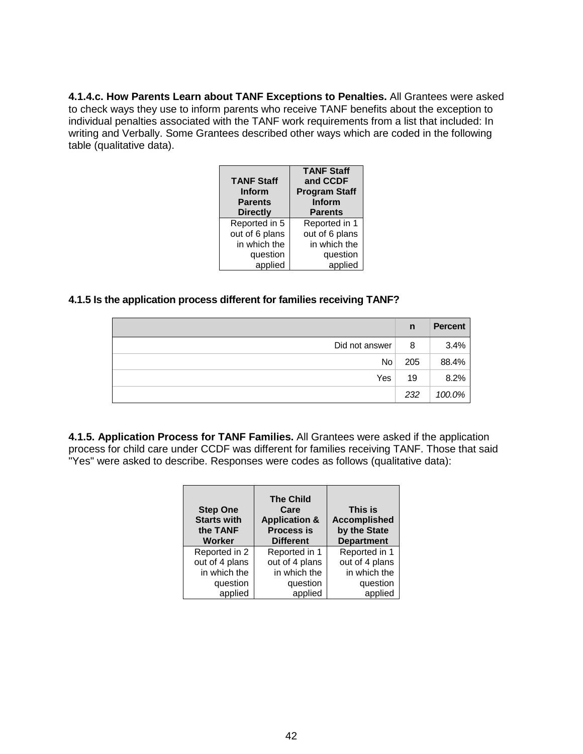**4.1.4.c. How Parents Learn about TANF Exceptions to Penalties.** All Grantees were asked to check ways they use to inform parents who receive TANF benefits about the exception to individual penalties associated with the TANF work requirements from a list that included: In writing and Verbally. Some Grantees described other ways which are coded in the following table (qualitative data).

| TANF Staff Inform Parents Directly | TANF Staff and CCDF Program Staff Inform Parents |
|---|---|
| Reported in 5 out of 6 plans in which the question applied | Reported in 1 out of 6 plans in which the question applied |

**4.1.5 Is the application process different for families receiving TANF?**

| | n | Percent |
|---|---|---|
| Did not answer | 8 | 3.4% |
| No | 205 | 88.4% |
| Yes | 19 | 8.2% |
| | *232* | *100.0%* |

**4.1.5. Application Process for TANF Families.** All Grantees were asked if the application process for child care under CCDF was different for families receiving TANF. Those that said "Yes" were asked to describe. Responses were codes as follows (qualitative data):

| Step One Starts with the TANF Worker | The Child Care Application & Process is Different | This is Accomplished by the State Department |
|---|---|---|
| Reported in 2 out of 4 plans in which the question applied | Reported in 1 out of 4 plans in which the question applied | Reported in 1 out of 4 plans in which the question applied |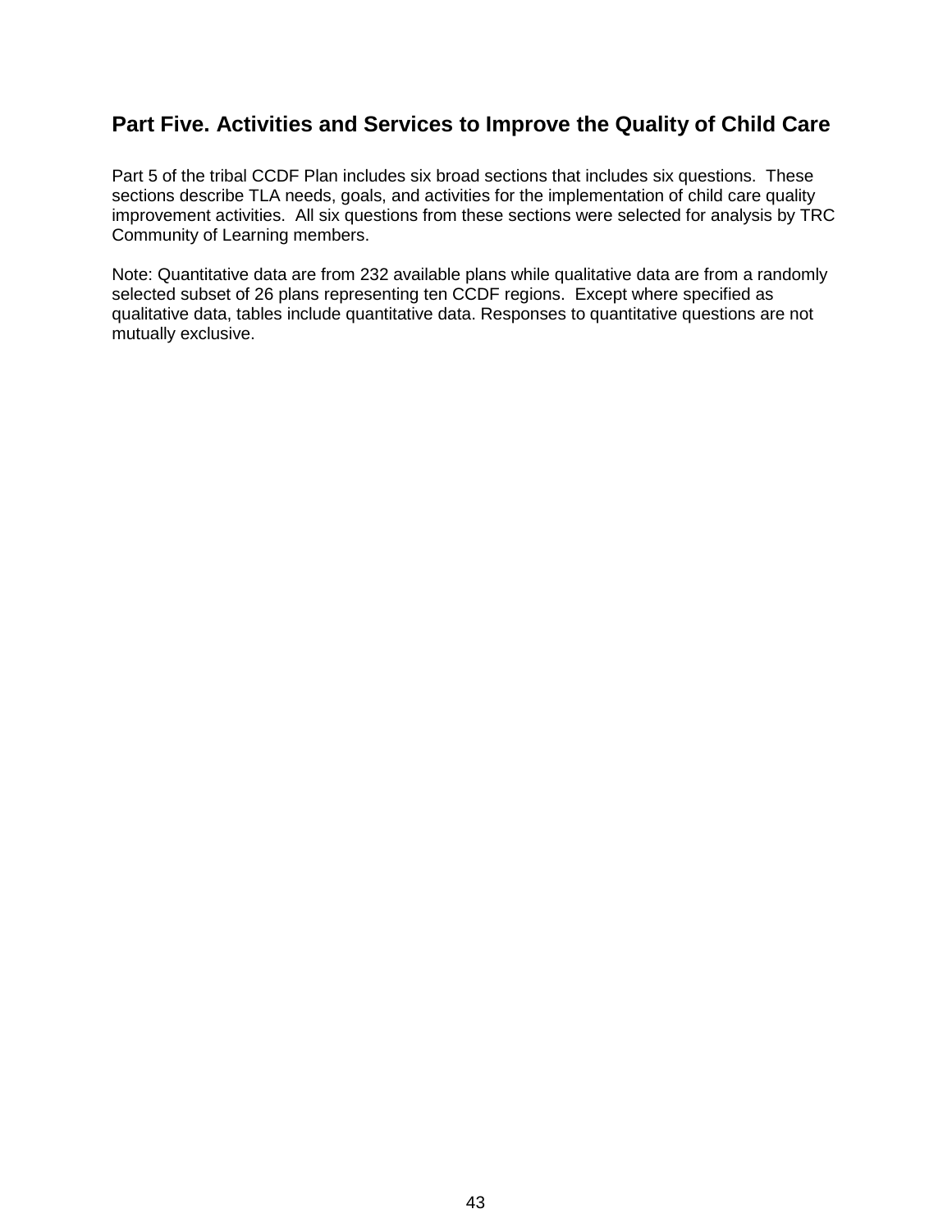## Part Five. Activities and Services to Improve the Quality of Child Care

Part 5 of the tribal CCDF Plan includes six broad sections that includes six questions. These sections describe TLA needs, goals, and activities for the implementation of child care quality improvement activities. All six questions from these sections were selected for analysis by TRC Community of Learning members.

Note: Quantitative data are from 232 available plans while qualitative data are from a randomly selected subset of 26 plans representing ten CCDF regions. Except where specified as qualitative data, tables include quantitative data. Responses to quantitative questions are not mutually exclusive.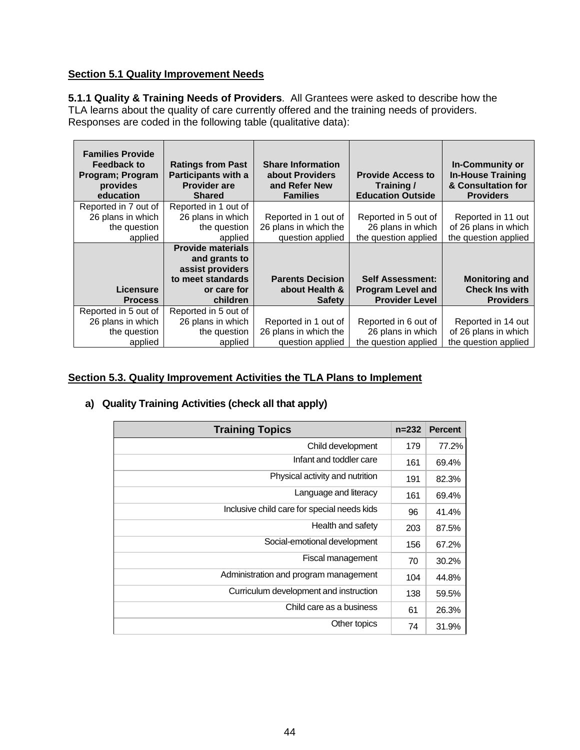## Section 5.1 Quality Improvement Needs

**5.1.1 Quality & Training Needs of Providers**. All Grantees were asked to describe how the TLA learns about the quality of care currently offered and the training needs of providers. Responses are coded in the following table (qualitative data):

| Families Provide Feedback to Program; Program provides education | Ratings from Past Participants with a Provider are Shared | Share Information about Providers and Refer New Families | Provide Access to Training / Education Outside | In-Community or In-House Training & Consultation for Providers |
|---|---|---|---|---|
| Reported in 7 out of 26 plans in which the question applied | Reported in 1 out of 26 plans in which the question applied | Reported in 1 out of 26 plans in which the question applied | Reported in 5 out of 26 plans in which the question applied | Reported in 11 out of 26 plans in which the question applied |
| **Licensure Process** | **Provide materials and grants to assist providers to meet standards or care for children** | **Parents Decision about Health & Safety** | **Self Assessment: Program Level and Provider Level** | **Monitoring and Check Ins with Providers** |
| Reported in 5 out of 26 plans in which the question applied | Reported in 5 out of 26 plans in which the question applied | Reported in 1 out of 26 plans in which the question applied | Reported in 6 out of 26 plans in which the question applied | Reported in 14 out of 26 plans in which the question applied |

## Section 5.3. Quality Improvement Activities the TLA Plans to Implement

### a) Quality Training Activities (check all that apply)

| Training Topics | n=232 | Percent |
|---|---|---|
| Child development | 179 | 77.2% |
| Infant and toddler care | 161 | 69.4% |
| Physical activity and nutrition | 191 | 82.3% |
| Language and literacy | 161 | 69.4% |
| Inclusive child care for special needs kids | 96 | 41.4% |
| Health and safety | 203 | 87.5% |
| Social-emotional development | 156 | 67.2% |
| Fiscal management | 70 | 30.2% |
| Administration and program management | 104 | 44.8% |
| Curriculum development and instruction | 138 | 59.5% |
| Child care as a business | 61 | 26.3% |
| Other topics | 74 | 31.9% |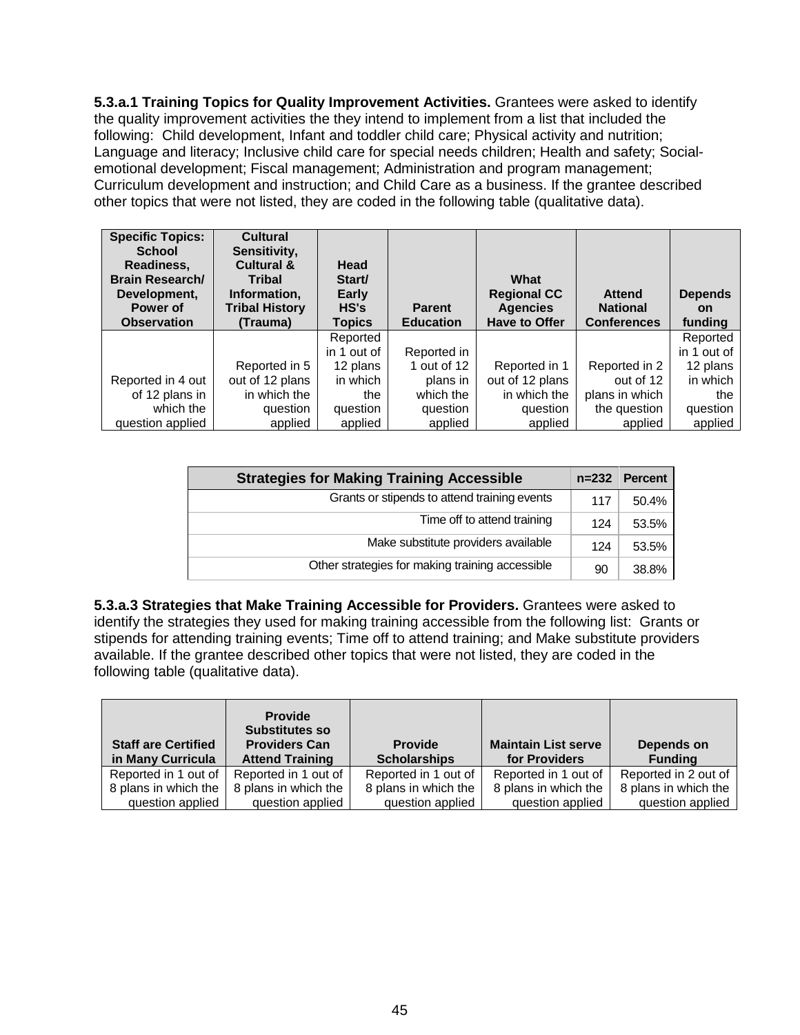**5.3.a.1 Training Topics for Quality Improvement Activities.** Grantees were asked to identify the quality improvement activities the they intend to implement from a list that included the following: Child development, Infant and toddler child care; Physical activity and nutrition; Language and literacy; Inclusive child care for special needs children; Health and safety; Social-emotional development; Fiscal management; Administration and program management; Curriculum development and instruction; and Child Care as a business. If the grantee described other topics that were not listed, they are coded in the following table (qualitative data).

| Specific Topics: School Readiness, Brain Research/ Development, Power of Observation | Cultural Sensitivity, Cultural & Tribal Information, Tribal History (Trauma) | Head Start/ Early HS's Topics | Parent Education | What Regional CC Agencies Have to Offer | Attend National Conferences | Depends on funding |
|---|---|---|---|---|---|---|
| Reported in 4 out of 12 plans in which the question applied | Reported in 5 out of 12 plans in which the question applied | Reported in 1 out of 12 plans in which the question applied | Reported in 1 out of 12 plans in which the question applied | Reported in 1 out of 12 plans in which the question applied | Reported in 2 out of 12 plans in which the question applied | Reported in 1 out of 12 plans in which the question applied |

| Strategies for Making Training Accessible | n=232 | Percent |
|---|---|---|
| Grants or stipends to attend training events | 117 | 50.4% |
| Time off to attend training | 124 | 53.5% |
| Make substitute providers available | 124 | 53.5% |
| Other strategies for making training accessible | 90 | 38.8% |

**5.3.a.3 Strategies that Make Training Accessible for Providers.** Grantees were asked to identify the strategies they used for making training accessible from the following list: Grants or stipends for attending training events; Time off to attend training; and Make substitute providers available. If the grantee described other topics that were not listed, they are coded in the following table (qualitative data).

| Staff are Certified in Many Curricula | Provide Substitutes so Providers Can Attend Training | Provide Scholarships | Maintain List serve for Providers | Depends on Funding |
|---|---|---|---|---|
| Reported in 1 out of 8 plans in which the question applied | Reported in 1 out of 8 plans in which the question applied | Reported in 1 out of 8 plans in which the question applied | Reported in 1 out of 8 plans in which the question applied | Reported in 2 out of 8 plans in which the question applied |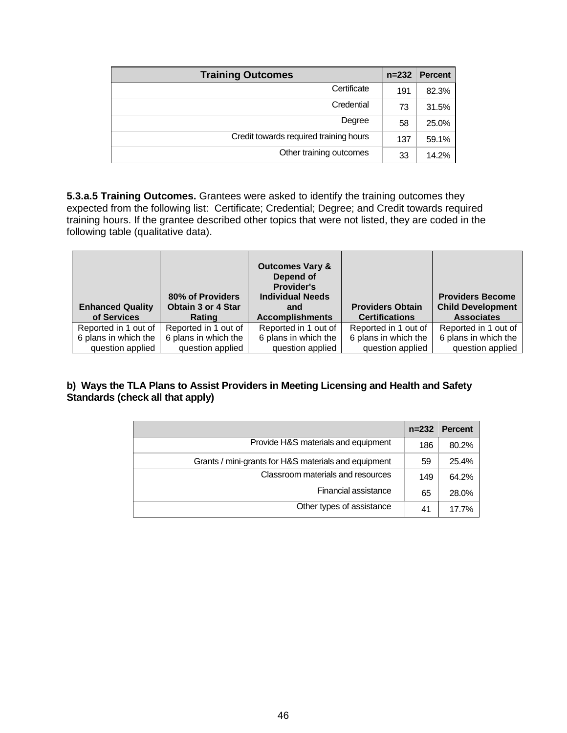| Training Outcomes | n=232 | Percent |
| --- | --- | --- |
| Certificate | 191 | 82.3% |
| Credential | 73 | 31.5% |
| Degree | 58 | 25.0% |
| Credit towards required training hours | 137 | 59.1% |
| Other training outcomes | 33 | 14.2% |

**5.3.a.5 Training Outcomes.** Grantees were asked to identify the training outcomes they expected from the following list: Certificate; Credential; Degree; and Credit towards required training hours. If the grantee described other topics that were not listed, they are coded in the following table (qualitative data).

| Enhanced Quality of Services | 80% of Providers Obtain 3 or 4 Star Rating | Outcomes Vary & Depend of Provider's Individual Needs and Accomplishments | Providers Obtain Certifications | Providers Become Child Development Associates |
| --- | --- | --- | --- | --- |
| Reported in 1 out of 6 plans in which the question applied | Reported in 1 out of 6 plans in which the question applied | Reported in 1 out of 6 plans in which the question applied | Reported in 1 out of 6 plans in which the question applied | Reported in 1 out of 6 plans in which the question applied |

**b) Ways the TLA Plans to Assist Providers in Meeting Licensing and Health and Safety Standards (check all that apply)**

| | n=232 | Percent |
| --- | --- | --- |
| Provide H&S materials and equipment | 186 | 80.2% |
| Grants / mini-grants for H&S materials and equipment | 59 | 25.4% |
| Classroom materials and resources | 149 | 64.2% |
| Financial assistance | 65 | 28.0% |
| Other types of assistance | 41 | 17.7% |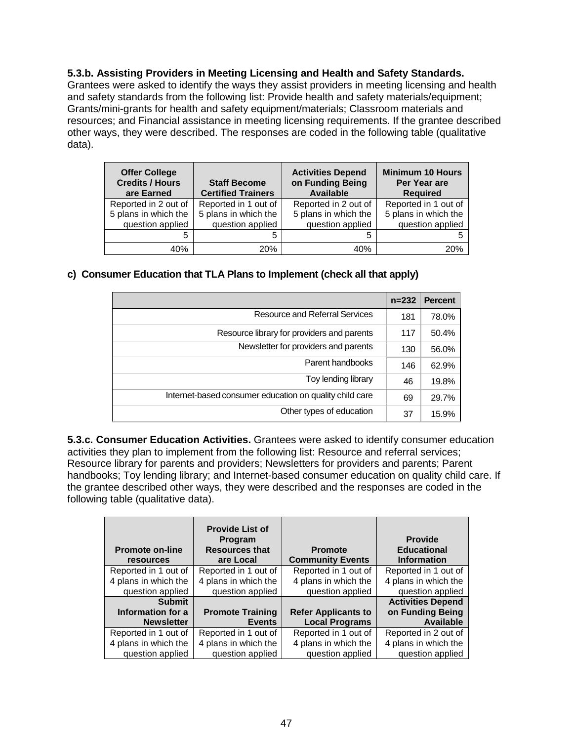**5.3.b. Assisting Providers in Meeting Licensing and Health and Safety Standards.** Grantees were asked to identify the ways they assist providers in meeting licensing and health and safety standards from the following list: Provide health and safety materials/equipment; Grants/mini-grants for health and safety equipment/materials; Classroom materials and resources; and Financial assistance in meeting licensing requirements. If the grantee described other ways, they were described. The responses are coded in the following table (qualitative data).

| Offer College Credits / Hours are Earned | Staff Become Certified Trainers | Activities Depend on Funding Being Available | Minimum 10 Hours Per Year are Required |
|---|---|---|---|
| Reported in 2 out of 5 plans in which the question applied | Reported in 1 out of 5 plans in which the question applied | Reported in 2 out of 5 plans in which the question applied | Reported in 1 out of 5 plans in which the question applied |
| 5 | 5 | 5 | 5 |
| 40% | 20% | 40% | 20% |

**c) Consumer Education that TLA Plans to Implement (check all that apply)**

| | n=232 | Percent |
|---|---|---|
| Resource and Referral Services | 181 | 78.0% |
| Resource library for providers and parents | 117 | 50.4% |
| Newsletter for providers and parents | 130 | 56.0% |
| Parent handbooks | 146 | 62.9% |
| Toy lending library | 46 | 19.8% |
| Internet-based consumer education on quality child care | 69 | 29.7% |
| Other types of education | 37 | 15.9% |

**5.3.c. Consumer Education Activities.** Grantees were asked to identify consumer education activities they plan to implement from the following list: Resource and referral services; Resource library for parents and providers; Newsletters for providers and parents; Parent handbooks; Toy lending library; and Internet-based consumer education on quality child care. If the grantee described other ways, they were described and the responses are coded in the following table (qualitative data).

| Promote on-line resources | Provide List of Program Resources that are Local | Promote Community Events | Provide Educational Information |
|---|---|---|---|
| Reported in 1 out of 4 plans in which the question applied | Reported in 1 out of 4 plans in which the question applied | Reported in 1 out of 4 plans in which the question applied | Reported in 1 out of 4 plans in which the question applied |
| **Submit Information for a Newsletter** | **Promote Training Events** | **Refer Applicants to Local Programs** | **Activities Depend on Funding Being Available** |
| Reported in 1 out of 4 plans in which the question applied | Reported in 1 out of 4 plans in which the question applied | Reported in 1 out of 4 plans in which the question applied | Reported in 2 out of 4 plans in which the question applied |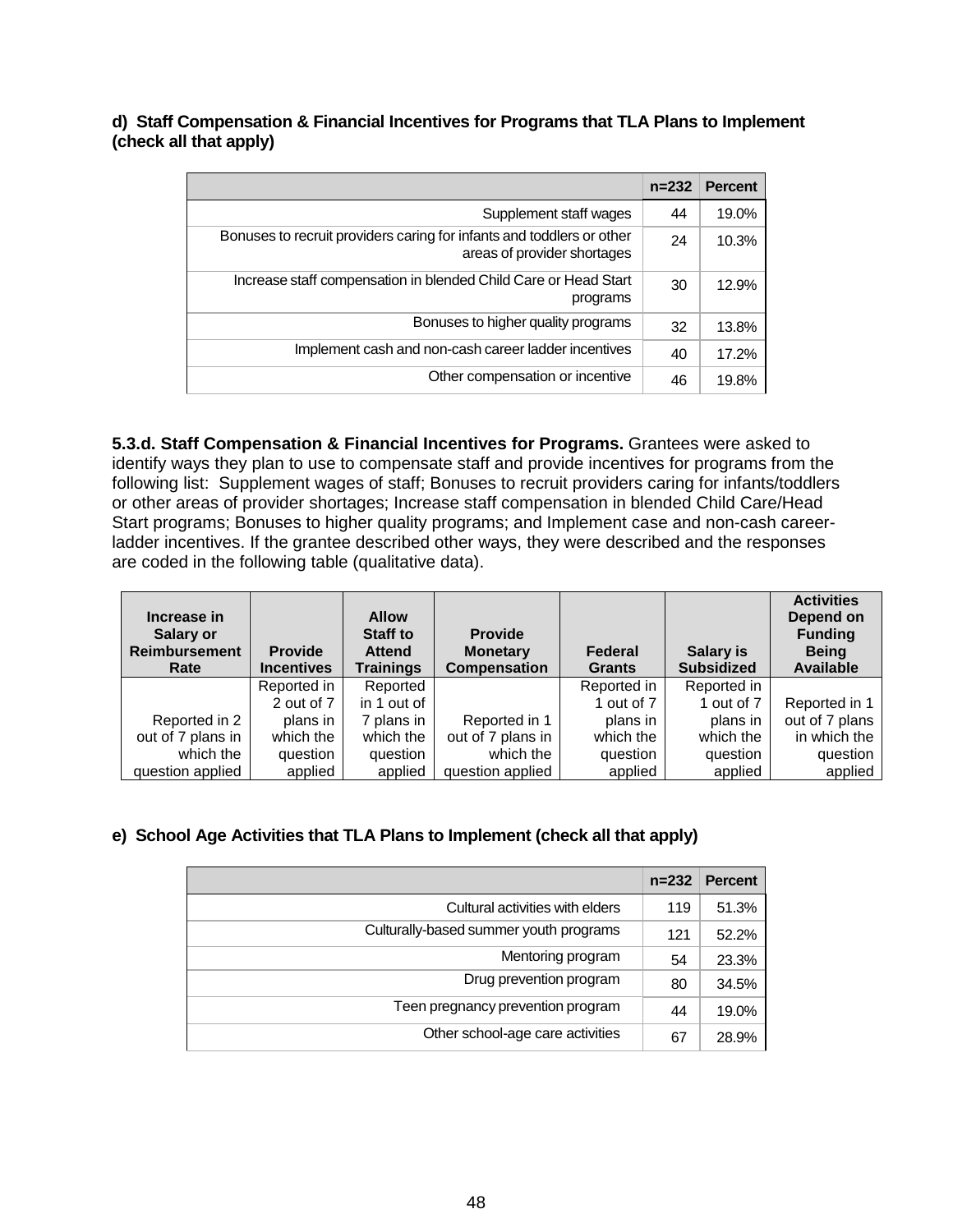**d) Staff Compensation & Financial Incentives for Programs that TLA Plans to Implement (check all that apply)**

| | n=232 | Percent |
|---|---|---|
| Supplement staff wages | 44 | 19.0% |
| Bonuses to recruit providers caring for infants and toddlers or other areas of provider shortages | 24 | 10.3% |
| Increase staff compensation in blended Child Care or Head Start programs | 30 | 12.9% |
| Bonuses to higher quality programs | 32 | 13.8% |
| Implement cash and non-cash career ladder incentives | 40 | 17.2% |
| Other compensation or incentive | 46 | 19.8% |

**5.3.d. Staff Compensation & Financial Incentives for Programs.** Grantees were asked to identify ways they plan to use to compensate staff and provide incentives for programs from the following list: Supplement wages of staff; Bonuses to recruit providers caring for infants/toddlers or other areas of provider shortages; Increase staff compensation in blended Child Care/Head Start programs; Bonuses to higher quality programs; and Implement case and non-cash career-ladder incentives. If the grantee described other ways, they were described and the responses are coded in the following table (qualitative data).

| Increase in Salary or Reimbursement Rate | Provide Incentives | Allow Staff to Attend Trainings | Provide Monetary Compensation | Federal Grants | Salary is Subsidized | Activities Depend on Funding Being Available |
|---|---|---|---|---|---|---|
| Reported in 2 out of 7 plans in which the question applied | Reported in 2 out of 7 plans in which the question applied | Reported in 1 out of 7 plans in which the question applied | Reported in 1 out of 7 plans in which the question applied | Reported in 1 out of 7 plans in which the question applied | Reported in 1 out of 7 plans in which the question applied | Reported in 1 out of 7 plans in which the question applied |

**e) School Age Activities that TLA Plans to Implement (check all that apply)**

| | n=232 | Percent |
|---|---|---|
| Cultural activities with elders | 119 | 51.3% |
| Culturally-based summer youth programs | 121 | 52.2% |
| Mentoring program | 54 | 23.3% |
| Drug prevention program | 80 | 34.5% |
| Teen pregnancy prevention program | 44 | 19.0% |
| Other school-age care activities | 67 | 28.9% |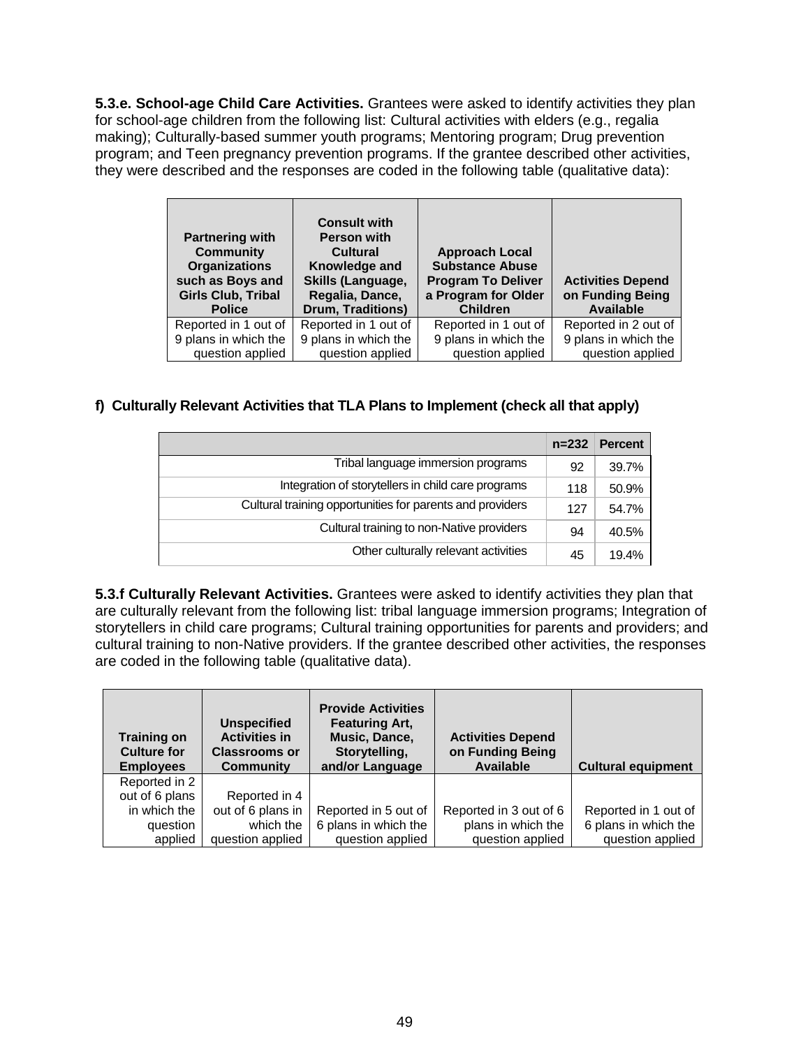**5.3.e. School-age Child Care Activities.** Grantees were asked to identify activities they plan for school-age children from the following list: Cultural activities with elders (e.g., regalia making); Culturally-based summer youth programs; Mentoring program; Drug prevention program; and Teen pregnancy prevention programs. If the grantee described other activities, they were described and the responses are coded in the following table (qualitative data):

| Partnering with Community Organizations such as Boys and Girls Club, Tribal Police | Consult with Person with Cultural Knowledge and Skills (Language, Regalia, Dance, Drum, Traditions) | Approach Local Substance Abuse Program To Deliver a Program for Older Children | Activities Depend on Funding Being Available |
|---|---|---|---|
| Reported in 1 out of 9 plans in which the question applied | Reported in 1 out of 9 plans in which the question applied | Reported in 1 out of 9 plans in which the question applied | Reported in 2 out of 9 plans in which the question applied |

**f) Culturally Relevant Activities that TLA Plans to Implement (check all that apply)**

| | n=232 | Percent |
|---|---|---|
| Tribal language immersion programs | 92 | 39.7% |
| Integration of storytellers in child care programs | 118 | 50.9% |
| Cultural training opportunities for parents and providers | 127 | 54.7% |
| Cultural training to non-Native providers | 94 | 40.5% |
| Other culturally relevant activities | 45 | 19.4% |

**5.3.f Culturally Relevant Activities.** Grantees were asked to identify activities they plan that are culturally relevant from the following list: tribal language immersion programs; Integration of storytellers in child care programs; Cultural training opportunities for parents and providers; and cultural training to non-Native providers. If the grantee described other activities, the responses are coded in the following table (qualitative data).

| Training on Culture for Employees | Unspecified Activities in Classrooms or Community | Provide Activities Featuring Art, Music, Dance, Storytelling, and/or Language | Activities Depend on Funding Being Available | Cultural equipment |
|---|---|---|---|---|
| Reported in 2 out of 6 plans in which the question applied | Reported in 4 out of 6 plans in which the question applied | Reported in 5 out of 6 plans in which the question applied | Reported in 3 out of 6 plans in which the question applied | Reported in 1 out of 6 plans in which the question applied |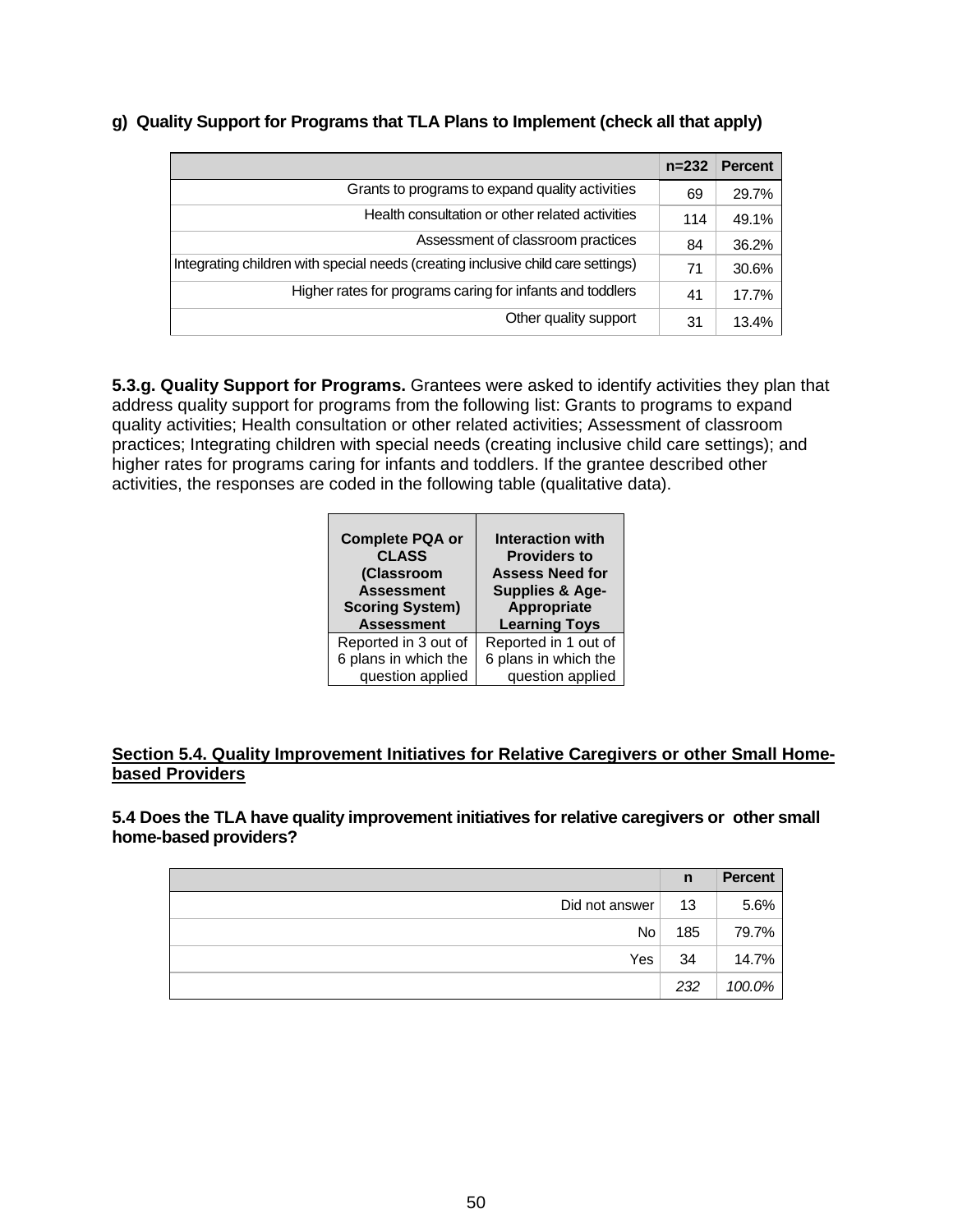**g) Quality Support for Programs that TLA Plans to Implement (check all that apply)**

| | n=232 | Percent |
|---|---|---|
| Grants to programs to expand quality activities | 69 | 29.7% |
| Health consultation or other related activities | 114 | 49.1% |
| Assessment of classroom practices | 84 | 36.2% |
| Integrating children with special needs (creating inclusive child care settings) | 71 | 30.6% |
| Higher rates for programs caring for infants and toddlers | 41 | 17.7% |
| Other quality support | 31 | 13.4% |

**5.3.g. Quality Support for Programs.** Grantees were asked to identify activities they plan that address quality support for programs from the following list: Grants to programs to expand quality activities; Health consultation or other related activities; Assessment of classroom practices; Integrating children with special needs (creating inclusive child care settings); and higher rates for programs caring for infants and toddlers. If the grantee described other activities, the responses are coded in the following table (qualitative data).

| Complete PQA or CLASS (Classroom Assessment Scoring System) Assessment | Interaction with Providers to Assess Need for Supplies & Age-Appropriate Learning Toys |
|---|---|
| Reported in 3 out of 6 plans in which the question applied | Reported in 1 out of 6 plans in which the question applied |

## Section 5.4. Quality Improvement Initiatives for Relative Caregivers or other Small Home-based Providers

**5.4 Does the TLA have quality improvement initiatives for relative caregivers or other small home-based providers?**

| | n | Percent |
|---|---|---|
| Did not answer | 13 | 5.6% |
| No | 185 | 79.7% |
| Yes | 34 | 14.7% |
| | *232* | *100.0%* |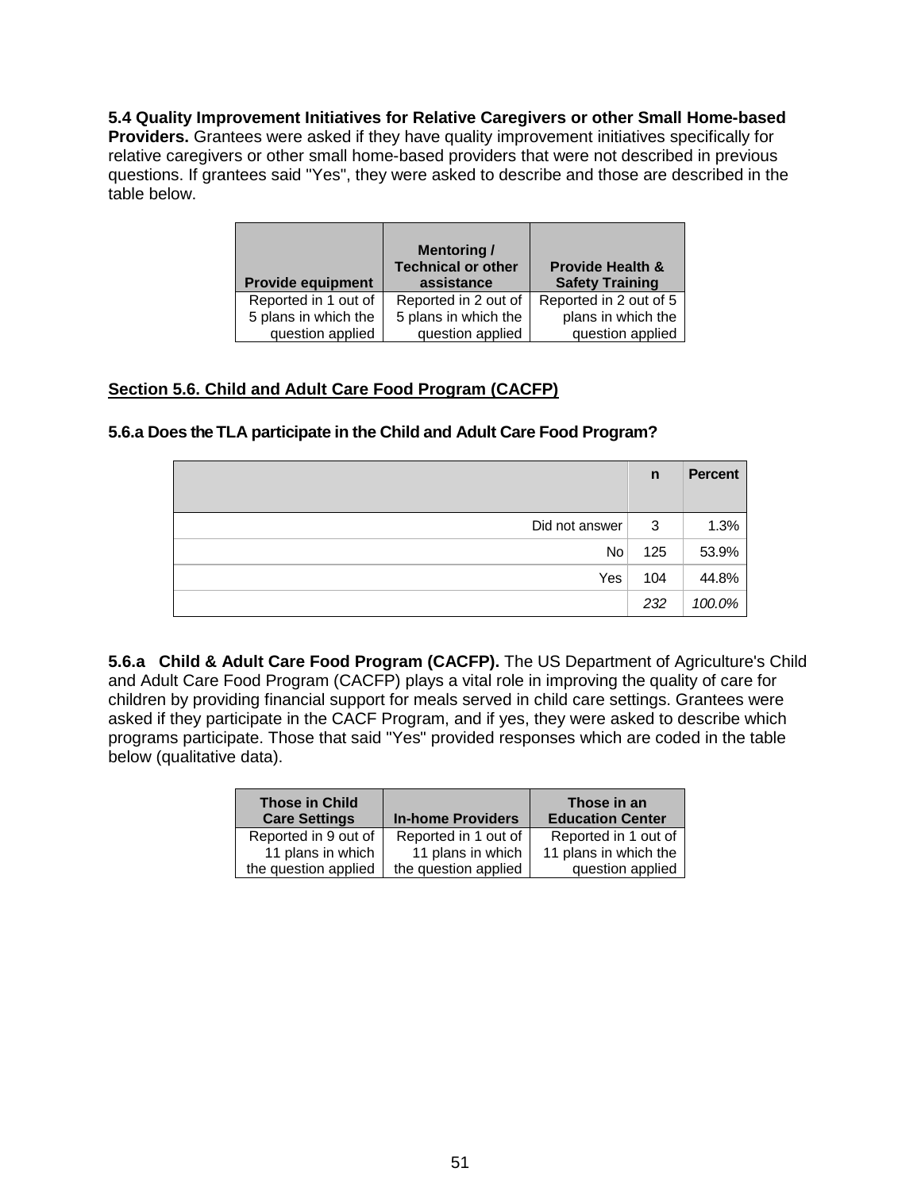**5.4 Quality Improvement Initiatives for Relative Caregivers or other Small Home-based Providers.** Grantees were asked if they have quality improvement initiatives specifically for relative caregivers or other small home-based providers that were not described in previous questions. If grantees said "Yes", they were asked to describe and those are described in the table below.

| Provide equipment | Mentoring / Technical or other assistance | Provide Health & Safety Training |
|---|---|---|
| Reported in 1 out of 5 plans in which the question applied | Reported in 2 out of 5 plans in which the question applied | Reported in 2 out of 5 plans in which the question applied |

## Section 5.6. Child and Adult Care Food Program (CACFP)

### 5.6.a Does the TLA participate in the Child and Adult Care Food Program?

| | n | Percent |
|---|---|---|
| Did not answer | 3 | 1.3% |
| No | 125 | 53.9% |
| Yes | 104 | 44.8% |
| | *232* | *100.0%* |

**5.6.a Child & Adult Care Food Program (CACFP).** The US Department of Agriculture's Child and Adult Care Food Program (CACFP) plays a vital role in improving the quality of care for children by providing financial support for meals served in child care settings. Grantees were asked if they participate in the CACF Program, and if yes, they were asked to describe which programs participate. Those that said "Yes" provided responses which are coded in the table below (qualitative data).

| Those in Child Care Settings | In-home Providers | Those in an Education Center |
|---|---|---|
| Reported in 9 out of 11 plans in which the question applied | Reported in 1 out of 11 plans in which the question applied | Reported in 1 out of 11 plans in which the question applied |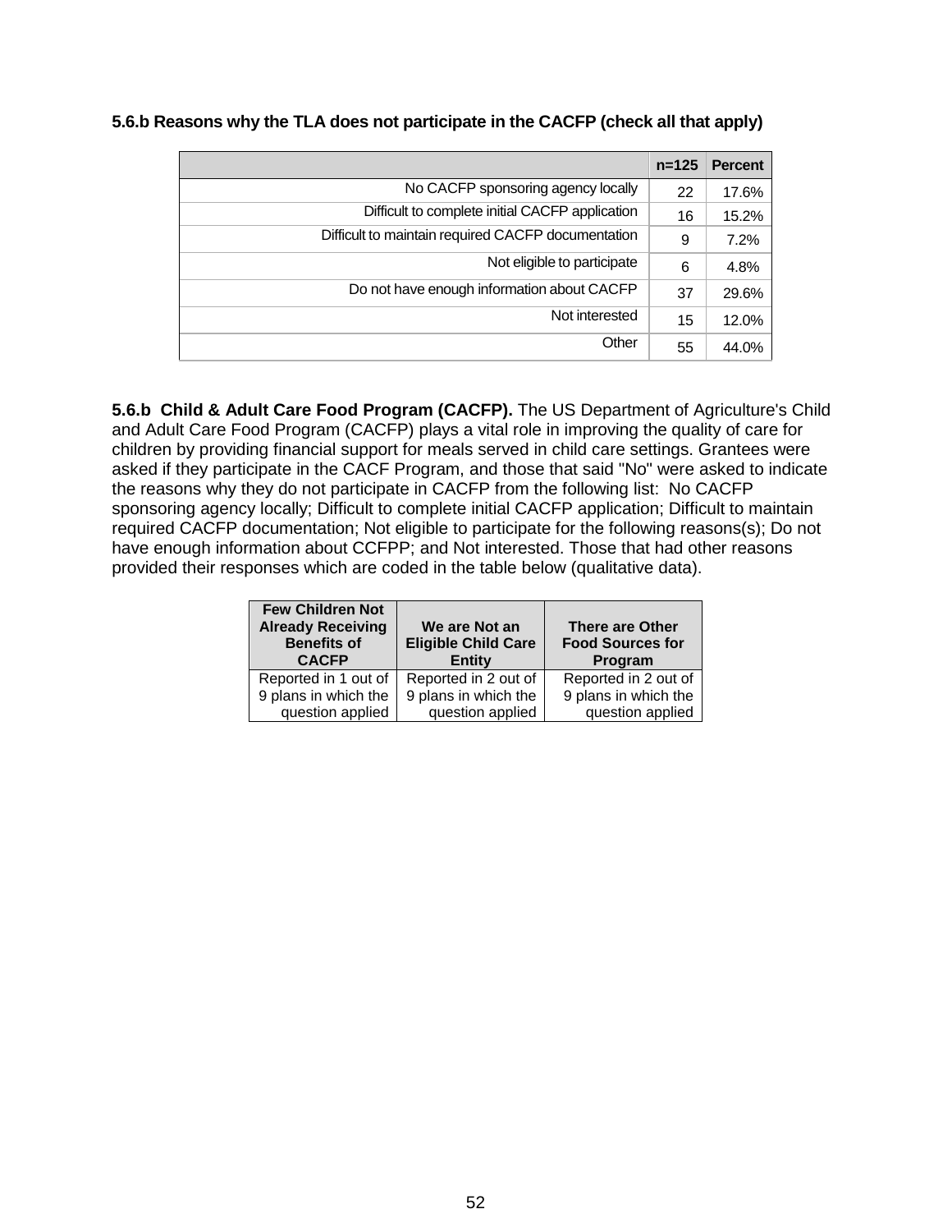**5.6.b Reasons why the TLA does not participate in the CACFP (check all that apply)**

| | n=125 | Percent |
|---|---|---|
| No CACFP sponsoring agency locally | 22 | 17.6% |
| Difficult to complete initial CACFP application | 16 | 15.2% |
| Difficult to maintain required CACFP documentation | 9 | 7.2% |
| Not eligible to participate | 6 | 4.8% |
| Do not have enough information about CACFP | 37 | 29.6% |
| Not interested | 15 | 12.0% |
| Other | 55 | 44.0% |

**5.6.b Child & Adult Care Food Program (CACFP).** The US Department of Agriculture's Child and Adult Care Food Program (CACFP) plays a vital role in improving the quality of care for children by providing financial support for meals served in child care settings. Grantees were asked if they participate in the CACF Program, and those that said "No" were asked to indicate the reasons why they do not participate in CACFP from the following list: No CACFP sponsoring agency locally; Difficult to complete initial CACFP application; Difficult to maintain required CACFP documentation; Not eligible to participate for the following reasons(s); Do not have enough information about CCFPP; and Not interested. Those that had other reasons provided their responses which are coded in the table below (qualitative data).

| Few Children Not Already Receiving Benefits of CACFP | We are Not an Eligible Child Care Entity | There are Other Food Sources for Program |
|---|---|---|
| Reported in 1 out of 9 plans in which the question applied | Reported in 2 out of 9 plans in which the question applied | Reported in 2 out of 9 plans in which the question applied |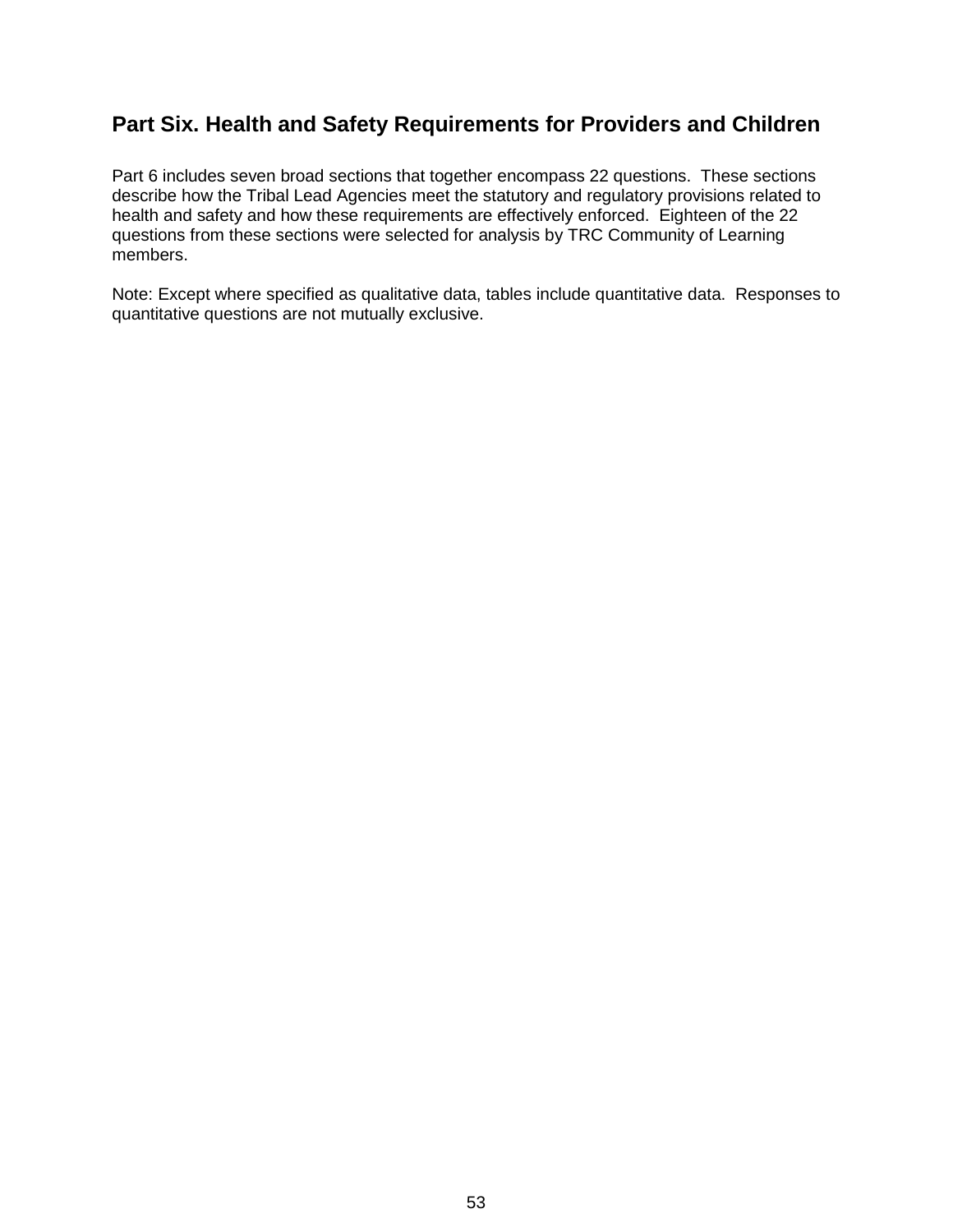## Part Six. Health and Safety Requirements for Providers and Children

Part 6 includes seven broad sections that together encompass 22 questions. These sections describe how the Tribal Lead Agencies meet the statutory and regulatory provisions related to health and safety and how these requirements are effectively enforced. Eighteen of the 22 questions from these sections were selected for analysis by TRC Community of Learning members.

Note: Except where specified as qualitative data, tables include quantitative data. Responses to quantitative questions are not mutually exclusive.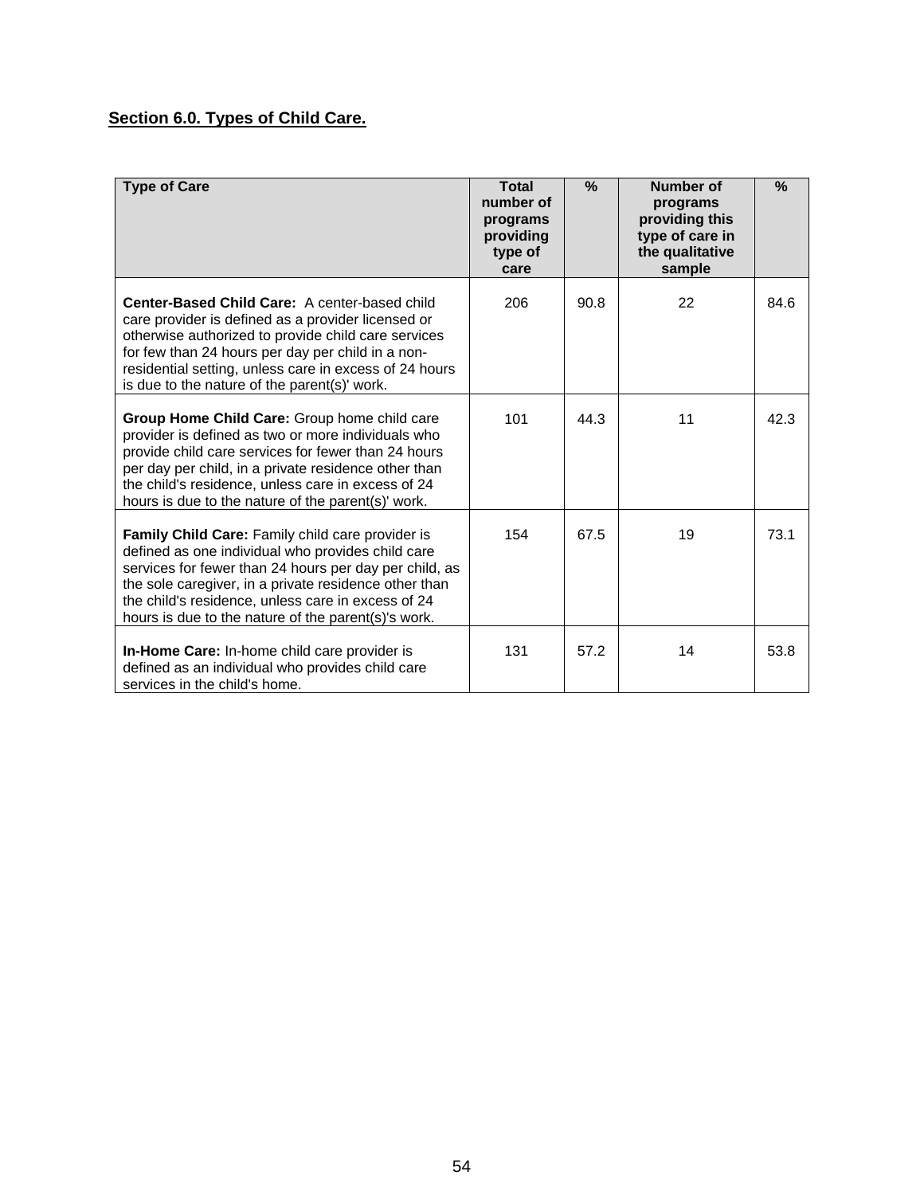## Section 6.0. Types of Child Care.

| Type of Care | Total number of programs providing type of care | % | Number of programs providing this type of care in the qualitative sample | % |
|---|---|---|---|---|
| **Center-Based Child Care:** A center-based child care provider is defined as a provider licensed or otherwise authorized to provide child care services for few than 24 hours per day per child in a non-residential setting, unless care in excess of 24 hours is due to the nature of the parent(s)' work. | 206 | 90.8 | 22 | 84.6 |
| **Group Home Child Care:** Group home child care provider is defined as two or more individuals who provide child care services for fewer than 24 hours per day per child, in a private residence other than the child's residence, unless care in excess of 24 hours is due to the nature of the parent(s)' work. | 101 | 44.3 | 11 | 42.3 |
| **Family Child Care:** Family child care provider is defined as one individual who provides child care services for fewer than 24 hours per day per child, as the sole caregiver, in a private residence other than the child's residence, unless care in excess of 24 hours is due to the nature of the parent(s)'s work. | 154 | 67.5 | 19 | 73.1 |
| **In-Home Care:** In-home child care provider is defined as an individual who provides child care services in the child's home. | 131 | 57.2 | 14 | 53.8 |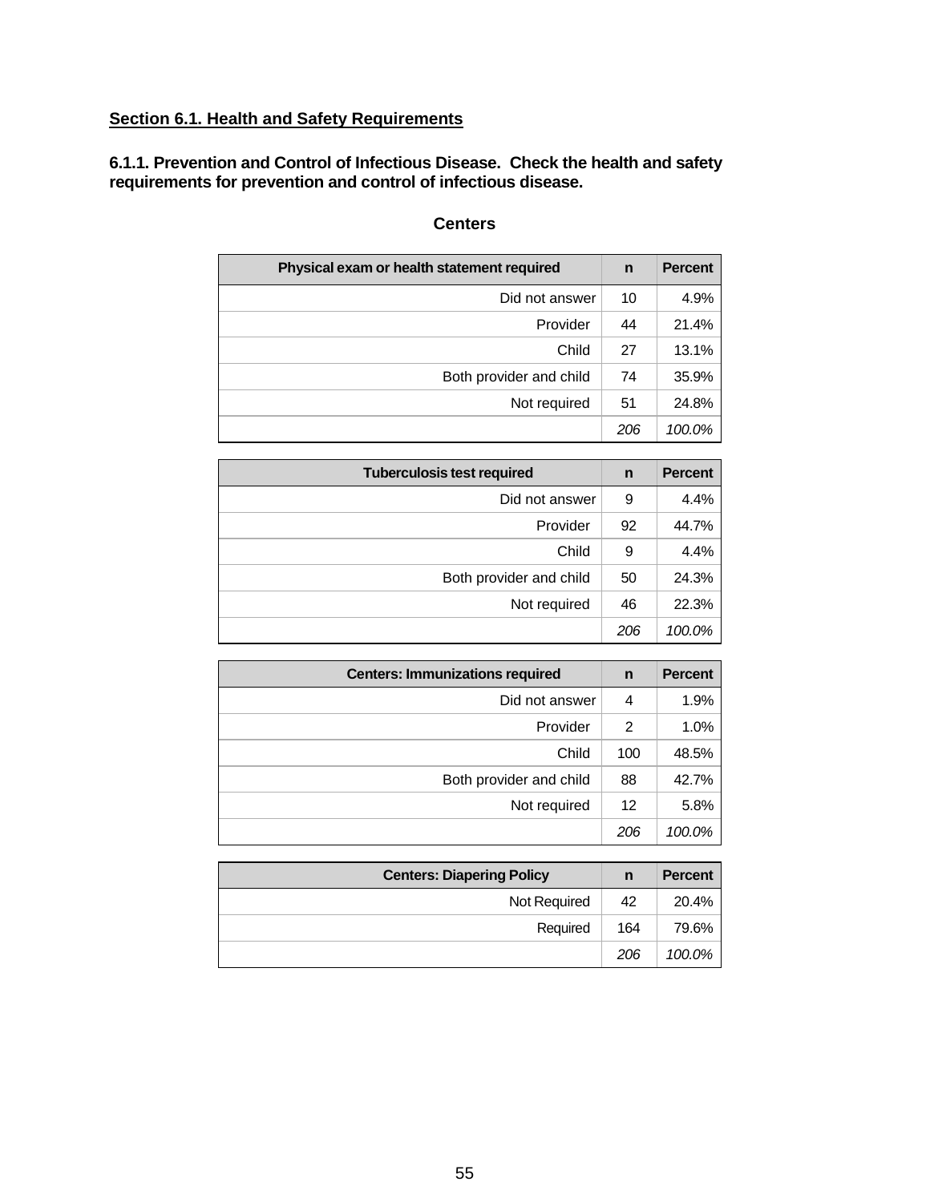## Section 6.1. Health and Safety Requirements

**6.1.1. Prevention and Control of Infectious Disease. Check the health and safety requirements for prevention and control of infectious disease.**

**Centers**

| Physical exam or health statement required | n | Percent |
|---|---|---|
| Did not answer | 10 | 4.9% |
| Provider | 44 | 21.4% |
| Child | 27 | 13.1% |
| Both provider and child | 74 | 35.9% |
| Not required | 51 | 24.8% |
| | *206* | *100.0%* |

| Tuberculosis test required | n | Percent |
|---|---|---|
| Did not answer | 9 | 4.4% |
| Provider | 92 | 44.7% |
| Child | 9 | 4.4% |
| Both provider and child | 50 | 24.3% |
| Not required | 46 | 22.3% |
| | *206* | *100.0%* |

| Centers: Immunizations required | n | Percent |
|---|---|---|
| Did not answer | 4 | 1.9% |
| Provider | 2 | 1.0% |
| Child | 100 | 48.5% |
| Both provider and child | 88 | 42.7% |
| Not required | 12 | 5.8% |
| | *206* | *100.0%* |

| Centers: Diapering Policy | n | Percent |
|---|---|---|
| Not Required | 42 | 20.4% |
| Required | 164 | 79.6% |
| | *206* | *100.0%* |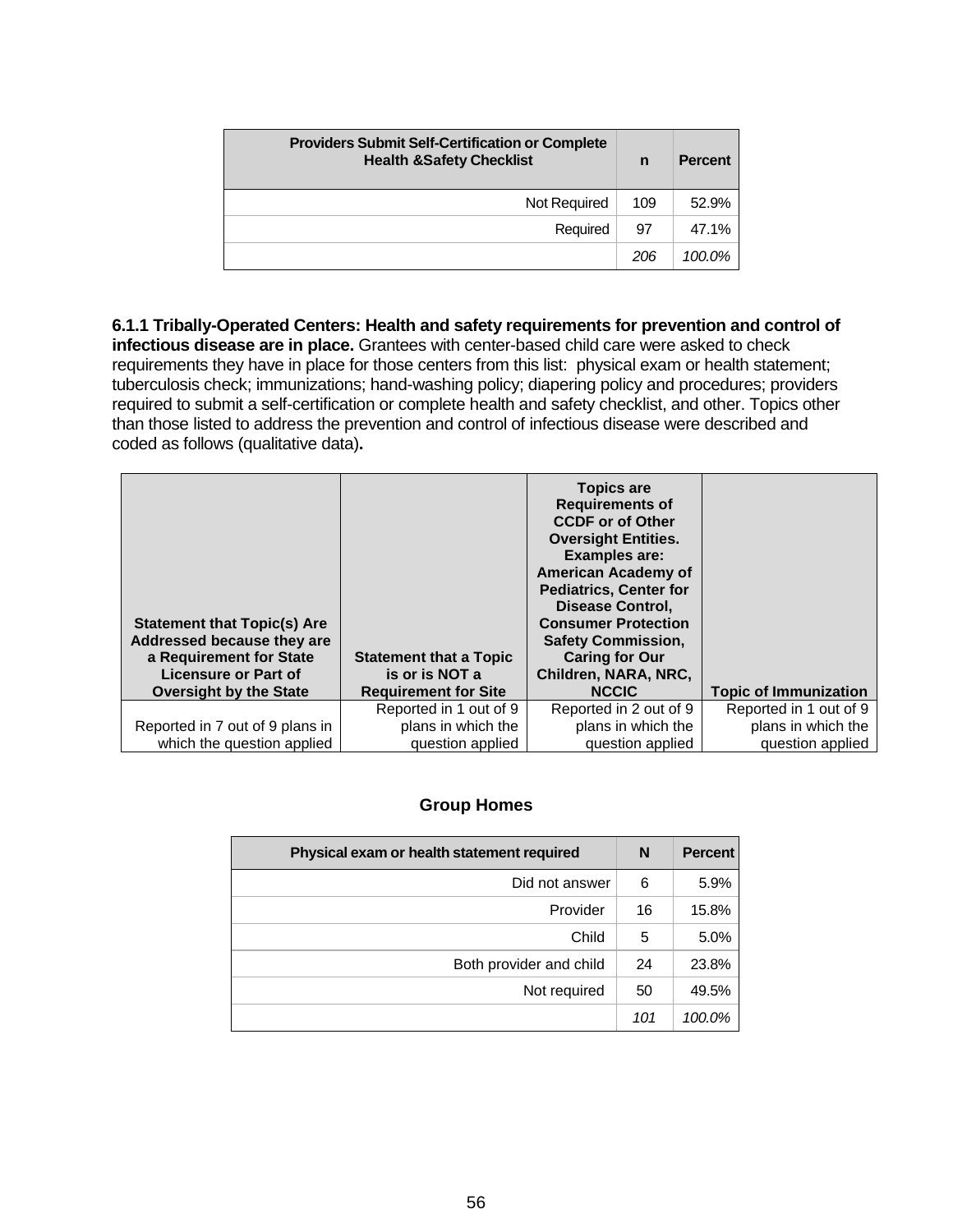| Providers Submit Self-Certification or Complete Health &Safety Checklist | n | Percent |
|---|---|---|
| Not Required | 109 | 52.9% |
| Required | 97 | 47.1% |
| | *206* | *100.0%* |

**6.1.1 Tribally-Operated Centers: Health and safety requirements for prevention and control of infectious disease are in place.** Grantees with center-based child care were asked to check requirements they have in place for those centers from this list: physical exam or health statement; tuberculosis check; immunizations; hand-washing policy; diapering policy and procedures; providers required to submit a self-certification or complete health and safety checklist, and other. Topics other than those listed to address the prevention and control of infectious disease were described and coded as follows (qualitative data)**.**

| Statement that Topic(s) Are Addressed because they are a Requirement for State Licensure or Part of Oversight by the State | Statement that a Topic is or is NOT a Requirement for Site | Topics are Requirements of CCDF or of Other Oversight Entities. Examples are: American Academy of Pediatrics, Center for Disease Control, Consumer Protection Safety Commission, Caring for Our Children, NARA, NRC, NCCIC | Topic of Immunization |
|---|---|---|---|
| Reported in 7 out of 9 plans in which the question applied | Reported in 1 out of 9 plans in which the question applied | Reported in 2 out of 9 plans in which the question applied | Reported in 1 out of 9 plans in which the question applied |

**Group Homes**

| Physical exam or health statement required | N | Percent |
|---|---|---|
| Did not answer | 6 | 5.9% |
| Provider | 16 | 15.8% |
| Child | 5 | 5.0% |
| Both provider and child | 24 | 23.8% |
| Not required | 50 | 49.5% |
| | *101* | *100.0%* |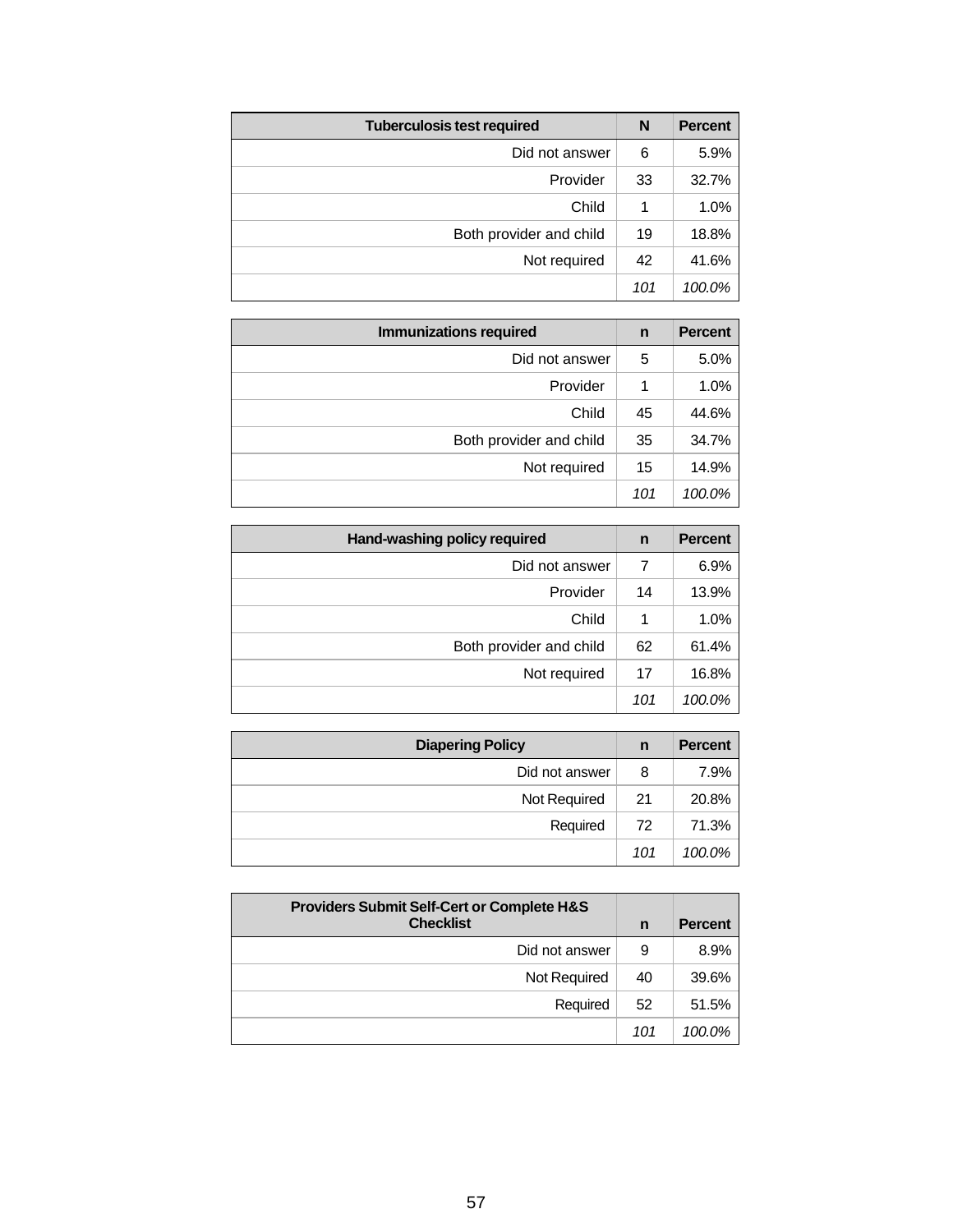| Tuberculosis test required | N | Percent |
|---:|---:|---:|
| Did not answer | 6 | 5.9% |
| Provider | 33 | 32.7% |
| Child | 1 | 1.0% |
| Both provider and child | 19 | 18.8% |
| Not required | 42 | 41.6% |
| | *101* | *100.0%* |

| Immunizations required | n | Percent |
|---:|---:|---:|
| Did not answer | 5 | 5.0% |
| Provider | 1 | 1.0% |
| Child | 45 | 44.6% |
| Both provider and child | 35 | 34.7% |
| Not required | 15 | 14.9% |
| | *101* | *100.0%* |

| Hand-washing policy required | n | Percent |
|---:|---:|---:|
| Did not answer | 7 | 6.9% |
| Provider | 14 | 13.9% |
| Child | 1 | 1.0% |
| Both provider and child | 62 | 61.4% |
| Not required | 17 | 16.8% |
| | *101* | *100.0%* |

| Diapering Policy | n | Percent |
|---:|---:|---:|
| Did not answer | 8 | 7.9% |
| Not Required | 21 | 20.8% |
| Required | 72 | 71.3% |
| | *101* | *100.0%* |

| Providers Submit Self-Cert or Complete H&S Checklist | n | Percent |
|---:|---:|---:|
| Did not answer | 9 | 8.9% |
| Not Required | 40 | 39.6% |
| Required | 52 | 51.5% |
| | *101* | *100.0%* |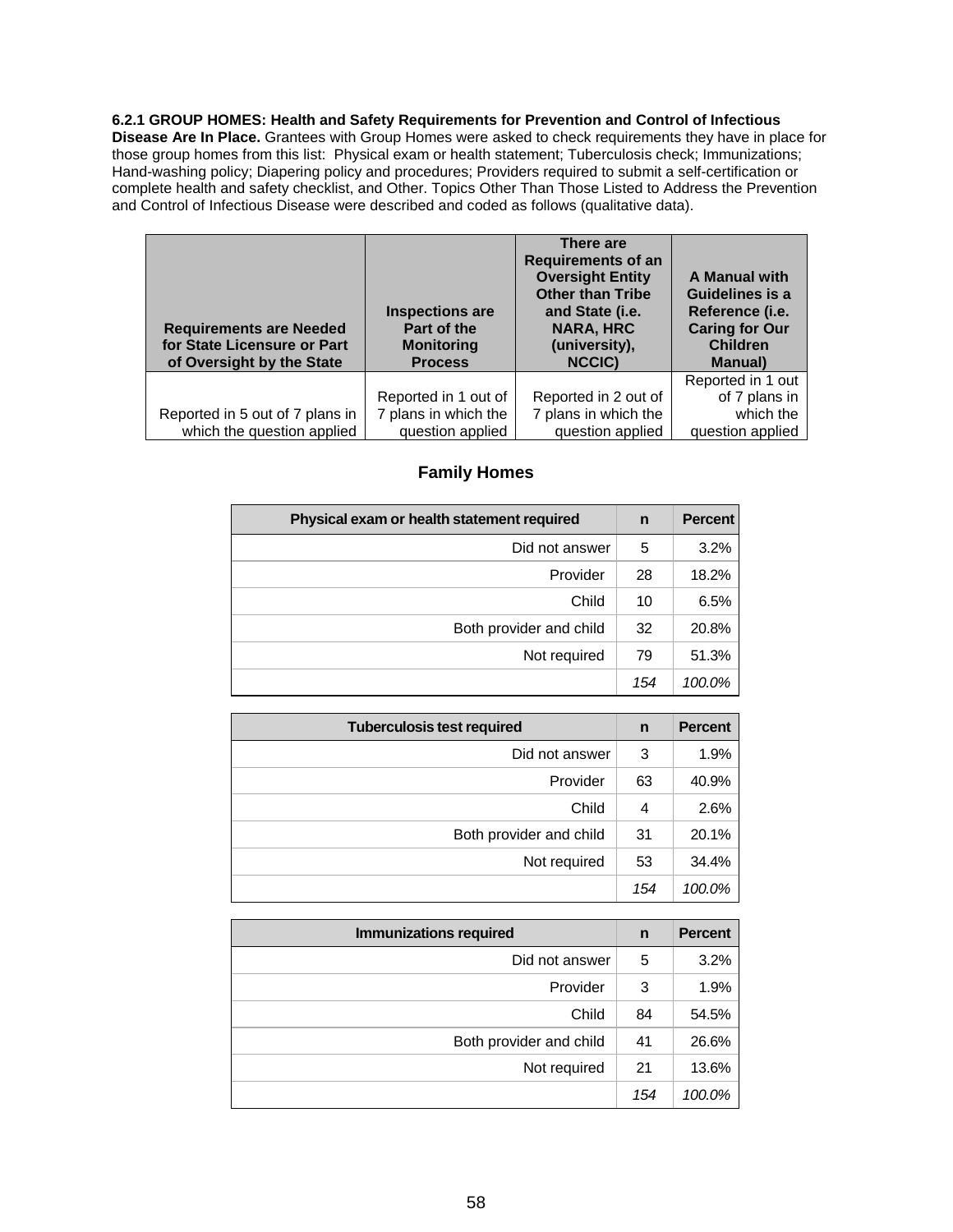**6.2.1 GROUP HOMES: Health and Safety Requirements for Prevention and Control of Infectious Disease Are In Place.** Grantees with Group Homes were asked to check requirements they have in place for those group homes from this list: Physical exam or health statement; Tuberculosis check; Immunizations; Hand-washing policy; Diapering policy and procedures; Providers required to submit a self-certification or complete health and safety checklist, and Other. Topics Other Than Those Listed to Address the Prevention and Control of Infectious Disease were described and coded as follows (qualitative data).

| Requirements are Needed for State Licensure or Part of Oversight by the State | Inspections are Part of the Monitoring Process | There are Requirements of an Oversight Entity Other than Tribe and State (i.e. NARA, HRC (university), NCCIC) | A Manual with Guidelines is a Reference (i.e. Caring for Our Children Manual) |
|---|---|---|---|
| Reported in 5 out of 7 plans in which the question applied | Reported in 1 out of 7 plans in which the question applied | Reported in 2 out of 7 plans in which the question applied | Reported in 1 out of 7 plans in which the question applied |

## Family Homes

| Physical exam or health statement required | n | Percent |
|---|---|---|
| Did not answer | 5 | 3.2% |
| Provider | 28 | 18.2% |
| Child | 10 | 6.5% |
| Both provider and child | 32 | 20.8% |
| Not required | 79 | 51.3% |
| | *154* | *100.0%* |

| Tuberculosis test required | n | Percent |
|---|---|---|
| Did not answer | 3 | 1.9% |
| Provider | 63 | 40.9% |
| Child | 4 | 2.6% |
| Both provider and child | 31 | 20.1% |
| Not required | 53 | 34.4% |
| | *154* | *100.0%* |

| Immunizations required | n | Percent |
|---|---|---|
| Did not answer | 5 | 3.2% |
| Provider | 3 | 1.9% |
| Child | 84 | 54.5% |
| Both provider and child | 41 | 26.6% |
| Not required | 21 | 13.6% |
| | *154* | *100.0%* |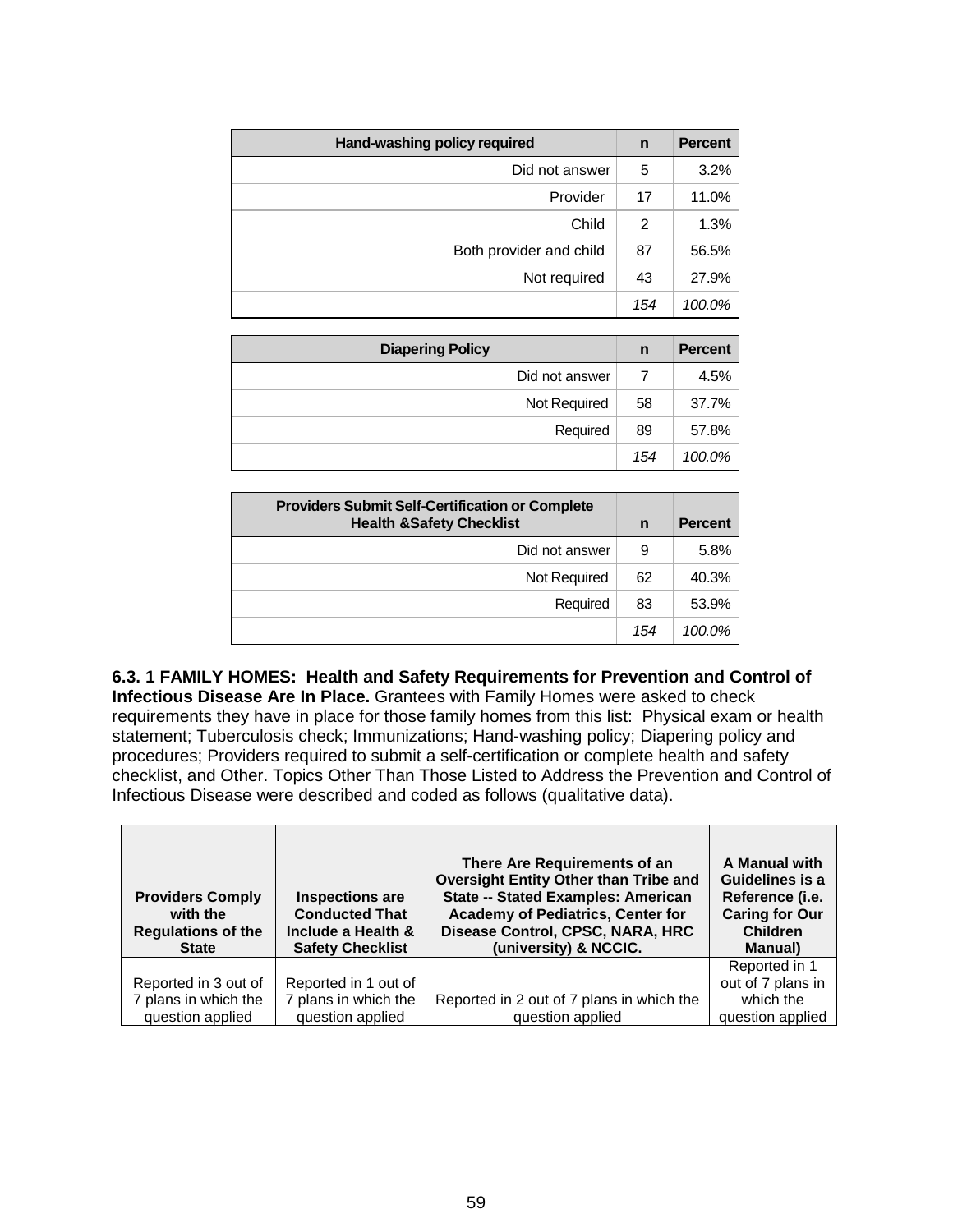| Hand-washing policy required | n | Percent |
|---|---|---|
| Did not answer | 5 | 3.2% |
| Provider | 17 | 11.0% |
| Child | 2 | 1.3% |
| Both provider and child | 87 | 56.5% |
| Not required | 43 | 27.9% |
| | *154* | *100.0%* |

| Diapering Policy | n | Percent |
|---|---|---|
| Did not answer | 7 | 4.5% |
| Not Required | 58 | 37.7% |
| Required | 89 | 57.8% |
| | *154* | *100.0%* |

| Providers Submit Self-Certification or Complete Health &Safety Checklist | n | Percent |
|---|---|---|
| Did not answer | 9 | 5.8% |
| Not Required | 62 | 40.3% |
| Required | 83 | 53.9% |
| | *154* | *100.0%* |

**6.3. 1 FAMILY HOMES: Health and Safety Requirements for Prevention and Control of Infectious Disease Are In Place.** Grantees with Family Homes were asked to check requirements they have in place for those family homes from this list: Physical exam or health statement; Tuberculosis check; Immunizations; Hand-washing policy; Diapering policy and procedures; Providers required to submit a self-certification or complete health and safety checklist, and Other. Topics Other Than Those Listed to Address the Prevention and Control of Infectious Disease were described and coded as follows (qualitative data).

| Providers Comply with the Regulations of the State | Inspections are Conducted That Include a Health & Safety Checklist | There Are Requirements of an Oversight Entity Other than Tribe and State -- Stated Examples: American Academy of Pediatrics, Center for Disease Control, CPSC, NARA, HRC (university) & NCCIC. | A Manual with Guidelines is a Reference (i.e. Caring for Our Children Manual) |
|---|---|---|---|
| Reported in 3 out of 7 plans in which the question applied | Reported in 1 out of 7 plans in which the question applied | Reported in 2 out of 7 plans in which the question applied | Reported in 1 out of 7 plans in which the question applied |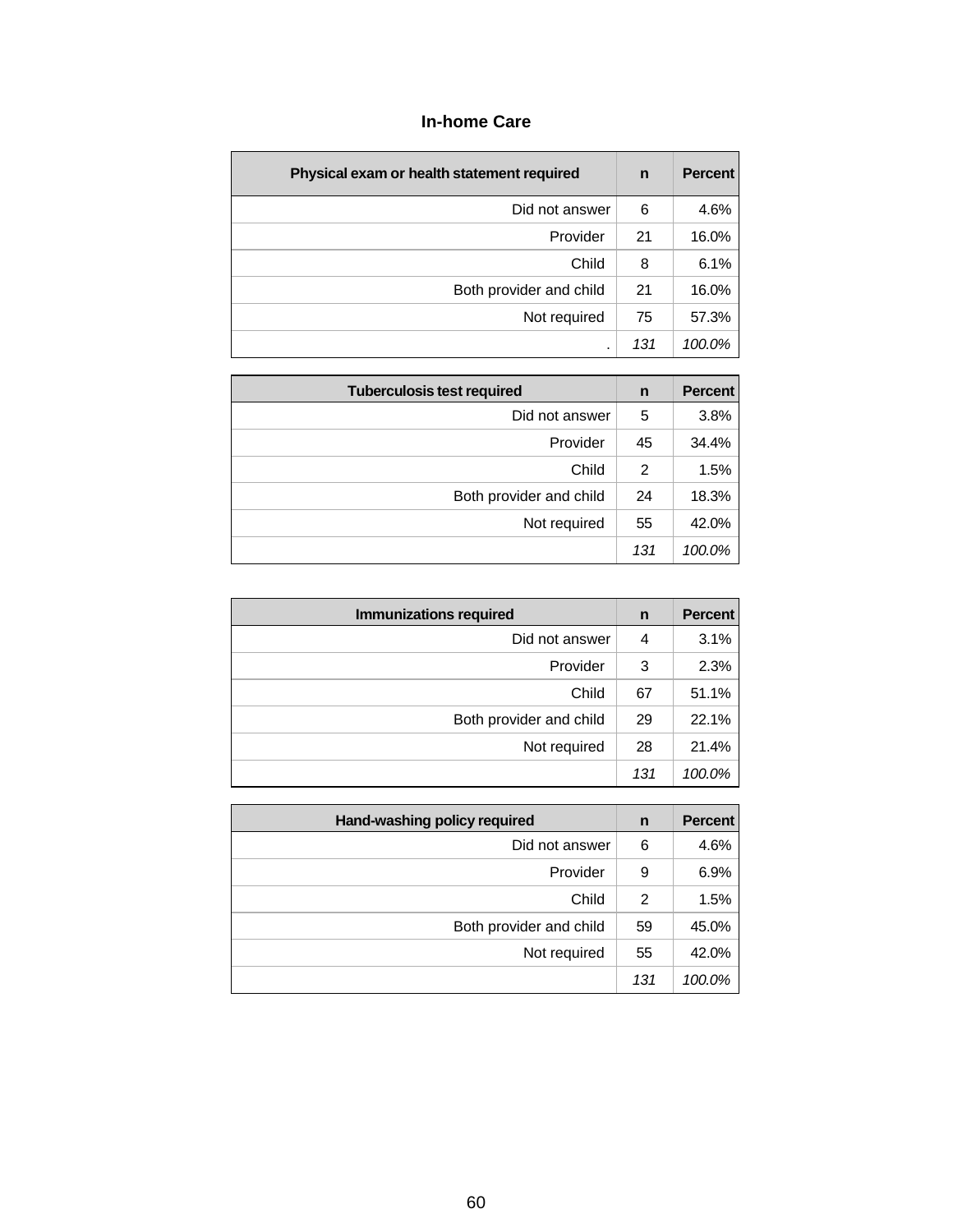### In-home Care

| Physical exam or health statement required | n | Percent |
|---|---|---|
| Did not answer | 6 | 4.6% |
| Provider | 21 | 16.0% |
| Child | 8 | 6.1% |
| Both provider and child | 21 | 16.0% |
| Not required | 75 | 57.3% |
| . | *131* | *100.0%* |

| Tuberculosis test required | n | Percent |
|---|---|---|
| Did not answer | 5 | 3.8% |
| Provider | 45 | 34.4% |
| Child | 2 | 1.5% |
| Both provider and child | 24 | 18.3% |
| Not required | 55 | 42.0% |
| | *131* | *100.0%* |

| Immunizations required | n | Percent |
|---|---|---|
| Did not answer | 4 | 3.1% |
| Provider | 3 | 2.3% |
| Child | 67 | 51.1% |
| Both provider and child | 29 | 22.1% |
| Not required | 28 | 21.4% |
| | *131* | *100.0%* |

| Hand-washing policy required | n | Percent |
|---|---|---|
| Did not answer | 6 | 4.6% |
| Provider | 9 | 6.9% |
| Child | 2 | 1.5% |
| Both provider and child | 59 | 45.0% |
| Not required | 55 | 42.0% |
| | *131* | *100.0%* |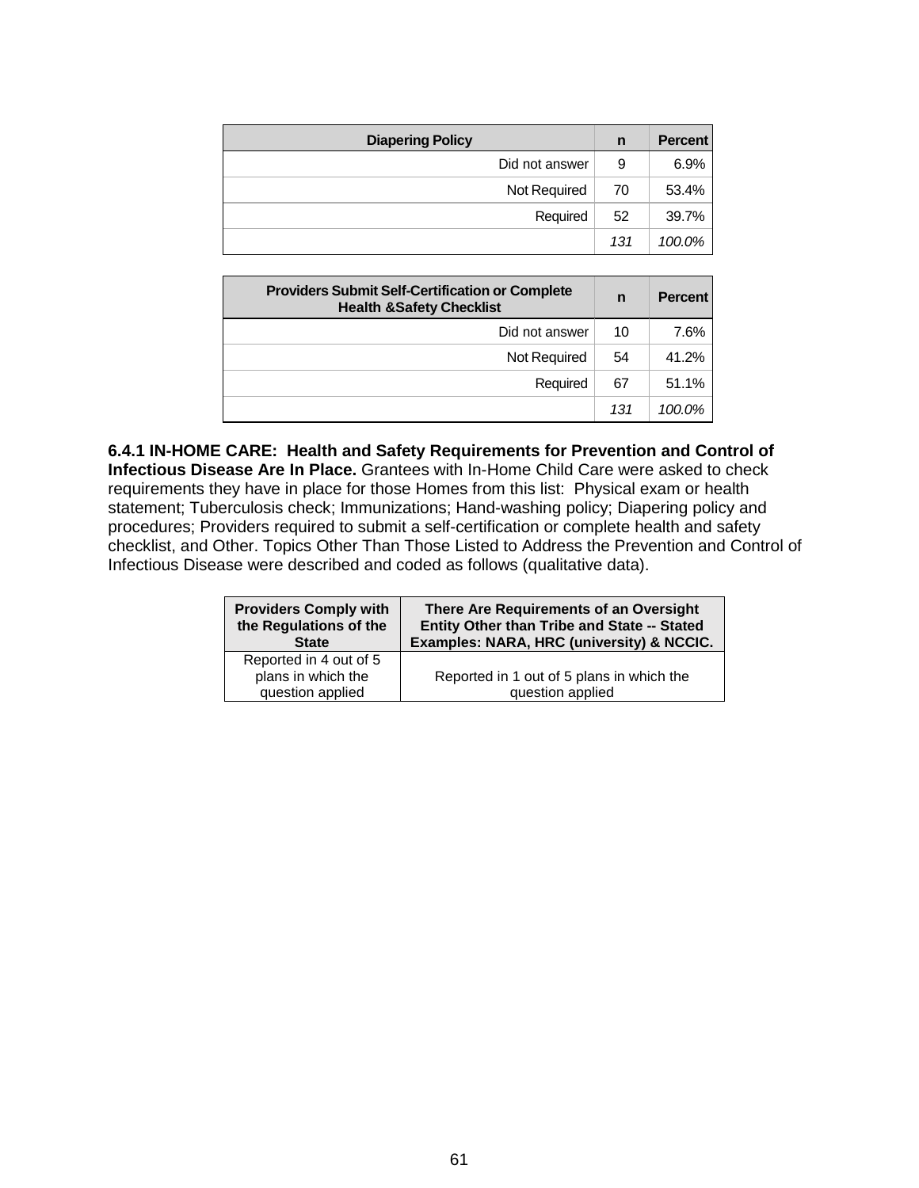| Diapering Policy | n | Percent |
|---|---|---|
| Did not answer | 9 | 6.9% |
| Not Required | 70 | 53.4% |
| Required | 52 | 39.7% |
| | *131* | *100.0%* |

| Providers Submit Self-Certification or Complete Health &Safety Checklist | n | Percent |
|---|---|---|
| Did not answer | 10 | 7.6% |
| Not Required | 54 | 41.2% |
| Required | 67 | 51.1% |
| | *131* | *100.0%* |

**6.4.1 IN-HOME CARE: Health and Safety Requirements for Prevention and Control of Infectious Disease Are In Place.** Grantees with In-Home Child Care were asked to check requirements they have in place for those Homes from this list: Physical exam or health statement; Tuberculosis check; Immunizations; Hand-washing policy; Diapering policy and procedures; Providers required to submit a self-certification or complete health and safety checklist, and Other. Topics Other Than Those Listed to Address the Prevention and Control of Infectious Disease were described and coded as follows (qualitative data).

| Providers Comply with the Regulations of the State | There Are Requirements of an Oversight Entity Other than Tribe and State -- Stated Examples: NARA, HRC (university) & NCCIC. |
|---|---|
| Reported in 4 out of 5 plans in which the question applied | Reported in 1 out of 5 plans in which the question applied |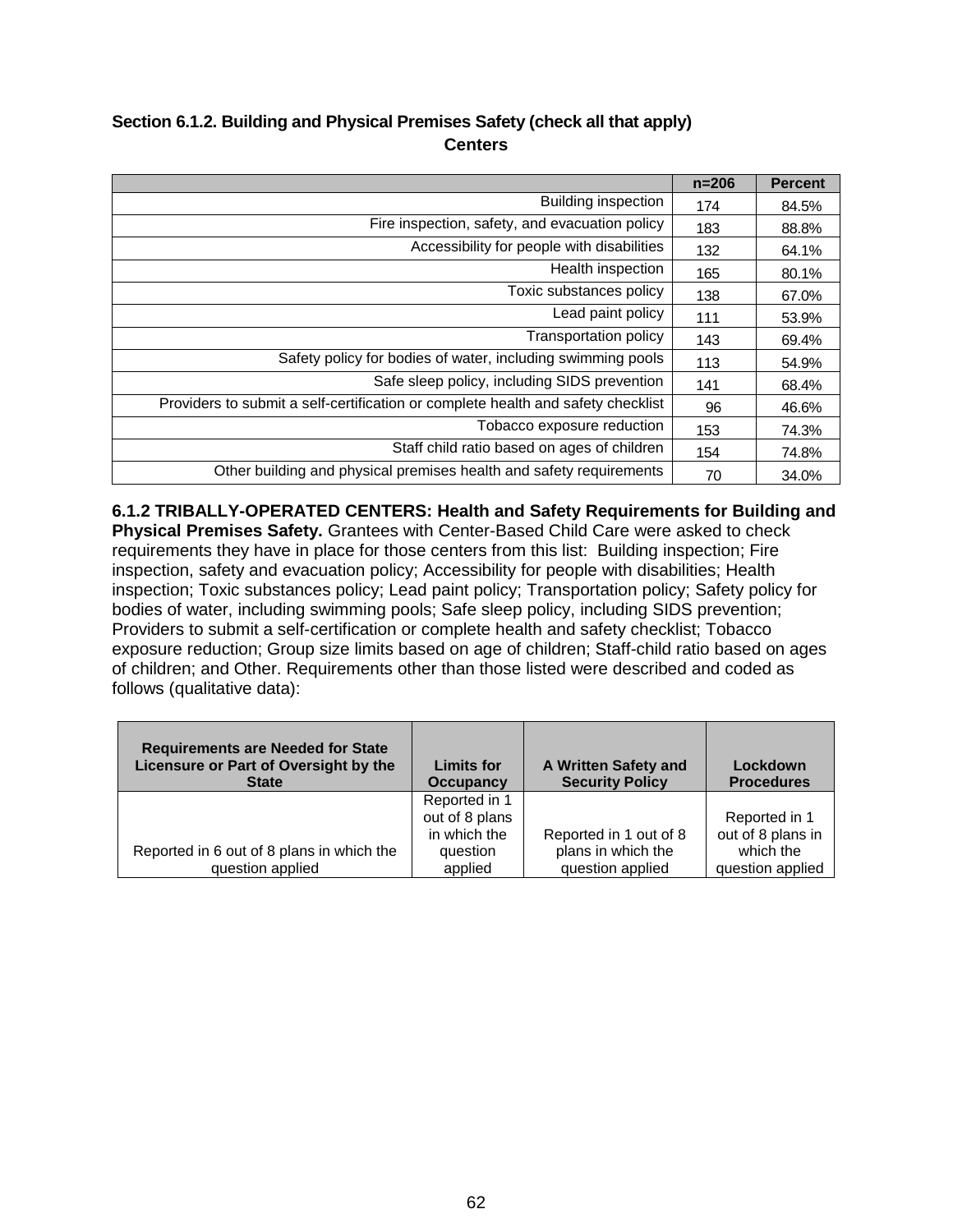**Section 6.1.2. Building and Physical Premises Safety (check all that apply)**
**Centers**

| | n=206 | Percent |
|---|---|---|
| Building inspection | 174 | 84.5% |
| Fire inspection, safety, and evacuation policy | 183 | 88.8% |
| Accessibility for people with disabilities | 132 | 64.1% |
| Health inspection | 165 | 80.1% |
| Toxic substances policy | 138 | 67.0% |
| Lead paint policy | 111 | 53.9% |
| Transportation policy | 143 | 69.4% |
| Safety policy for bodies of water, including swimming pools | 113 | 54.9% |
| Safe sleep policy, including SIDS prevention | 141 | 68.4% |
| Providers to submit a self-certification or complete health and safety checklist | 96 | 46.6% |
| Tobacco exposure reduction | 153 | 74.3% |
| Staff child ratio based on ages of children | 154 | 74.8% |
| Other building and physical premises health and safety requirements | 70 | 34.0% |

**6.1.2 TRIBALLY-OPERATED CENTERS: Health and Safety Requirements for Building and Physical Premises Safety.** Grantees with Center-Based Child Care were asked to check requirements they have in place for those centers from this list: Building inspection; Fire inspection, safety and evacuation policy; Accessibility for people with disabilities; Health inspection; Toxic substances policy; Lead paint policy; Transportation policy; Safety policy for bodies of water, including swimming pools; Safe sleep policy, including SIDS prevention; Providers to submit a self-certification or complete health and safety checklist; Tobacco exposure reduction; Group size limits based on age of children; Staff-child ratio based on ages of children; and Other. Requirements other than those listed were described and coded as follows (qualitative data):

| Requirements are Needed for State Licensure or Part of Oversight by the State | Limits for Occupancy | A Written Safety and Security Policy | Lockdown Procedures |
|---|---|---|---|
| Reported in 6 out of 8 plans in which the question applied | Reported in 1 out of 8 plans in which the question applied | Reported in 1 out of 8 plans in which the question applied | Reported in 1 out of 8 plans in which the question applied |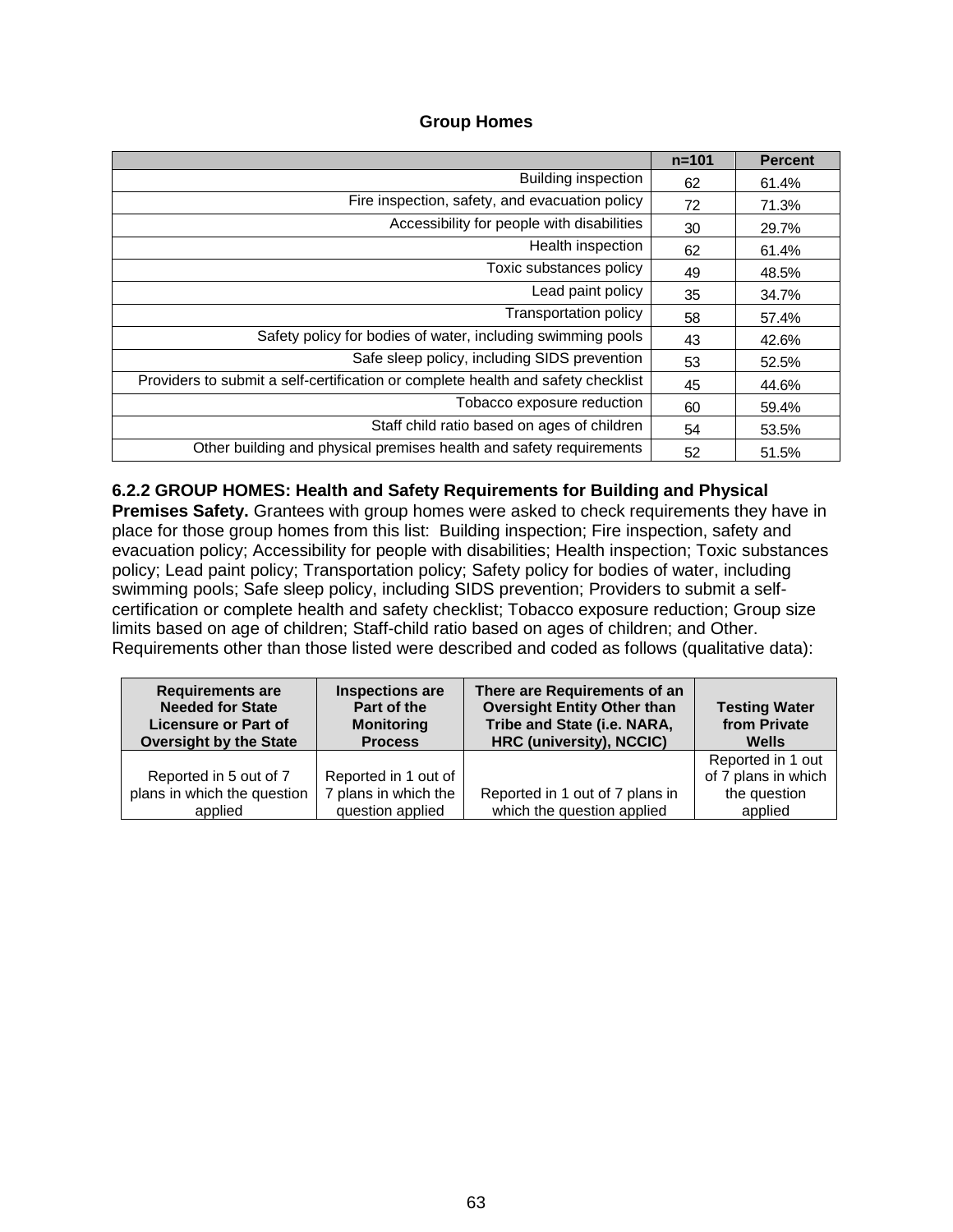**Group Homes**

| | n=101 | Percent |
|---|---|---|
| Building inspection | 62 | 61.4% |
| Fire inspection, safety, and evacuation policy | 72 | 71.3% |
| Accessibility for people with disabilities | 30 | 29.7% |
| Health inspection | 62 | 61.4% |
| Toxic substances policy | 49 | 48.5% |
| Lead paint policy | 35 | 34.7% |
| Transportation policy | 58 | 57.4% |
| Safety policy for bodies of water, including swimming pools | 43 | 42.6% |
| Safe sleep policy, including SIDS prevention | 53 | 52.5% |
| Providers to submit a self-certification or complete health and safety checklist | 45 | 44.6% |
| Tobacco exposure reduction | 60 | 59.4% |
| Staff child ratio based on ages of children | 54 | 53.5% |
| Other building and physical premises health and safety requirements | 52 | 51.5% |

**6.2.2 GROUP HOMES: Health and Safety Requirements for Building and Physical Premises Safety.** Grantees with group homes were asked to check requirements they have in place for those group homes from this list: Building inspection; Fire inspection, safety and evacuation policy; Accessibility for people with disabilities; Health inspection; Toxic substances policy; Lead paint policy; Transportation policy; Safety policy for bodies of water, including swimming pools; Safe sleep policy, including SIDS prevention; Providers to submit a self-certification or complete health and safety checklist; Tobacco exposure reduction; Group size limits based on age of children; Staff-child ratio based on ages of children; and Other. Requirements other than those listed were described and coded as follows (qualitative data):

| Requirements are Needed for State Licensure or Part of Oversight by the State | Inspections are Part of the Monitoring Process | There are Requirements of an Oversight Entity Other than Tribe and State (i.e. NARA, HRC (university), NCCIC) | Testing Water from Private Wells |
|---|---|---|---|
| Reported in 5 out of 7 plans in which the question applied | Reported in 1 out of 7 plans in which the question applied | Reported in 1 out of 7 plans in which the question applied | Reported in 1 out of 7 plans in which the question applied |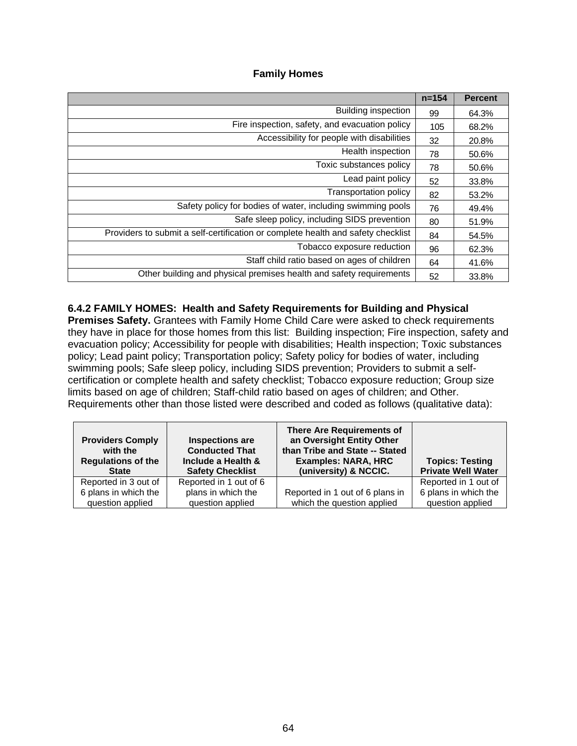**Family Homes**

| | n=154 | Percent |
|---|---|---|
| Building inspection | 99 | 64.3% |
| Fire inspection, safety, and evacuation policy | 105 | 68.2% |
| Accessibility for people with disabilities | 32 | 20.8% |
| Health inspection | 78 | 50.6% |
| Toxic substances policy | 78 | 50.6% |
| Lead paint policy | 52 | 33.8% |
| Transportation policy | 82 | 53.2% |
| Safety policy for bodies of water, including swimming pools | 76 | 49.4% |
| Safe sleep policy, including SIDS prevention | 80 | 51.9% |
| Providers to submit a self-certification or complete health and safety checklist | 84 | 54.5% |
| Tobacco exposure reduction | 96 | 62.3% |
| Staff child ratio based on ages of children | 64 | 41.6% |
| Other building and physical premises health and safety requirements | 52 | 33.8% |

**6.4.2 FAMILY HOMES: Health and Safety Requirements for Building and Physical Premises Safety.** Grantees with Family Home Child Care were asked to check requirements they have in place for those homes from this list: Building inspection; Fire inspection, safety and evacuation policy; Accessibility for people with disabilities; Health inspection; Toxic substances policy; Lead paint policy; Transportation policy; Safety policy for bodies of water, including swimming pools; Safe sleep policy, including SIDS prevention; Providers to submit a self-certification or complete health and safety checklist; Tobacco exposure reduction; Group size limits based on age of children; Staff-child ratio based on ages of children; and Other. Requirements other than those listed were described and coded as follows (qualitative data):

| Providers Comply with the Regulations of the State | Inspections are Conducted That Include a Health & Safety Checklist | There Are Requirements of an Oversight Entity Other than Tribe and State -- Stated Examples: NARA, HRC (university) & NCCIC. | Topics: Testing Private Well Water |
|---|---|---|---|
| Reported in 3 out of 6 plans in which the question applied | Reported in 1 out of 6 plans in which the question applied | Reported in 1 out of 6 plans in which the question applied | Reported in 1 out of 6 plans in which the question applied |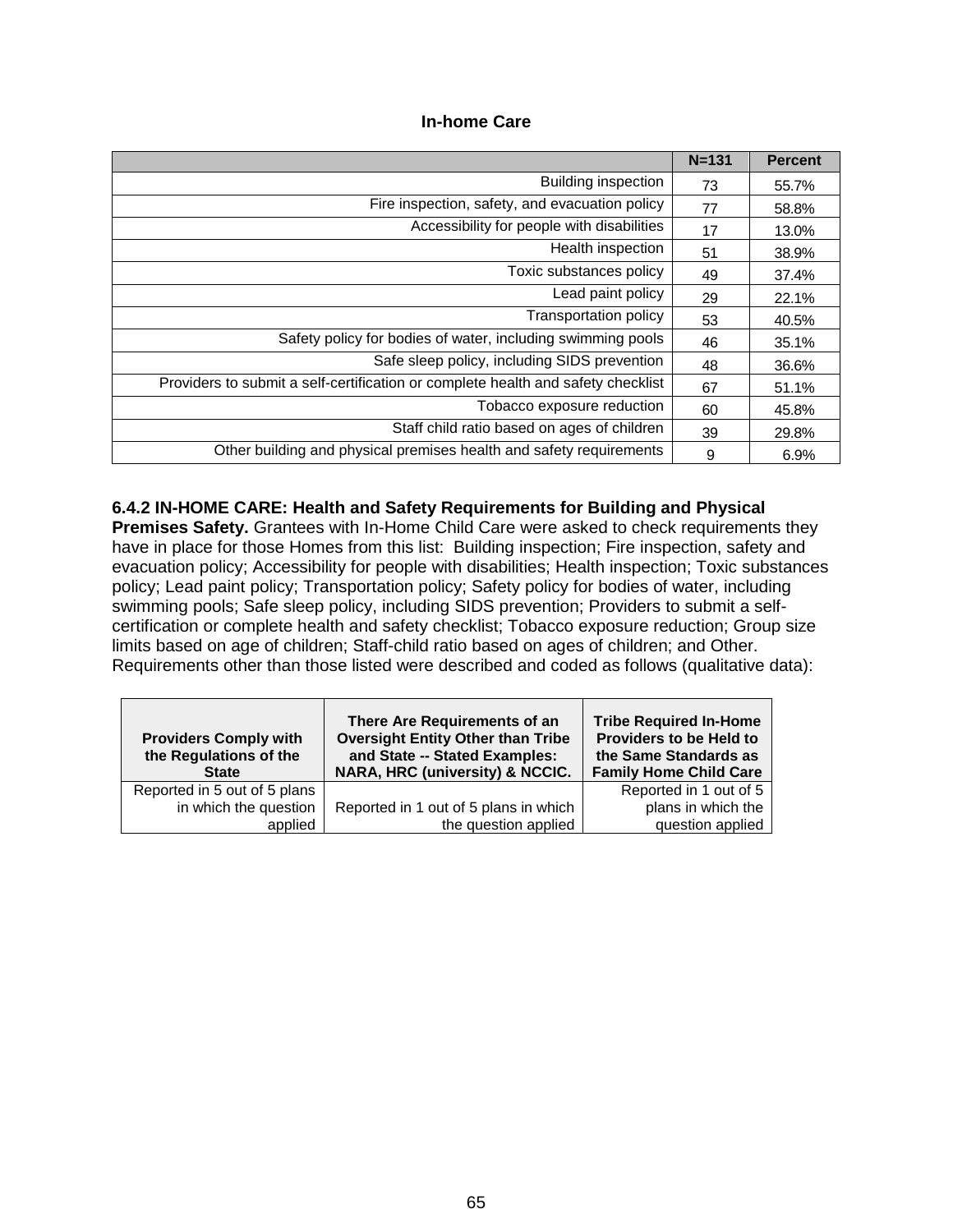**In-home Care**

| | N=131 | Percent |
|---|---|---|
| Building inspection | 73 | 55.7% |
| Fire inspection, safety, and evacuation policy | 77 | 58.8% |
| Accessibility for people with disabilities | 17 | 13.0% |
| Health inspection | 51 | 38.9% |
| Toxic substances policy | 49 | 37.4% |
| Lead paint policy | 29 | 22.1% |
| Transportation policy | 53 | 40.5% |
| Safety policy for bodies of water, including swimming pools | 46 | 35.1% |
| Safe sleep policy, including SIDS prevention | 48 | 36.6% |
| Providers to submit a self-certification or complete health and safety checklist | 67 | 51.1% |
| Tobacco exposure reduction | 60 | 45.8% |
| Staff child ratio based on ages of children | 39 | 29.8% |
| Other building and physical premises health and safety requirements | 9 | 6.9% |

**6.4.2 IN-HOME CARE: Health and Safety Requirements for Building and Physical Premises Safety.** Grantees with In-Home Child Care were asked to check requirements they have in place for those Homes from this list: Building inspection; Fire inspection, safety and evacuation policy; Accessibility for people with disabilities; Health inspection; Toxic substances policy; Lead paint policy; Transportation policy; Safety policy for bodies of water, including swimming pools; Safe sleep policy, including SIDS prevention; Providers to submit a self-certification or complete health and safety checklist; Tobacco exposure reduction; Group size limits based on age of children; Staff-child ratio based on ages of children; and Other. Requirements other than those listed were described and coded as follows (qualitative data):

| Providers Comply with the Regulations of the State | There Are Requirements of an Oversight Entity Other than Tribe and State -- Stated Examples: NARA, HRC (university) & NCCIC. | Tribe Required In-Home Providers to be Held to the Same Standards as Family Home Child Care |
|---|---|---|
| Reported in 5 out of 5 plans in which the question applied | Reported in 1 out of 5 plans in which the question applied | Reported in 1 out of 5 plans in which the question applied |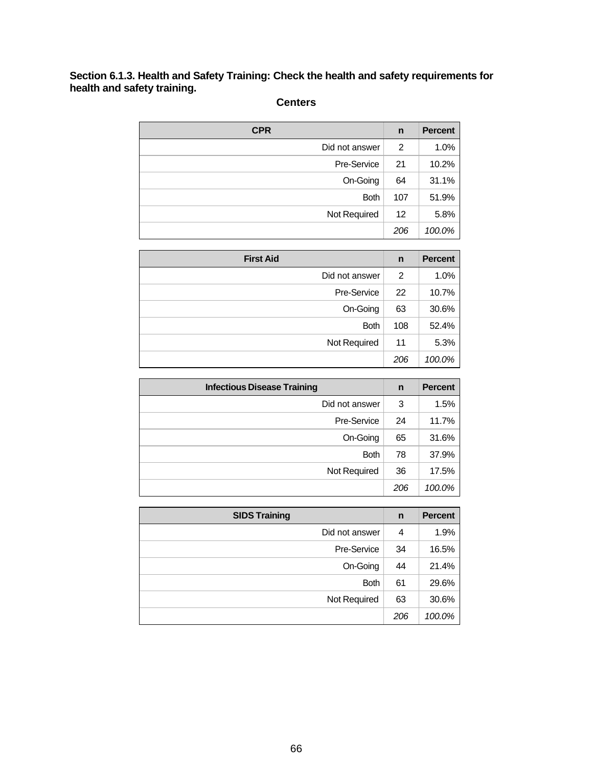**Section 6.1.3. Health and Safety Training: Check the health and safety requirements for health and safety training.**

**Centers**

| CPR | n | Percent |
|---:|---:|---:|
| Did not answer | 2 | 1.0% |
| Pre-Service | 21 | 10.2% |
| On-Going | 64 | 31.1% |
| Both | 107 | 51.9% |
| Not Required | 12 | 5.8% |
| | *206* | *100.0%* |

| First Aid | n | Percent |
|---:|---:|---:|
| Did not answer | 2 | 1.0% |
| Pre-Service | 22 | 10.7% |
| On-Going | 63 | 30.6% |
| Both | 108 | 52.4% |
| Not Required | 11 | 5.3% |
| | *206* | *100.0%* |

| Infectious Disease Training | n | Percent |
|---:|---:|---:|
| Did not answer | 3 | 1.5% |
| Pre-Service | 24 | 11.7% |
| On-Going | 65 | 31.6% |
| Both | 78 | 37.9% |
| Not Required | 36 | 17.5% |
| | *206* | *100.0%* |

| SIDS Training | n | Percent |
|---:|---:|---:|
| Did not answer | 4 | 1.9% |
| Pre-Service | 34 | 16.5% |
| On-Going | 44 | 21.4% |
| Both | 61 | 29.6% |
| Not Required | 63 | 30.6% |
| | *206* | *100.0%* |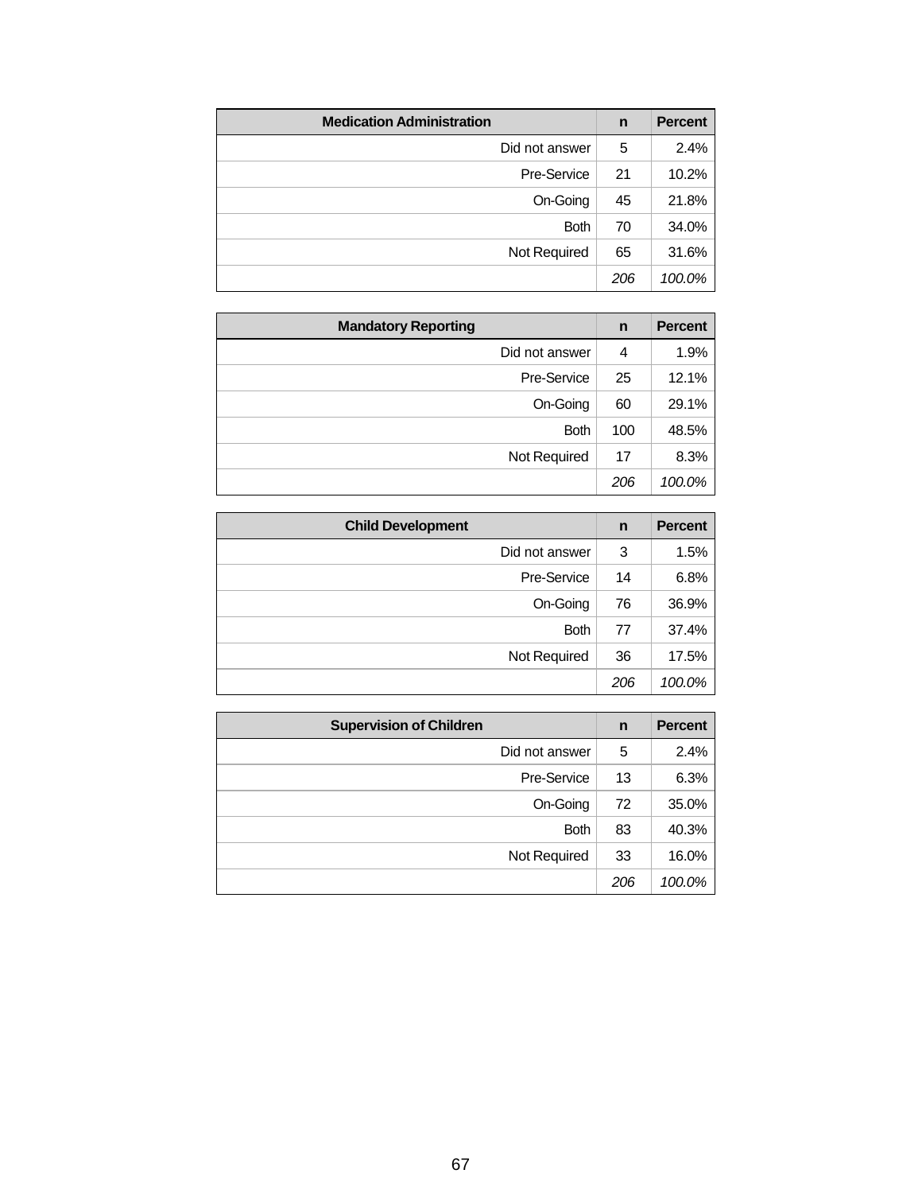| Medication Administration | n | Percent |
|---:|---:|---:|
| Did not answer | 5 | 2.4% |
| Pre-Service | 21 | 10.2% |
| On-Going | 45 | 21.8% |
| Both | 70 | 34.0% |
| Not Required | 65 | 31.6% |
| | *206* | *100.0%* |

| Mandatory Reporting | n | Percent |
|---:|---:|---:|
| Did not answer | 4 | 1.9% |
| Pre-Service | 25 | 12.1% |
| On-Going | 60 | 29.1% |
| Both | 100 | 48.5% |
| Not Required | 17 | 8.3% |
| | *206* | *100.0%* |

| Child Development | n | Percent |
|---:|---:|---:|
| Did not answer | 3 | 1.5% |
| Pre-Service | 14 | 6.8% |
| On-Going | 76 | 36.9% |
| Both | 77 | 37.4% |
| Not Required | 36 | 17.5% |
| | *206* | *100.0%* |

| Supervision of Children | n | Percent |
|---:|---:|---:|
| Did not answer | 5 | 2.4% |
| Pre-Service | 13 | 6.3% |
| On-Going | 72 | 35.0% |
| Both | 83 | 40.3% |
| Not Required | 33 | 16.0% |
| | *206* | *100.0%* |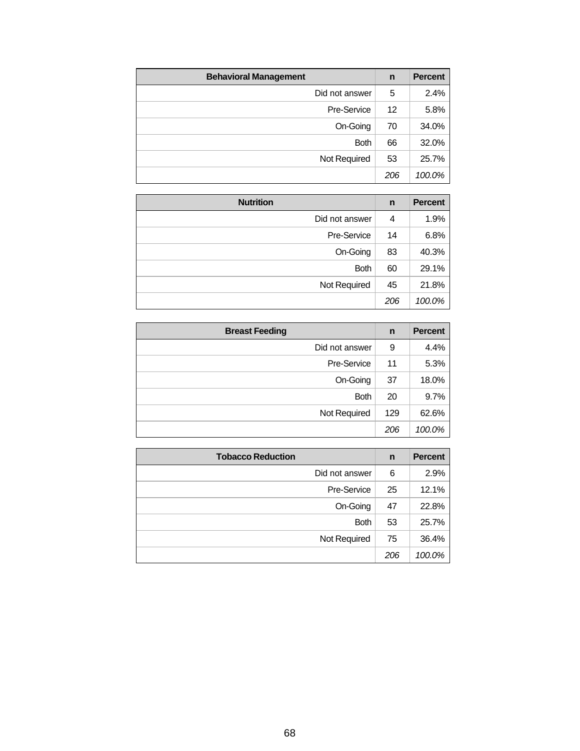| Behavioral Management | n | Percent |
|---:|:---:|---:|
| Did not answer | 5 | 2.4% |
| Pre-Service | 12 | 5.8% |
| On-Going | 70 | 34.0% |
| Both | 66 | 32.0% |
| Not Required | 53 | 25.7% |
| | *206* | *100.0%* |

| Nutrition | n | Percent |
|---:|:---:|---:|
| Did not answer | 4 | 1.9% |
| Pre-Service | 14 | 6.8% |
| On-Going | 83 | 40.3% |
| Both | 60 | 29.1% |
| Not Required | 45 | 21.8% |
| | *206* | *100.0%* |

| Breast Feeding | n | Percent |
|---:|:---:|---:|
| Did not answer | 9 | 4.4% |
| Pre-Service | 11 | 5.3% |
| On-Going | 37 | 18.0% |
| Both | 20 | 9.7% |
| Not Required | 129 | 62.6% |
| | *206* | *100.0%* |

| Tobacco Reduction | n | Percent |
|---:|:---:|---:|
| Did not answer | 6 | 2.9% |
| Pre-Service | 25 | 12.1% |
| On-Going | 47 | 22.8% |
| Both | 53 | 25.7% |
| Not Required | 75 | 36.4% |
| | *206* | *100.0%* |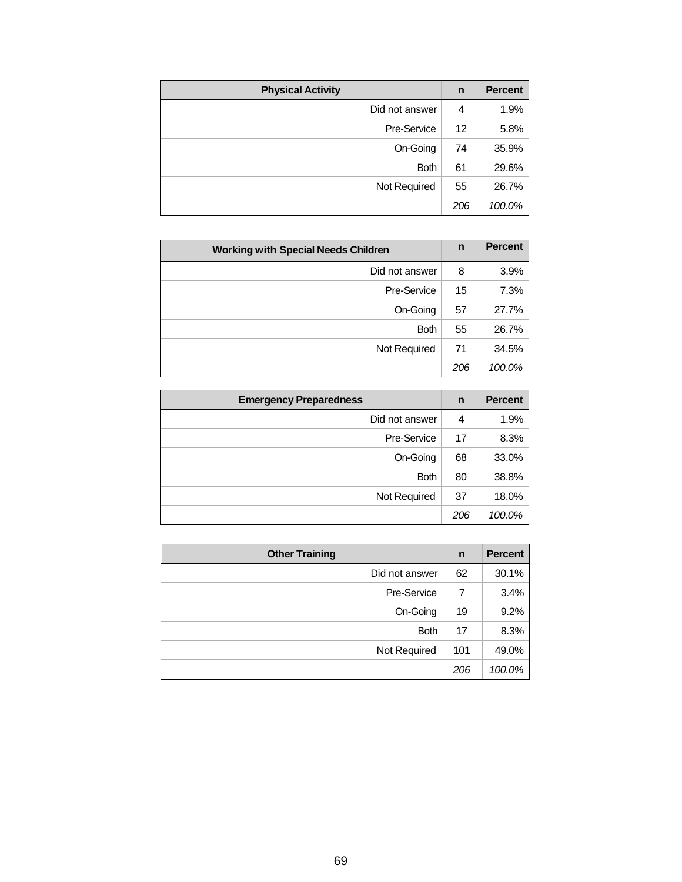| Physical Activity | n | Percent |
|---|---|---|
| Did not answer | 4 | 1.9% |
| Pre-Service | 12 | 5.8% |
| On-Going | 74 | 35.9% |
| Both | 61 | 29.6% |
| Not Required | 55 | 26.7% |
| | *206* | *100.0%* |

| Working with Special Needs Children | n | Percent |
|---|---|---|
| Did not answer | 8 | 3.9% |
| Pre-Service | 15 | 7.3% |
| On-Going | 57 | 27.7% |
| Both | 55 | 26.7% |
| Not Required | 71 | 34.5% |
| | *206* | *100.0%* |

| Emergency Preparedness | n | Percent |
|---|---|---|
| Did not answer | 4 | 1.9% |
| Pre-Service | 17 | 8.3% |
| On-Going | 68 | 33.0% |
| Both | 80 | 38.8% |
| Not Required | 37 | 18.0% |
| | *206* | *100.0%* |

| Other Training | n | Percent |
|---|---|---|
| Did not answer | 62 | 30.1% |
| Pre-Service | 7 | 3.4% |
| On-Going | 19 | 9.2% |
| Both | 17 | 8.3% |
| Not Required | 101 | 49.0% |
| | *206* | *100.0%* |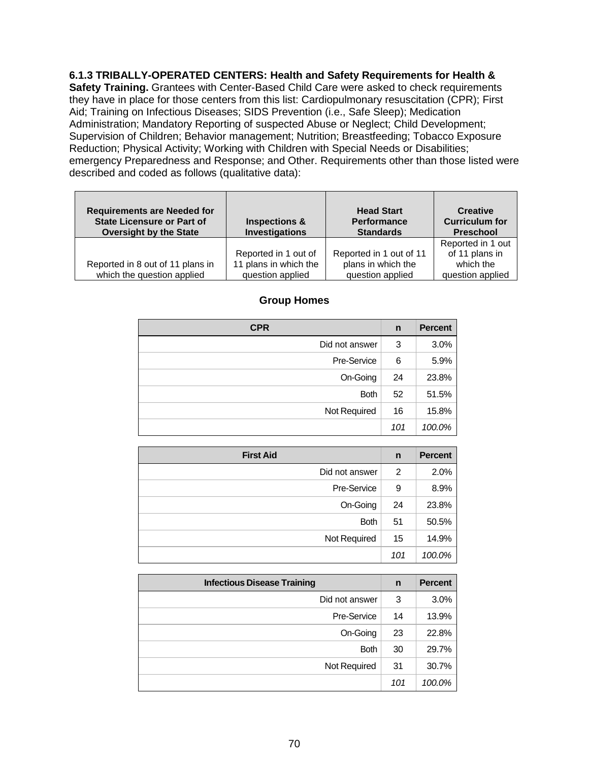**6.1.3 TRIBALLY-OPERATED CENTERS: Health and Safety Requirements for Health & Safety Training.** Grantees with Center-Based Child Care were asked to check requirements they have in place for those centers from this list: Cardiopulmonary resuscitation (CPR); First Aid; Training on Infectious Diseases; SIDS Prevention (i.e., Safe Sleep); Medication Administration; Mandatory Reporting of suspected Abuse or Neglect; Child Development; Supervision of Children; Behavior management; Nutrition; Breastfeeding; Tobacco Exposure Reduction; Physical Activity; Working with Children with Special Needs or Disabilities; emergency Preparedness and Response; and Other. Requirements other than those listed were described and coded as follows (qualitative data):

| Requirements are Needed for State Licensure or Part of Oversight by the State | Inspections & Investigations | Head Start Performance Standards | Creative Curriculum for Preschool |
|---|---|---|---|
| Reported in 8 out of 11 plans in which the question applied | Reported in 1 out of 11 plans in which the question applied | Reported in 1 out of 11 plans in which the question applied | Reported in 1 out of 11 plans in which the question applied |

**Group Homes**

| CPR | n | Percent |
|---|---|---|
| Did not answer | 3 | 3.0% |
| Pre-Service | 6 | 5.9% |
| On-Going | 24 | 23.8% |
| Both | 52 | 51.5% |
| Not Required | 16 | 15.8% |
| | *101* | *100.0%* |

| First Aid | n | Percent |
|---|---|---|
| Did not answer | 2 | 2.0% |
| Pre-Service | 9 | 8.9% |
| On-Going | 24 | 23.8% |
| Both | 51 | 50.5% |
| Not Required | 15 | 14.9% |
| | *101* | *100.0%* |

| Infectious Disease Training | n | Percent |
|---|---|---|
| Did not answer | 3 | 3.0% |
| Pre-Service | 14 | 13.9% |
| On-Going | 23 | 22.8% |
| Both | 30 | 29.7% |
| Not Required | 31 | 30.7% |
| | *101* | *100.0%* |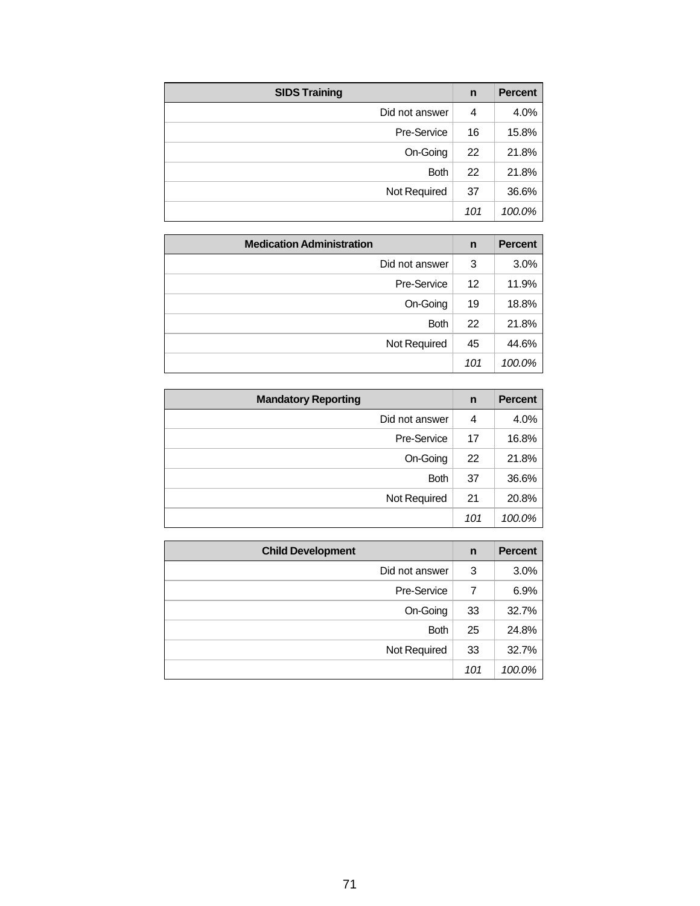| SIDS Training | n | Percent |
|---|---|---|
| Did not answer | 4 | 4.0% |
| Pre-Service | 16 | 15.8% |
| On-Going | 22 | 21.8% |
| Both | 22 | 21.8% |
| Not Required | 37 | 36.6% |
| | *101* | *100.0%* |

| Medication Administration | n | Percent |
|---|---|---|
| Did not answer | 3 | 3.0% |
| Pre-Service | 12 | 11.9% |
| On-Going | 19 | 18.8% |
| Both | 22 | 21.8% |
| Not Required | 45 | 44.6% |
| | *101* | *100.0%* |

| Mandatory Reporting | n | Percent |
|---|---|---|
| Did not answer | 4 | 4.0% |
| Pre-Service | 17 | 16.8% |
| On-Going | 22 | 21.8% |
| Both | 37 | 36.6% |
| Not Required | 21 | 20.8% |
| | *101* | *100.0%* |

| Child Development | n | Percent |
|---|---|---|
| Did not answer | 3 | 3.0% |
| Pre-Service | 7 | 6.9% |
| On-Going | 33 | 32.7% |
| Both | 25 | 24.8% |
| Not Required | 33 | 32.7% |
| | *101* | *100.0%* |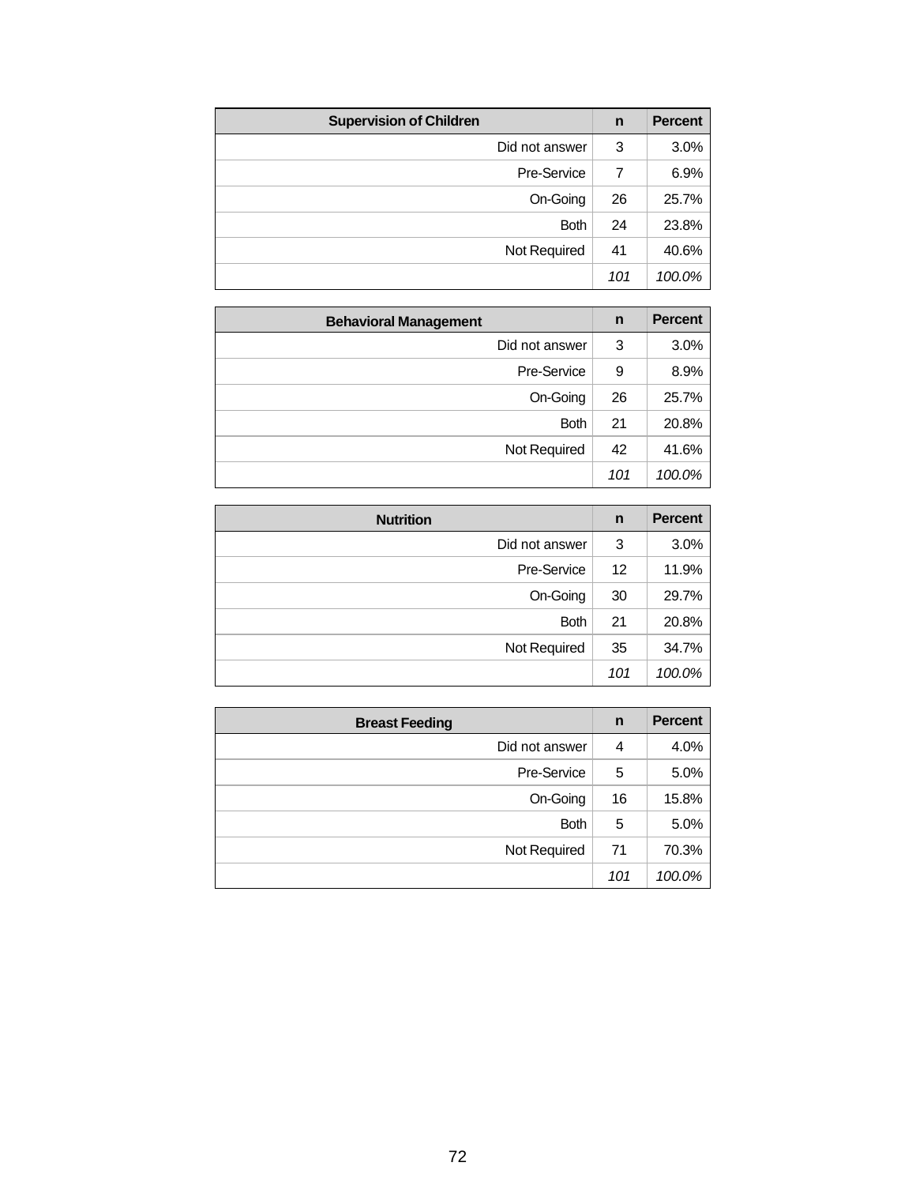| Supervision of Children | n | Percent |
|---|---|---|
| Did not answer | 3 | 3.0% |
| Pre-Service | 7 | 6.9% |
| On-Going | 26 | 25.7% |
| Both | 24 | 23.8% |
| Not Required | 41 | 40.6% |
| | *101* | *100.0%* |

| Behavioral Management | n | Percent |
|---|---|---|
| Did not answer | 3 | 3.0% |
| Pre-Service | 9 | 8.9% |
| On-Going | 26 | 25.7% |
| Both | 21 | 20.8% |
| Not Required | 42 | 41.6% |
| | *101* | *100.0%* |

| Nutrition | n | Percent |
|---|---|---|
| Did not answer | 3 | 3.0% |
| Pre-Service | 12 | 11.9% |
| On-Going | 30 | 29.7% |
| Both | 21 | 20.8% |
| Not Required | 35 | 34.7% |
| | *101* | *100.0%* |

| Breast Feeding | n | Percent |
|---|---|---|
| Did not answer | 4 | 4.0% |
| Pre-Service | 5 | 5.0% |
| On-Going | 16 | 15.8% |
| Both | 5 | 5.0% |
| Not Required | 71 | 70.3% |
| | *101* | *100.0%* |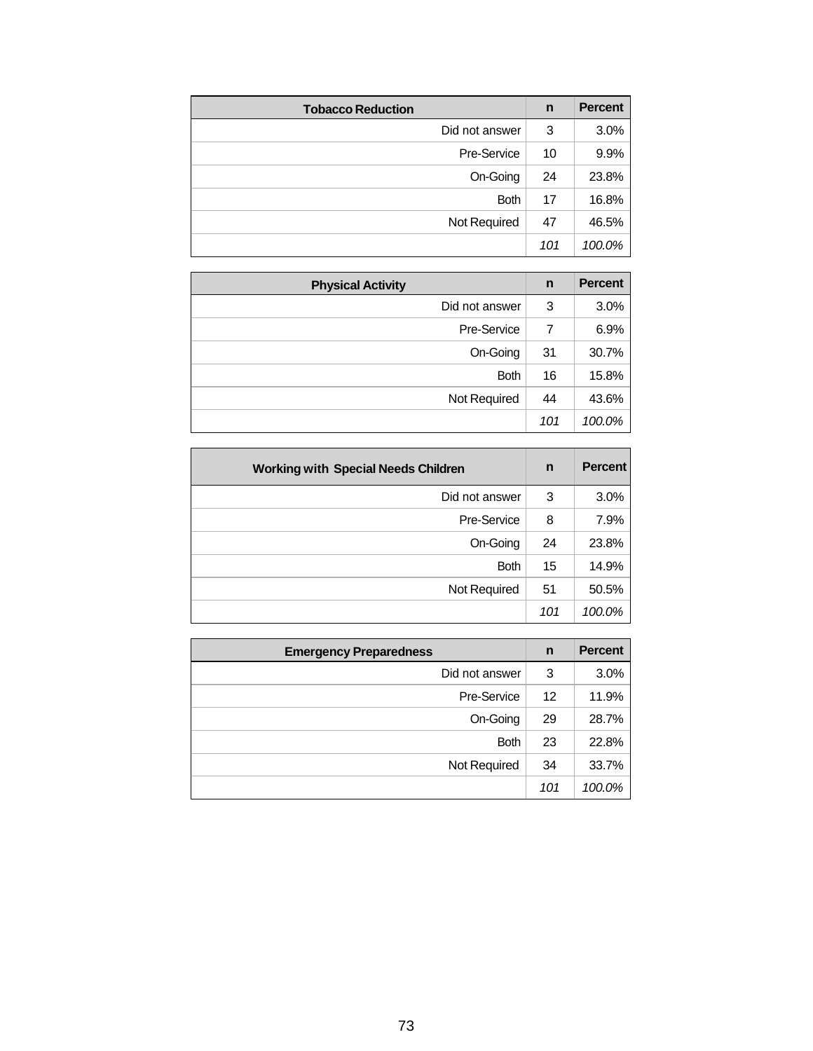| Tobacco Reduction | n | Percent |
|---|---|---|
| Did not answer | 3 | 3.0% |
| Pre-Service | 10 | 9.9% |
| On-Going | 24 | 23.8% |
| Both | 17 | 16.8% |
| Not Required | 47 | 46.5% |
| | *101* | *100.0%* |

| Physical Activity | n | Percent |
|---|---|---|
| Did not answer | 3 | 3.0% |
| Pre-Service | 7 | 6.9% |
| On-Going | 31 | 30.7% |
| Both | 16 | 15.8% |
| Not Required | 44 | 43.6% |
| | *101* | *100.0%* |

| Working with Special Needs Children | n | Percent |
|---|---|---|
| Did not answer | 3 | 3.0% |
| Pre-Service | 8 | 7.9% |
| On-Going | 24 | 23.8% |
| Both | 15 | 14.9% |
| Not Required | 51 | 50.5% |
| | *101* | *100.0%* |

| Emergency Preparedness | n | Percent |
|---|---|---|
| Did not answer | 3 | 3.0% |
| Pre-Service | 12 | 11.9% |
| On-Going | 29 | 28.7% |
| Both | 23 | 22.8% |
| Not Required | 34 | 33.7% |
| | *101* | *100.0%* |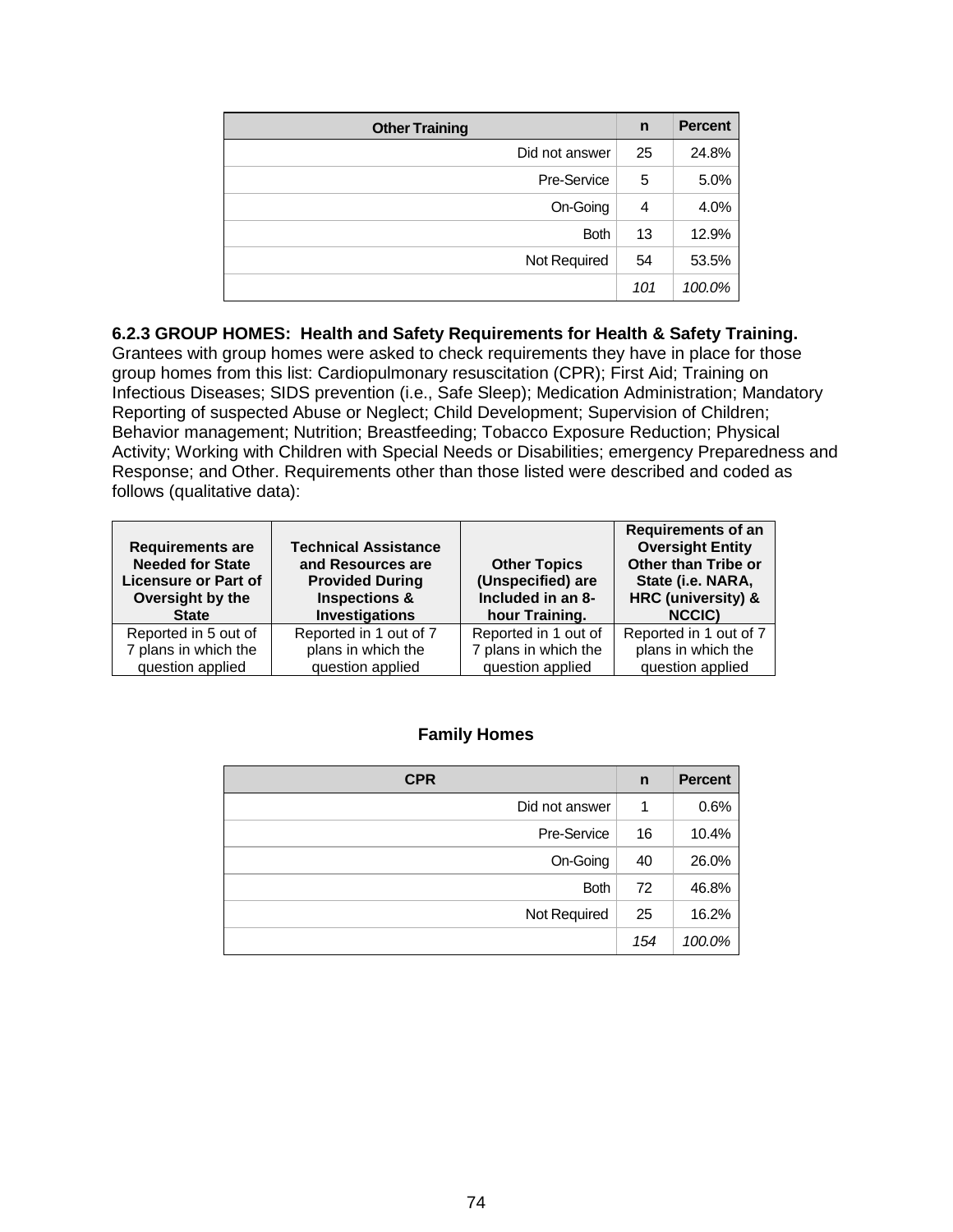| Other Training | n | Percent |
|---|---|---|
| Did not answer | 25 | 24.8% |
| Pre-Service | 5 | 5.0% |
| On-Going | 4 | 4.0% |
| Both | 13 | 12.9% |
| Not Required | 54 | 53.5% |
| | *101* | *100.0%* |

**6.2.3 GROUP HOMES: Health and Safety Requirements for Health & Safety Training.** Grantees with group homes were asked to check requirements they have in place for those group homes from this list: Cardiopulmonary resuscitation (CPR); First Aid; Training on Infectious Diseases; SIDS prevention (i.e., Safe Sleep); Medication Administration; Mandatory Reporting of suspected Abuse or Neglect; Child Development; Supervision of Children; Behavior management; Nutrition; Breastfeeding; Tobacco Exposure Reduction; Physical Activity; Working with Children with Special Needs or Disabilities; emergency Preparedness and Response; and Other. Requirements other than those listed were described and coded as follows (qualitative data):

| Requirements are Needed for State Licensure or Part of Oversight by the State | Technical Assistance and Resources are Provided During Inspections & Investigations | Other Topics (Unspecified) are Included in an 8-hour Training. | Requirements of an Oversight Entity Other than Tribe or State (i.e. NARA, HRC (university) & NCCIC) |
|---|---|---|---|
| Reported in 5 out of 7 plans in which the question applied | Reported in 1 out of 7 plans in which the question applied | Reported in 1 out of 7 plans in which the question applied | Reported in 1 out of 7 plans in which the question applied |

**Family Homes**

| CPR | n | Percent |
|---|---|---|
| Did not answer | 1 | 0.6% |
| Pre-Service | 16 | 10.4% |
| On-Going | 40 | 26.0% |
| Both | 72 | 46.8% |
| Not Required | 25 | 16.2% |
| | *154* | *100.0%* |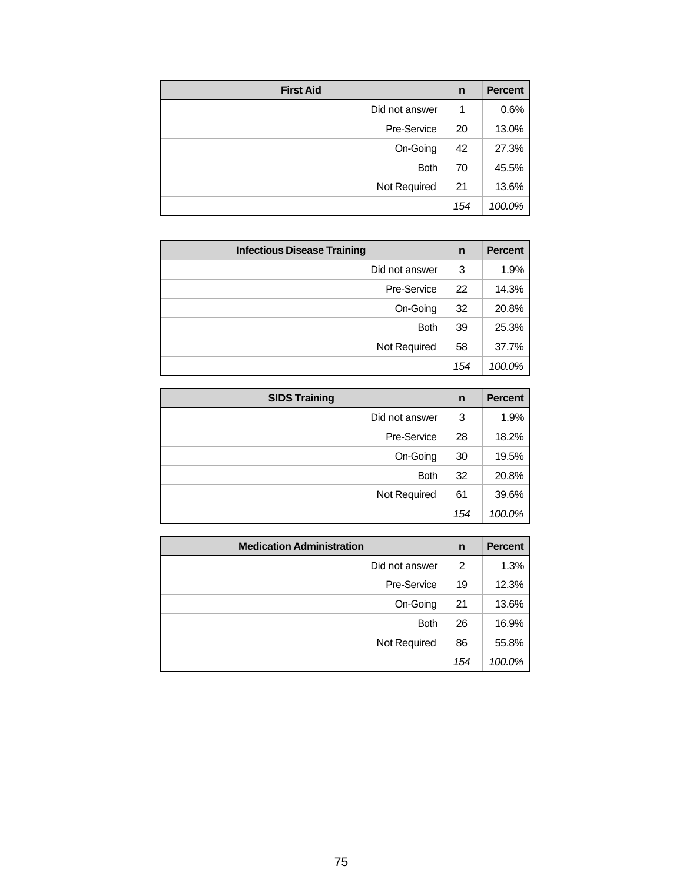| First Aid | n | Percent |
|---:|---:|---:|
| Did not answer | 1 | 0.6% |
| Pre-Service | 20 | 13.0% |
| On-Going | 42 | 27.3% |
| Both | 70 | 45.5% |
| Not Required | 21 | 13.6% |
| | *154* | *100.0%* |

| Infectious Disease Training | n | Percent |
|---:|---:|---:|
| Did not answer | 3 | 1.9% |
| Pre-Service | 22 | 14.3% |
| On-Going | 32 | 20.8% |
| Both | 39 | 25.3% |
| Not Required | 58 | 37.7% |
| | *154* | *100.0%* |

| SIDS Training | n | Percent |
|---:|---:|---:|
| Did not answer | 3 | 1.9% |
| Pre-Service | 28 | 18.2% |
| On-Going | 30 | 19.5% |
| Both | 32 | 20.8% |
| Not Required | 61 | 39.6% |
| | *154* | *100.0%* |

| Medication Administration | n | Percent |
|---:|---:|---:|
| Did not answer | 2 | 1.3% |
| Pre-Service | 19 | 12.3% |
| On-Going | 21 | 13.6% |
| Both | 26 | 16.9% |
| Not Required | 86 | 55.8% |
| | *154* | *100.0%* |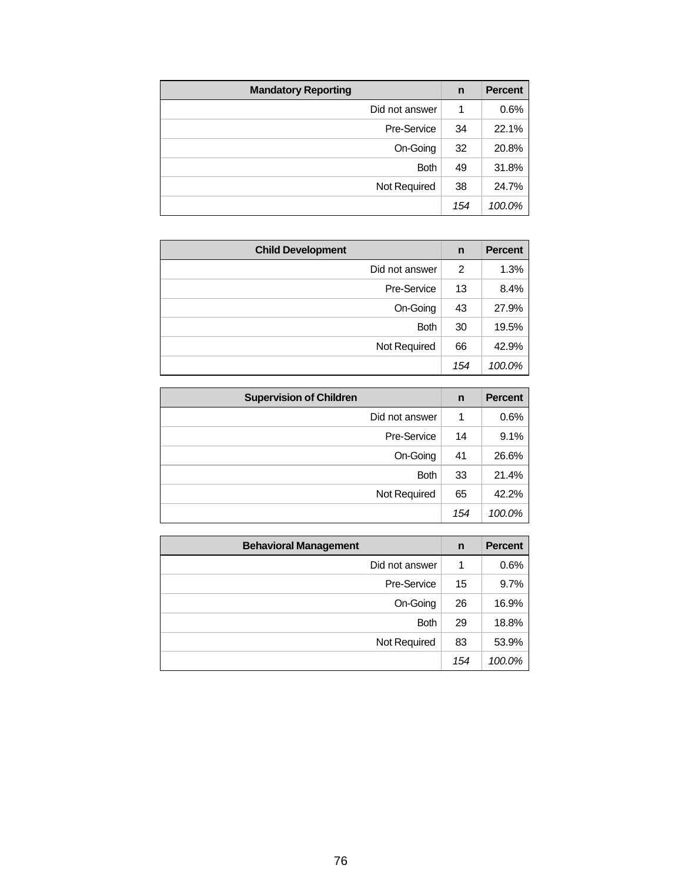| Mandatory Reporting | n | Percent |
|---|---|---|
| Did not answer | 1 | 0.6% |
| Pre-Service | 34 | 22.1% |
| On-Going | 32 | 20.8% |
| Both | 49 | 31.8% |
| Not Required | 38 | 24.7% |
| | *154* | *100.0%* |

| Child Development | n | Percent |
|---|---|---|
| Did not answer | 2 | 1.3% |
| Pre-Service | 13 | 8.4% |
| On-Going | 43 | 27.9% |
| Both | 30 | 19.5% |
| Not Required | 66 | 42.9% |
| | *154* | *100.0%* |

| Supervision of Children | n | Percent |
|---|---|---|
| Did not answer | 1 | 0.6% |
| Pre-Service | 14 | 9.1% |
| On-Going | 41 | 26.6% |
| Both | 33 | 21.4% |
| Not Required | 65 | 42.2% |
| | *154* | *100.0%* |

| Behavioral Management | n | Percent |
|---|---|---|
| Did not answer | 1 | 0.6% |
| Pre-Service | 15 | 9.7% |
| On-Going | 26 | 16.9% |
| Both | 29 | 18.8% |
| Not Required | 83 | 53.9% |
| | *154* | *100.0%* |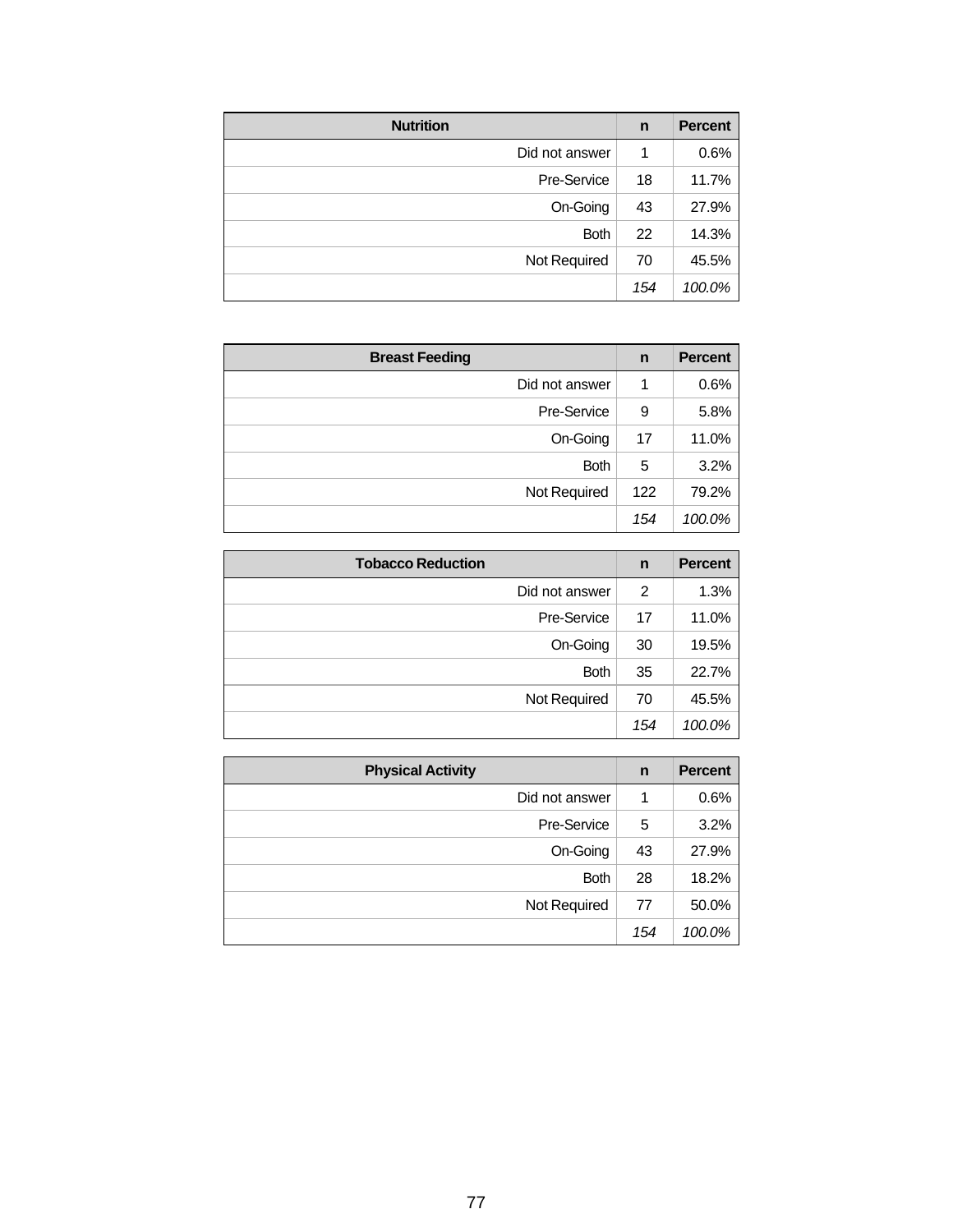| Nutrition | n | Percent |
|---|---|---|
| Did not answer | 1 | 0.6% |
| Pre-Service | 18 | 11.7% |
| On-Going | 43 | 27.9% |
| Both | 22 | 14.3% |
| Not Required | 70 | 45.5% |
| | *154* | *100.0%* |

| Breast Feeding | n | Percent |
|---|---|---|
| Did not answer | 1 | 0.6% |
| Pre-Service | 9 | 5.8% |
| On-Going | 17 | 11.0% |
| Both | 5 | 3.2% |
| Not Required | 122 | 79.2% |
| | *154* | *100.0%* |

| Tobacco Reduction | n | Percent |
|---|---|---|
| Did not answer | 2 | 1.3% |
| Pre-Service | 17 | 11.0% |
| On-Going | 30 | 19.5% |
| Both | 35 | 22.7% |
| Not Required | 70 | 45.5% |
| | *154* | *100.0%* |

| Physical Activity | n | Percent |
|---|---|---|
| Did not answer | 1 | 0.6% |
| Pre-Service | 5 | 3.2% |
| On-Going | 43 | 27.9% |
| Both | 28 | 18.2% |
| Not Required | 77 | 50.0% |
| | *154* | *100.0%* |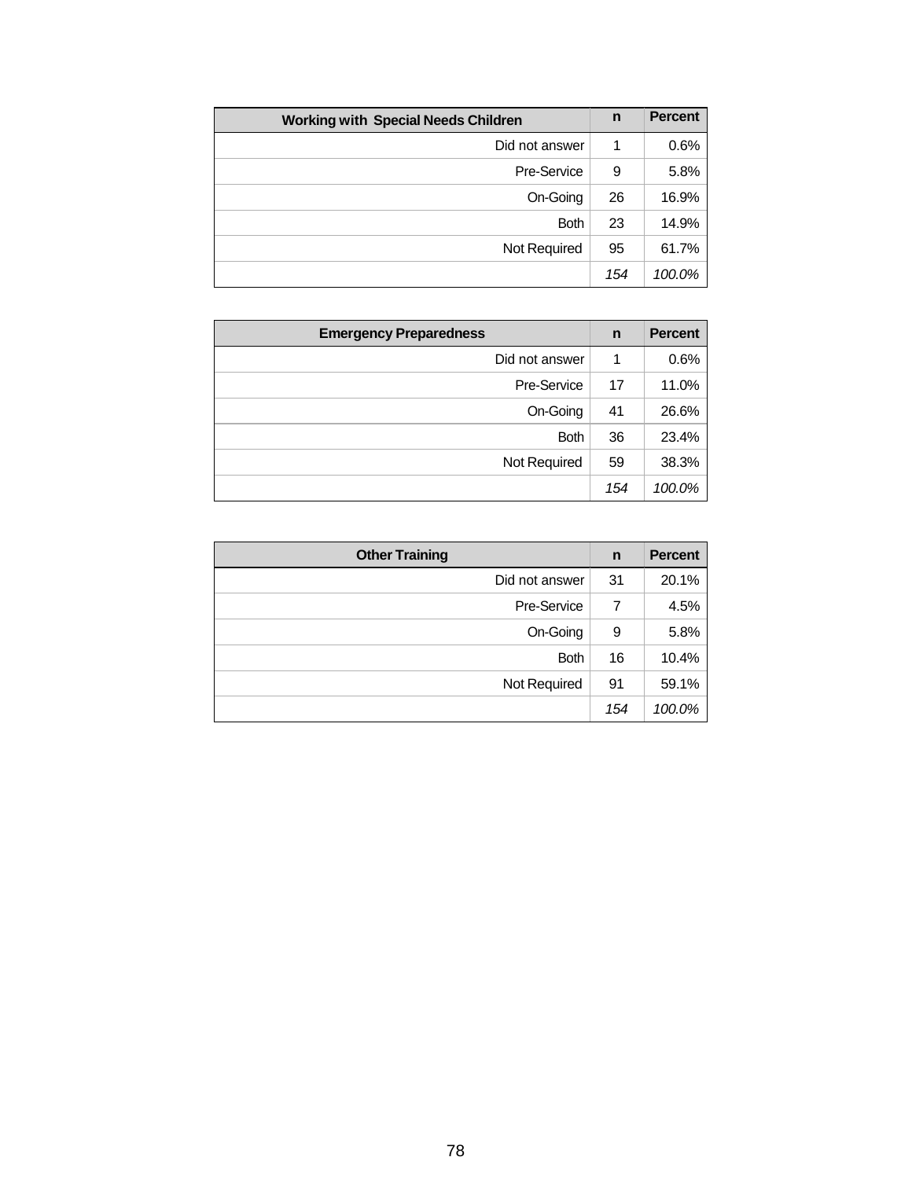| Working with Special Needs Children | n | Percent |
|---|---|---|
| Did not answer | 1 | 0.6% |
| Pre-Service | 9 | 5.8% |
| On-Going | 26 | 16.9% |
| Both | 23 | 14.9% |
| Not Required | 95 | 61.7% |
| | *154* | *100.0%* |

| Emergency Preparedness | n | Percent |
|---|---|---|
| Did not answer | 1 | 0.6% |
| Pre-Service | 17 | 11.0% |
| On-Going | 41 | 26.6% |
| Both | 36 | 23.4% |
| Not Required | 59 | 38.3% |
| | *154* | *100.0%* |

| Other Training | n | Percent |
|---|---|---|
| Did not answer | 31 | 20.1% |
| Pre-Service | 7 | 4.5% |
| On-Going | 9 | 5.8% |
| Both | 16 | 10.4% |
| Not Required | 91 | 59.1% |
| | *154* | *100.0%* |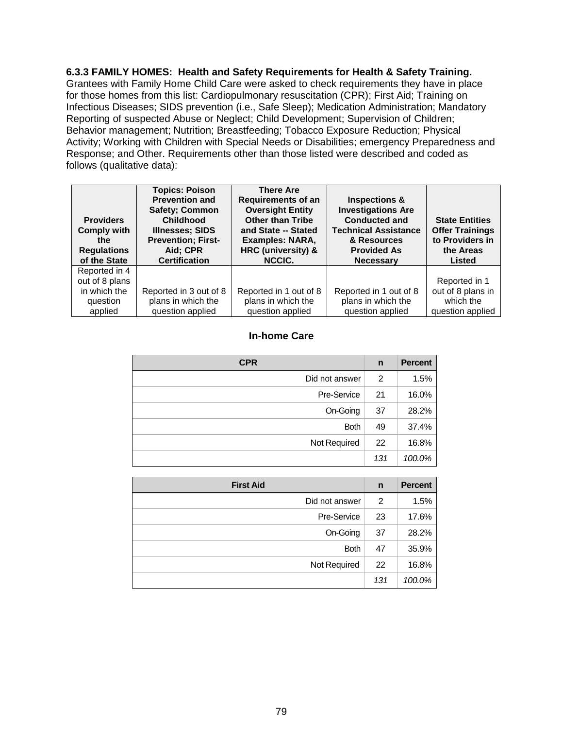**6.3.3 FAMILY HOMES: Health and Safety Requirements for Health & Safety Training.** Grantees with Family Home Child Care were asked to check requirements they have in place for those homes from this list: Cardiopulmonary resuscitation (CPR); First Aid; Training on Infectious Diseases; SIDS prevention (i.e., Safe Sleep); Medication Administration; Mandatory Reporting of suspected Abuse or Neglect; Child Development; Supervision of Children; Behavior management; Nutrition; Breastfeeding; Tobacco Exposure Reduction; Physical Activity; Working with Children with Special Needs or Disabilities; emergency Preparedness and Response; and Other. Requirements other than those listed were described and coded as follows (qualitative data):

| Providers Comply with the Regulations of the State | Topics: Poison Prevention and Safety; Common Childhood Illnesses; SIDS Prevention; First-Aid; CPR Certification | There Are Requirements of an Oversight Entity Other than Tribe and State -- Stated Examples: NARA, HRC (university) & NCCIC. | Inspections & Investigations Are Conducted and Technical Assistance & Resources Provided As Necessary | State Entities Offer Trainings to Providers in the Areas Listed |
|---|---|---|---|---|
| Reported in 4 out of 8 plans in which the question applied | Reported in 3 out of 8 plans in which the question applied | Reported in 1 out of 8 plans in which the question applied | Reported in 1 out of 8 plans in which the question applied | Reported in 1 out of 8 plans in which the question applied |

**In-home Care**

| CPR | n | Percent |
|---|---|---|
| Did not answer | 2 | 1.5% |
| Pre-Service | 21 | 16.0% |
| On-Going | 37 | 28.2% |
| Both | 49 | 37.4% |
| Not Required | 22 | 16.8% |
| | *131* | *100.0%* |

| First Aid | n | Percent |
|---|---|---|
| Did not answer | 2 | 1.5% |
| Pre-Service | 23 | 17.6% |
| On-Going | 37 | 28.2% |
| Both | 47 | 35.9% |
| Not Required | 22 | 16.8% |
| | *131* | *100.0%* |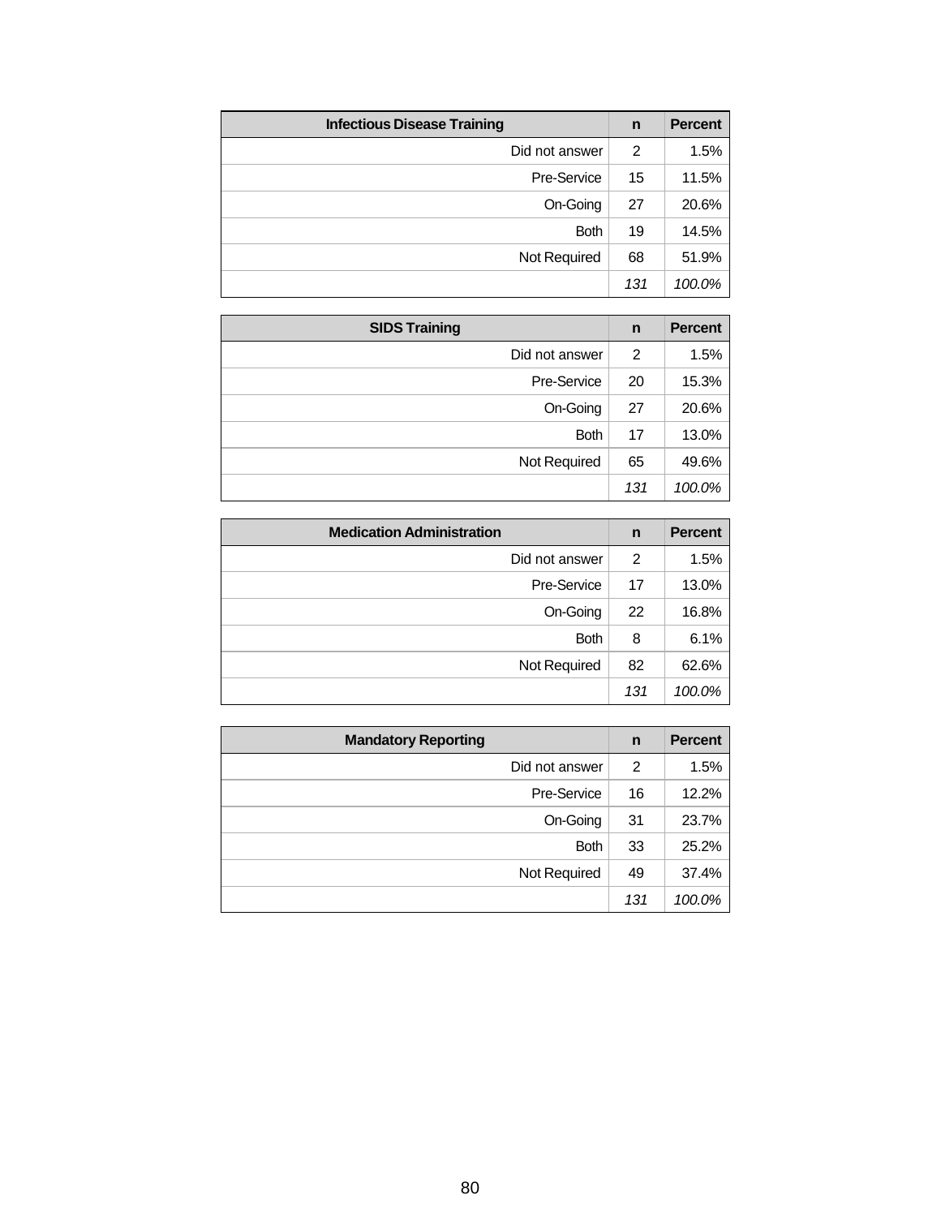| Infectious Disease Training | n | Percent |
|---|---|---|
| Did not answer | 2 | 1.5% |
| Pre-Service | 15 | 11.5% |
| On-Going | 27 | 20.6% |
| Both | 19 | 14.5% |
| Not Required | 68 | 51.9% |
| | *131* | *100.0%* |

| SIDS Training | n | Percent |
|---|---|---|
| Did not answer | 2 | 1.5% |
| Pre-Service | 20 | 15.3% |
| On-Going | 27 | 20.6% |
| Both | 17 | 13.0% |
| Not Required | 65 | 49.6% |
| | *131* | *100.0%* |

| Medication Administration | n | Percent |
|---|---|---|
| Did not answer | 2 | 1.5% |
| Pre-Service | 17 | 13.0% |
| On-Going | 22 | 16.8% |
| Both | 8 | 6.1% |
| Not Required | 82 | 62.6% |
| | *131* | *100.0%* |

| Mandatory Reporting | n | Percent |
|---|---|---|
| Did not answer | 2 | 1.5% |
| Pre-Service | 16 | 12.2% |
| On-Going | 31 | 23.7% |
| Both | 33 | 25.2% |
| Not Required | 49 | 37.4% |
| | *131* | *100.0%* |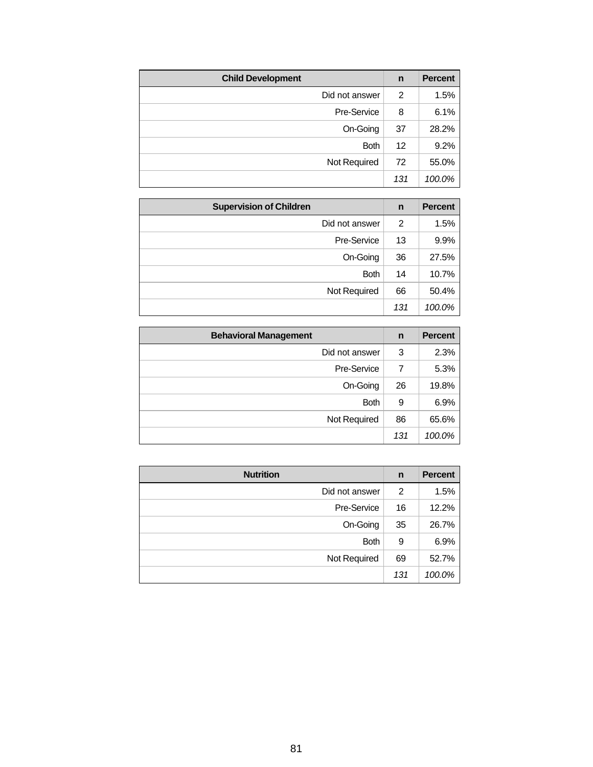| Child Development | n | Percent |
|---|---|---|
| Did not answer | 2 | 1.5% |
| Pre-Service | 8 | 6.1% |
| On-Going | 37 | 28.2% |
| Both | 12 | 9.2% |
| Not Required | 72 | 55.0% |
| | *131* | *100.0%* |

| Supervision of Children | n | Percent |
|---|---|---|
| Did not answer | 2 | 1.5% |
| Pre-Service | 13 | 9.9% |
| On-Going | 36 | 27.5% |
| Both | 14 | 10.7% |
| Not Required | 66 | 50.4% |
| | *131* | *100.0%* |

| Behavioral Management | n | Percent |
|---|---|---|
| Did not answer | 3 | 2.3% |
| Pre-Service | 7 | 5.3% |
| On-Going | 26 | 19.8% |
| Both | 9 | 6.9% |
| Not Required | 86 | 65.6% |
| | *131* | *100.0%* |

| Nutrition | n | Percent |
|---|---|---|
| Did not answer | 2 | 1.5% |
| Pre-Service | 16 | 12.2% |
| On-Going | 35 | 26.7% |
| Both | 9 | 6.9% |
| Not Required | 69 | 52.7% |
| | *131* | *100.0%* |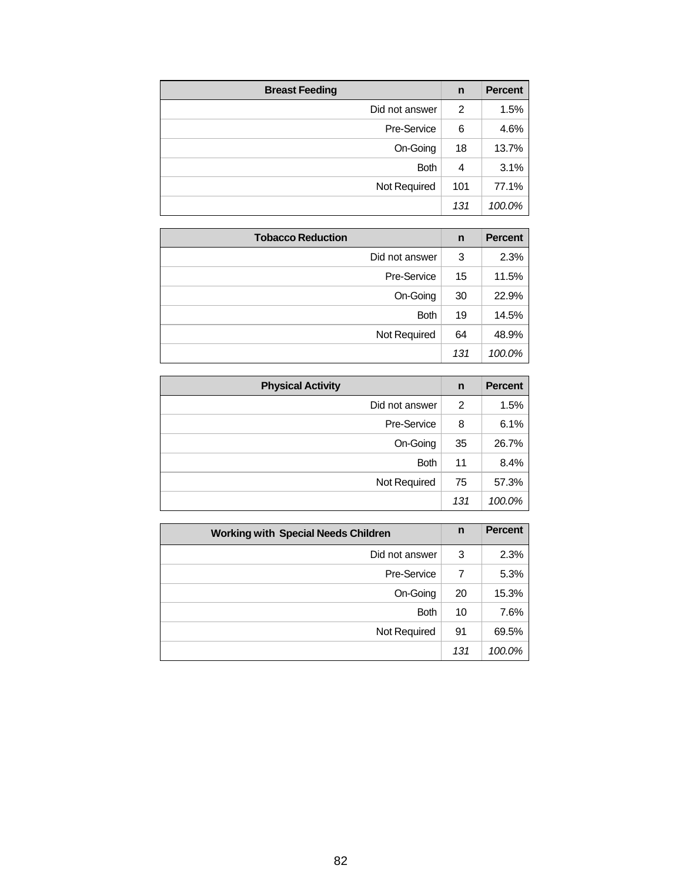| Breast Feeding | n | Percent |
|---|---|---|
| Did not answer | 2 | 1.5% |
| Pre-Service | 6 | 4.6% |
| On-Going | 18 | 13.7% |
| Both | 4 | 3.1% |
| Not Required | 101 | 77.1% |
| | *131* | *100.0%* |

| Tobacco Reduction | n | Percent |
|---|---|---|
| Did not answer | 3 | 2.3% |
| Pre-Service | 15 | 11.5% |
| On-Going | 30 | 22.9% |
| Both | 19 | 14.5% |
| Not Required | 64 | 48.9% |
| | *131* | *100.0%* |

| Physical Activity | n | Percent |
|---|---|---|
| Did not answer | 2 | 1.5% |
| Pre-Service | 8 | 6.1% |
| On-Going | 35 | 26.7% |
| Both | 11 | 8.4% |
| Not Required | 75 | 57.3% |
| | *131* | *100.0%* |

| Working with Special Needs Children | n | Percent |
|---|---|---|
| Did not answer | 3 | 2.3% |
| Pre-Service | 7 | 5.3% |
| On-Going | 20 | 15.3% |
| Both | 10 | 7.6% |
| Not Required | 91 | 69.5% |
| | *131* | *100.0%* |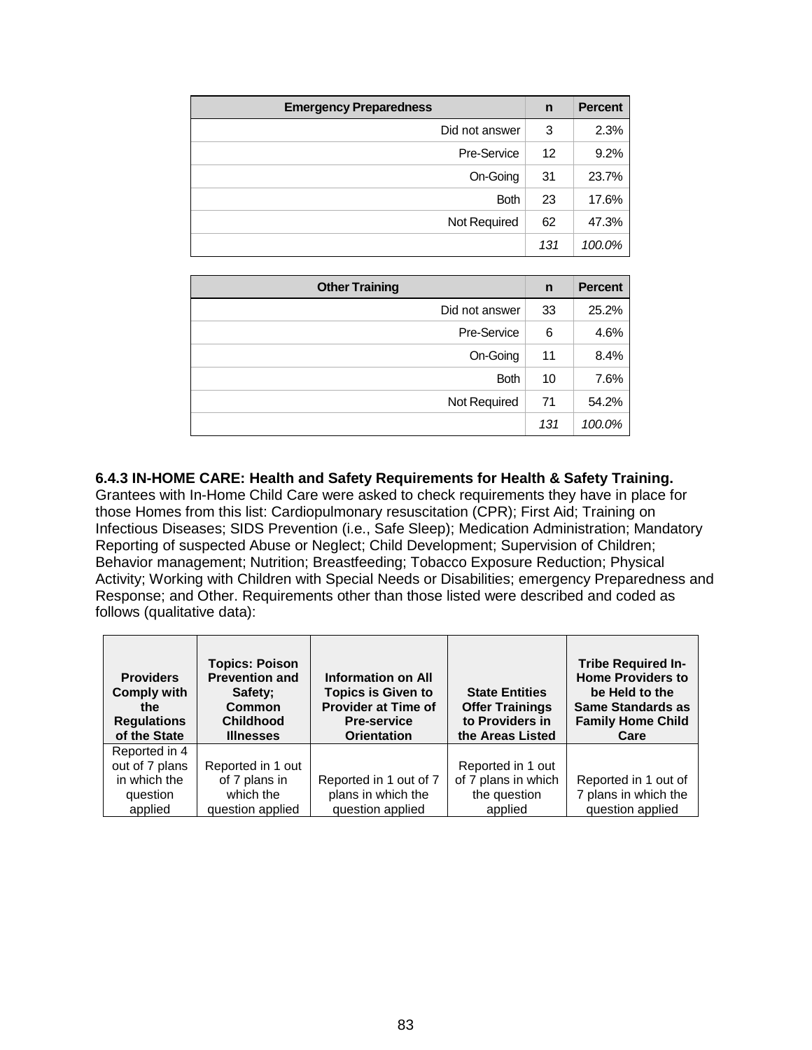| Emergency Preparedness | n | Percent |
|---|---|---|
| Did not answer | 3 | 2.3% |
| Pre-Service | 12 | 9.2% |
| On-Going | 31 | 23.7% |
| Both | 23 | 17.6% |
| Not Required | 62 | 47.3% |
| | *131* | *100.0%* |

| Other Training | n | Percent |
|---|---|---|
| Did not answer | 33 | 25.2% |
| Pre-Service | 6 | 4.6% |
| On-Going | 11 | 8.4% |
| Both | 10 | 7.6% |
| Not Required | 71 | 54.2% |
| | *131* | *100.0%* |

**6.4.3 IN-HOME CARE: Health and Safety Requirements for Health & Safety Training.** Grantees with In-Home Child Care were asked to check requirements they have in place for those Homes from this list: Cardiopulmonary resuscitation (CPR); First Aid; Training on Infectious Diseases; SIDS Prevention (i.e., Safe Sleep); Medication Administration; Mandatory Reporting of suspected Abuse or Neglect; Child Development; Supervision of Children; Behavior management; Nutrition; Breastfeeding; Tobacco Exposure Reduction; Physical Activity; Working with Children with Special Needs or Disabilities; emergency Preparedness and Response; and Other. Requirements other than those listed were described and coded as follows (qualitative data):

| Providers Comply with the Regulations of the State | Topics: Poison Prevention and Safety; Common Childhood Illnesses | Information on All Topics is Given to Provider at Time of Pre-service Orientation | State Entities Offer Trainings to Providers in the Areas Listed | Tribe Required In-Home Providers to be Held to the Same Standards as Family Home Child Care |
|---|---|---|---|---|
| Reported in 4 out of 7 plans in which the question applied | Reported in 1 out of 7 plans in which the question applied | Reported in 1 out of 7 plans in which the question applied | Reported in 1 out of 7 plans in which the question applied | Reported in 1 out of 7 plans in which the question applied |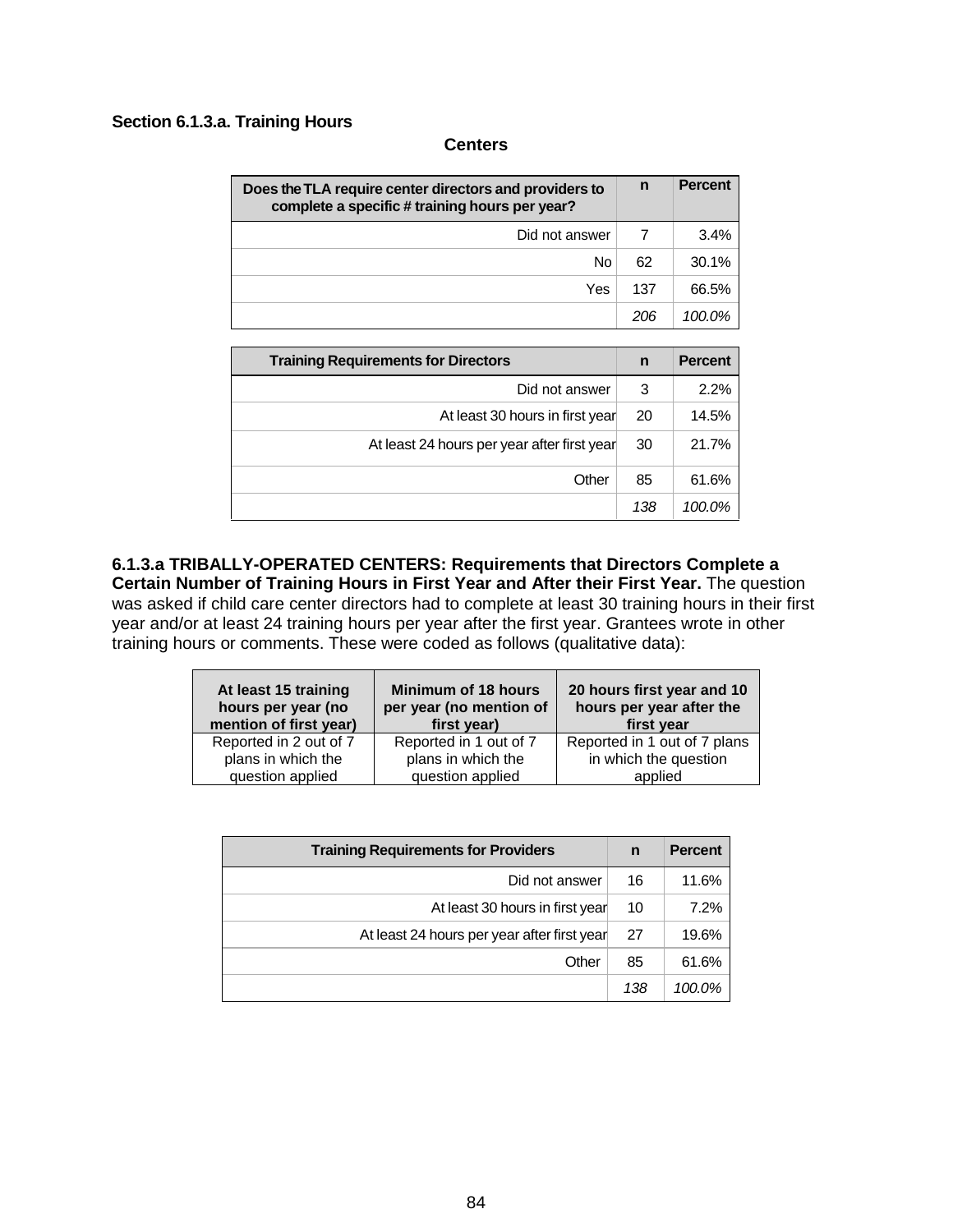### Section 6.1.3.a. Training Hours

**Centers**

| Does the TLA require center directors and providers to complete a specific # training hours per year? | n | Percent |
|---|---|---|
| Did not answer | 7 | 3.4% |
| No | 62 | 30.1% |
| Yes | 137 | 66.5% |
| | *206* | *100.0%* |

| Training Requirements for Directors | n | Percent |
|---|---|---|
| Did not answer | 3 | 2.2% |
| At least 30 hours in first year | 20 | 14.5% |
| At least 24 hours per year after first year | 30 | 21.7% |
| Other | 85 | 61.6% |
| | *138* | *100.0%* |

**6.1.3.a TRIBALLY-OPERATED CENTERS: Requirements that Directors Complete a Certain Number of Training Hours in First Year and After their First Year.** The question was asked if child care center directors had to complete at least 30 training hours in their first year and/or at least 24 training hours per year after the first year. Grantees wrote in other training hours or comments. These were coded as follows (qualitative data):

| At least 15 training hours per year (no mention of first year) | Minimum of 18 hours per year (no mention of first year) | 20 hours first year and 10 hours per year after the first year |
|---|---|---|
| Reported in 2 out of 7 plans in which the question applied | Reported in 1 out of 7 plans in which the question applied | Reported in 1 out of 7 plans in which the question applied |

| Training Requirements for Providers | n | Percent |
|---|---|---|
| Did not answer | 16 | 11.6% |
| At least 30 hours in first year | 10 | 7.2% |
| At least 24 hours per year after first year | 27 | 19.6% |
| Other | 85 | 61.6% |
| | *138* | *100.0%* |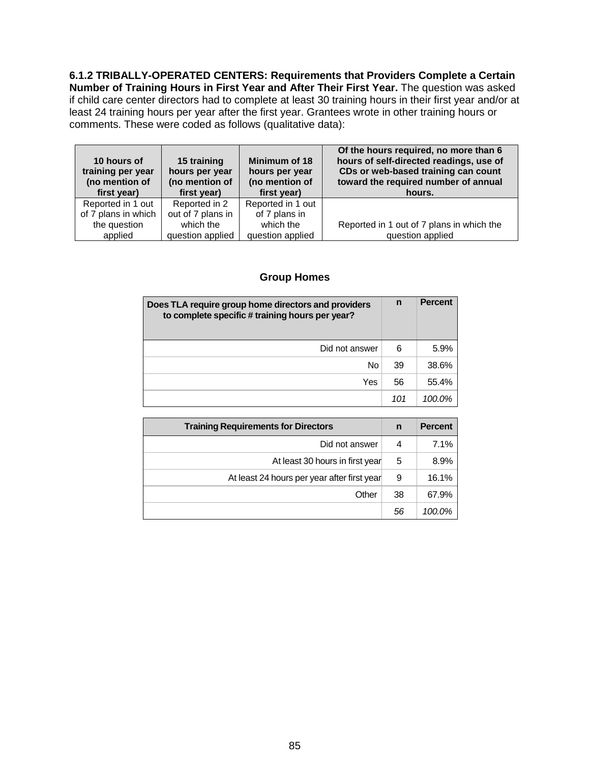**6.1.2 TRIBALLY-OPERATED CENTERS: Requirements that Providers Complete a Certain Number of Training Hours in First Year and After Their First Year.** The question was asked if child care center directors had to complete at least 30 training hours in their first year and/or at least 24 training hours per year after the first year. Grantees wrote in other training hours or comments. These were coded as follows (qualitative data):

| 10 hours of training per year (no mention of first year) | 15 training hours per year (no mention of first year) | Minimum of 18 hours per year (no mention of first year) | Of the hours required, no more than 6 hours of self-directed readings, use of CDs or web-based training can count toward the required number of annual hours. |
|---|---|---|---|
| Reported in 1 out of 7 plans in which the question applied | Reported in 2 out of 7 plans in which the question applied | Reported in 1 out of 7 plans in which the question applied | Reported in 1 out of 7 plans in which the question applied |

### Group Homes

| Does TLA require group home directors and providers to complete specific # training hours per year? | n | Percent |
|---|---|---|
| Did not answer | 6 | 5.9% |
| No | 39 | 38.6% |
| Yes | 56 | 55.4% |
| | *101* | *100.0%* |

| Training Requirements for Directors | n | Percent |
|---|---|---|
| Did not answer | 4 | 7.1% |
| At least 30 hours in first year | 5 | 8.9% |
| At least 24 hours per year after first year | 9 | 16.1% |
| Other | 38 | 67.9% |
| | *56* | *100.0%* |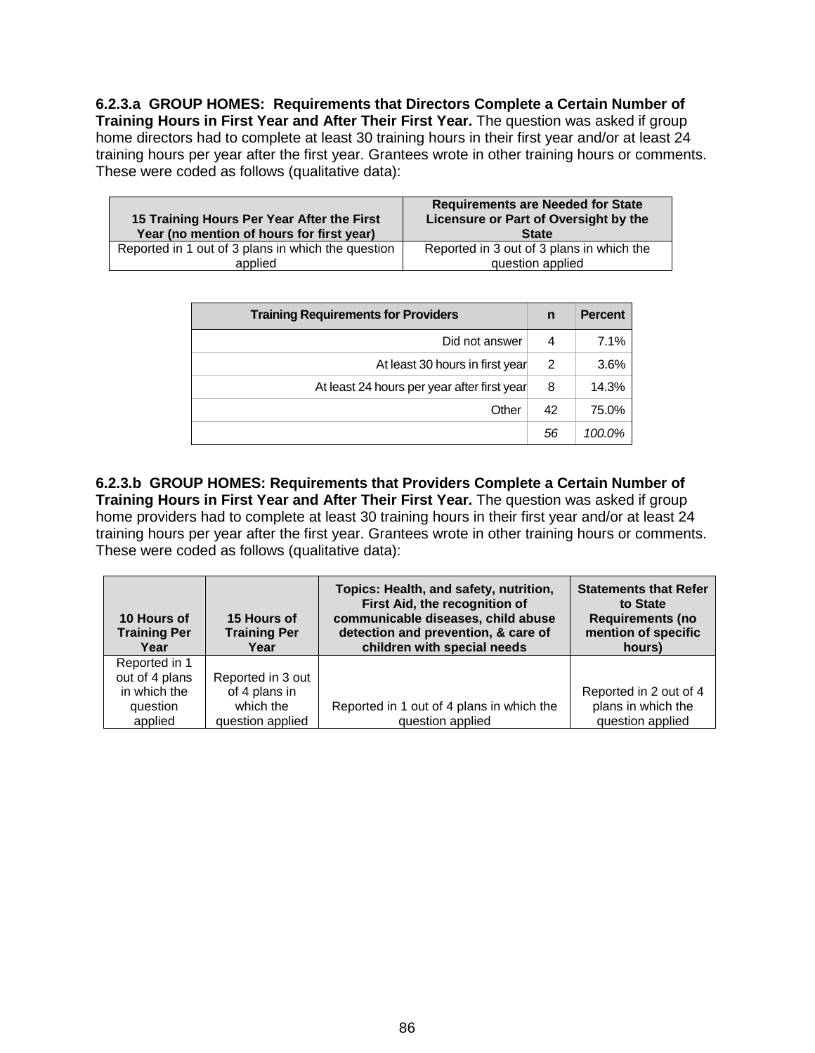**6.2.3.a GROUP HOMES: Requirements that Directors Complete a Certain Number of Training Hours in First Year and After Their First Year.** The question was asked if group home directors had to complete at least 30 training hours in their first year and/or at least 24 training hours per year after the first year. Grantees wrote in other training hours or comments. These were coded as follows (qualitative data):

| 15 Training Hours Per Year After the First Year (no mention of hours for first year) | Requirements are Needed for State Licensure or Part of Oversight by the State |
|---|---|
| Reported in 1 out of 3 plans in which the question applied | Reported in 3 out of 3 plans in which the question applied |

| Training Requirements for Providers | n | Percent |
|---|---|---|
| Did not answer | 4 | 7.1% |
| At least 30 hours in first year | 2 | 3.6% |
| At least 24 hours per year after first year | 8 | 14.3% |
| Other | 42 | 75.0% |
| | *56* | *100.0%* |

**6.2.3.b GROUP HOMES: Requirements that Providers Complete a Certain Number of Training Hours in First Year and After Their First Year.** The question was asked if group home providers had to complete at least 30 training hours in their first year and/or at least 24 training hours per year after the first year. Grantees wrote in other training hours or comments. These were coded as follows (qualitative data):

| 10 Hours of Training Per Year | 15 Hours of Training Per Year | Topics: Health, and safety, nutrition, First Aid, the recognition of communicable diseases, child abuse detection and prevention, & care of children with special needs | Statements that Refer to State Requirements (no mention of specific hours) |
|---|---|---|---|
| Reported in 1 out of 4 plans in which the question applied | Reported in 3 out of 4 plans in which the question applied | Reported in 1 out of 4 plans in which the question applied | Reported in 2 out of 4 plans in which the question applied |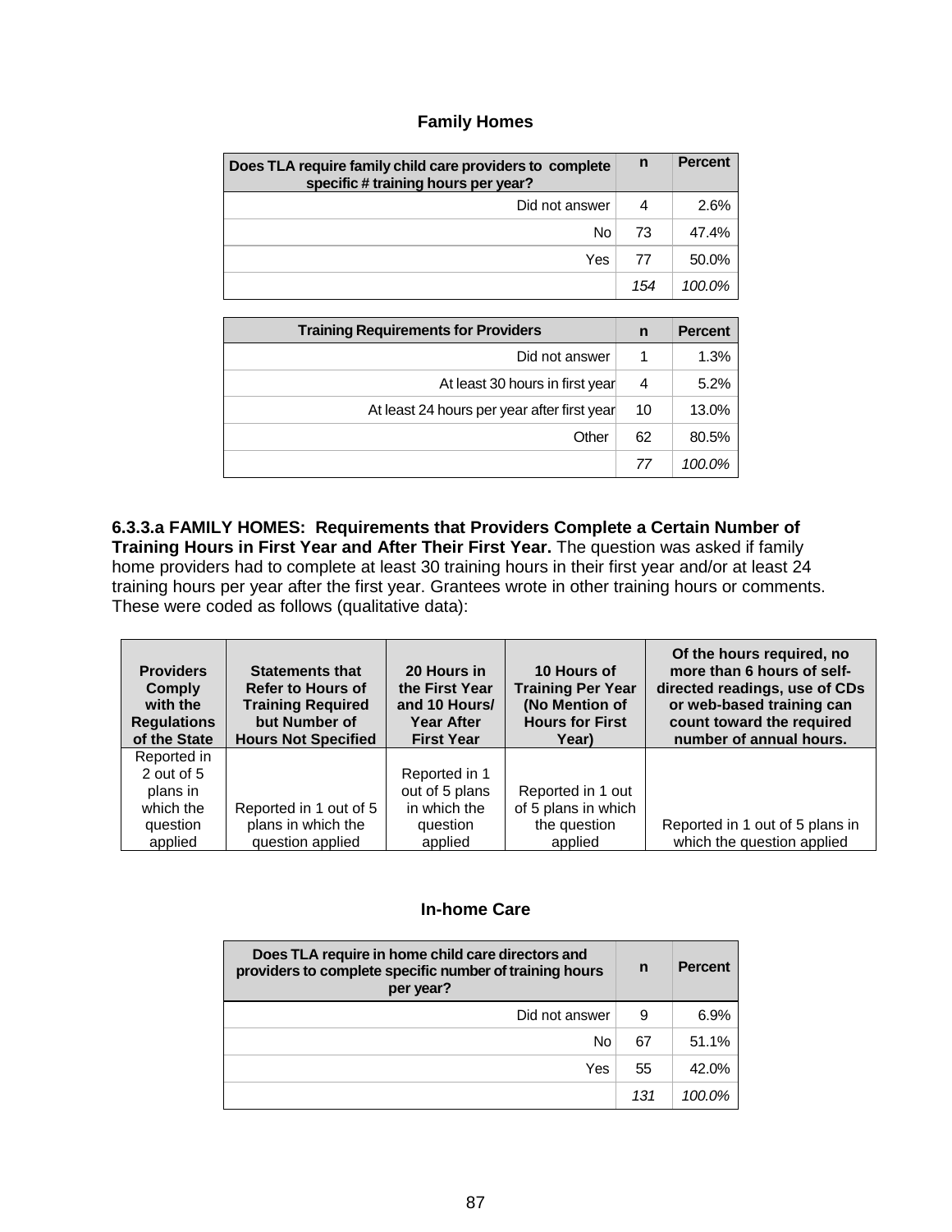**Family Homes**

| Does TLA require family child care providers to complete specific # training hours per year? | n | Percent |
|---|---|---|
| Did not answer | 4 | 2.6% |
| No | 73 | 47.4% |
| Yes | 77 | 50.0% |
| | *154* | *100.0%* |

| Training Requirements for Providers | n | Percent |
|---|---|---|
| Did not answer | 1 | 1.3% |
| At least 30 hours in first year | 4 | 5.2% |
| At least 24 hours per year after first year | 10 | 13.0% |
| Other | 62 | 80.5% |
| | *77* | *100.0%* |

**6.3.3.a FAMILY HOMES: Requirements that Providers Complete a Certain Number of Training Hours in First Year and After Their First Year.** The question was asked if family home providers had to complete at least 30 training hours in their first year and/or at least 24 training hours per year after the first year. Grantees wrote in other training hours or comments. These were coded as follows (qualitative data):

| Providers Comply with the Regulations of the State | Statements that Refer to Hours of Training Required but Number of Hours Not Specified | 20 Hours in the First Year and 10 Hours/ Year After First Year | 10 Hours of Training Per Year (No Mention of Hours for First Year) | Of the hours required, no more than 6 hours of self-directed readings, use of CDs or web-based training can count toward the required number of annual hours. |
|---|---|---|---|---|
| Reported in 2 out of 5 plans in which the question applied | Reported in 1 out of 5 plans in which the question applied | Reported in 1 out of 5 plans in which the question applied | Reported in 1 out of 5 plans in which the question applied | Reported in 1 out of 5 plans in which the question applied |

**In-home Care**

| Does TLA require in home child care directors and providers to complete specific number of training hours per year? | n | Percent |
|---|---|---|
| Did not answer | 9 | 6.9% |
| No | 67 | 51.1% |
| Yes | 55 | 42.0% |
| | *131* | *100.0%* |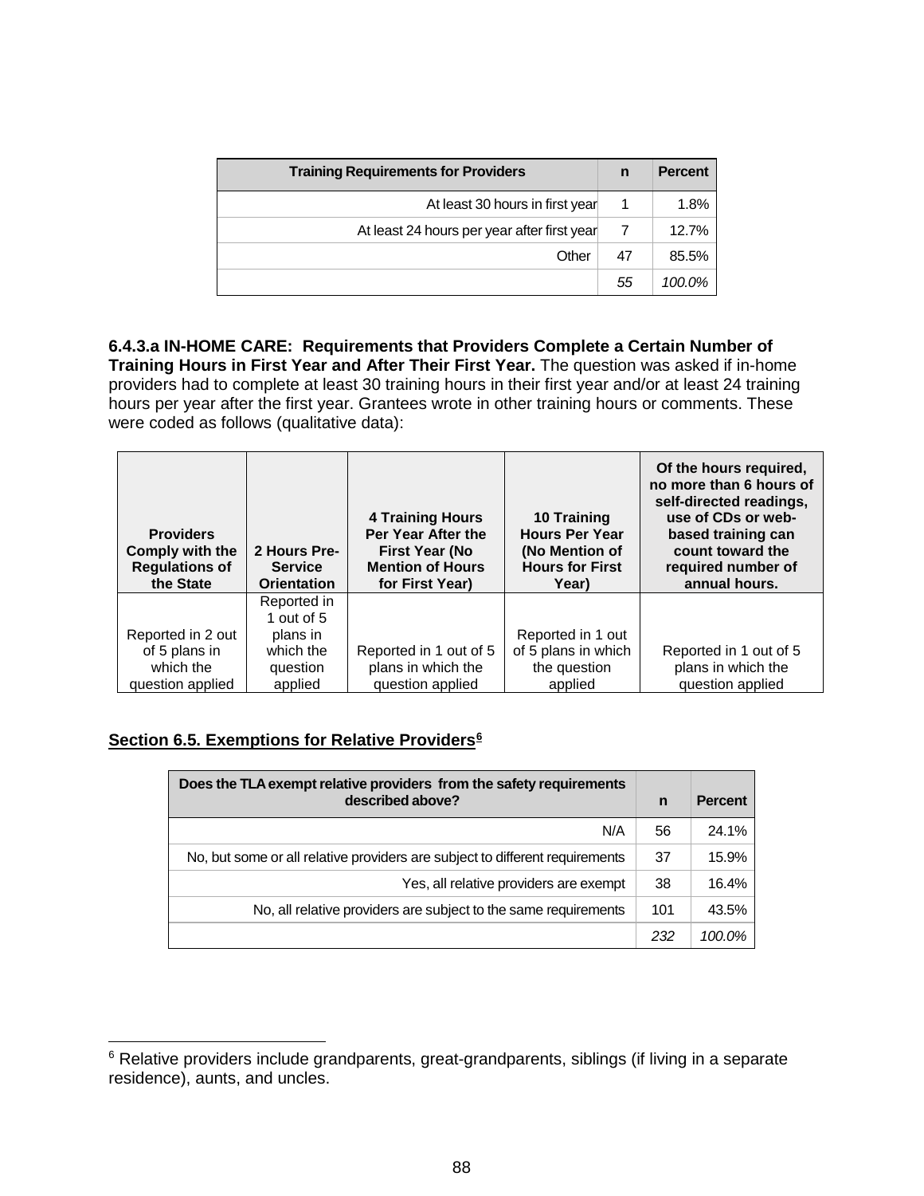| Training Requirements for Providers | n | Percent |
| --- | --- | --- |
| At least 30 hours in first year | 1 | 1.8% |
| At least 24 hours per year after first year | 7 | 12.7% |
| Other | 47 | 85.5% |
| | *55* | *100.0%* |

**6.4.3.a IN-HOME CARE: Requirements that Providers Complete a Certain Number of Training Hours in First Year and After Their First Year.** The question was asked if in-home providers had to complete at least 30 training hours in their first year and/or at least 24 training hours per year after the first year. Grantees wrote in other training hours or comments. These were coded as follows (qualitative data):

| Providers Comply with the Regulations of the State | 2 Hours Pre-Service Orientation | 4 Training Hours Per Year After the First Year (No Mention of Hours for First Year) | 10 Training Hours Per Year (No Mention of Hours for First Year) | Of the hours required, no more than 6 hours of self-directed readings, use of CDs or web-based training can count toward the required number of annual hours. |
| --- | --- | --- | --- | --- |
| Reported in 2 out of 5 plans in which the question applied | Reported in 1 out of 5 plans in which the question applied | Reported in 1 out of 5 plans in which the question applied | Reported in 1 out of 5 plans in which the question applied | Reported in 1 out of 5 plans in which the question applied |

## Section 6.5. Exemptions for Relative Providers[6]

| Does the TLA exempt relative providers from the safety requirements described above? | n | Percent |
| --- | --- | --- |
| N/A | 56 | 24.1% |
| No, but some or all relative providers are subject to different requirements | 37 | 15.9% |
| Yes, all relative providers are exempt | 38 | 16.4% |
| No, all relative providers are subject to the same requirements | 101 | 43.5% |
| | *232* | *100.0%* |

[6] Relative providers include grandparents, great-grandparents, siblings (if living in a separate residence), aunts, and uncles.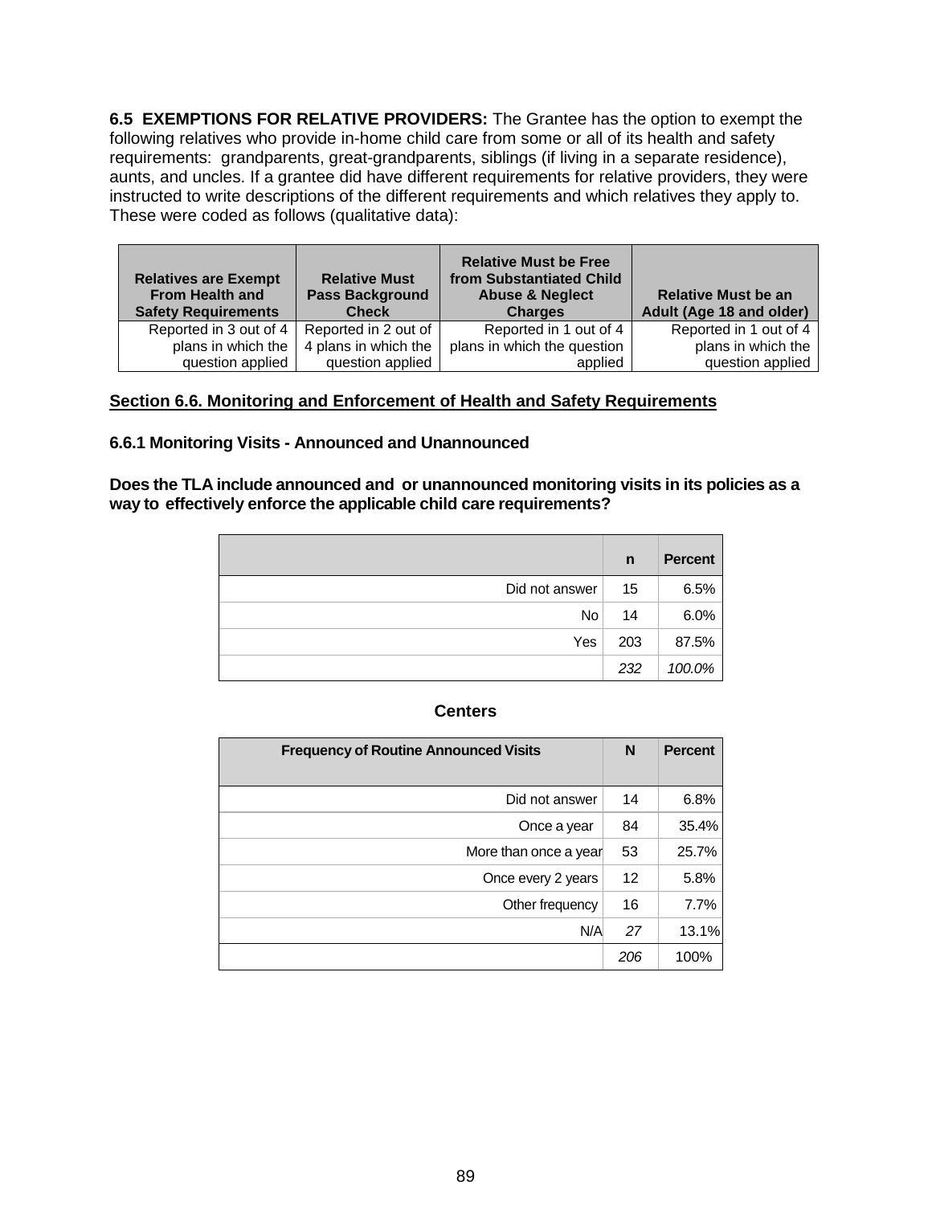**6.5 EXEMPTIONS FOR RELATIVE PROVIDERS:** The Grantee has the option to exempt the following relatives who provide in-home child care from some or all of its health and safety requirements: grandparents, great-grandparents, siblings (if living in a separate residence), aunts, and uncles. If a grantee did have different requirements for relative providers, they were instructed to write descriptions of the different requirements and which relatives they apply to. These were coded as follows (qualitative data):

| Relatives are Exempt From Health and Safety Requirements | Relative Must Pass Background Check | Relative Must be Free from Substantiated Child Abuse & Neglect Charges | Relative Must be an Adult (Age 18 and older) |
|---|---|---|---|
| Reported in 3 out of 4 plans in which the question applied | Reported in 2 out of 4 plans in which the question applied | Reported in 1 out of 4 plans in which the question applied | Reported in 1 out of 4 plans in which the question applied |

## Section 6.6. Monitoring and Enforcement of Health and Safety Requirements

### 6.6.1 Monitoring Visits - Announced and Unannounced

**Does the TLA include announced and or unannounced monitoring visits in its policies as a way to effectively enforce the applicable child care requirements?**

| | n | Percent |
|---|---|---|
| Did not answer | 15 | 6.5% |
| No | 14 | 6.0% |
| Yes | 203 | 87.5% |
| | *232* | *100.0%* |

**Centers**

| Frequency of Routine Announced Visits | N | Percent |
|---|---|---|
| Did not answer | 14 | 6.8% |
| Once a year | 84 | 35.4% |
| More than once a year | 53 | 25.7% |
| Once every 2 years | 12 | 5.8% |
| Other frequency | 16 | 7.7% |
| N/A | *27* | 13.1% |
| | *206* | 100% |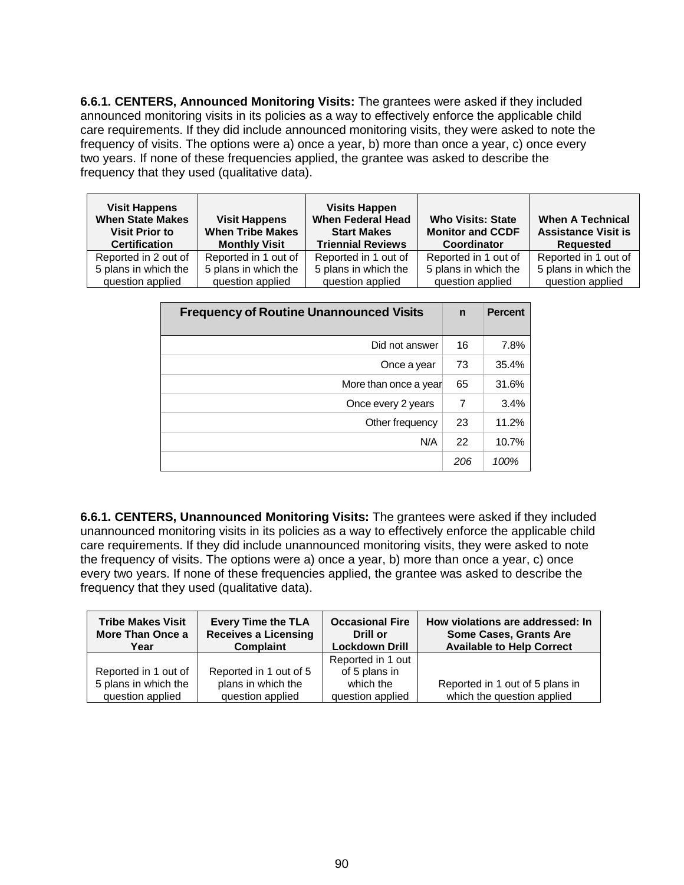**6.6.1. CENTERS, Announced Monitoring Visits:** The grantees were asked if they included announced monitoring visits in its policies as a way to effectively enforce the applicable child care requirements. If they did include announced monitoring visits, they were asked to note the frequency of visits. The options were a) once a year, b) more than once a year, c) once every two years. If none of these frequencies applied, the grantee was asked to describe the frequency that they used (qualitative data).

| Visit Happens When State Makes Visit Prior to Certification | Visit Happens When Tribe Makes Monthly Visit | Visits Happen When Federal Head Start Makes Triennial Reviews | Who Visits: State Monitor and CCDF Coordinator | When A Technical Assistance Visit is Requested |
|---|---|---|---|---|
| Reported in 2 out of 5 plans in which the question applied | Reported in 1 out of 5 plans in which the question applied | Reported in 1 out of 5 plans in which the question applied | Reported in 1 out of 5 plans in which the question applied | Reported in 1 out of 5 plans in which the question applied |

| Frequency of Routine Unannounced Visits | n | Percent |
|---|---|---|
| Did not answer | 16 | 7.8% |
| Once a year | 73 | 35.4% |
| More than once a year | 65 | 31.6% |
| Once every 2 years | 7 | 3.4% |
| Other frequency | 23 | 11.2% |
| N/A | 22 | 10.7% |
| | *206* | *100%* |

**6.6.1. CENTERS, Unannounced Monitoring Visits:** The grantees were asked if they included unannounced monitoring visits in its policies as a way to effectively enforce the applicable child care requirements. If they did include unannounced monitoring visits, they were asked to note the frequency of visits. The options were a) once a year, b) more than once a year, c) once every two years. If none of these frequencies applied, the grantee was asked to describe the frequency that they used (qualitative data).

| Tribe Makes Visit More Than Once a Year | Every Time the TLA Receives a Licensing Complaint | Occasional Fire Drill or Lockdown Drill | How violations are addressed: In Some Cases, Grants Are Available to Help Correct |
|---|---|---|---|
| Reported in 1 out of 5 plans in which the question applied | Reported in 1 out of 5 plans in which the question applied | Reported in 1 out of 5 plans in which the question applied | Reported in 1 out of 5 plans in which the question applied |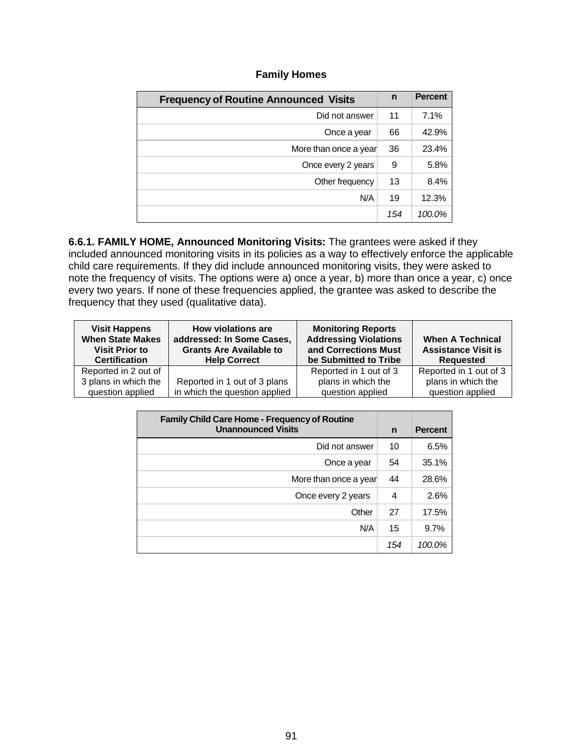**Family Homes**

| Frequency of Routine Announced Visits | n | Percent |
|---|---|---|
| Did not answer | 11 | 7.1% |
| Once a year | 66 | 42.9% |
| More than once a year | 36 | 23.4% |
| Once every 2 years | 9 | 5.8% |
| Other frequency | 13 | 8.4% |
| N/A | 19 | 12.3% |
| | *154* | *100.0%* |

**6.6.1. FAMILY HOME, Announced Monitoring Visits:** The grantees were asked if they included announced monitoring visits in its policies as a way to effectively enforce the applicable child care requirements. If they did include announced monitoring visits, they were asked to note the frequency of visits. The options were a) once a year, b) more than once a year, c) once every two years. If none of these frequencies applied, the grantee was asked to describe the frequency that they used (qualitative data).

| Visit Happens When State Makes Visit Prior to Certification | How violations are addressed: In Some Cases, Grants Are Available to Help Correct | Monitoring Reports Addressing Violations and Corrections Must be Submitted to Tribe | When A Technical Assistance Visit is Requested |
|---|---|---|---|
| Reported in 2 out of 3 plans in which the question applied | Reported in 1 out of 3 plans in which the question applied | Reported in 1 out of 3 plans in which the question applied | Reported in 1 out of 3 plans in which the question applied |

| Family Child Care Home - Frequency of Routine Unannounced Visits | n | Percent |
|---|---|---|
| Did not answer | 10 | 6.5% |
| Once a year | 54 | 35.1% |
| More than once a year | 44 | 28.6% |
| Once every 2 years | 4 | 2.6% |
| Other | 27 | 17.5% |
| N/A | 15 | 9.7% |
| | *154* | *100.0%* |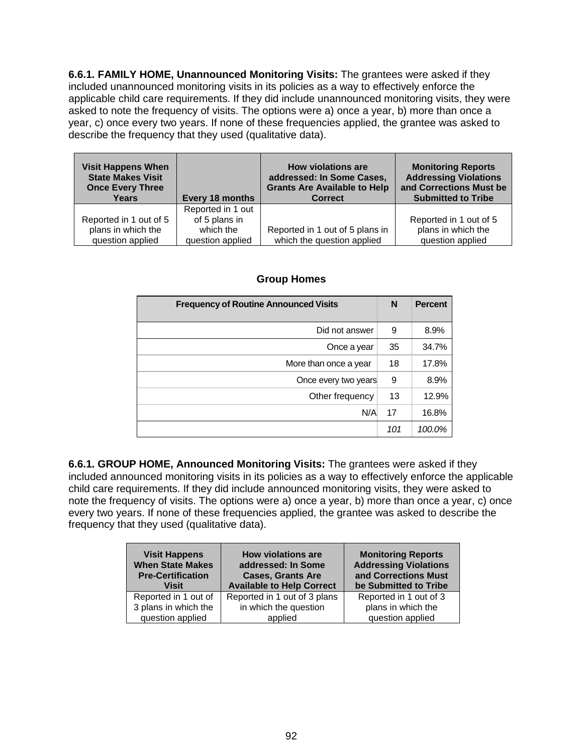**6.6.1. FAMILY HOME, Unannounced Monitoring Visits:** The grantees were asked if they included unannounced monitoring visits in its policies as a way to effectively enforce the applicable child care requirements. If they did include unannounced monitoring visits, they were asked to note the frequency of visits. The options were a) once a year, b) more than once a year, c) once every two years. If none of these frequencies applied, the grantee was asked to describe the frequency that they used (qualitative data).

| Visit Happens When State Makes Visit Once Every Three Years | Every 18 months | How violations are addressed: In Some Cases, Grants Are Available to Help Correct | Monitoring Reports Addressing Violations and Corrections Must be Submitted to Tribe |
|---|---|---|---|
| Reported in 1 out of 5 plans in which the question applied | Reported in 1 out of 5 plans in which the question applied | Reported in 1 out of 5 plans in which the question applied | Reported in 1 out of 5 plans in which the question applied |

**Group Homes**

| Frequency of Routine Announced Visits | N | Percent |
|---|---|---|
| Did not answer | 9 | 8.9% |
| Once a year | 35 | 34.7% |
| More than once a year | 18 | 17.8% |
| Once every two years | 9 | 8.9% |
| Other frequency | 13 | 12.9% |
| N/A | 17 | 16.8% |
| | *101* | *100.0%* |

**6.6.1. GROUP HOME, Announced Monitoring Visits:** The grantees were asked if they included announced monitoring visits in its policies as a way to effectively enforce the applicable child care requirements. If they did include announced monitoring visits, they were asked to note the frequency of visits. The options were a) once a year, b) more than once a year, c) once every two years. If none of these frequencies applied, the grantee was asked to describe the frequency that they used (qualitative data).

| Visit Happens When State Makes Pre-Certification Visit | How violations are addressed: In Some Cases, Grants Are Available to Help Correct | Monitoring Reports Addressing Violations and Corrections Must be Submitted to Tribe |
|---|---|---|
| Reported in 1 out of 3 plans in which the question applied | Reported in 1 out of 3 plans in which the question applied | Reported in 1 out of 3 plans in which the question applied |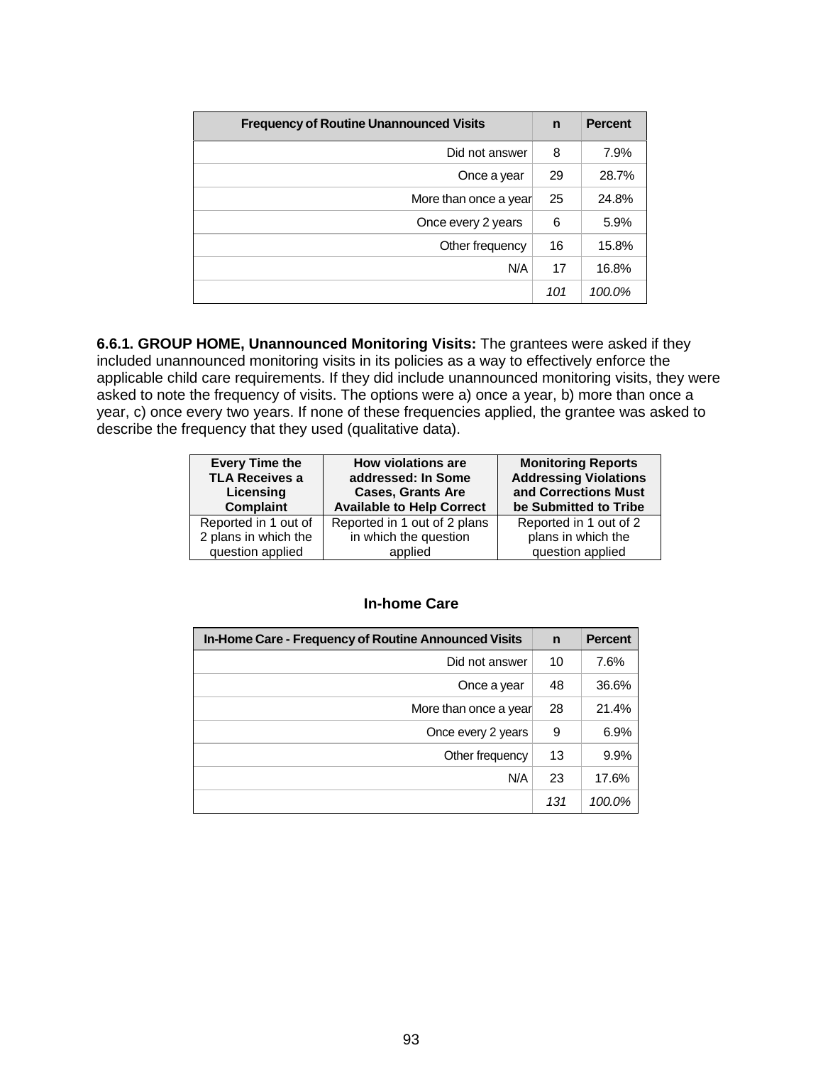| Frequency of Routine Unannounced Visits | n | Percent |
|---|---|---|
| Did not answer | 8 | 7.9% |
| Once a year | 29 | 28.7% |
| More than once a year | 25 | 24.8% |
| Once every 2 years | 6 | 5.9% |
| Other frequency | 16 | 15.8% |
| N/A | 17 | 16.8% |
| | *101* | *100.0%* |

**6.6.1. GROUP HOME, Unannounced Monitoring Visits:** The grantees were asked if they included unannounced monitoring visits in its policies as a way to effectively enforce the applicable child care requirements. If they did include unannounced monitoring visits, they were asked to note the frequency of visits. The options were a) once a year, b) more than once a year, c) once every two years. If none of these frequencies applied, the grantee was asked to describe the frequency that they used (qualitative data).

| Every Time the TLA Receives a Licensing Complaint | How violations are addressed: In Some Cases, Grants Are Available to Help Correct | Monitoring Reports Addressing Violations and Corrections Must be Submitted to Tribe |
|---|---|---|
| Reported in 1 out of 2 plans in which the question applied | Reported in 1 out of 2 plans in which the question applied | Reported in 1 out of 2 plans in which the question applied |

### In-home Care

| In-Home Care - Frequency of Routine Announced Visits | n | Percent |
|---|---|---|
| Did not answer | 10 | 7.6% |
| Once a year | 48 | 36.6% |
| More than once a year | 28 | 21.4% |
| Once every 2 years | 9 | 6.9% |
| Other frequency | 13 | 9.9% |
| N/A | 23 | 17.6% |
| | *131* | *100.0%* |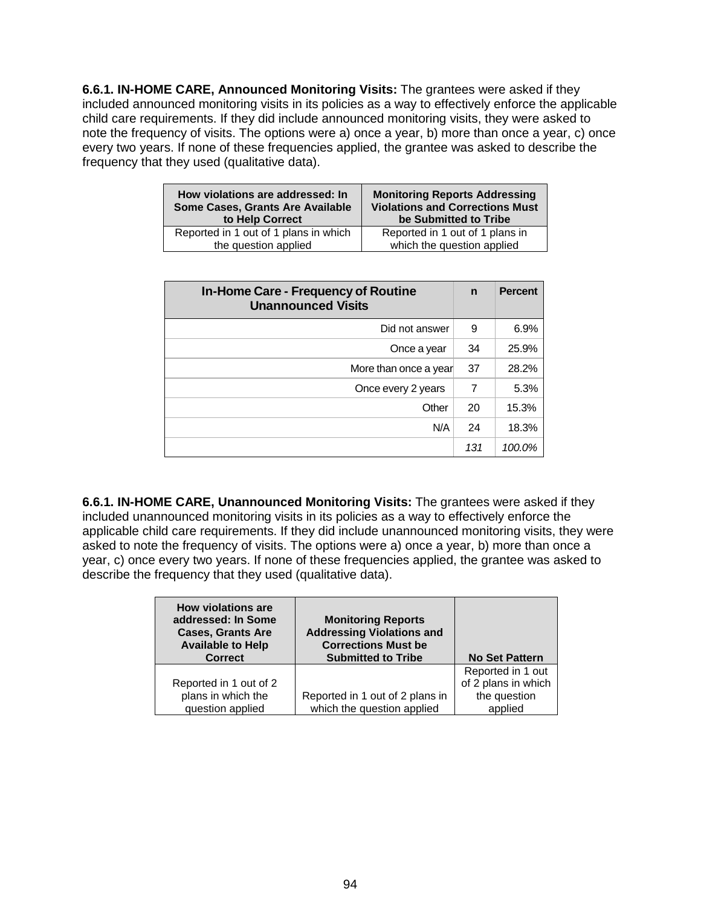**6.6.1. IN-HOME CARE, Announced Monitoring Visits:** The grantees were asked if they included announced monitoring visits in its policies as a way to effectively enforce the applicable child care requirements. If they did include announced monitoring visits, they were asked to note the frequency of visits. The options were a) once a year, b) more than once a year, c) once every two years. If none of these frequencies applied, the grantee was asked to describe the frequency that they used (qualitative data).

| How violations are addressed: In Some Cases, Grants Are Available to Help Correct | Monitoring Reports Addressing Violations and Corrections Must be Submitted to Tribe |
|---|---|
| Reported in 1 out of 1 plans in which the question applied | Reported in 1 out of 1 plans in which the question applied |

| In-Home Care - Frequency of Routine Unannounced Visits | n | Percent |
|---:|---:|---:|
| Did not answer | 9 | 6.9% |
| Once a year | 34 | 25.9% |
| More than once a year | 37 | 28.2% |
| Once every 2 years | 7 | 5.3% |
| Other | 20 | 15.3% |
| N/A | 24 | 18.3% |
| | *131* | *100.0%* |

**6.6.1. IN-HOME CARE, Unannounced Monitoring Visits:** The grantees were asked if they included unannounced monitoring visits in its policies as a way to effectively enforce the applicable child care requirements. If they did include unannounced monitoring visits, they were asked to note the frequency of visits. The options were a) once a year, b) more than once a year, c) once every two years. If none of these frequencies applied, the grantee was asked to describe the frequency that they used (qualitative data).

| How violations are addressed: In Some Cases, Grants Are Available to Help Correct | Monitoring Reports Addressing Violations and Corrections Must be Submitted to Tribe | No Set Pattern |
|---|---|---|
| Reported in 1 out of 2 plans in which the question applied | Reported in 1 out of 2 plans in which the question applied | Reported in 1 out of 2 plans in which the question applied |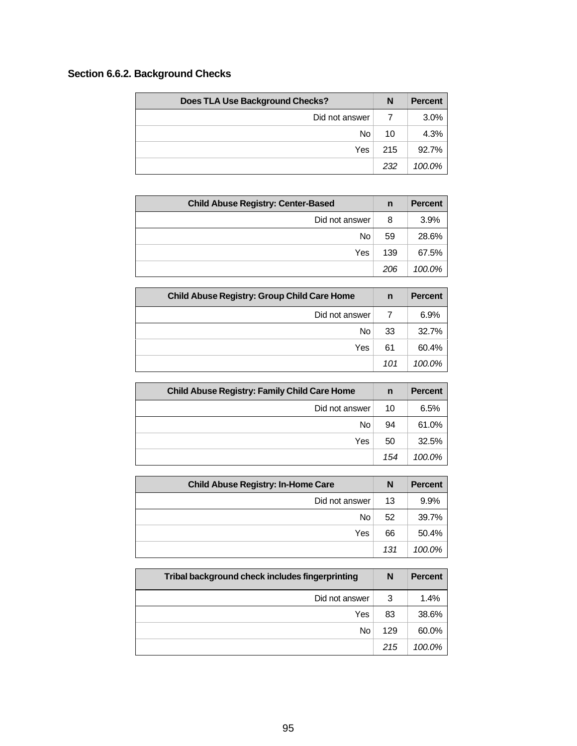### Section 6.6.2. Background Checks

| Does TLA Use Background Checks? | N | Percent |
|---:|---:|---:|
| Did not answer | 7 | 3.0% |
| No | 10 | 4.3% |
| Yes | 215 | 92.7% |
| | *232* | *100.0%* |

| Child Abuse Registry: Center-Based | n | Percent |
|---:|---:|---:|
| Did not answer | 8 | 3.9% |
| No | 59 | 28.6% |
| Yes | 139 | 67.5% |
| | *206* | *100.0%* |

| Child Abuse Registry: Group Child Care Home | n | Percent |
|---:|---:|---:|
| Did not answer | 7 | 6.9% |
| No | 33 | 32.7% |
| Yes | 61 | 60.4% |
| | *101* | *100.0%* |

| Child Abuse Registry: Family Child Care Home | n | Percent |
|---:|---:|---:|
| Did not answer | 10 | 6.5% |
| No | 94 | 61.0% |
| Yes | 50 | 32.5% |
| | *154* | *100.0%* |

| Child Abuse Registry: In-Home Care | N | Percent |
|---:|---:|---:|
| Did not answer | 13 | 9.9% |
| No | 52 | 39.7% |
| Yes | 66 | 50.4% |
| | *131* | *100.0%* |

| Tribal background check includes fingerprinting | N | Percent |
|---:|---:|---:|
| Did not answer | 3 | 1.4% |
| Yes | 83 | 38.6% |
| No | 129 | 60.0% |
| | *215* | *100.0%* |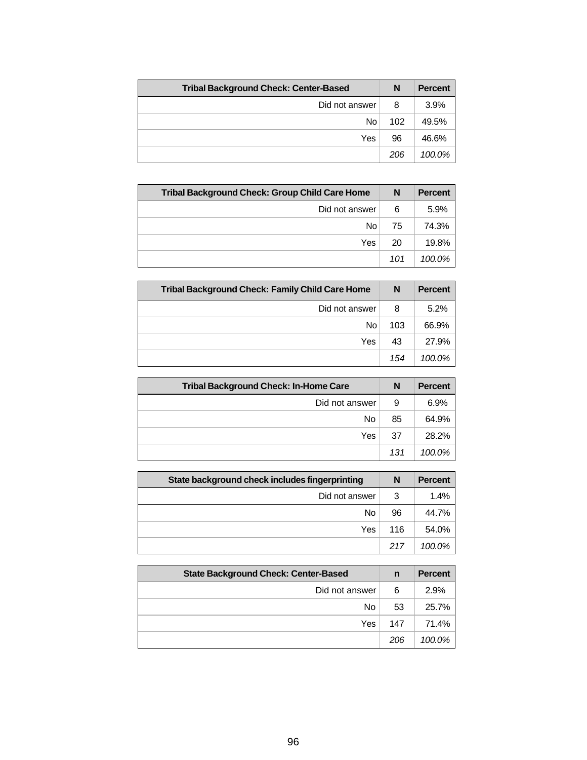| Tribal Background Check: Center-Based | N | Percent |
| --- | --- | --- |
| Did not answer | 8 | 3.9% |
| No | 102 | 49.5% |
| Yes | 96 | 46.6% |
| | *206* | *100.0%* |

| Tribal Background Check: Group Child Care Home | N | Percent |
| --- | --- | --- |
| Did not answer | 6 | 5.9% |
| No | 75 | 74.3% |
| Yes | 20 | 19.8% |
| | *101* | *100.0%* |

| Tribal Background Check: Family Child Care Home | N | Percent |
| --- | --- | --- |
| Did not answer | 8 | 5.2% |
| No | 103 | 66.9% |
| Yes | 43 | 27.9% |
| | *154* | *100.0%* |

| Tribal Background Check: In-Home Care | N | Percent |
| --- | --- | --- |
| Did not answer | 9 | 6.9% |
| No | 85 | 64.9% |
| Yes | 37 | 28.2% |
| | *131* | *100.0%* |

| State background check includes fingerprinting | N | Percent |
| --- | --- | --- |
| Did not answer | 3 | 1.4% |
| No | 96 | 44.7% |
| Yes | 116 | 54.0% |
| | *217* | *100.0%* |

| State Background Check: Center-Based | n | Percent |
| --- | --- | --- |
| Did not answer | 6 | 2.9% |
| No | 53 | 25.7% |
| Yes | 147 | 71.4% |
| | *206* | *100.0%* |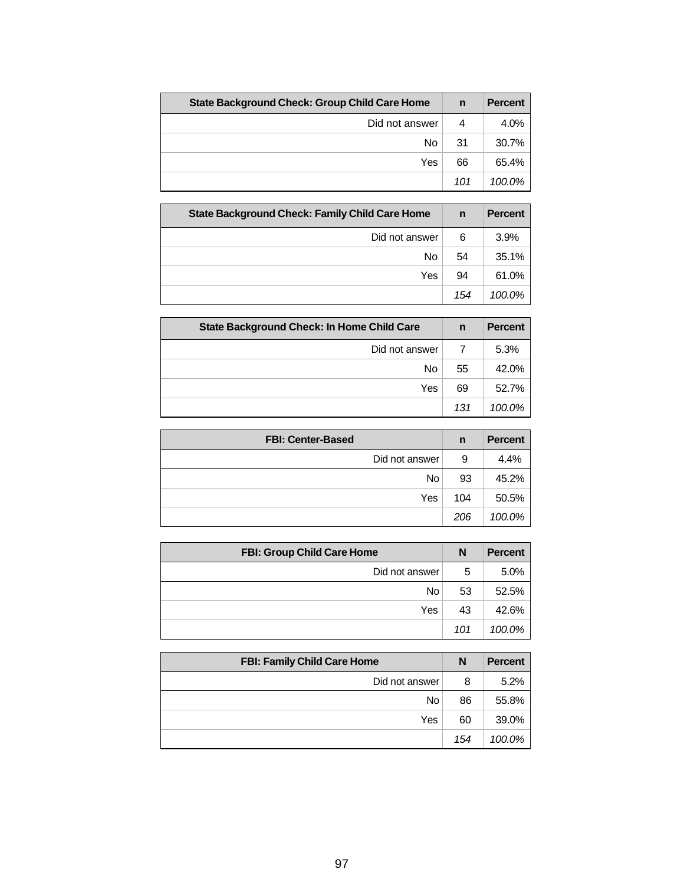| State Background Check: Group Child Care Home | n | Percent |
|---|---|---|
| Did not answer | 4 | 4.0% |
| No | 31 | 30.7% |
| Yes | 66 | 65.4% |
| | *101* | *100.0%* |

| State Background Check: Family Child Care Home | n | Percent |
|---|---|---|
| Did not answer | 6 | 3.9% |
| No | 54 | 35.1% |
| Yes | 94 | 61.0% |
| | *154* | *100.0%* |

| State Background Check: In Home Child Care | n | Percent |
|---|---|---|
| Did not answer | 7 | 5.3% |
| No | 55 | 42.0% |
| Yes | 69 | 52.7% |
| | *131* | *100.0%* |

| FBI: Center-Based | n | Percent |
|---|---|---|
| Did not answer | 9 | 4.4% |
| No | 93 | 45.2% |
| Yes | 104 | 50.5% |
| | *206* | *100.0%* |

| FBI: Group Child Care Home | N | Percent |
|---|---|---|
| Did not answer | 5 | 5.0% |
| No | 53 | 52.5% |
| Yes | 43 | 42.6% |
| | *101* | *100.0%* |

| FBI: Family Child Care Home | N | Percent |
|---|---|---|
| Did not answer | 8 | 5.2% |
| No | 86 | 55.8% |
| Yes | 60 | 39.0% |
| | *154* | *100.0%* |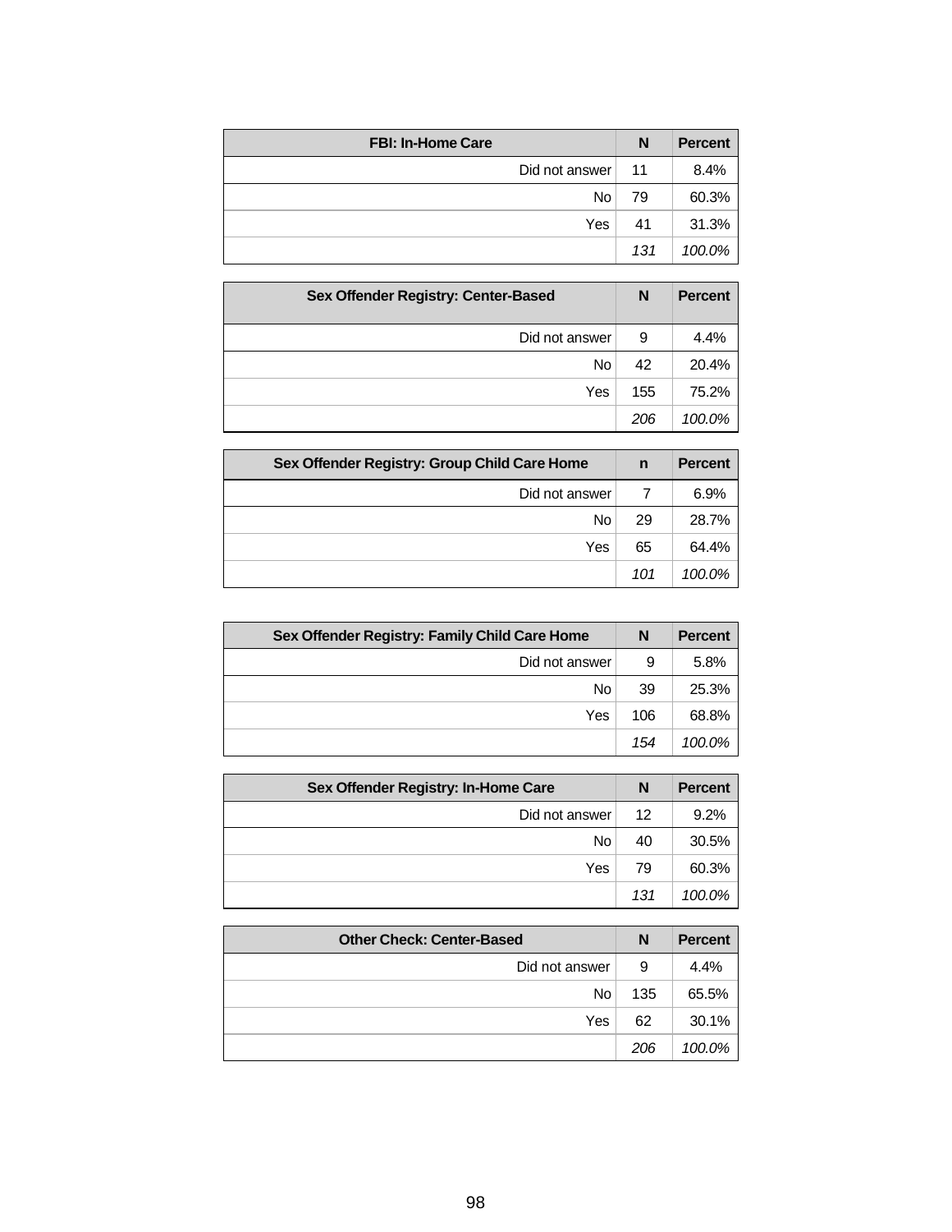| FBI: In-Home Care | N | Percent |
| --- | --- | --- |
| Did not answer | 11 | 8.4% |
| No | 79 | 60.3% |
| Yes | 41 | 31.3% |
| | *131* | *100.0%* |

| Sex Offender Registry: Center-Based | N | Percent |
| --- | --- | --- |
| Did not answer | 9 | 4.4% |
| No | 42 | 20.4% |
| Yes | 155 | 75.2% |
| | *206* | *100.0%* |

| Sex Offender Registry: Group Child Care Home | n | Percent |
| --- | --- | --- |
| Did not answer | 7 | 6.9% |
| No | 29 | 28.7% |
| Yes | 65 | 64.4% |
| | *101* | *100.0%* |

| Sex Offender Registry: Family Child Care Home | N | Percent |
| --- | --- | --- |
| Did not answer | 9 | 5.8% |
| No | 39 | 25.3% |
| Yes | 106 | 68.8% |
| | *154* | *100.0%* |

| Sex Offender Registry: In-Home Care | N | Percent |
| --- | --- | --- |
| Did not answer | 12 | 9.2% |
| No | 40 | 30.5% |
| Yes | 79 | 60.3% |
| | *131* | *100.0%* |

| Other Check: Center-Based | N | Percent |
| --- | --- | --- |
| Did not answer | 9 | 4.4% |
| No | 135 | 65.5% |
| Yes | 62 | 30.1% |
| | *206* | *100.0%* |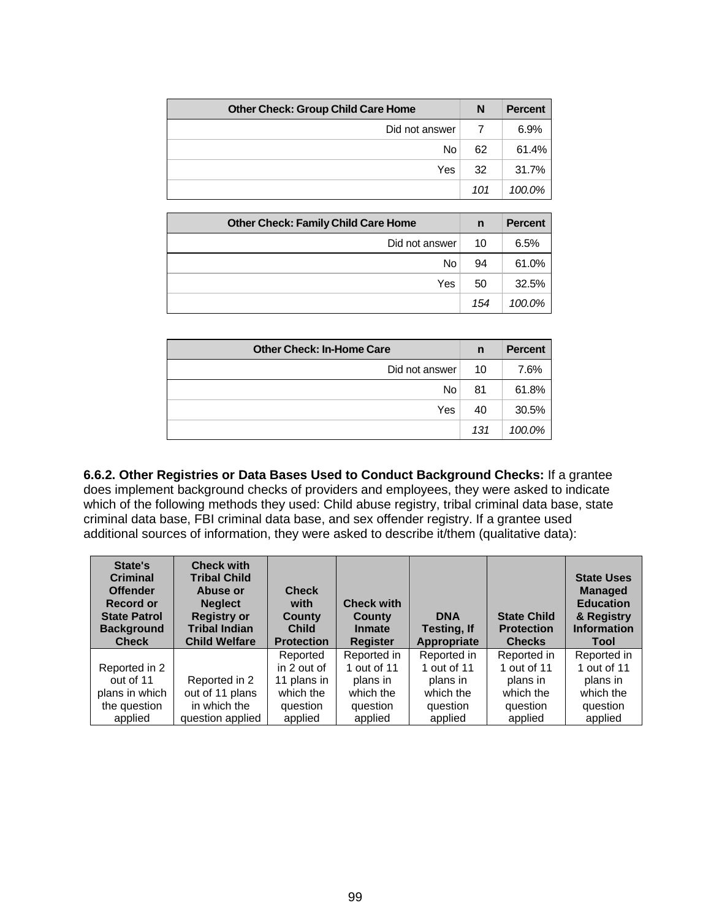| Other Check: Group Child Care Home | N | Percent |
|---|---|---|
| Did not answer | 7 | 6.9% |
| No | 62 | 61.4% |
| Yes | 32 | 31.7% |
| | *101* | *100.0%* |

| Other Check: Family Child Care Home | n | Percent |
|---|---|---|
| Did not answer | 10 | 6.5% |
| No | 94 | 61.0% |
| Yes | 50 | 32.5% |
| | *154* | *100.0%* |

| Other Check: In-Home Care | n | Percent |
|---|---|---|
| Did not answer | 10 | 7.6% |
| No | 81 | 61.8% |
| Yes | 40 | 30.5% |
| | *131* | *100.0%* |

**6.6.2. Other Registries or Data Bases Used to Conduct Background Checks:** If a grantee does implement background checks of providers and employees, they were asked to indicate which of the following methods they used: Child abuse registry, tribal criminal data base, state criminal data base, FBI criminal data base, and sex offender registry. If a grantee used additional sources of information, they were asked to describe it/them (qualitative data):

| State's Criminal Offender Record or State Patrol Background Check | Check with Tribal Child Abuse or Neglect Registry or Tribal Indian Child Welfare | Check with County Child Protection | Check with County Inmate Register | DNA Testing, If Appropriate | State Child Protection Checks | State Uses Managed Education & Registry Information Tool |
|---|---|---|---|---|---|---|
| Reported in 2 out of 11 plans in which the question applied | Reported in 2 out of 11 plans in which the question applied | Reported in 2 out of 11 plans in which the question applied | Reported in 1 out of 11 plans in which the question applied | Reported in 1 out of 11 plans in which the question applied | Reported in 1 out of 11 plans in which the question applied | Reported in 1 out of 11 plans in which the question applied |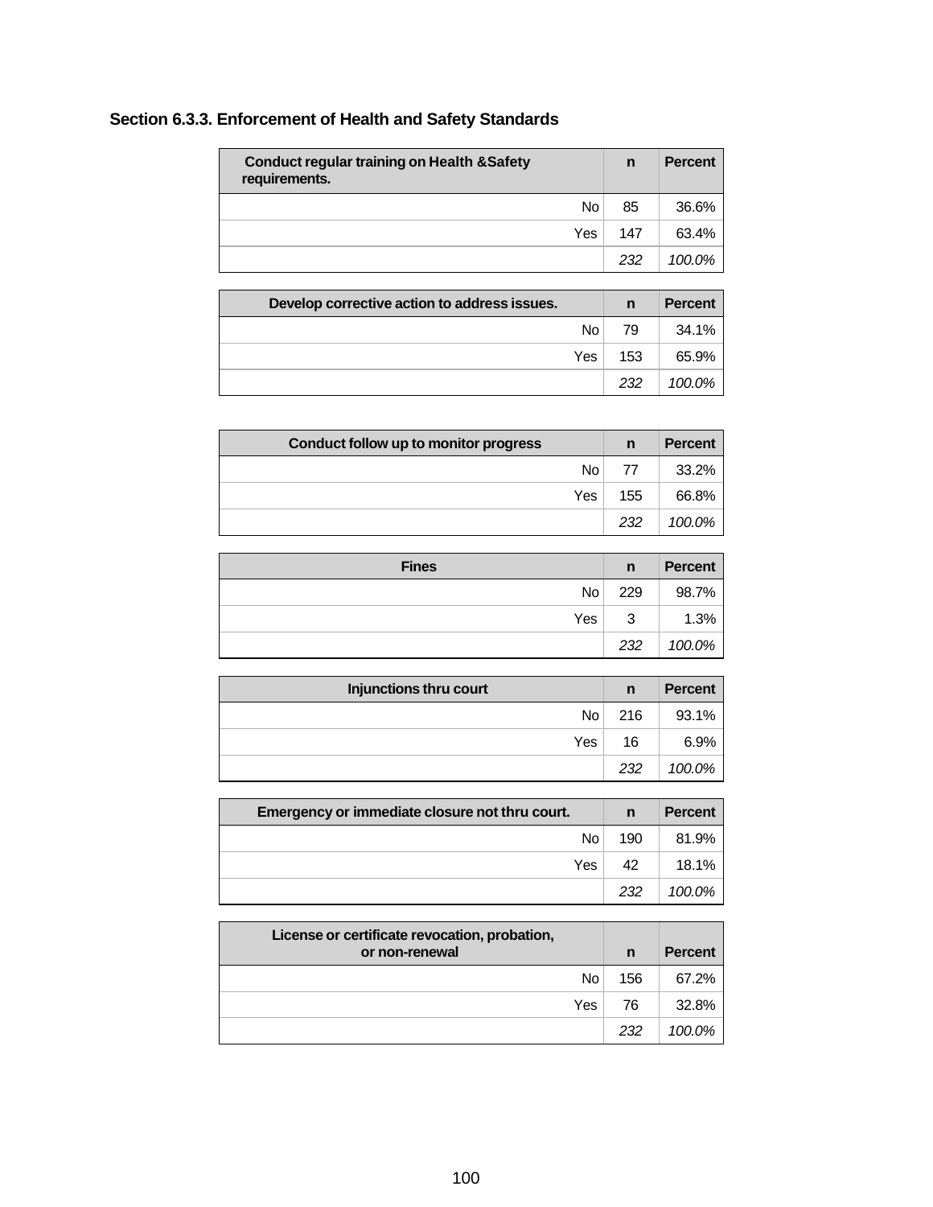### Section 6.3.3. Enforcement of Health and Safety Standards

| Conduct regular training on Health &Safety requirements. | n | Percent |
|---|---|---|
| No | 85 | 36.6% |
| Yes | 147 | 63.4% |
| | *232* | *100.0%* |

| Develop corrective action to address issues. | n | Percent |
|---|---|---|
| No | 79 | 34.1% |
| Yes | 153 | 65.9% |
| | *232* | *100.0%* |

| Conduct follow up to monitor progress | n | Percent |
|---|---|---|
| No | 77 | 33.2% |
| Yes | 155 | 66.8% |
| | *232* | *100.0%* |

| Fines | n | Percent |
|---|---|---|
| No | 229 | 98.7% |
| Yes | 3 | 1.3% |
| | *232* | *100.0%* |

| Injunctions thru court | n | Percent |
|---|---|---|
| No | 216 | 93.1% |
| Yes | 16 | 6.9% |
| | *232* | *100.0%* |

| Emergency or immediate closure not thru court. | n | Percent |
|---|---|---|
| No | 190 | 81.9% |
| Yes | 42 | 18.1% |
| | *232* | *100.0%* |

| License or certificate revocation, probation, or non-renewal | n | Percent |
|---|---|---|
| No | 156 | 67.2% |
| Yes | 76 | 32.8% |
| | *232* | *100.0%* |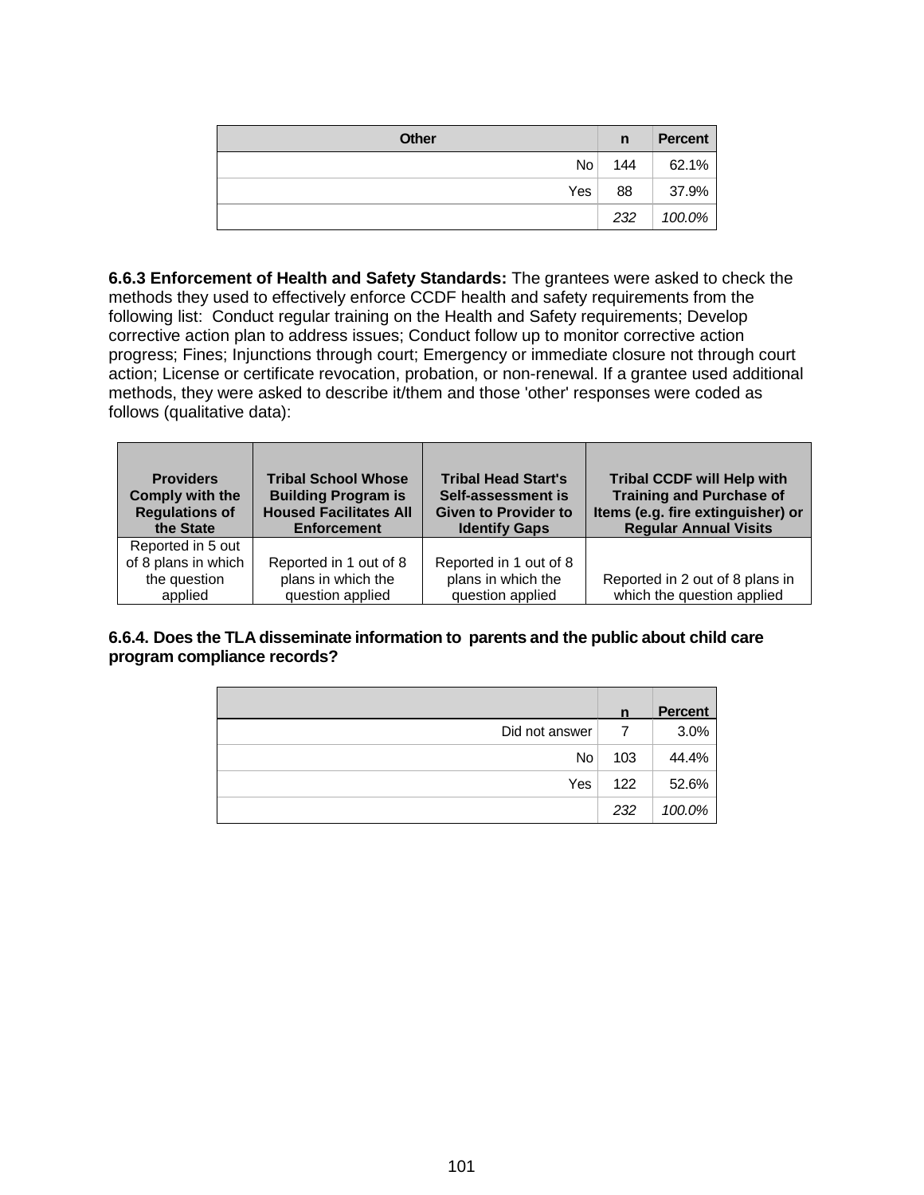| Other | n | Percent |
|---:|---:|---:|
| No | 144 | 62.1% |
| Yes | 88 | 37.9% |
| | *232* | *100.0%* |

**6.6.3 Enforcement of Health and Safety Standards:** The grantees were asked to check the methods they used to effectively enforce CCDF health and safety requirements from the following list: Conduct regular training on the Health and Safety requirements; Develop corrective action plan to address issues; Conduct follow up to monitor corrective action progress; Fines; Injunctions through court; Emergency or immediate closure not through court action; License or certificate revocation, probation, or non-renewal. If a grantee used additional methods, they were asked to describe it/them and those 'other' responses were coded as follows (qualitative data):

| Providers Comply with the Regulations of the State | Tribal School Whose Building Program is Housed Facilitates All Enforcement | Tribal Head Start's Self-assessment is Given to Provider to Identify Gaps | Tribal CCDF will Help with Training and Purchase of Items (e.g. fire extinguisher) or Regular Annual Visits |
|---|---|---|---|
| Reported in 5 out of 8 plans in which the question applied | Reported in 1 out of 8 plans in which the question applied | Reported in 1 out of 8 plans in which the question applied | Reported in 2 out of 8 plans in which the question applied |

**6.6.4. Does the TLA disseminate information to parents and the public about child care program compliance records?**

| | n | Percent |
|---:|---:|---:|
| Did not answer | 7 | 3.0% |
| No | 103 | 44.4% |
| Yes | 122 | 52.6% |
| | *232* | *100.0%* |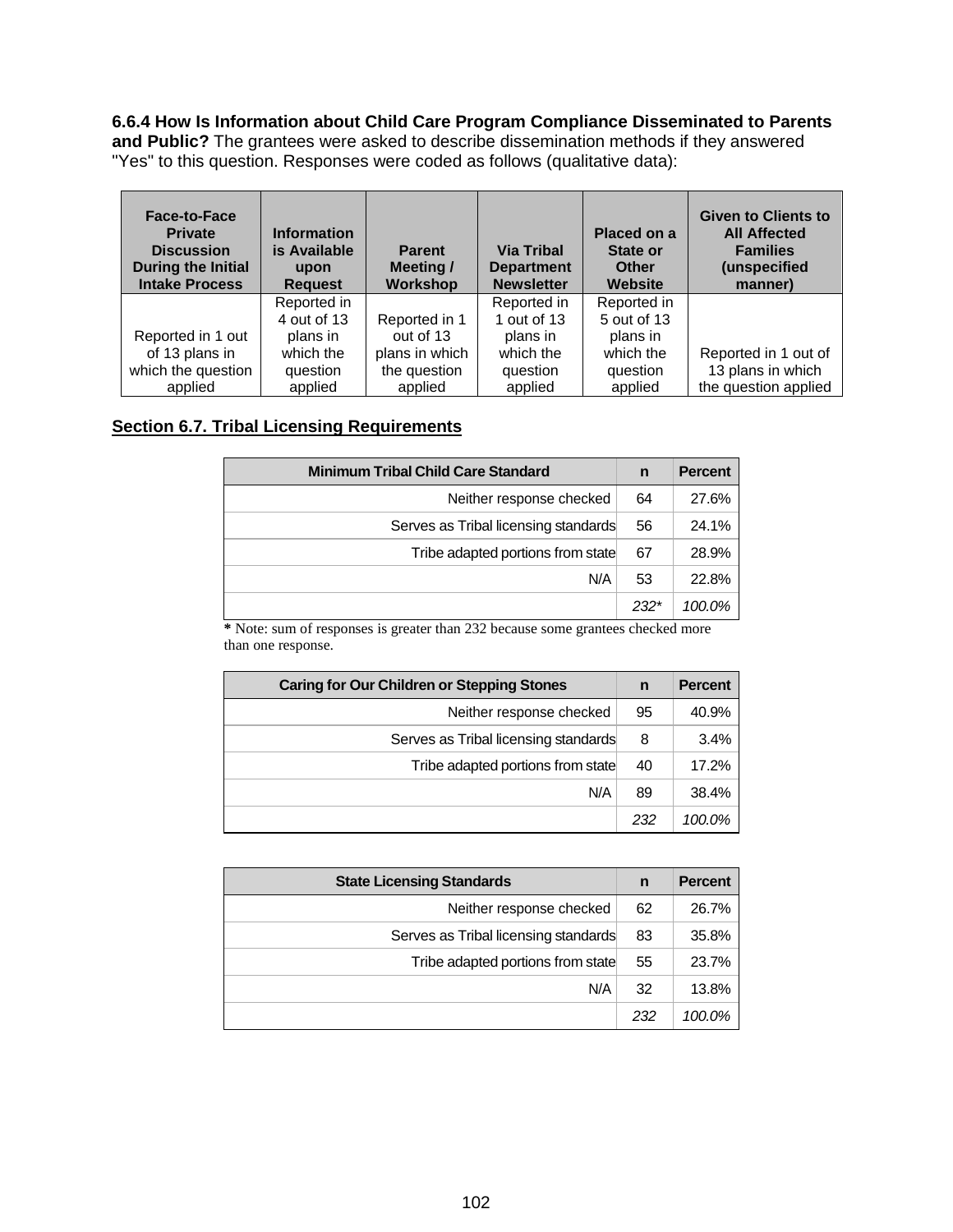**6.6.4 How Is Information about Child Care Program Compliance Disseminated to Parents and Public?** The grantees were asked to describe dissemination methods if they answered "Yes" to this question. Responses were coded as follows (qualitative data):

| Face-to-Face Private Discussion During the Initial Intake Process | Information is Available upon Request | Parent Meeting / Workshop | Via Tribal Department Newsletter | Placed on a State or Other Website | Given to Clients to All Affected Families (unspecified manner) |
|---|---|---|---|---|---|
| Reported in 1 out of 13 plans in which the question applied | Reported in 4 out of 13 plans in which the question applied | Reported in 1 out of 13 plans in which the question applied | Reported in 1 out of 13 plans in which the question applied | Reported in 5 out of 13 plans in which the question applied | Reported in 1 out of 13 plans in which the question applied |

## Section 6.7. Tribal Licensing Requirements

| Minimum Tribal Child Care Standard | n | Percent |
|---|---|---|
| Neither response checked | 64 | 27.6% |
| Serves as Tribal licensing standards | 56 | 24.1% |
| Tribe adapted portions from state | 67 | 28.9% |
| N/A | 53 | 22.8% |
| | *232** | *100.0%* |

**\*** Note: sum of responses is greater than 232 because some grantees checked more than one response.

| Caring for Our Children or Stepping Stones | n | Percent |
|---|---|---|
| Neither response checked | 95 | 40.9% |
| Serves as Tribal licensing standards | 8 | 3.4% |
| Tribe adapted portions from state | 40 | 17.2% |
| N/A | 89 | 38.4% |
| | *232* | *100.0%* |

| State Licensing Standards | n | Percent |
|---|---|---|
| Neither response checked | 62 | 26.7% |
| Serves as Tribal licensing standards | 83 | 35.8% |
| Tribe adapted portions from state | 55 | 23.7% |
| N/A | 32 | 13.8% |
| | *232* | *100.0%* |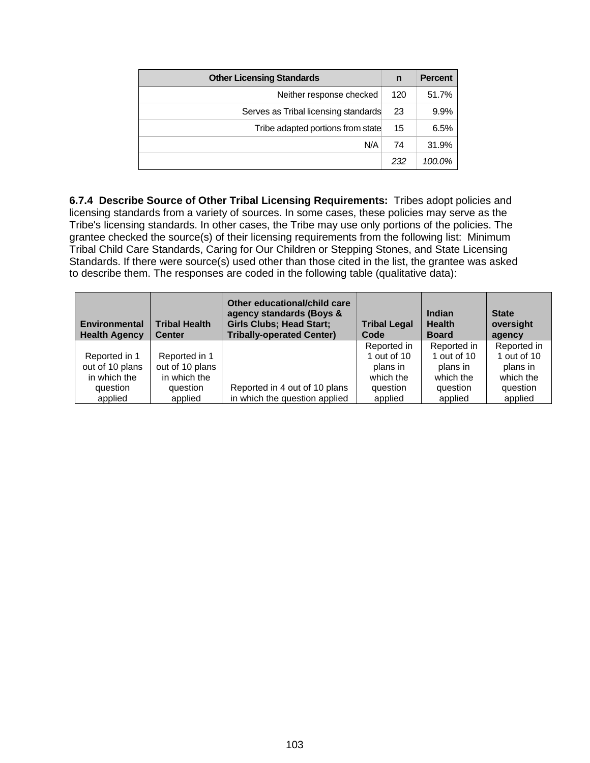| Other Licensing Standards | n | Percent |
|---|---|---|
| Neither response checked | 120 | 51.7% |
| Serves as Tribal licensing standards | 23 | 9.9% |
| Tribe adapted portions from state | 15 | 6.5% |
| N/A | 74 | 31.9% |
| | *232* | *100.0%* |

**6.7.4 Describe Source of Other Tribal Licensing Requirements:** Tribes adopt policies and licensing standards from a variety of sources. In some cases, these policies may serve as the Tribe's licensing standards. In other cases, the Tribe may use only portions of the policies. The grantee checked the source(s) of their licensing requirements from the following list: Minimum Tribal Child Care Standards, Caring for Our Children or Stepping Stones, and State Licensing Standards. If there were source(s) used other than those cited in the list, the grantee was asked to describe them. The responses are coded in the following table (qualitative data):

| Environmental Health Agency | Tribal Health Center | Other educational/child care agency standards (Boys & Girls Clubs; Head Start; Tribally-operated Center) | Tribal Legal Code | Indian Health Board | State oversight agency |
|---|---|---|---|---|---|
| Reported in 1 out of 10 plans in which the question applied | Reported in 1 out of 10 plans in which the question applied | Reported in 4 out of 10 plans in which the question applied | Reported in 1 out of 10 plans in which the question applied | Reported in 1 out of 10 plans in which the question applied | Reported in 1 out of 10 plans in which the question applied |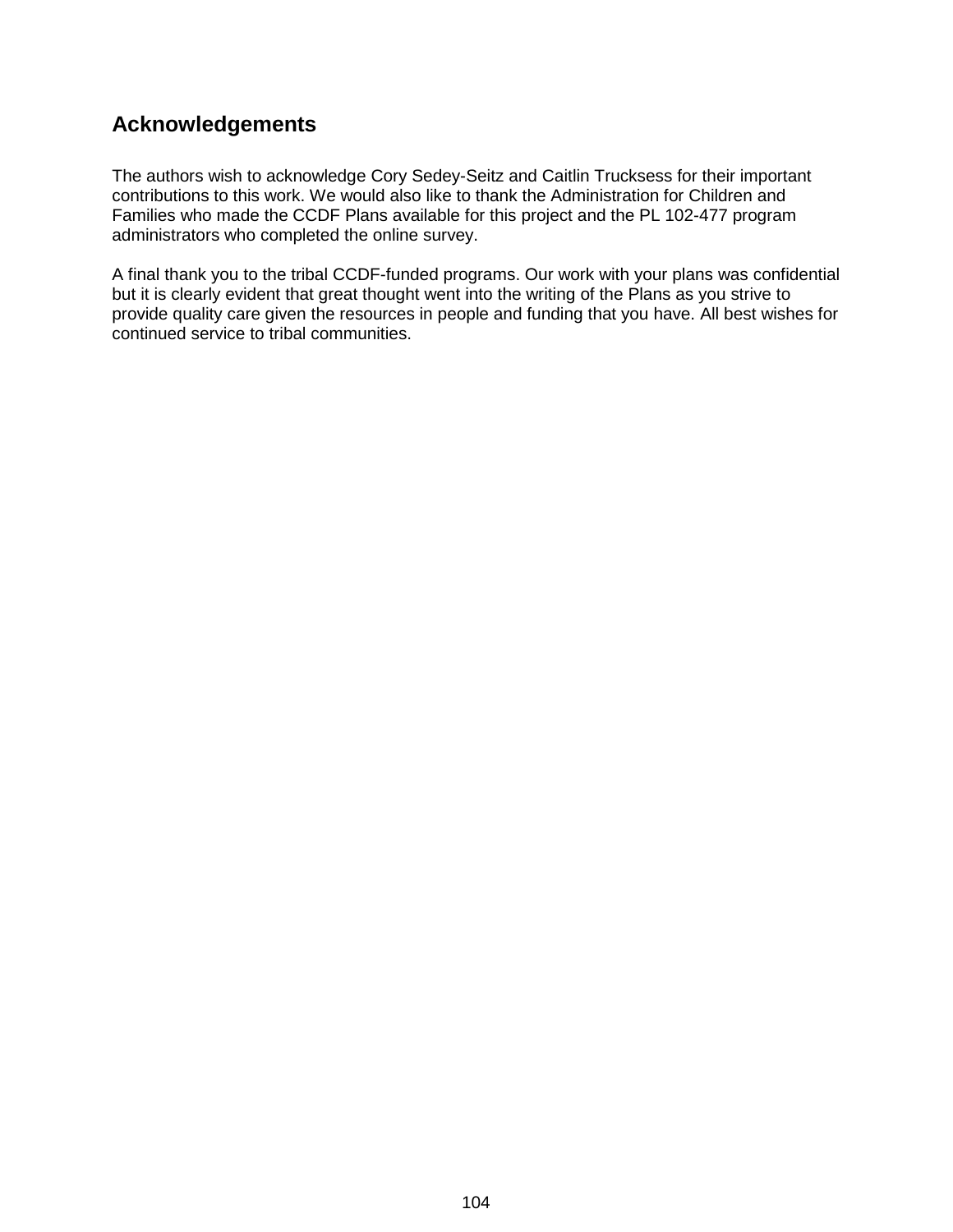## Acknowledgements

The authors wish to acknowledge Cory Sedey-Seitz and Caitlin Trucksess for their important contributions to this work. We would also like to thank the Administration for Children and Families who made the CCDF Plans available for this project and the PL 102-477 program administrators who completed the online survey.

A final thank you to the tribal CCDF-funded programs. Our work with your plans was confidential but it is clearly evident that great thought went into the writing of the Plans as you strive to provide quality care given the resources in people and funding that you have. All best wishes for continued service to tribal communities.